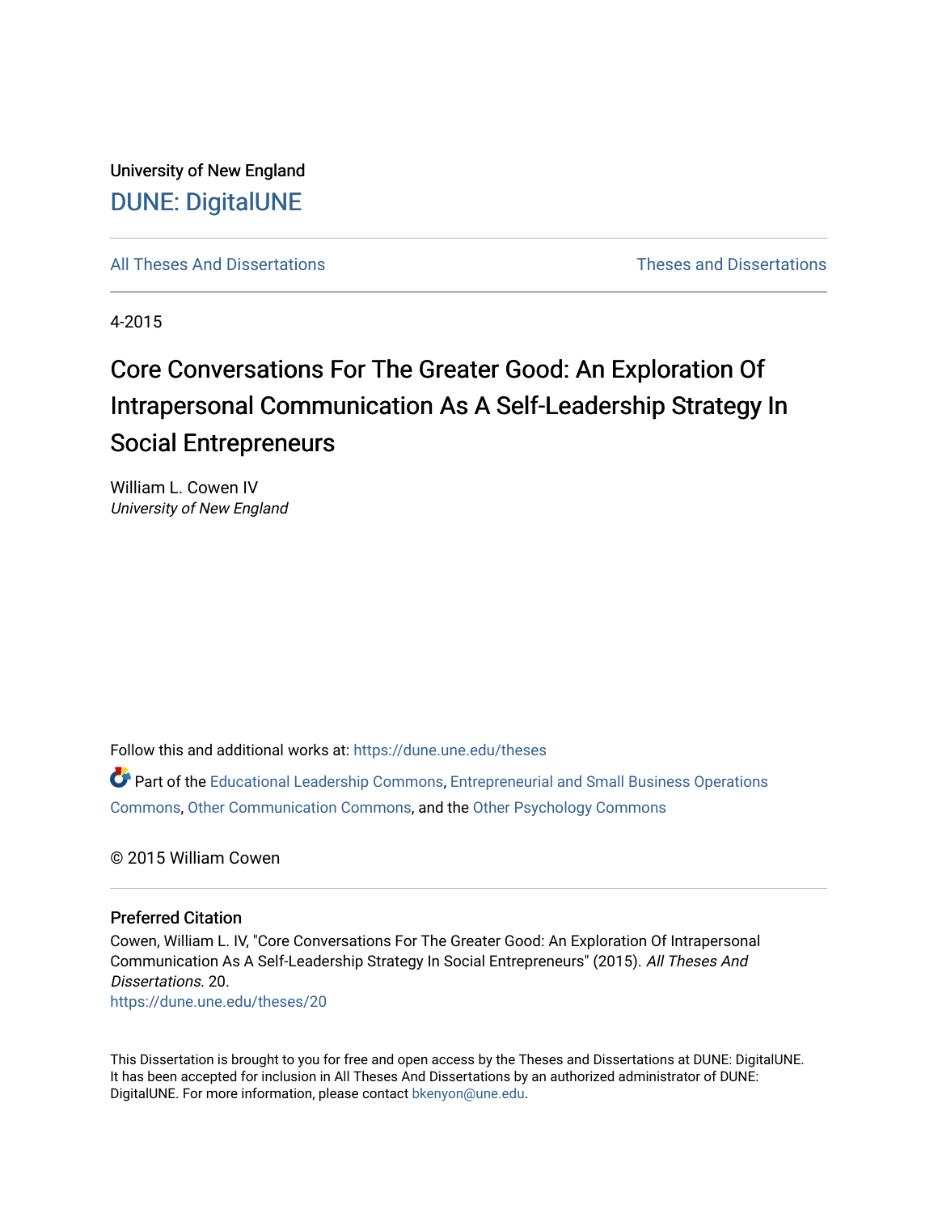University of New England

DUNE: DigitalUNE

All Theses And Dissertations

Theses and Dissertations

4-2015

# Core Conversations For The Greater Good: An Exploration Of Intrapersonal Communication As A Self-Leadership Strategy In Social Entrepreneurs

William L. Cowen IV

*University of New England*

Follow this and additional works at: https://dune.une.edu/theses

Part of the Educational Leadership Commons, Entrepreneurial and Small Business Operations Commons, Other Communication Commons, and the Other Psychology Commons

© 2015 William Cowen

## Preferred Citation

Cowen, William L. IV, "Core Conversations For The Greater Good: An Exploration Of Intrapersonal Communication As A Self-Leadership Strategy In Social Entrepreneurs" (2015). *All Theses And Dissertations*. 20.
https://dune.une.edu/theses/20

This Dissertation is brought to you for free and open access by the Theses and Dissertations at DUNE: DigitalUNE. It has been accepted for inclusion in All Theses And Dissertations by an authorized administrator of DUNE: DigitalUNE. For more information, please contact bkenyon@une.edu.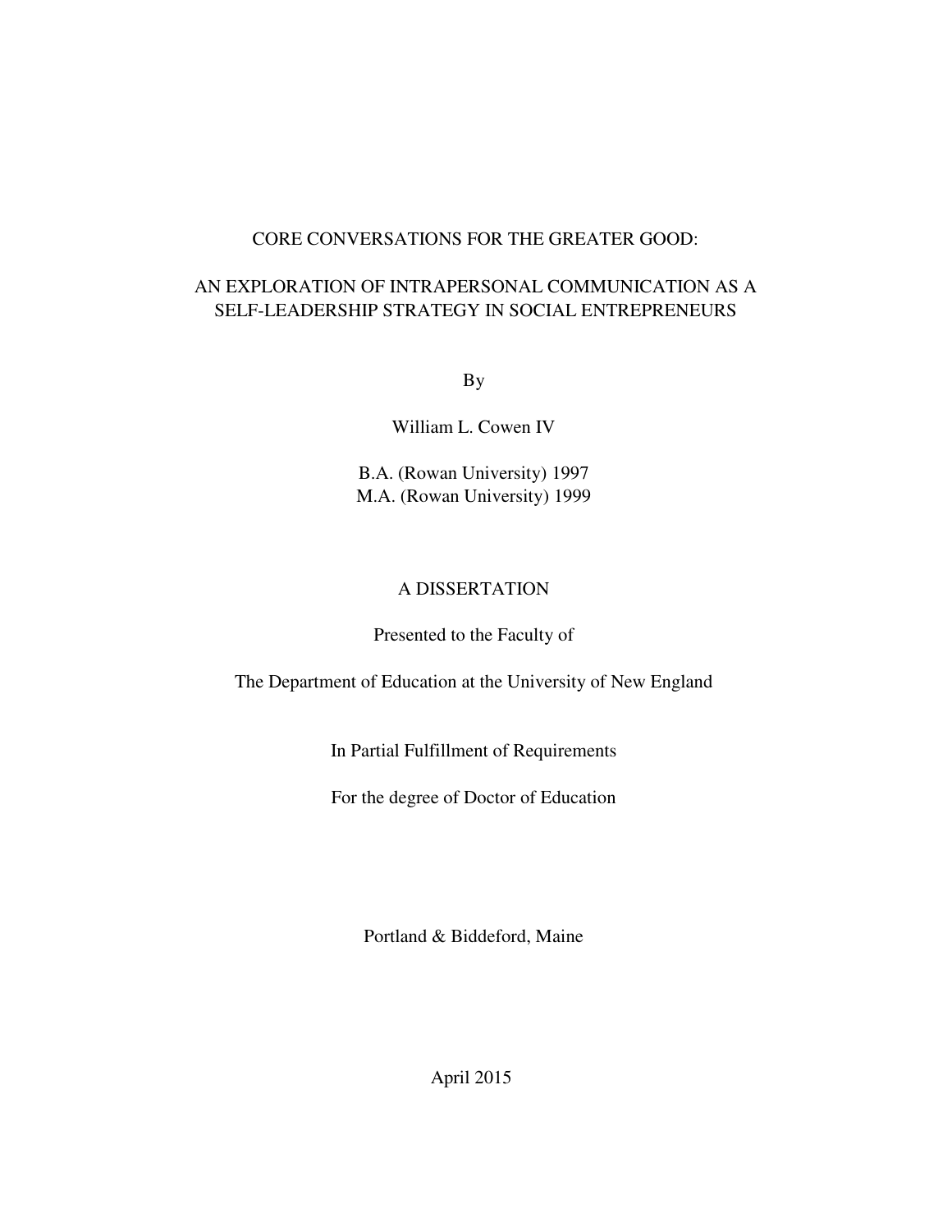CORE CONVERSATIONS FOR THE GREATER GOOD:

AN EXPLORATION OF INTRAPERSONAL COMMUNICATION AS A SELF-LEADERSHIP STRATEGY IN SOCIAL ENTREPRENEURS

By

William L. Cowen IV

B.A. (Rowan University) 1997
M.A. (Rowan University) 1999

A DISSERTATION

Presented to the Faculty of

The Department of Education at the University of New England

In Partial Fulfillment of Requirements

For the degree of Doctor of Education

Portland & Biddeford, Maine

April 2015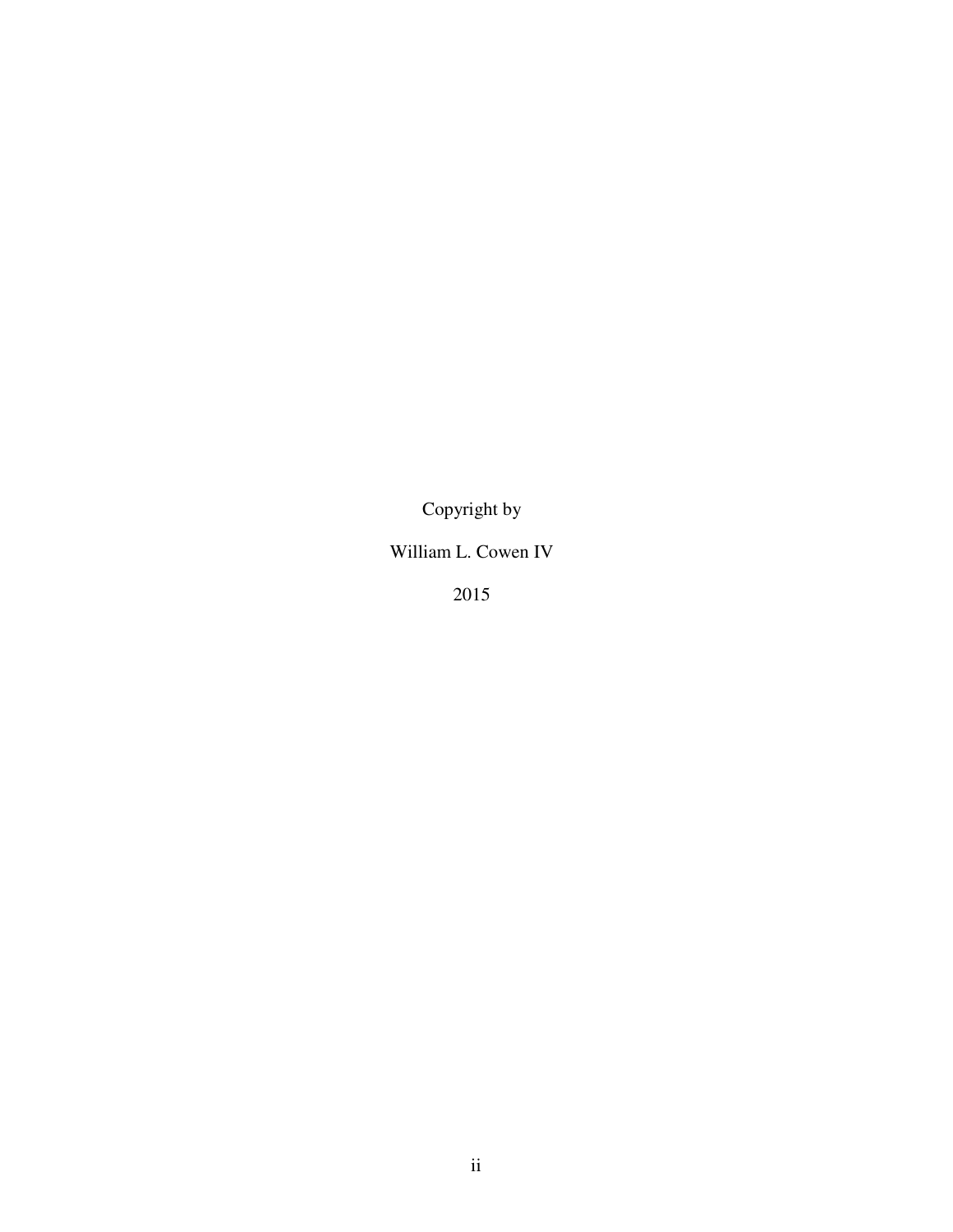Copyright by

William L. Cowen IV

2015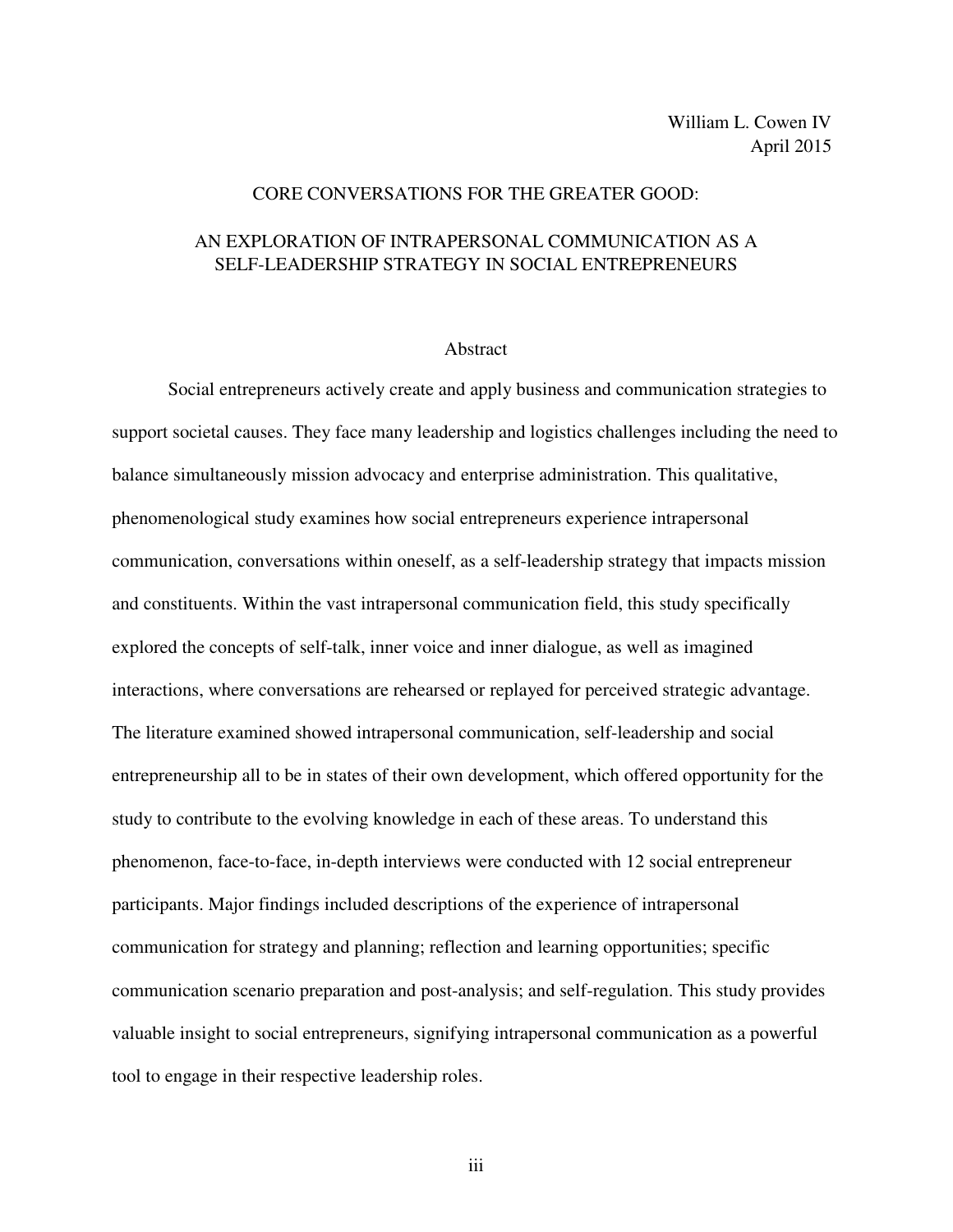William L. Cowen IV
April 2015

# CORE CONVERSATIONS FOR THE GREATER GOOD:

# AN EXPLORATION OF INTRAPERSONAL COMMUNICATION AS A SELF-LEADERSHIP STRATEGY IN SOCIAL ENTREPRENEURS

## Abstract

Social entrepreneurs actively create and apply business and communication strategies to support societal causes. They face many leadership and logistics challenges including the need to balance simultaneously mission advocacy and enterprise administration. This qualitative, phenomenological study examines how social entrepreneurs experience intrapersonal communication, conversations within oneself, as a self-leadership strategy that impacts mission and constituents. Within the vast intrapersonal communication field, this study specifically explored the concepts of self-talk, inner voice and inner dialogue, as well as imagined interactions, where conversations are rehearsed or replayed for perceived strategic advantage. The literature examined showed intrapersonal communication, self-leadership and social entrepreneurship all to be in states of their own development, which offered opportunity for the study to contribute to the evolving knowledge in each of these areas. To understand this phenomenon, face-to-face, in-depth interviews were conducted with 12 social entrepreneur participants. Major findings included descriptions of the experience of intrapersonal communication for strategy and planning; reflection and learning opportunities; specific communication scenario preparation and post-analysis; and self-regulation. This study provides valuable insight to social entrepreneurs, signifying intrapersonal communication as a powerful tool to engage in their respective leadership roles.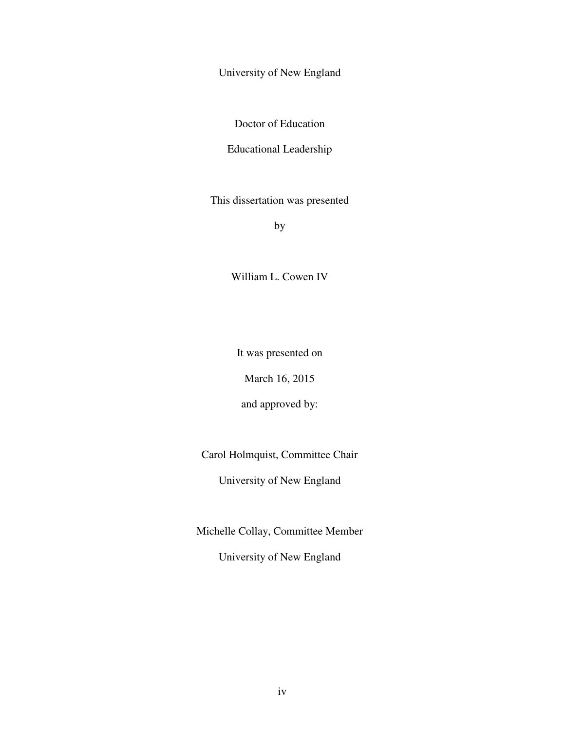University of New England

Doctor of Education

Educational Leadership

This dissertation was presented

by

William L. Cowen IV

It was presented on

March 16, 2015

and approved by:

Carol Holmquist, Committee Chair

University of New England

Michelle Collay, Committee Member

University of New England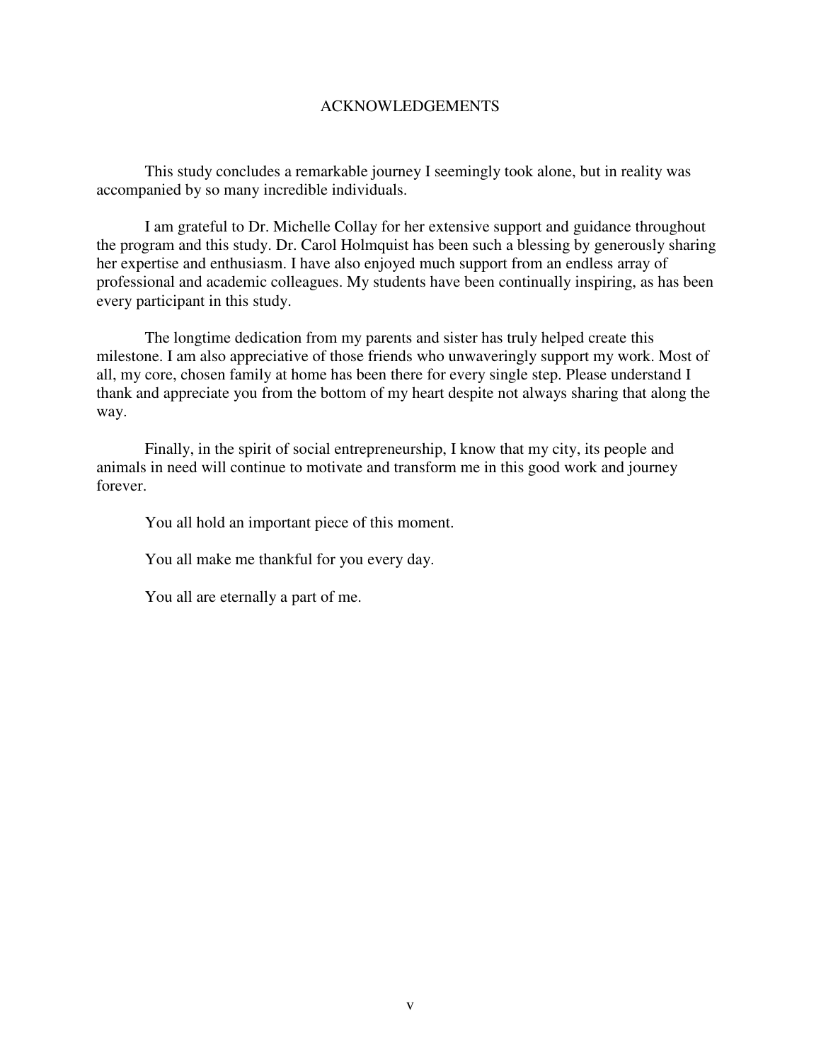# ACKNOWLEDGEMENTS

This study concludes a remarkable journey I seemingly took alone, but in reality was accompanied by so many incredible individuals.

I am grateful to Dr. Michelle Collay for her extensive support and guidance throughout the program and this study. Dr. Carol Holmquist has been such a blessing by generously sharing her expertise and enthusiasm. I have also enjoyed much support from an endless array of professional and academic colleagues. My students have been continually inspiring, as has been every participant in this study.

The longtime dedication from my parents and sister has truly helped create this milestone. I am also appreciative of those friends who unwaveringly support my work. Most of all, my core, chosen family at home has been there for every single step. Please understand I thank and appreciate you from the bottom of my heart despite not always sharing that along the way.

Finally, in the spirit of social entrepreneurship, I know that my city, its people and animals in need will continue to motivate and transform me in this good work and journey forever.

You all hold an important piece of this moment.

You all make me thankful for you every day.

You all are eternally a part of me.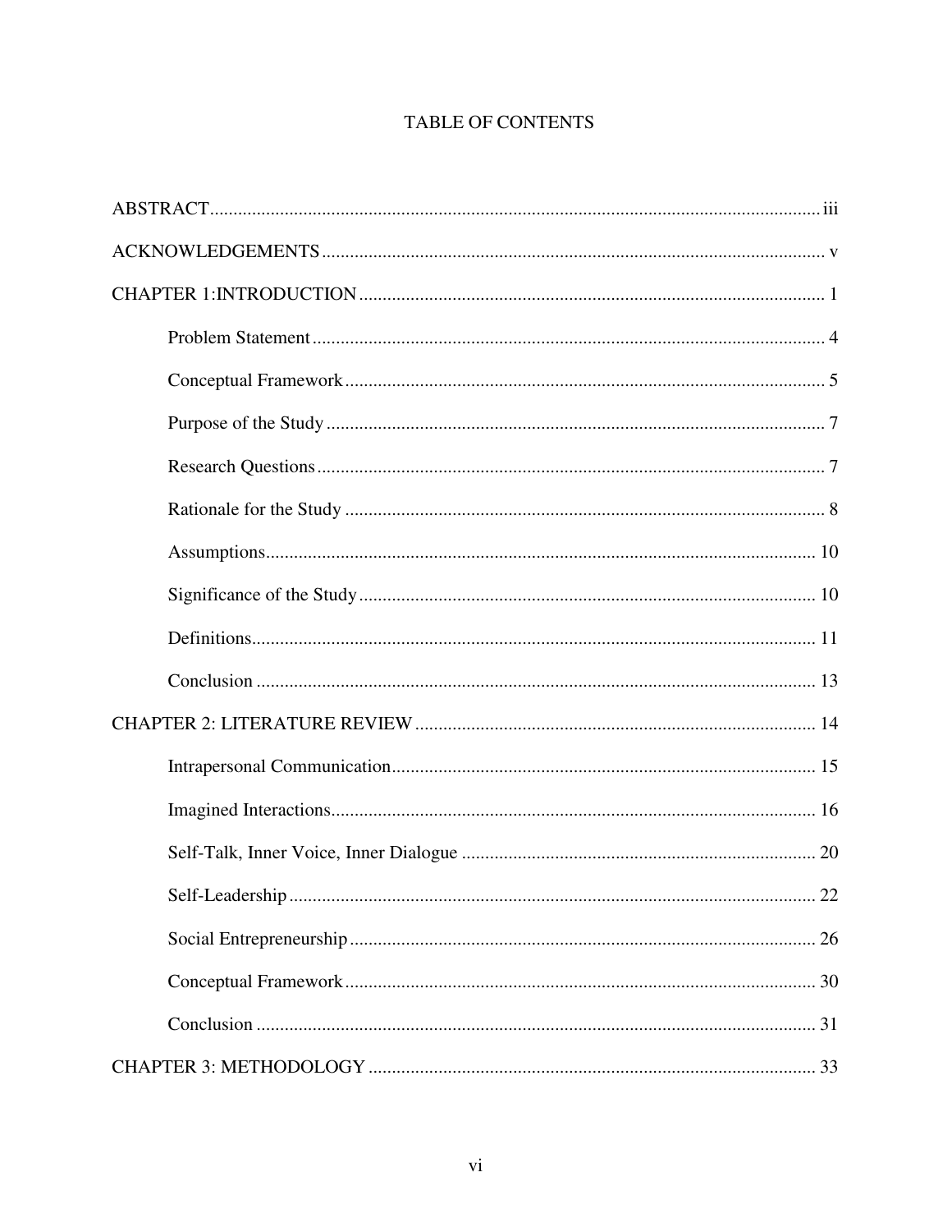# TABLE OF CONTENTS

ABSTRACT .................................................................................................................. iii

ACKNOWLEDGEMENTS ............................................................................................ v

CHAPTER 1:INTRODUCTION ................................................................................... 1

- Problem Statement ............................................................................................ 4
- Conceptual Framework ...................................................................................... 5
- Purpose of the Study .......................................................................................... 7
- Research Questions ............................................................................................ 7
- Rationale for the Study ...................................................................................... 8
- Assumptions ..................................................................................................... 10
- Significance of the Study ................................................................................. 10
- Definitions ........................................................................................................ 11
- Conclusion ....................................................................................................... 13

CHAPTER 2: LITERATURE REVIEW ..................................................................... 14

- Intrapersonal Communication .......................................................................... 15
- Imagined Interactions ....................................................................................... 16
- Self-Talk, Inner Voice, Inner Dialogue ............................................................ 20
- Self-Leadership ................................................................................................ 22
- Social Entrepreneurship ................................................................................... 26
- Conceptual Framework .................................................................................... 30
- Conclusion ....................................................................................................... 31

CHAPTER 3: METHODOLOGY ............................................................................... 33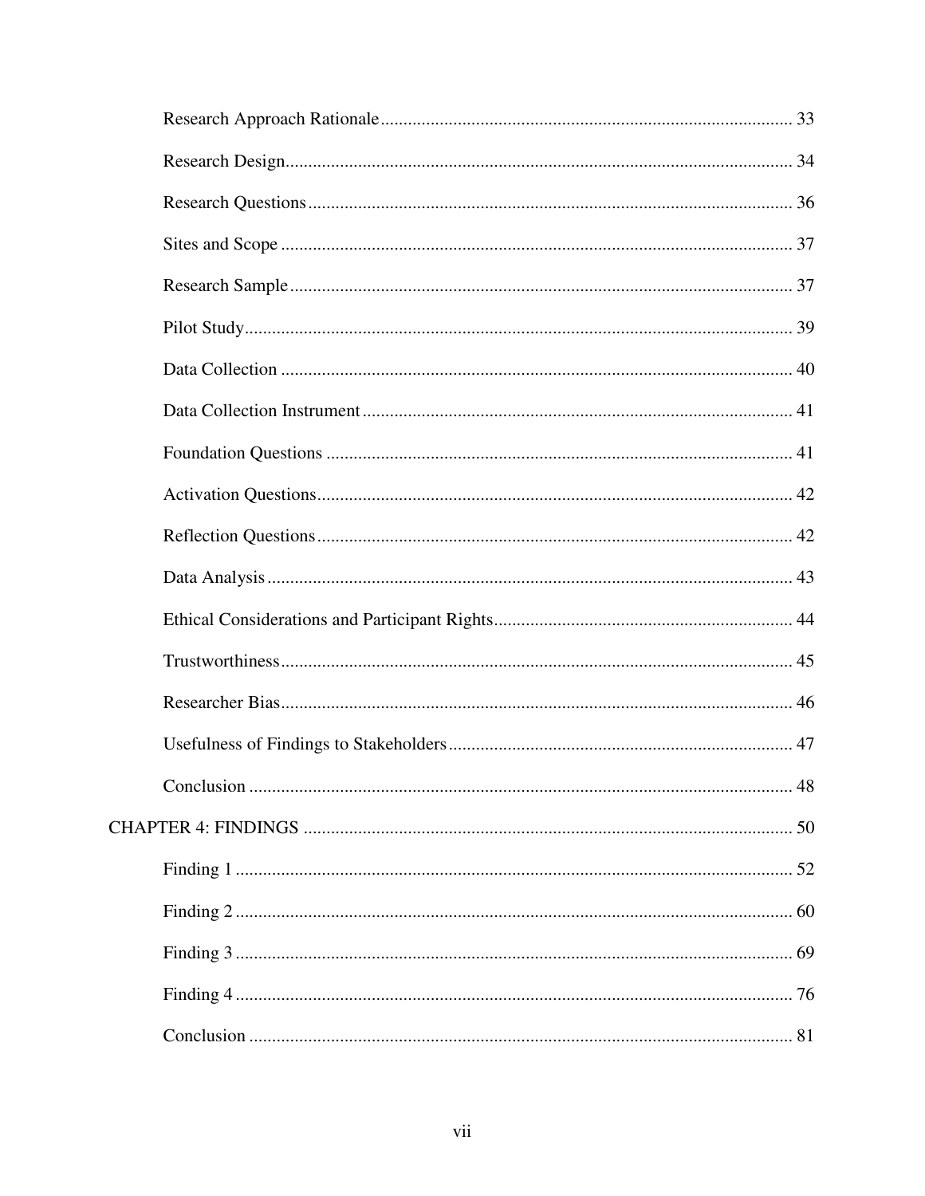Research Approach Rationale 33

Research Design 34

Research Questions 36

Sites and Scope 37

Research Sample 37

Pilot Study 39

Data Collection 40

Data Collection Instrument 41

Foundation Questions 41

Activation Questions 42

Reflection Questions 42

Data Analysis 43

Ethical Considerations and Participant Rights 44

Trustworthiness 45

Researcher Bias 46

Usefulness of Findings to Stakeholders 47

Conclusion 48

CHAPTER 4: FINDINGS 50

Finding 1 52

Finding 2 60

Finding 3 69

Finding 4 76

Conclusion 81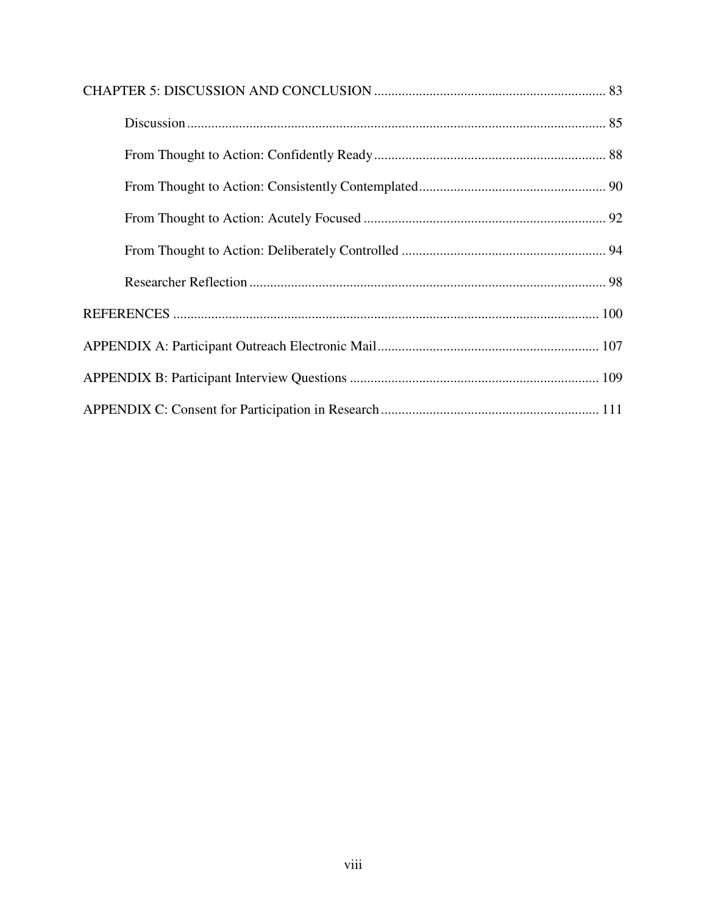CHAPTER 5: DISCUSSION AND CONCLUSION .................................................................. 83

Discussion ......................................................................................................... 85

From Thought to Action: Confidently Ready ................................................................... 88

From Thought to Action: Consistently Contemplated ...................................................... 90

From Thought to Action: Acutely Focused ...................................................................... 92

From Thought to Action: Deliberately Controlled ........................................................... 94

Researcher Reflection ....................................................................................................... 98

REFERENCES .......................................................................................................... 100

APPENDIX A: Participant Outreach Electronic Mail ................................................................ 107

APPENDIX B: Participant Interview Questions ........................................................................ 109

APPENDIX C: Consent for Participation in Research ............................................................... 111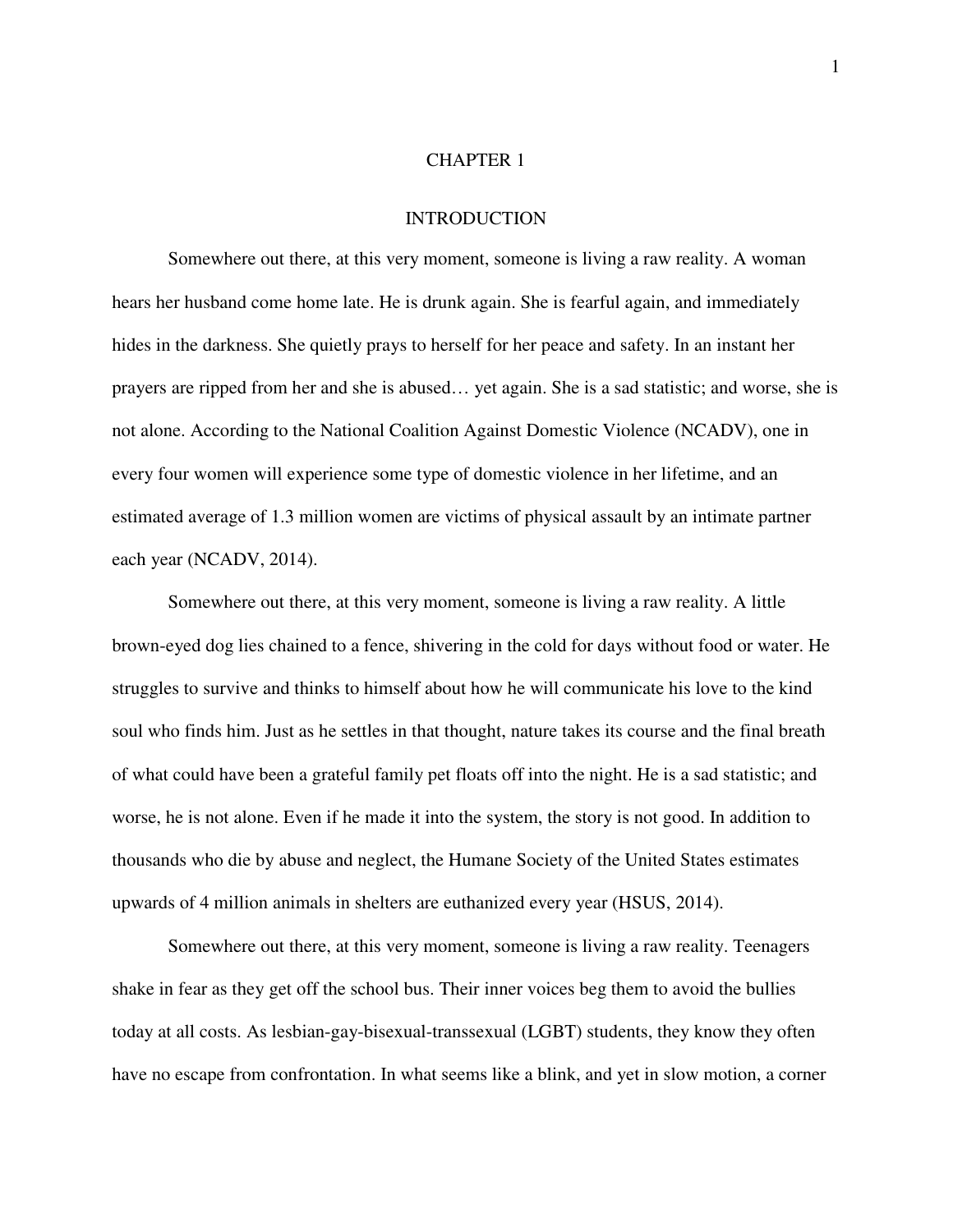# CHAPTER 1

## INTRODUCTION

Somewhere out there, at this very moment, someone is living a raw reality. A woman hears her husband come home late. He is drunk again. She is fearful again, and immediately hides in the darkness. She quietly prays to herself for her peace and safety. In an instant her prayers are ripped from her and she is abused… yet again. She is a sad statistic; and worse, she is not alone. According to the National Coalition Against Domestic Violence (NCADV), one in every four women will experience some type of domestic violence in her lifetime, and an estimated average of 1.3 million women are victims of physical assault by an intimate partner each year (NCADV, 2014).

Somewhere out there, at this very moment, someone is living a raw reality. A little brown-eyed dog lies chained to a fence, shivering in the cold for days without food or water. He struggles to survive and thinks to himself about how he will communicate his love to the kind soul who finds him. Just as he settles in that thought, nature takes its course and the final breath of what could have been a grateful family pet floats off into the night. He is a sad statistic; and worse, he is not alone. Even if he made it into the system, the story is not good. In addition to thousands who die by abuse and neglect, the Humane Society of the United States estimates upwards of 4 million animals in shelters are euthanized every year (HSUS, 2014).

Somewhere out there, at this very moment, someone is living a raw reality. Teenagers shake in fear as they get off the school bus. Their inner voices beg them to avoid the bullies today at all costs. As lesbian-gay-bisexual-transsexual (LGBT) students, they know they often have no escape from confrontation. In what seems like a blink, and yet in slow motion, a corner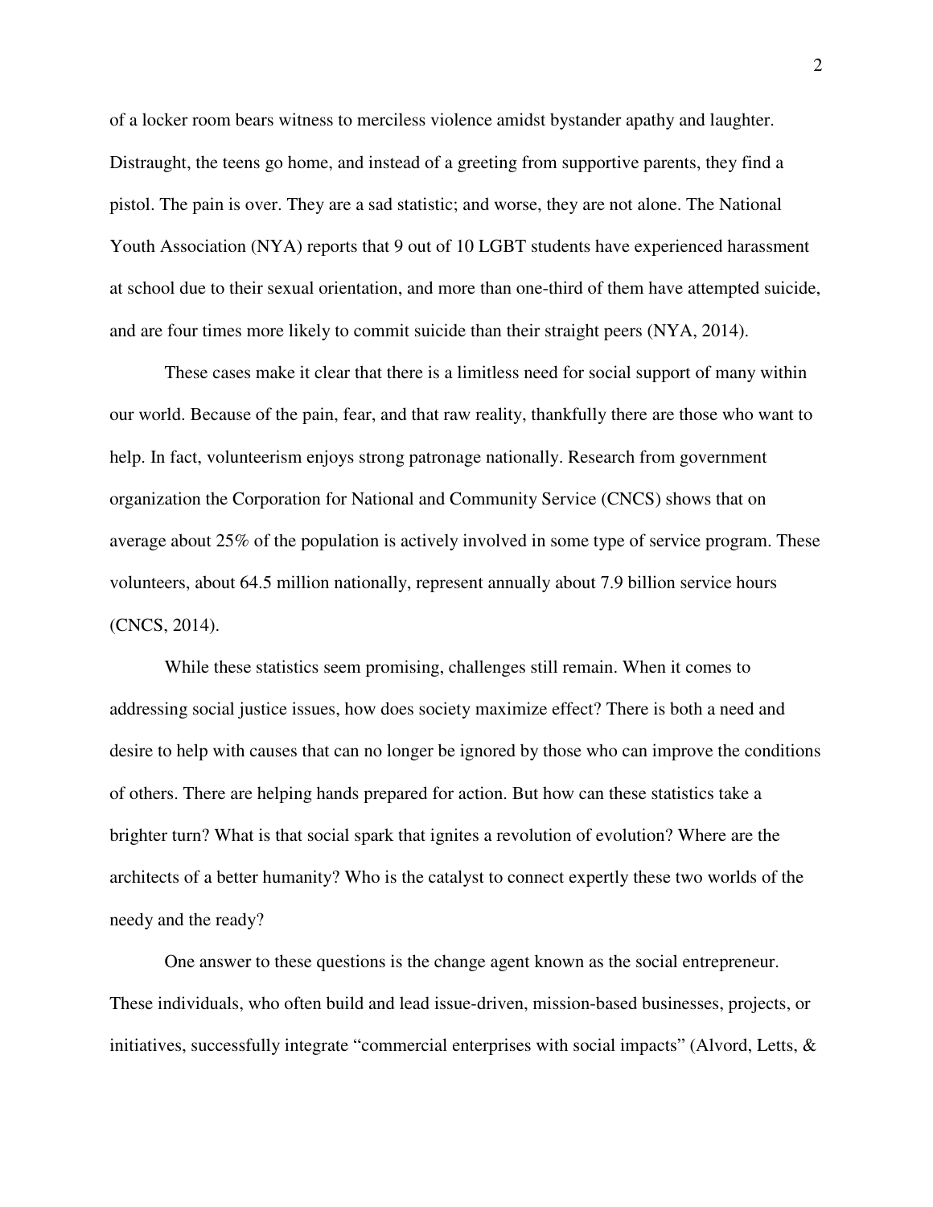of a locker room bears witness to merciless violence amidst bystander apathy and laughter. Distraught, the teens go home, and instead of a greeting from supportive parents, they find a pistol. The pain is over. They are a sad statistic; and worse, they are not alone. The National Youth Association (NYA) reports that 9 out of 10 LGBT students have experienced harassment at school due to their sexual orientation, and more than one-third of them have attempted suicide, and are four times more likely to commit suicide than their straight peers (NYA, 2014).

These cases make it clear that there is a limitless need for social support of many within our world. Because of the pain, fear, and that raw reality, thankfully there are those who want to help. In fact, volunteerism enjoys strong patronage nationally. Research from government organization the Corporation for National and Community Service (CNCS) shows that on average about 25% of the population is actively involved in some type of service program. These volunteers, about 64.5 million nationally, represent annually about 7.9 billion service hours (CNCS, 2014).

While these statistics seem promising, challenges still remain. When it comes to addressing social justice issues, how does society maximize effect? There is both a need and desire to help with causes that can no longer be ignored by those who can improve the conditions of others. There are helping hands prepared for action. But how can these statistics take a brighter turn? What is that social spark that ignites a revolution of evolution? Where are the architects of a better humanity? Who is the catalyst to connect expertly these two worlds of the needy and the ready?

One answer to these questions is the change agent known as the social entrepreneur. These individuals, who often build and lead issue-driven, mission-based businesses, projects, or initiatives, successfully integrate "commercial enterprises with social impacts" (Alvord, Letts, &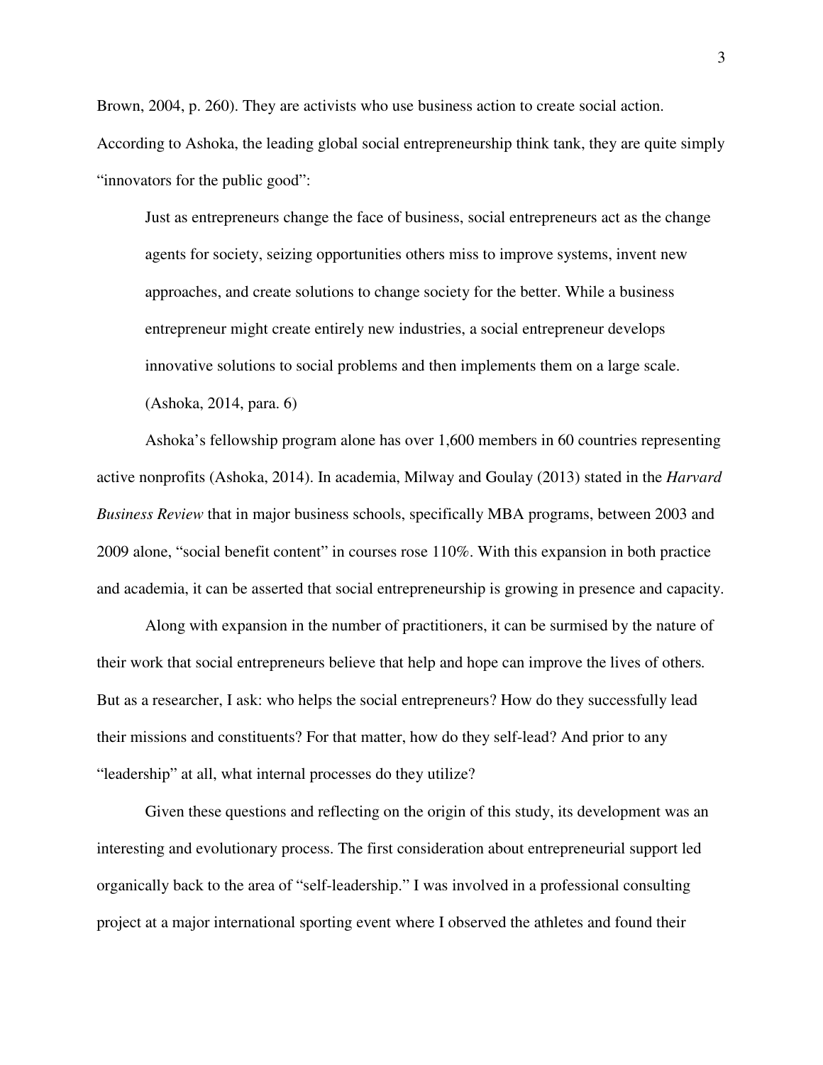Brown, 2004, p. 260). They are activists who use business action to create social action. According to Ashoka, the leading global social entrepreneurship think tank, they are quite simply "innovators for the public good":

> Just as entrepreneurs change the face of business, social entrepreneurs act as the change agents for society, seizing opportunities others miss to improve systems, invent new approaches, and create solutions to change society for the better. While a business entrepreneur might create entirely new industries, a social entrepreneur develops innovative solutions to social problems and then implements them on a large scale. (Ashoka, 2014, para. 6)

Ashoka's fellowship program alone has over 1,600 members in 60 countries representing active nonprofits (Ashoka, 2014). In academia, Milway and Goulay (2013) stated in the *Harvard Business Review* that in major business schools, specifically MBA programs, between 2003 and 2009 alone, "social benefit content" in courses rose 110%. With this expansion in both practice and academia, it can be asserted that social entrepreneurship is growing in presence and capacity.

Along with expansion in the number of practitioners, it can be surmised by the nature of their work that social entrepreneurs believe that help and hope can improve the lives of others. But as a researcher, I ask: who helps the social entrepreneurs? How do they successfully lead their missions and constituents? For that matter, how do they self-lead? And prior to any "leadership" at all, what internal processes do they utilize?

Given these questions and reflecting on the origin of this study, its development was an interesting and evolutionary process. The first consideration about entrepreneurial support led organically back to the area of "self-leadership." I was involved in a professional consulting project at a major international sporting event where I observed the athletes and found their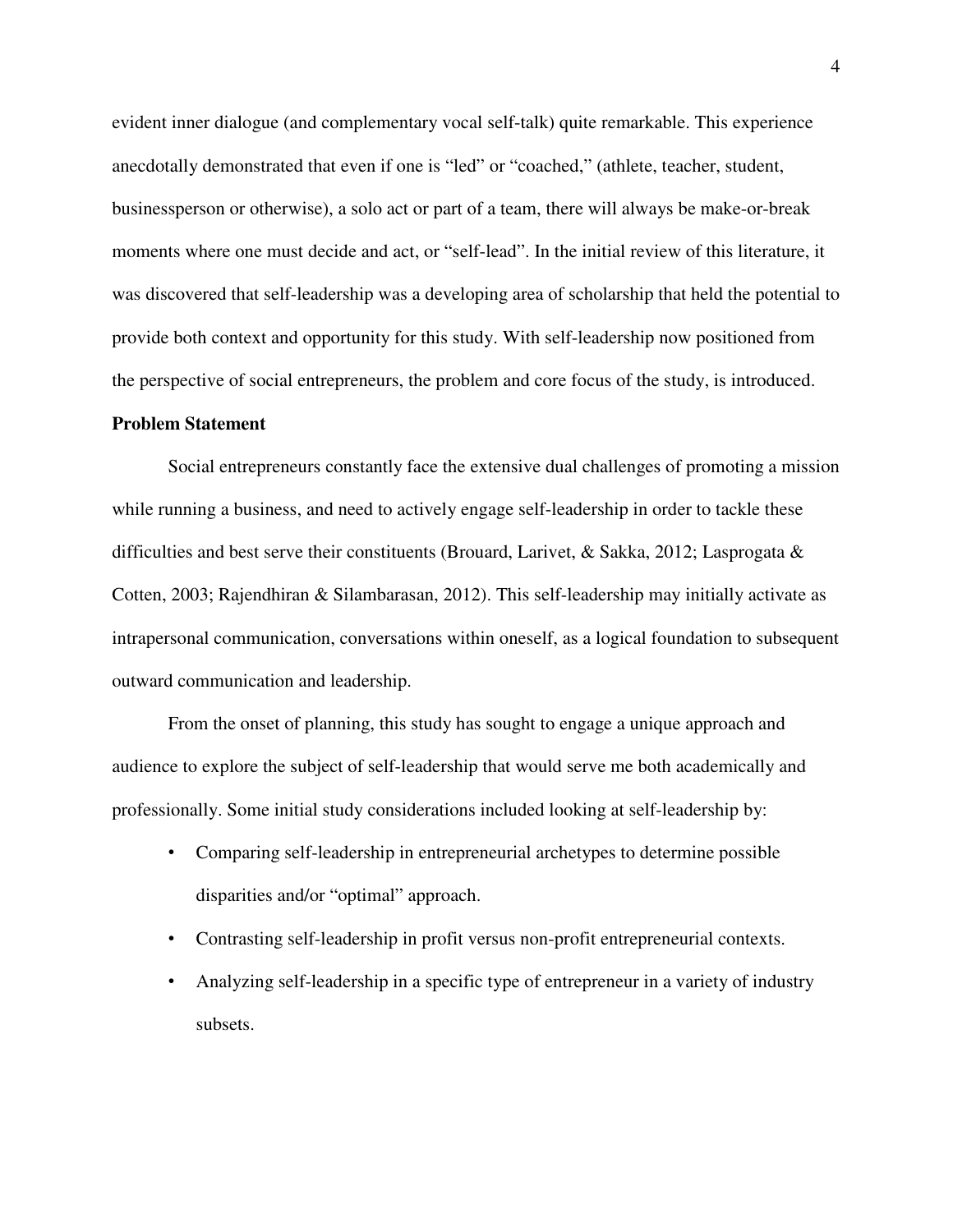evident inner dialogue (and complementary vocal self-talk) quite remarkable. This experience anecdotally demonstrated that even if one is "led" or "coached," (athlete, teacher, student, businessperson or otherwise), a solo act or part of a team, there will always be make-or-break moments where one must decide and act, or "self-lead". In the initial review of this literature, it was discovered that self-leadership was a developing area of scholarship that held the potential to provide both context and opportunity for this study. With self-leadership now positioned from the perspective of social entrepreneurs, the problem and core focus of the study, is introduced.

**Problem Statement**

Social entrepreneurs constantly face the extensive dual challenges of promoting a mission while running a business, and need to actively engage self-leadership in order to tackle these difficulties and best serve their constituents (Brouard, Larivet, & Sakka, 2012; Lasprogata & Cotten, 2003; Rajendhiran & Silambarasan, 2012). This self-leadership may initially activate as intrapersonal communication, conversations within oneself, as a logical foundation to subsequent outward communication and leadership.

From the onset of planning, this study has sought to engage a unique approach and audience to explore the subject of self-leadership that would serve me both academically and professionally. Some initial study considerations included looking at self-leadership by:

- Comparing self-leadership in entrepreneurial archetypes to determine possible disparities and/or "optimal" approach.
- Contrasting self-leadership in profit versus non-profit entrepreneurial contexts.
- Analyzing self-leadership in a specific type of entrepreneur in a variety of industry subsets.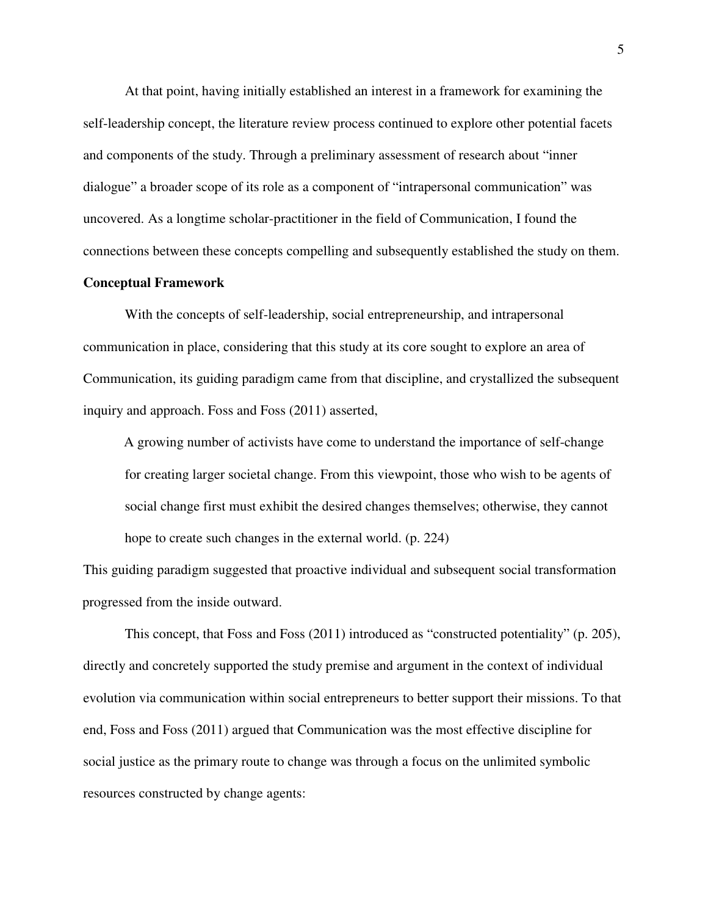At that point, having initially established an interest in a framework for examining the self-leadership concept, the literature review process continued to explore other potential facets and components of the study. Through a preliminary assessment of research about "inner dialogue" a broader scope of its role as a component of "intrapersonal communication" was uncovered. As a longtime scholar-practitioner in the field of Communication, I found the connections between these concepts compelling and subsequently established the study on them.

**Conceptual Framework**

With the concepts of self-leadership, social entrepreneurship, and intrapersonal communication in place, considering that this study at its core sought to explore an area of Communication, its guiding paradigm came from that discipline, and crystallized the subsequent inquiry and approach. Foss and Foss (2011) asserted,

> A growing number of activists have come to understand the importance of self-change for creating larger societal change. From this viewpoint, those who wish to be agents of social change first must exhibit the desired changes themselves; otherwise, they cannot hope to create such changes in the external world. (p. 224)

This guiding paradigm suggested that proactive individual and subsequent social transformation progressed from the inside outward.

This concept, that Foss and Foss (2011) introduced as "constructed potentiality" (p. 205), directly and concretely supported the study premise and argument in the context of individual evolution via communication within social entrepreneurs to better support their missions. To that end, Foss and Foss (2011) argued that Communication was the most effective discipline for social justice as the primary route to change was through a focus on the unlimited symbolic resources constructed by change agents: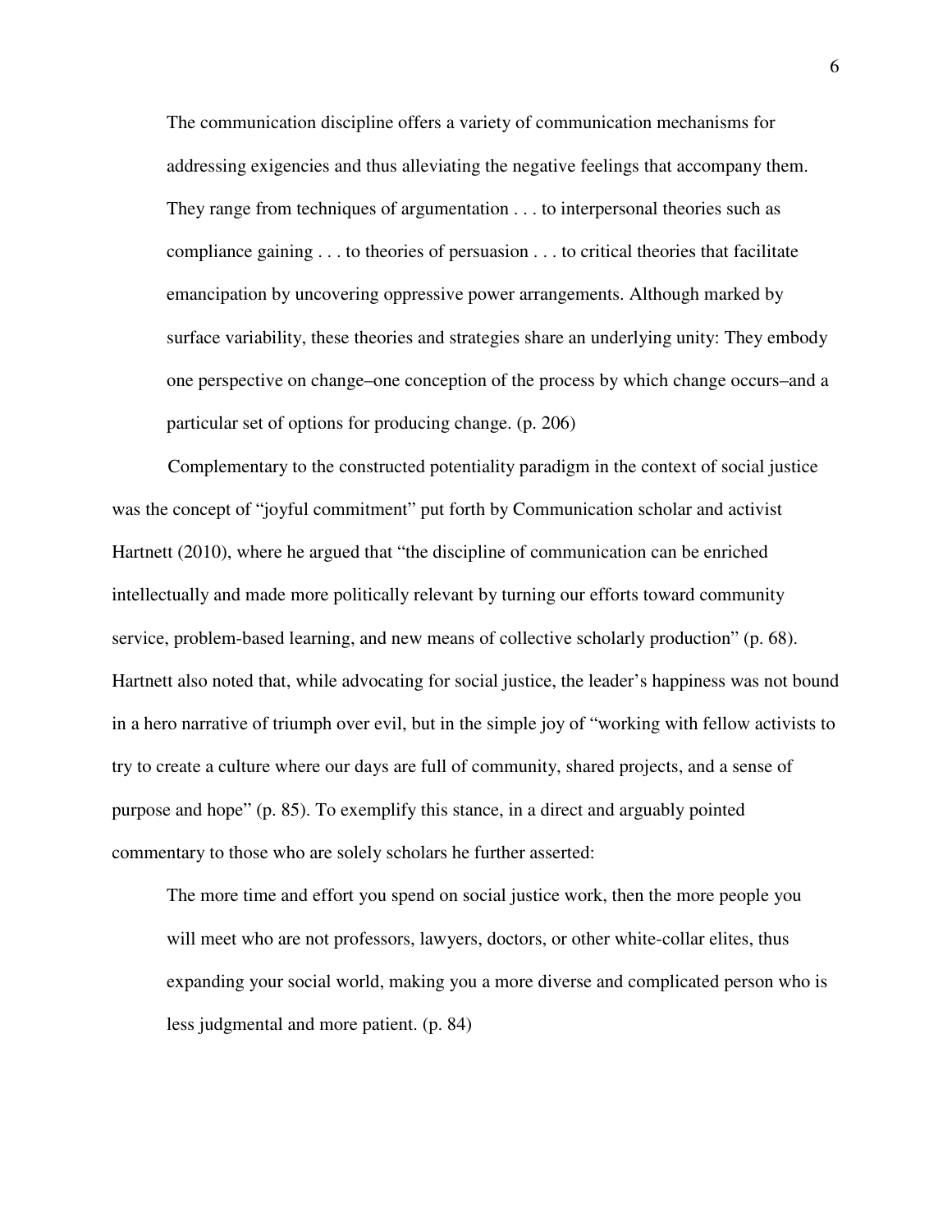> The communication discipline offers a variety of communication mechanisms for addressing exigencies and thus alleviating the negative feelings that accompany them. They range from techniques of argumentation . . . to interpersonal theories such as compliance gaining . . . to theories of persuasion . . . to critical theories that facilitate emancipation by uncovering oppressive power arrangements. Although marked by surface variability, these theories and strategies share an underlying unity: They embody one perspective on change–one conception of the process by which change occurs–and a particular set of options for producing change. (p. 206)

Complementary to the constructed potentiality paradigm in the context of social justice was the concept of "joyful commitment" put forth by Communication scholar and activist Hartnett (2010), where he argued that "the discipline of communication can be enriched intellectually and made more politically relevant by turning our efforts toward community service, problem-based learning, and new means of collective scholarly production" (p. 68). Hartnett also noted that, while advocating for social justice, the leader's happiness was not bound in a hero narrative of triumph over evil, but in the simple joy of "working with fellow activists to try to create a culture where our days are full of community, shared projects, and a sense of purpose and hope" (p. 85). To exemplify this stance, in a direct and arguably pointed commentary to those who are solely scholars he further asserted:

> The more time and effort you spend on social justice work, then the more people you will meet who are not professors, lawyers, doctors, or other white-collar elites, thus expanding your social world, making you a more diverse and complicated person who is less judgmental and more patient. (p. 84)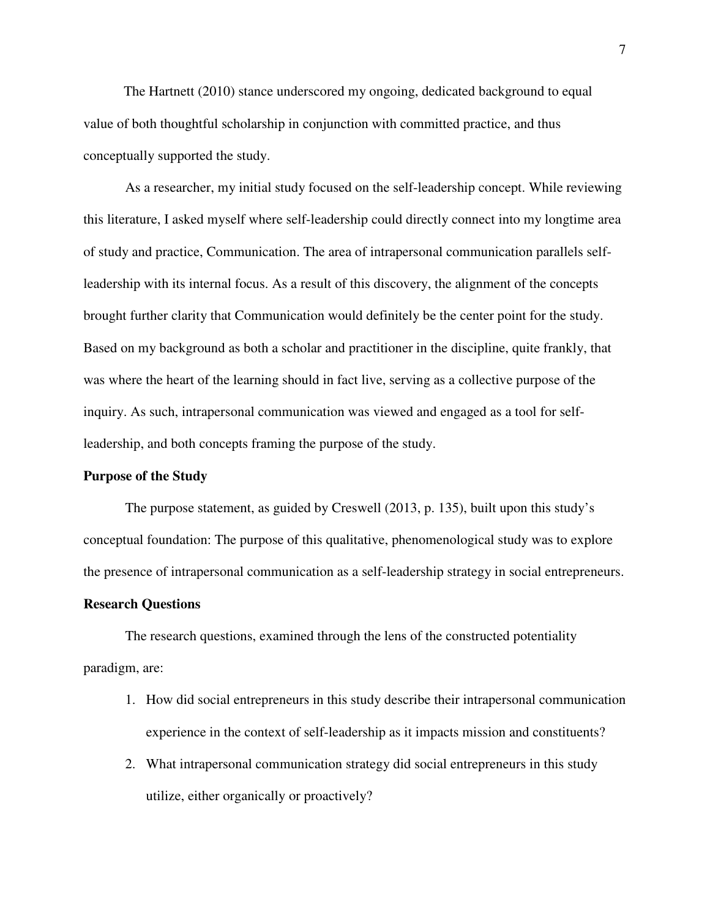The Hartnett (2010) stance underscored my ongoing, dedicated background to equal value of both thoughtful scholarship in conjunction with committed practice, and thus conceptually supported the study.

As a researcher, my initial study focused on the self-leadership concept. While reviewing this literature, I asked myself where self-leadership could directly connect into my longtime area of study and practice, Communication. The area of intrapersonal communication parallels self-leadership with its internal focus. As a result of this discovery, the alignment of the concepts brought further clarity that Communication would definitely be the center point for the study. Based on my background as both a scholar and practitioner in the discipline, quite frankly, that was where the heart of the learning should in fact live, serving as a collective purpose of the inquiry. As such, intrapersonal communication was viewed and engaged as a tool for self-leadership, and both concepts framing the purpose of the study.

**Purpose of the Study**

The purpose statement, as guided by Creswell (2013, p. 135), built upon this study's conceptual foundation: The purpose of this qualitative, phenomenological study was to explore the presence of intrapersonal communication as a self-leadership strategy in social entrepreneurs.

**Research Questions**

The research questions, examined through the lens of the constructed potentiality paradigm, are:

1. How did social entrepreneurs in this study describe their intrapersonal communication experience in the context of self-leadership as it impacts mission and constituents?
2. What intrapersonal communication strategy did social entrepreneurs in this study utilize, either organically or proactively?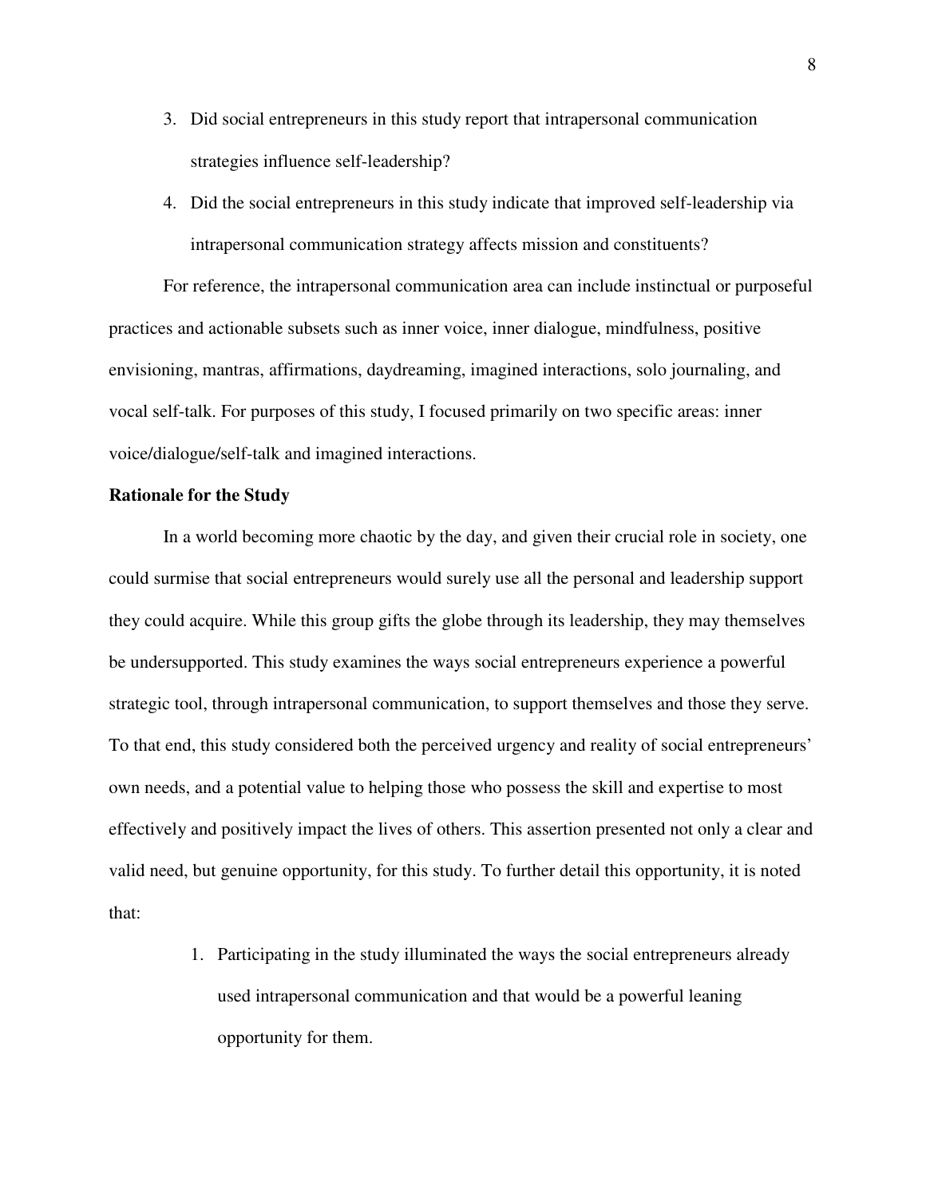3. Did social entrepreneurs in this study report that intrapersonal communication strategies influence self-leadership?
4. Did the social entrepreneurs in this study indicate that improved self-leadership via intrapersonal communication strategy affects mission and constituents?

For reference, the intrapersonal communication area can include instinctual or purposeful practices and actionable subsets such as inner voice, inner dialogue, mindfulness, positive envisioning, mantras, affirmations, daydreaming, imagined interactions, solo journaling, and vocal self-talk. For purposes of this study, I focused primarily on two specific areas: inner voice/dialogue/self-talk and imagined interactions.

**Rationale for the Study**

In a world becoming more chaotic by the day, and given their crucial role in society, one could surmise that social entrepreneurs would surely use all the personal and leadership support they could acquire. While this group gifts the globe through its leadership, they may themselves be undersupported. This study examines the ways social entrepreneurs experience a powerful strategic tool, through intrapersonal communication, to support themselves and those they serve. To that end, this study considered both the perceived urgency and reality of social entrepreneurs' own needs, and a potential value to helping those who possess the skill and expertise to most effectively and positively impact the lives of others. This assertion presented not only a clear and valid need, but genuine opportunity, for this study. To further detail this opportunity, it is noted that:

1. Participating in the study illuminated the ways the social entrepreneurs already used intrapersonal communication and that would be a powerful leaning opportunity for them.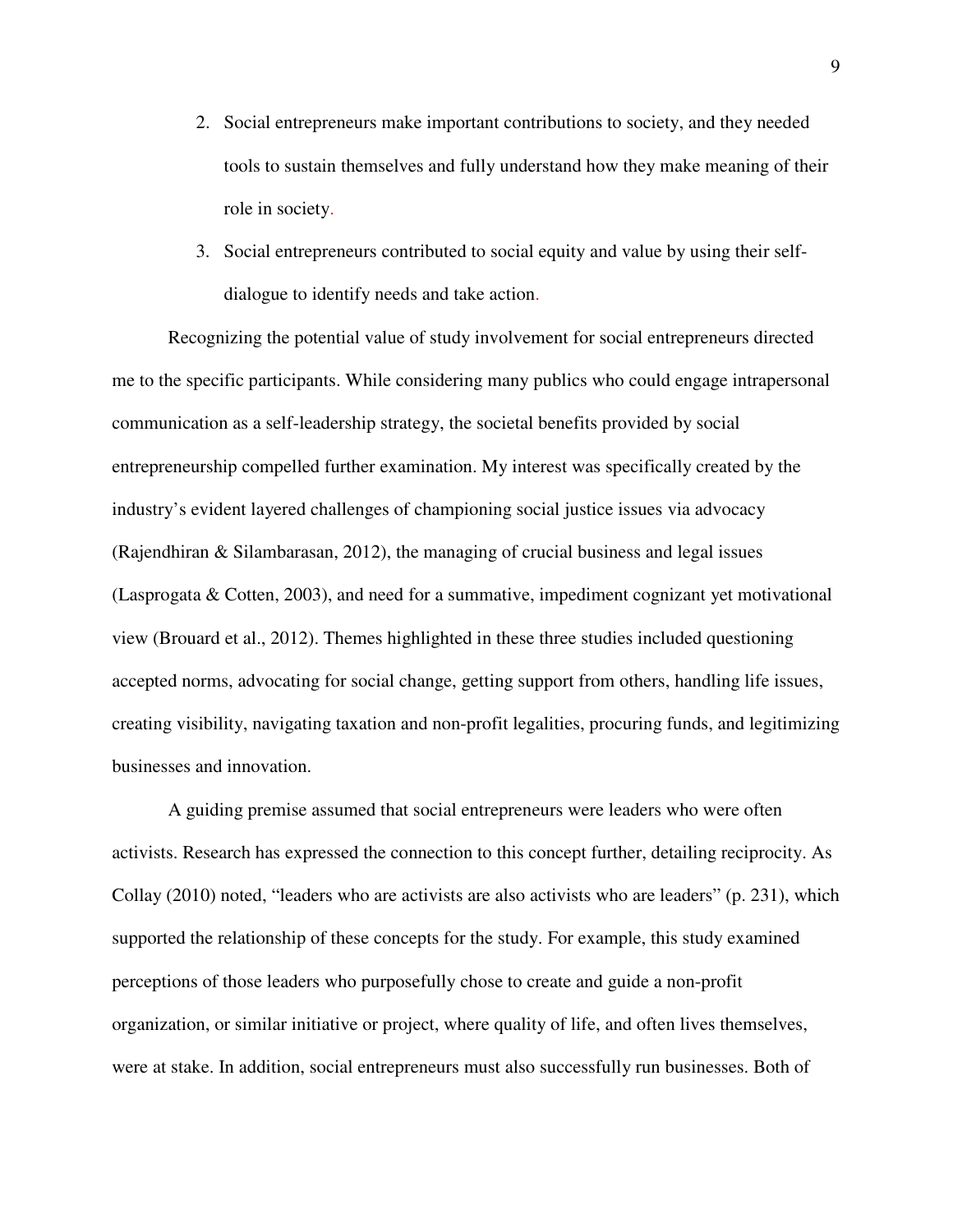2. Social entrepreneurs make important contributions to society, and they needed tools to sustain themselves and fully understand how they make meaning of their role in society.
3. Social entrepreneurs contributed to social equity and value by using their self-dialogue to identify needs and take action.

Recognizing the potential value of study involvement for social entrepreneurs directed me to the specific participants. While considering many publics who could engage intrapersonal communication as a self-leadership strategy, the societal benefits provided by social entrepreneurship compelled further examination. My interest was specifically created by the industry's evident layered challenges of championing social justice issues via advocacy (Rajendhiran & Silambarasan, 2012), the managing of crucial business and legal issues (Lasprogata & Cotten, 2003), and need for a summative, impediment cognizant yet motivational view (Brouard et al., 2012). Themes highlighted in these three studies included questioning accepted norms, advocating for social change, getting support from others, handling life issues, creating visibility, navigating taxation and non-profit legalities, procuring funds, and legitimizing businesses and innovation.

A guiding premise assumed that social entrepreneurs were leaders who were often activists. Research has expressed the connection to this concept further, detailing reciprocity. As Collay (2010) noted, "leaders who are activists are also activists who are leaders" (p. 231), which supported the relationship of these concepts for the study. For example, this study examined perceptions of those leaders who purposefully chose to create and guide a non-profit organization, or similar initiative or project, where quality of life, and often lives themselves, were at stake. In addition, social entrepreneurs must also successfully run businesses. Both of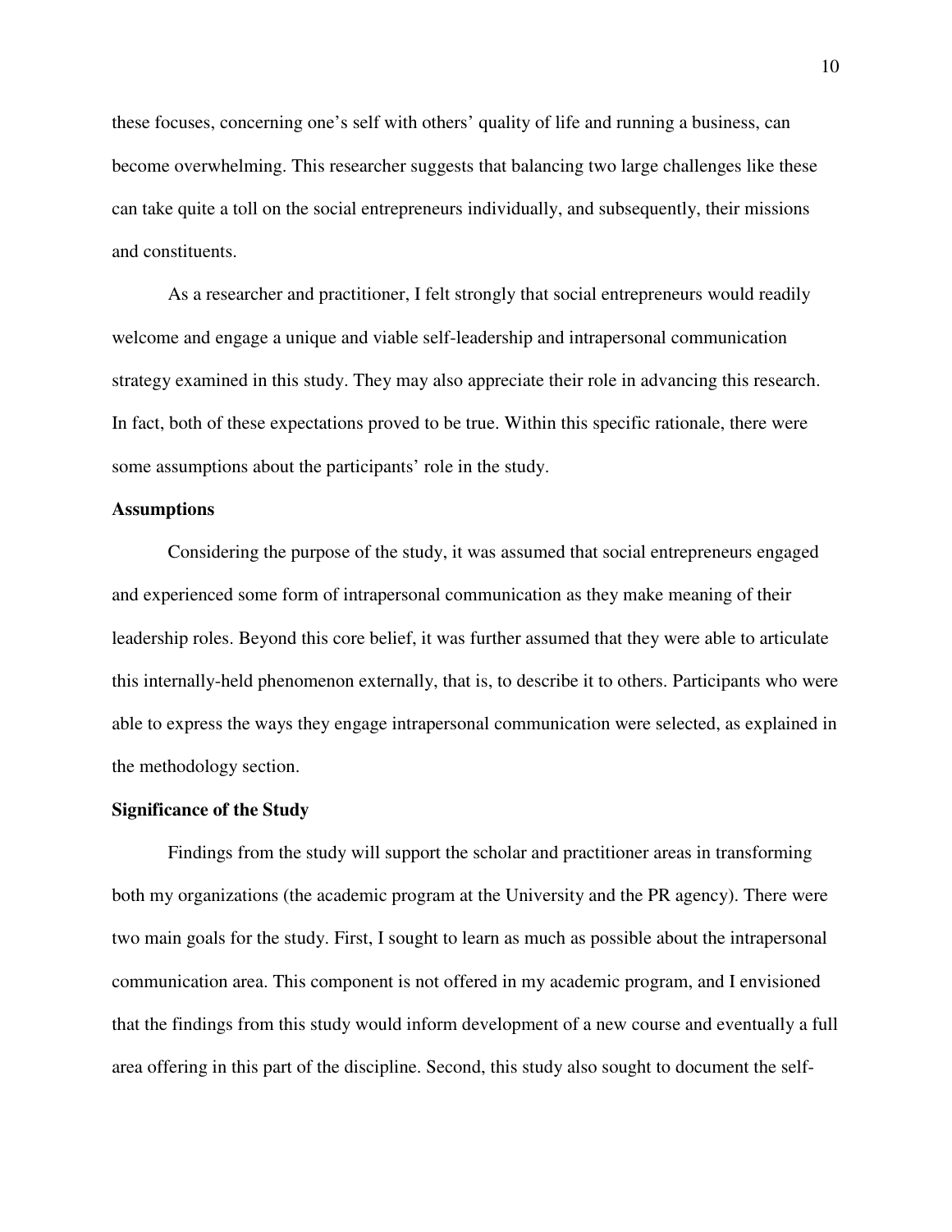these focuses, concerning one's self with others' quality of life and running a business, can become overwhelming. This researcher suggests that balancing two large challenges like these can take quite a toll on the social entrepreneurs individually, and subsequently, their missions and constituents.

As a researcher and practitioner, I felt strongly that social entrepreneurs would readily welcome and engage a unique and viable self-leadership and intrapersonal communication strategy examined in this study. They may also appreciate their role in advancing this research. In fact, both of these expectations proved to be true. Within this specific rationale, there were some assumptions about the participants' role in the study.

## Assumptions

Considering the purpose of the study, it was assumed that social entrepreneurs engaged and experienced some form of intrapersonal communication as they make meaning of their leadership roles. Beyond this core belief, it was further assumed that they were able to articulate this internally-held phenomenon externally, that is, to describe it to others. Participants who were able to express the ways they engage intrapersonal communication were selected, as explained in the methodology section.

## Significance of the Study

Findings from the study will support the scholar and practitioner areas in transforming both my organizations (the academic program at the University and the PR agency). There were two main goals for the study. First, I sought to learn as much as possible about the intrapersonal communication area. This component is not offered in my academic program, and I envisioned that the findings from this study would inform development of a new course and eventually a full area offering in this part of the discipline. Second, this study also sought to document the self-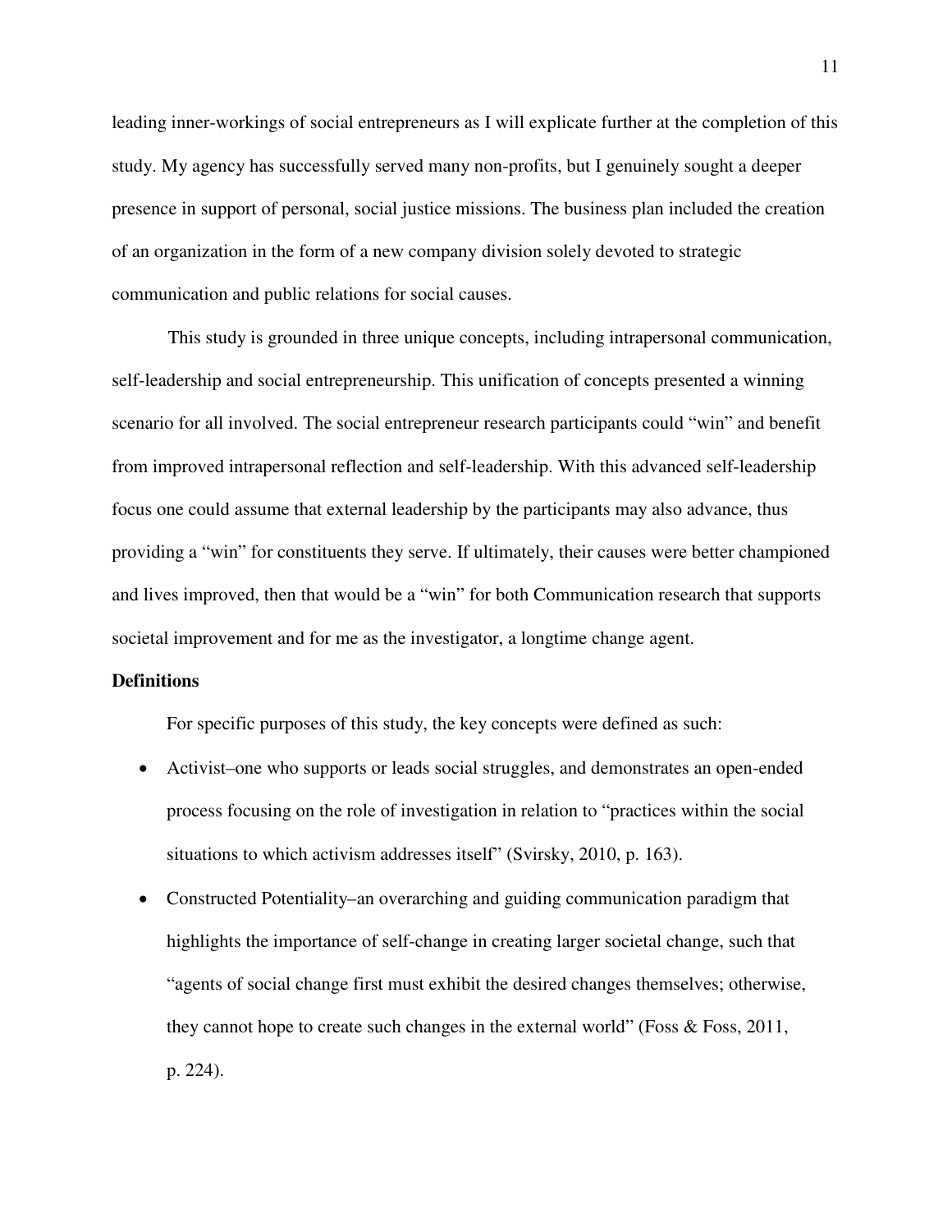leading inner-workings of social entrepreneurs as I will explicate further at the completion of this study. My agency has successfully served many non-profits, but I genuinely sought a deeper presence in support of personal, social justice missions. The business plan included the creation of an organization in the form of a new company division solely devoted to strategic communication and public relations for social causes.

This study is grounded in three unique concepts, including intrapersonal communication, self-leadership and social entrepreneurship. This unification of concepts presented a winning scenario for all involved. The social entrepreneur research participants could "win" and benefit from improved intrapersonal reflection and self-leadership. With this advanced self-leadership focus one could assume that external leadership by the participants may also advance, thus providing a "win" for constituents they serve. If ultimately, their causes were better championed and lives improved, then that would be a "win" for both Communication research that supports societal improvement and for me as the investigator, a longtime change agent.

**Definitions**

For specific purposes of this study, the key concepts were defined as such:

- Activist–one who supports or leads social struggles, and demonstrates an open-ended process focusing on the role of investigation in relation to "practices within the social situations to which activism addresses itself" (Svirsky, 2010, p. 163).
- Constructed Potentiality–an overarching and guiding communication paradigm that highlights the importance of self-change in creating larger societal change, such that "agents of social change first must exhibit the desired changes themselves; otherwise, they cannot hope to create such changes in the external world" (Foss & Foss, 2011, p. 224).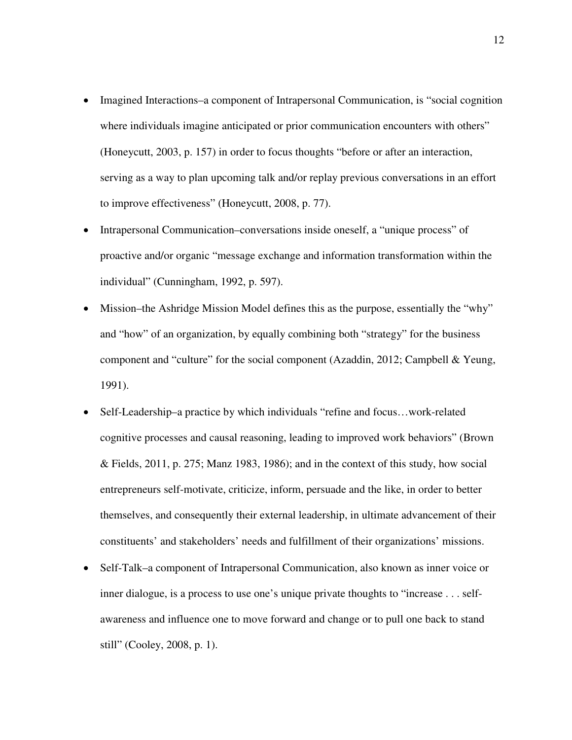- Imagined Interactions–a component of Intrapersonal Communication, is "social cognition where individuals imagine anticipated or prior communication encounters with others" (Honeycutt, 2003, p. 157) in order to focus thoughts "before or after an interaction, serving as a way to plan upcoming talk and/or replay previous conversations in an effort to improve effectiveness" (Honeycutt, 2008, p. 77).
- Intrapersonal Communication–conversations inside oneself, a "unique process" of proactive and/or organic "message exchange and information transformation within the individual" (Cunningham, 1992, p. 597).
- Mission–the Ashridge Mission Model defines this as the purpose, essentially the "why" and "how" of an organization, by equally combining both "strategy" for the business component and "culture" for the social component (Azaddin, 2012; Campbell & Yeung, 1991).
- Self-Leadership–a practice by which individuals "refine and focus…work-related cognitive processes and causal reasoning, leading to improved work behaviors" (Brown & Fields, 2011, p. 275; Manz 1983, 1986); and in the context of this study, how social entrepreneurs self-motivate, criticize, inform, persuade and the like, in order to better themselves, and consequently their external leadership, in ultimate advancement of their constituents' and stakeholders' needs and fulfillment of their organizations' missions.
- Self-Talk–a component of Intrapersonal Communication, also known as inner voice or inner dialogue, is a process to use one's unique private thoughts to "increase . . . self-awareness and influence one to move forward and change or to pull one back to stand still" (Cooley, 2008, p. 1).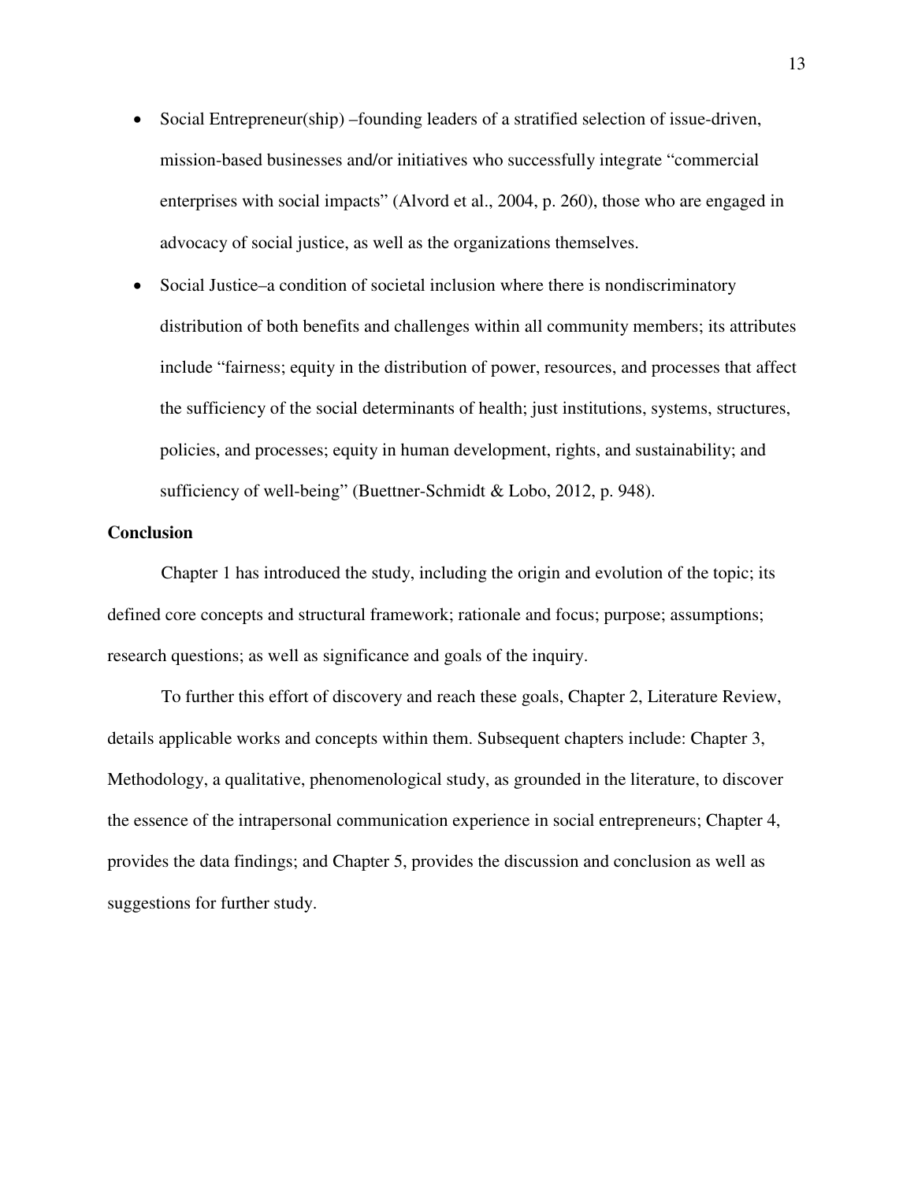- Social Entrepreneur(ship) –founding leaders of a stratified selection of issue-driven, mission-based businesses and/or initiatives who successfully integrate "commercial enterprises with social impacts" (Alvord et al., 2004, p. 260), those who are engaged in advocacy of social justice, as well as the organizations themselves.
- Social Justice–a condition of societal inclusion where there is nondiscriminatory distribution of both benefits and challenges within all community members; its attributes include "fairness; equity in the distribution of power, resources, and processes that affect the sufficiency of the social determinants of health; just institutions, systems, structures, policies, and processes; equity in human development, rights, and sustainability; and sufficiency of well-being" (Buettner-Schmidt & Lobo, 2012, p. 948).

## Conclusion

Chapter 1 has introduced the study, including the origin and evolution of the topic; its defined core concepts and structural framework; rationale and focus; purpose; assumptions; research questions; as well as significance and goals of the inquiry.

To further this effort of discovery and reach these goals, Chapter 2, Literature Review, details applicable works and concepts within them. Subsequent chapters include: Chapter 3, Methodology, a qualitative, phenomenological study, as grounded in the literature, to discover the essence of the intrapersonal communication experience in social entrepreneurs; Chapter 4, provides the data findings; and Chapter 5, provides the discussion and conclusion as well as suggestions for further study.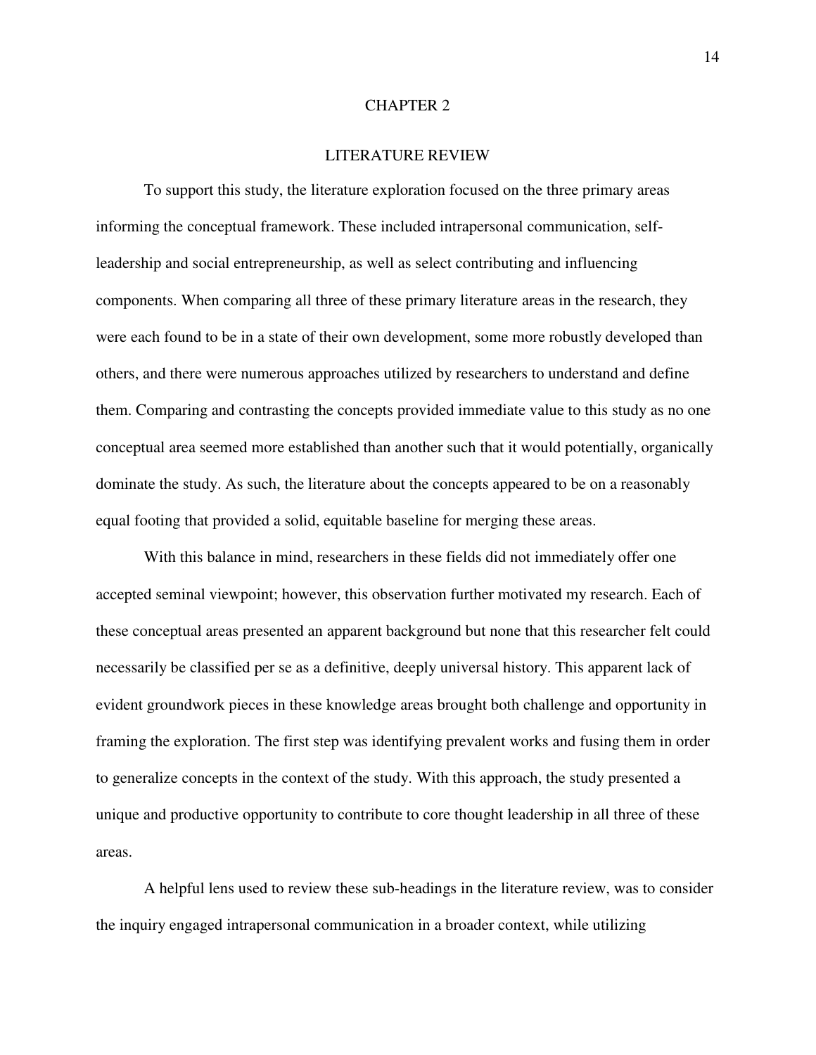# CHAPTER 2

## LITERATURE REVIEW

To support this study, the literature exploration focused on the three primary areas informing the conceptual framework. These included intrapersonal communication, self-leadership and social entrepreneurship, as well as select contributing and influencing components. When comparing all three of these primary literature areas in the research, they were each found to be in a state of their own development, some more robustly developed than others, and there were numerous approaches utilized by researchers to understand and define them. Comparing and contrasting the concepts provided immediate value to this study as no one conceptual area seemed more established than another such that it would potentially, organically dominate the study. As such, the literature about the concepts appeared to be on a reasonably equal footing that provided a solid, equitable baseline for merging these areas.

With this balance in mind, researchers in these fields did not immediately offer one accepted seminal viewpoint; however, this observation further motivated my research. Each of these conceptual areas presented an apparent background but none that this researcher felt could necessarily be classified per se as a definitive, deeply universal history. This apparent lack of evident groundwork pieces in these knowledge areas brought both challenge and opportunity in framing the exploration. The first step was identifying prevalent works and fusing them in order to generalize concepts in the context of the study. With this approach, the study presented a unique and productive opportunity to contribute to core thought leadership in all three of these areas.

A helpful lens used to review these sub-headings in the literature review, was to consider the inquiry engaged intrapersonal communication in a broader context, while utilizing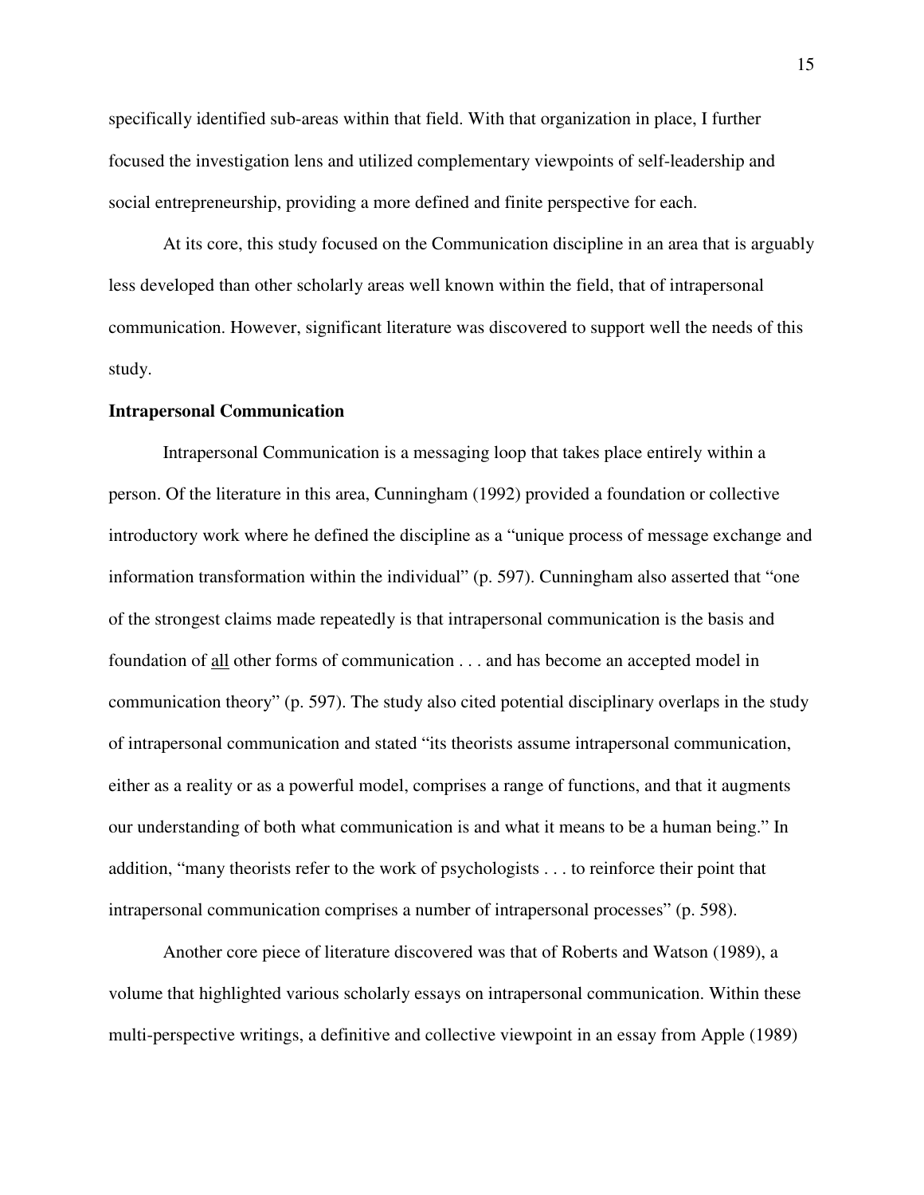specifically identified sub-areas within that field. With that organization in place, I further focused the investigation lens and utilized complementary viewpoints of self-leadership and social entrepreneurship, providing a more defined and finite perspective for each.

At its core, this study focused on the Communication discipline in an area that is arguably less developed than other scholarly areas well known within the field, that of intrapersonal communication. However, significant literature was discovered to support well the needs of this study.

**Intrapersonal Communication**

Intrapersonal Communication is a messaging loop that takes place entirely within a person. Of the literature in this area, Cunningham (1992) provided a foundation or collective introductory work where he defined the discipline as a "unique process of message exchange and information transformation within the individual" (p. 597). Cunningham also asserted that "one of the strongest claims made repeatedly is that intrapersonal communication is the basis and foundation of <u>all</u> other forms of communication . . . and has become an accepted model in communication theory" (p. 597). The study also cited potential disciplinary overlaps in the study of intrapersonal communication and stated "its theorists assume intrapersonal communication, either as a reality or as a powerful model, comprises a range of functions, and that it augments our understanding of both what communication is and what it means to be a human being." In addition, "many theorists refer to the work of psychologists . . . to reinforce their point that intrapersonal communication comprises a number of intrapersonal processes" (p. 598).

Another core piece of literature discovered was that of Roberts and Watson (1989), a volume that highlighted various scholarly essays on intrapersonal communication. Within these multi-perspective writings, a definitive and collective viewpoint in an essay from Apple (1989)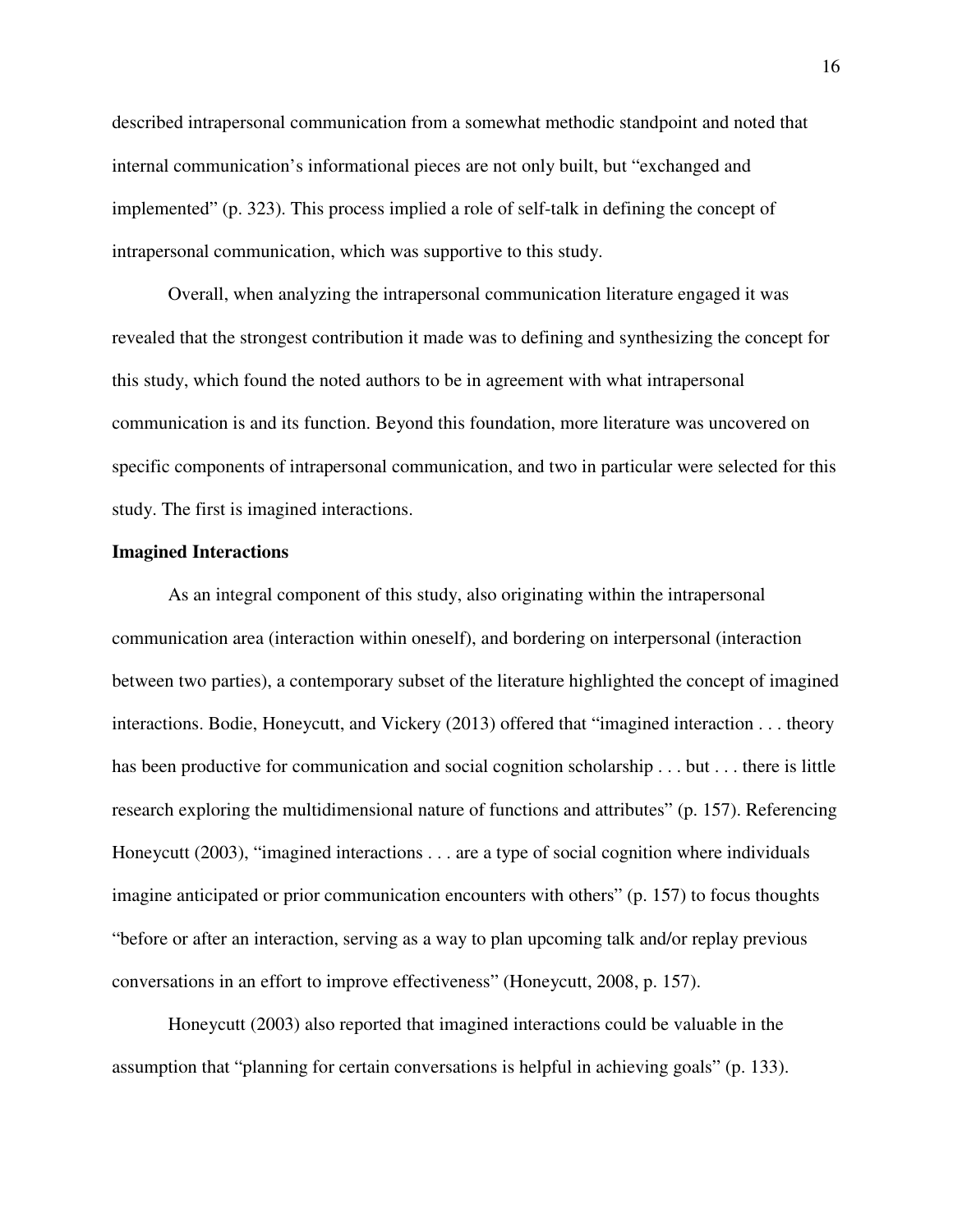described intrapersonal communication from a somewhat methodic standpoint and noted that internal communication's informational pieces are not only built, but "exchanged and implemented" (p. 323). This process implied a role of self-talk in defining the concept of intrapersonal communication, which was supportive to this study.

Overall, when analyzing the intrapersonal communication literature engaged it was revealed that the strongest contribution it made was to defining and synthesizing the concept for this study, which found the noted authors to be in agreement with what intrapersonal communication is and its function. Beyond this foundation, more literature was uncovered on specific components of intrapersonal communication, and two in particular were selected for this study. The first is imagined interactions.

## Imagined Interactions

As an integral component of this study, also originating within the intrapersonal communication area (interaction within oneself), and bordering on interpersonal (interaction between two parties), a contemporary subset of the literature highlighted the concept of imagined interactions. Bodie, Honeycutt, and Vickery (2013) offered that "imagined interaction . . . theory has been productive for communication and social cognition scholarship . . . but . . . there is little research exploring the multidimensional nature of functions and attributes" (p. 157). Referencing Honeycutt (2003), "imagined interactions . . . are a type of social cognition where individuals imagine anticipated or prior communication encounters with others" (p. 157) to focus thoughts "before or after an interaction, serving as a way to plan upcoming talk and/or replay previous conversations in an effort to improve effectiveness" (Honeycutt, 2008, p. 157).

Honeycutt (2003) also reported that imagined interactions could be valuable in the assumption that "planning for certain conversations is helpful in achieving goals" (p. 133).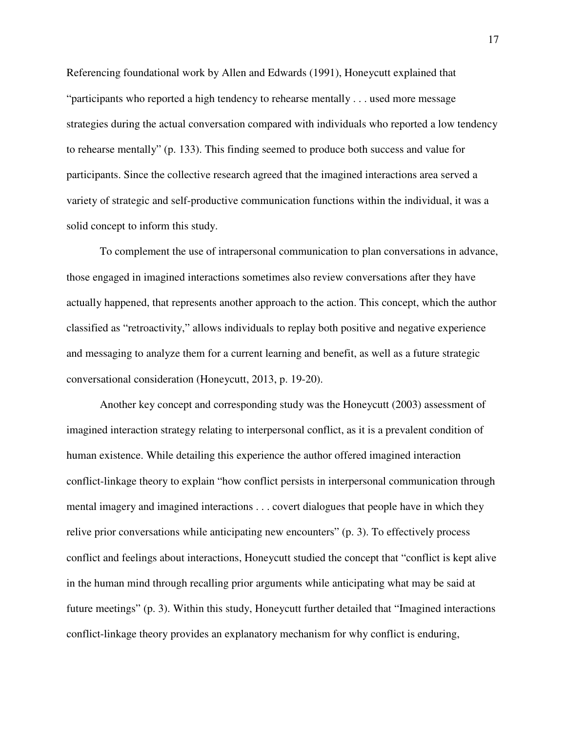Referencing foundational work by Allen and Edwards (1991), Honeycutt explained that "participants who reported a high tendency to rehearse mentally . . . used more message strategies during the actual conversation compared with individuals who reported a low tendency to rehearse mentally" (p. 133). This finding seemed to produce both success and value for participants. Since the collective research agreed that the imagined interactions area served a variety of strategic and self-productive communication functions within the individual, it was a solid concept to inform this study.

To complement the use of intrapersonal communication to plan conversations in advance, those engaged in imagined interactions sometimes also review conversations after they have actually happened, that represents another approach to the action. This concept, which the author classified as "retroactivity," allows individuals to replay both positive and negative experience and messaging to analyze them for a current learning and benefit, as well as a future strategic conversational consideration (Honeycutt, 2013, p. 19-20).

Another key concept and corresponding study was the Honeycutt (2003) assessment of imagined interaction strategy relating to interpersonal conflict, as it is a prevalent condition of human existence. While detailing this experience the author offered imagined interaction conflict-linkage theory to explain "how conflict persists in interpersonal communication through mental imagery and imagined interactions . . . covert dialogues that people have in which they relive prior conversations while anticipating new encounters" (p. 3). To effectively process conflict and feelings about interactions, Honeycutt studied the concept that "conflict is kept alive in the human mind through recalling prior arguments while anticipating what may be said at future meetings" (p. 3). Within this study, Honeycutt further detailed that "Imagined interactions conflict-linkage theory provides an explanatory mechanism for why conflict is enduring,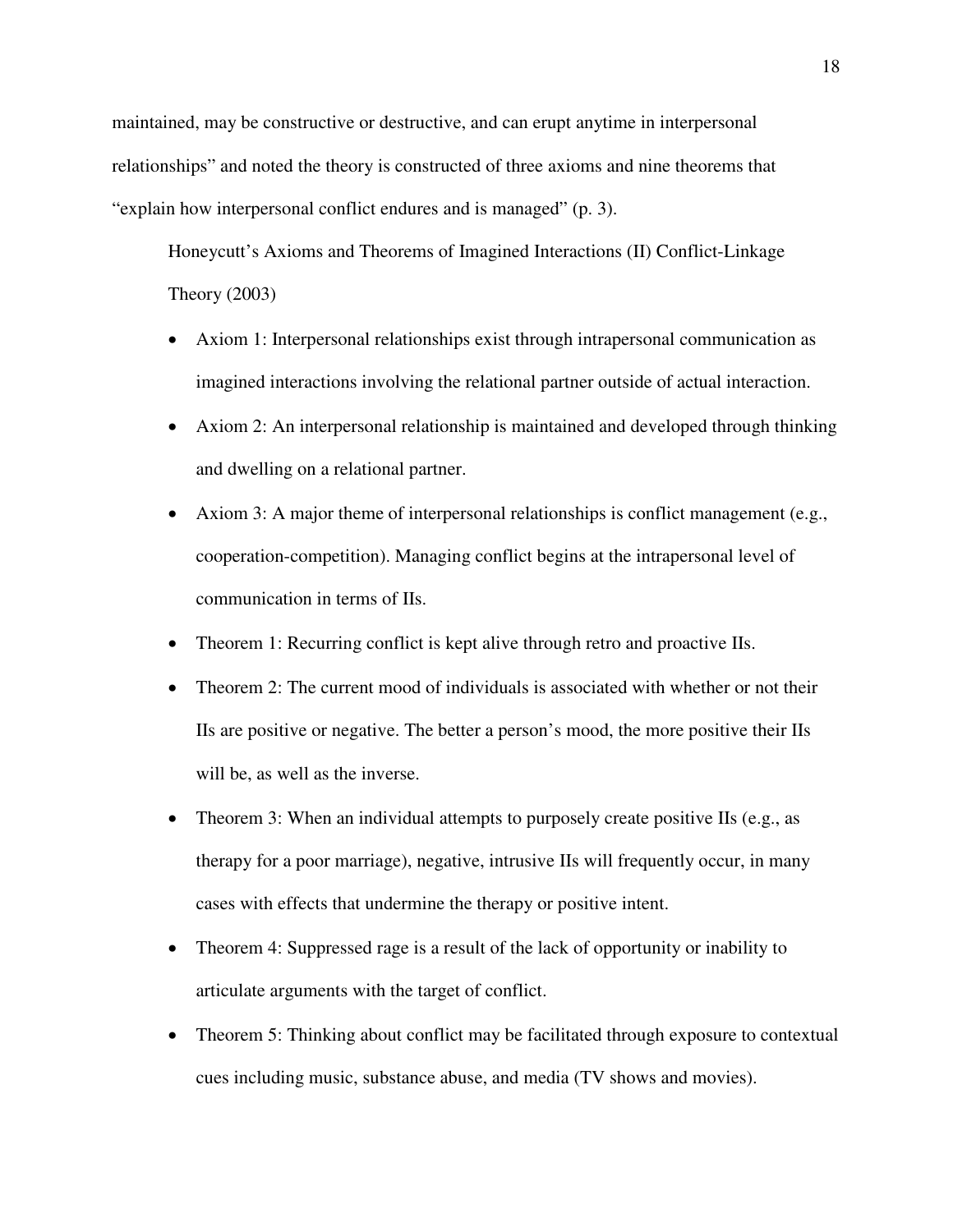maintained, may be constructive or destructive, and can erupt anytime in interpersonal relationships" and noted the theory is constructed of three axioms and nine theorems that "explain how interpersonal conflict endures and is managed" (p. 3).

Honeycutt's Axioms and Theorems of Imagined Interactions (II) Conflict-Linkage Theory (2003)

- Axiom 1: Interpersonal relationships exist through intrapersonal communication as imagined interactions involving the relational partner outside of actual interaction.
- Axiom 2: An interpersonal relationship is maintained and developed through thinking and dwelling on a relational partner.
- Axiom 3: A major theme of interpersonal relationships is conflict management (e.g., cooperation-competition). Managing conflict begins at the intrapersonal level of communication in terms of IIs.
- Theorem 1: Recurring conflict is kept alive through retro and proactive IIs.
- Theorem 2: The current mood of individuals is associated with whether or not their IIs are positive or negative. The better a person's mood, the more positive their IIs will be, as well as the inverse.
- Theorem 3: When an individual attempts to purposely create positive IIs (e.g., as therapy for a poor marriage), negative, intrusive IIs will frequently occur, in many cases with effects that undermine the therapy or positive intent.
- Theorem 4: Suppressed rage is a result of the lack of opportunity or inability to articulate arguments with the target of conflict.
- Theorem 5: Thinking about conflict may be facilitated through exposure to contextual cues including music, substance abuse, and media (TV shows and movies).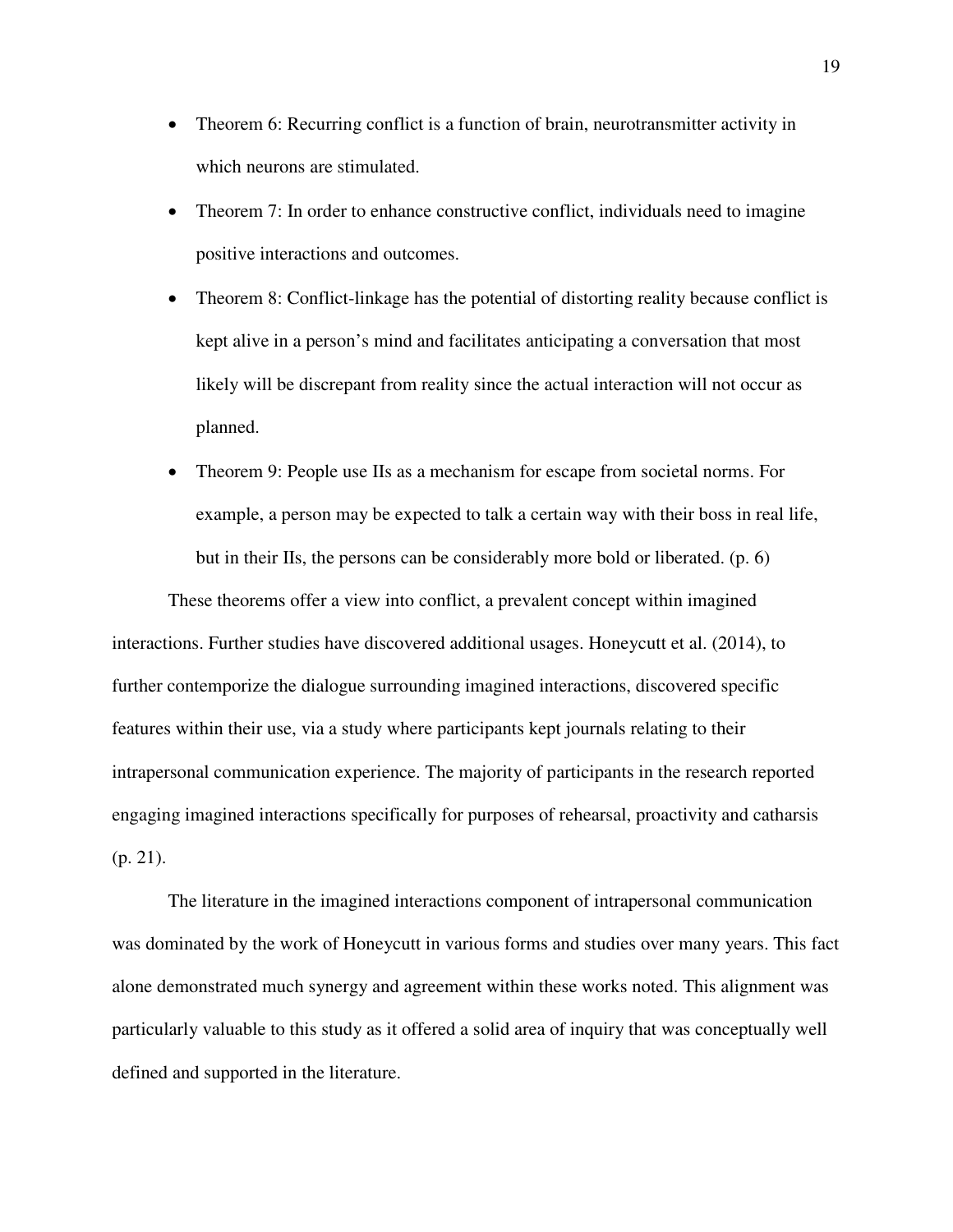- Theorem 6: Recurring conflict is a function of brain, neurotransmitter activity in which neurons are stimulated.
- Theorem 7: In order to enhance constructive conflict, individuals need to imagine positive interactions and outcomes.
- Theorem 8: Conflict-linkage has the potential of distorting reality because conflict is kept alive in a person's mind and facilitates anticipating a conversation that most likely will be discrepant from reality since the actual interaction will not occur as planned.
- Theorem 9: People use IIs as a mechanism for escape from societal norms. For example, a person may be expected to talk a certain way with their boss in real life, but in their IIs, the persons can be considerably more bold or liberated. (p. 6)

These theorems offer a view into conflict, a prevalent concept within imagined interactions. Further studies have discovered additional usages. Honeycutt et al. (2014), to further contemporize the dialogue surrounding imagined interactions, discovered specific features within their use, via a study where participants kept journals relating to their intrapersonal communication experience. The majority of participants in the research reported engaging imagined interactions specifically for purposes of rehearsal, proactivity and catharsis (p. 21).

The literature in the imagined interactions component of intrapersonal communication was dominated by the work of Honeycutt in various forms and studies over many years. This fact alone demonstrated much synergy and agreement within these works noted. This alignment was particularly valuable to this study as it offered a solid area of inquiry that was conceptually well defined and supported in the literature.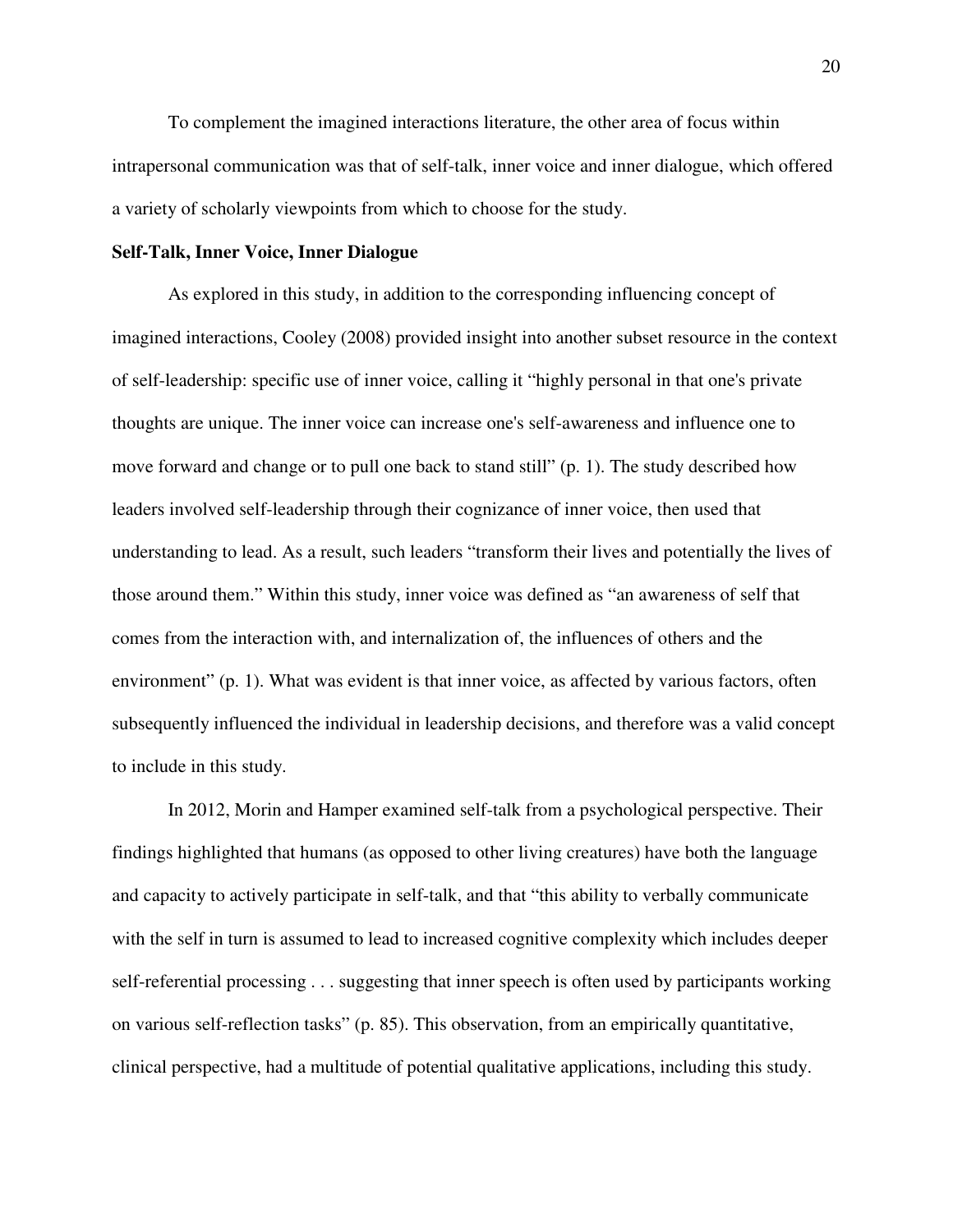To complement the imagined interactions literature, the other area of focus within intrapersonal communication was that of self-talk, inner voice and inner dialogue, which offered a variety of scholarly viewpoints from which to choose for the study.

**Self-Talk, Inner Voice, Inner Dialogue**

As explored in this study, in addition to the corresponding influencing concept of imagined interactions, Cooley (2008) provided insight into another subset resource in the context of self-leadership: specific use of inner voice, calling it "highly personal in that one's private thoughts are unique. The inner voice can increase one's self-awareness and influence one to move forward and change or to pull one back to stand still" (p. 1). The study described how leaders involved self-leadership through their cognizance of inner voice, then used that understanding to lead. As a result, such leaders "transform their lives and potentially the lives of those around them." Within this study, inner voice was defined as "an awareness of self that comes from the interaction with, and internalization of, the influences of others and the environment" (p. 1). What was evident is that inner voice, as affected by various factors, often subsequently influenced the individual in leadership decisions, and therefore was a valid concept to include in this study.

In 2012, Morin and Hamper examined self-talk from a psychological perspective. Their findings highlighted that humans (as opposed to other living creatures) have both the language and capacity to actively participate in self-talk, and that "this ability to verbally communicate with the self in turn is assumed to lead to increased cognitive complexity which includes deeper self-referential processing . . . suggesting that inner speech is often used by participants working on various self-reflection tasks" (p. 85). This observation, from an empirically quantitative, clinical perspective, had a multitude of potential qualitative applications, including this study.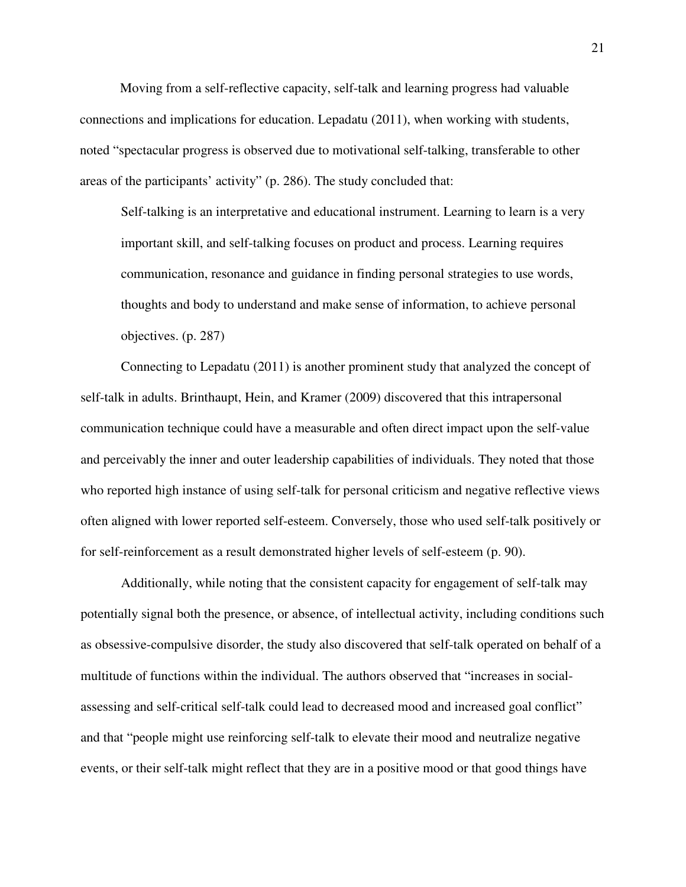Moving from a self-reflective capacity, self-talk and learning progress had valuable connections and implications for education. Lepadatu (2011), when working with students, noted “spectacular progress is observed due to motivational self-talking, transferable to other areas of the participants’ activity” (p. 286). The study concluded that:

> Self-talking is an interpretative and educational instrument. Learning to learn is a very important skill, and self-talking focuses on product and process. Learning requires communication, resonance and guidance in finding personal strategies to use words, thoughts and body to understand and make sense of information, to achieve personal objectives. (p. 287)

Connecting to Lepadatu (2011) is another prominent study that analyzed the concept of self-talk in adults. Brinthaupt, Hein, and Kramer (2009) discovered that this intrapersonal communication technique could have a measurable and often direct impact upon the self-value and perceivably the inner and outer leadership capabilities of individuals. They noted that those who reported high instance of using self-talk for personal criticism and negative reflective views often aligned with lower reported self-esteem. Conversely, those who used self-talk positively or for self-reinforcement as a result demonstrated higher levels of self-esteem (p. 90).

Additionally, while noting that the consistent capacity for engagement of self-talk may potentially signal both the presence, or absence, of intellectual activity, including conditions such as obsessive-compulsive disorder, the study also discovered that self-talk operated on behalf of a multitude of functions within the individual. The authors observed that “increases in social-assessing and self-critical self-talk could lead to decreased mood and increased goal conflict” and that “people might use reinforcing self-talk to elevate their mood and neutralize negative events, or their self-talk might reflect that they are in a positive mood or that good things have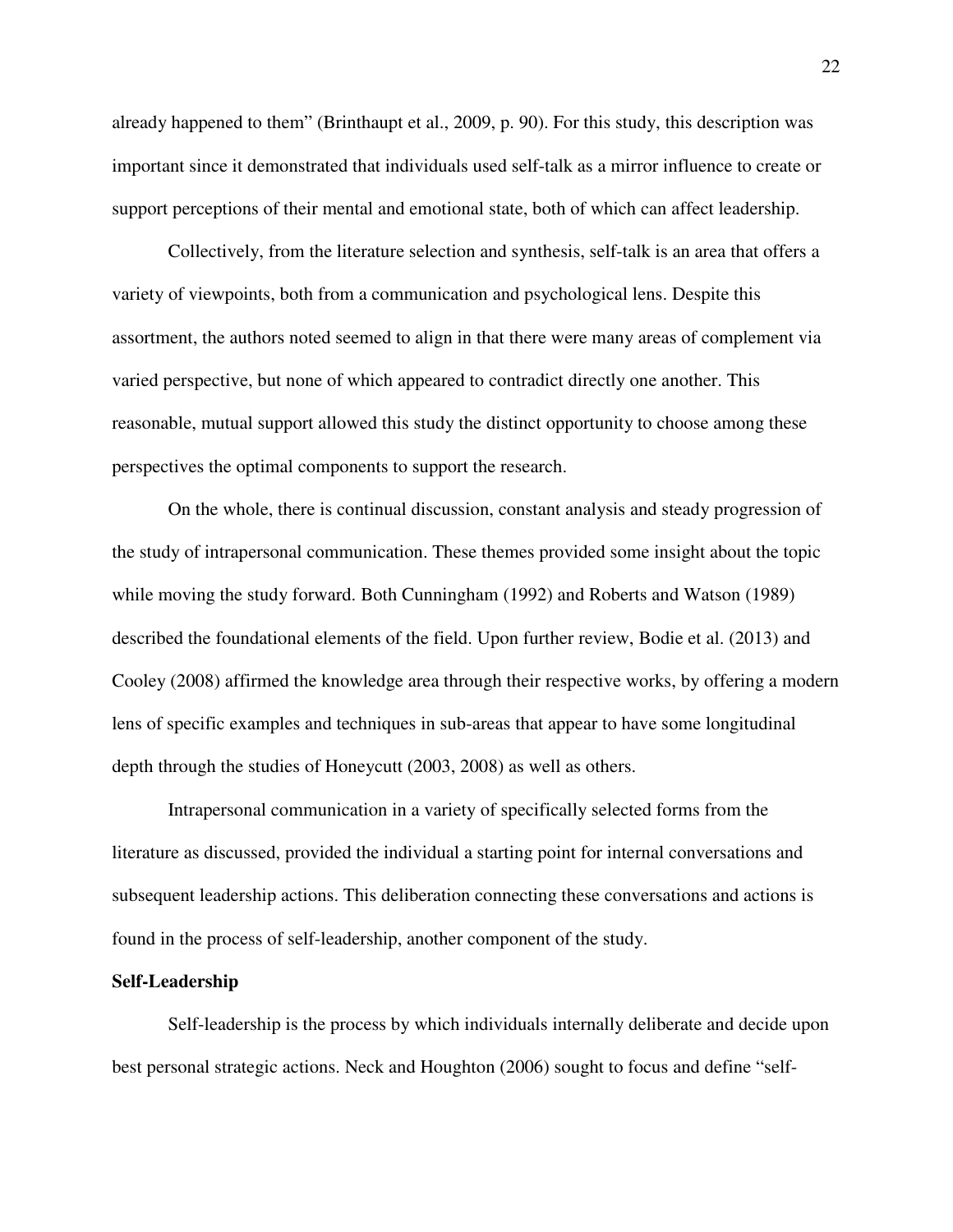already happened to them" (Brinthaupt et al., 2009, p. 90). For this study, this description was important since it demonstrated that individuals used self-talk as a mirror influence to create or support perceptions of their mental and emotional state, both of which can affect leadership.

Collectively, from the literature selection and synthesis, self-talk is an area that offers a variety of viewpoints, both from a communication and psychological lens. Despite this assortment, the authors noted seemed to align in that there were many areas of complement via varied perspective, but none of which appeared to contradict directly one another. This reasonable, mutual support allowed this study the distinct opportunity to choose among these perspectives the optimal components to support the research.

On the whole, there is continual discussion, constant analysis and steady progression of the study of intrapersonal communication. These themes provided some insight about the topic while moving the study forward. Both Cunningham (1992) and Roberts and Watson (1989) described the foundational elements of the field. Upon further review, Bodie et al. (2013) and Cooley (2008) affirmed the knowledge area through their respective works, by offering a modern lens of specific examples and techniques in sub-areas that appear to have some longitudinal depth through the studies of Honeycutt (2003, 2008) as well as others.

Intrapersonal communication in a variety of specifically selected forms from the literature as discussed, provided the individual a starting point for internal conversations and subsequent leadership actions. This deliberation connecting these conversations and actions is found in the process of self-leadership, another component of the study.

**Self-Leadership**

Self-leadership is the process by which individuals internally deliberate and decide upon best personal strategic actions. Neck and Houghton (2006) sought to focus and define "self-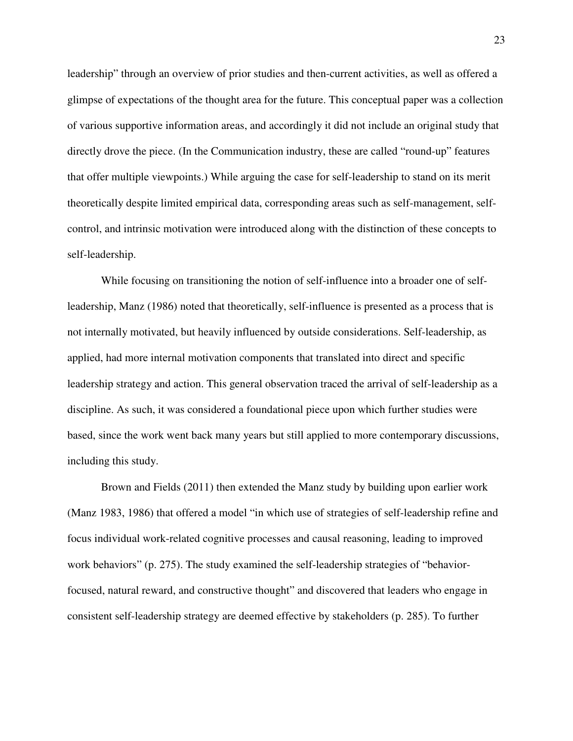leadership" through an overview of prior studies and then-current activities, as well as offered a glimpse of expectations of the thought area for the future. This conceptual paper was a collection of various supportive information areas, and accordingly it did not include an original study that directly drove the piece. (In the Communication industry, these are called "round-up" features that offer multiple viewpoints.) While arguing the case for self-leadership to stand on its merit theoretically despite limited empirical data, corresponding areas such as self-management, self-control, and intrinsic motivation were introduced along with the distinction of these concepts to self-leadership.

While focusing on transitioning the notion of self-influence into a broader one of self-leadership, Manz (1986) noted that theoretically, self-influence is presented as a process that is not internally motivated, but heavily influenced by outside considerations. Self-leadership, as applied, had more internal motivation components that translated into direct and specific leadership strategy and action. This general observation traced the arrival of self-leadership as a discipline. As such, it was considered a foundational piece upon which further studies were based, since the work went back many years but still applied to more contemporary discussions, including this study.

Brown and Fields (2011) then extended the Manz study by building upon earlier work (Manz 1983, 1986) that offered a model "in which use of strategies of self-leadership refine and focus individual work-related cognitive processes and causal reasoning, leading to improved work behaviors" (p. 275). The study examined the self-leadership strategies of "behavior-focused, natural reward, and constructive thought" and discovered that leaders who engage in consistent self-leadership strategy are deemed effective by stakeholders (p. 285). To further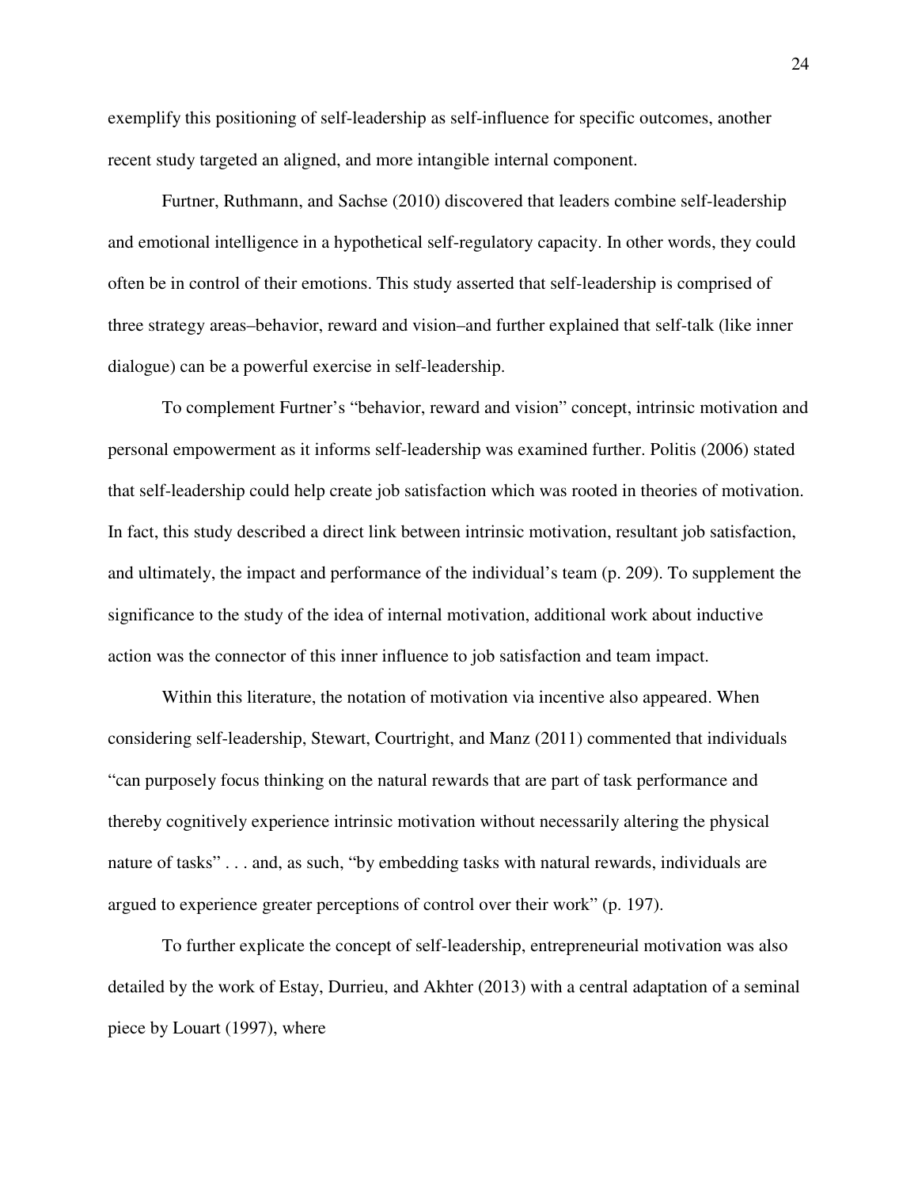exemplify this positioning of self-leadership as self-influence for specific outcomes, another recent study targeted an aligned, and more intangible internal component.

Furtner, Ruthmann, and Sachse (2010) discovered that leaders combine self-leadership and emotional intelligence in a hypothetical self-regulatory capacity. In other words, they could often be in control of their emotions. This study asserted that self-leadership is comprised of three strategy areas–behavior, reward and vision–and further explained that self-talk (like inner dialogue) can be a powerful exercise in self-leadership.

To complement Furtner's "behavior, reward and vision" concept, intrinsic motivation and personal empowerment as it informs self-leadership was examined further. Politis (2006) stated that self-leadership could help create job satisfaction which was rooted in theories of motivation. In fact, this study described a direct link between intrinsic motivation, resultant job satisfaction, and ultimately, the impact and performance of the individual's team (p. 209). To supplement the significance to the study of the idea of internal motivation, additional work about inductive action was the connector of this inner influence to job satisfaction and team impact.

Within this literature, the notation of motivation via incentive also appeared. When considering self-leadership, Stewart, Courtright, and Manz (2011) commented that individuals "can purposely focus thinking on the natural rewards that are part of task performance and thereby cognitively experience intrinsic motivation without necessarily altering the physical nature of tasks" . . . and, as such, "by embedding tasks with natural rewards, individuals are argued to experience greater perceptions of control over their work" (p. 197).

To further explicate the concept of self-leadership, entrepreneurial motivation was also detailed by the work of Estay, Durrieu, and Akhter (2013) with a central adaptation of a seminal piece by Louart (1997), where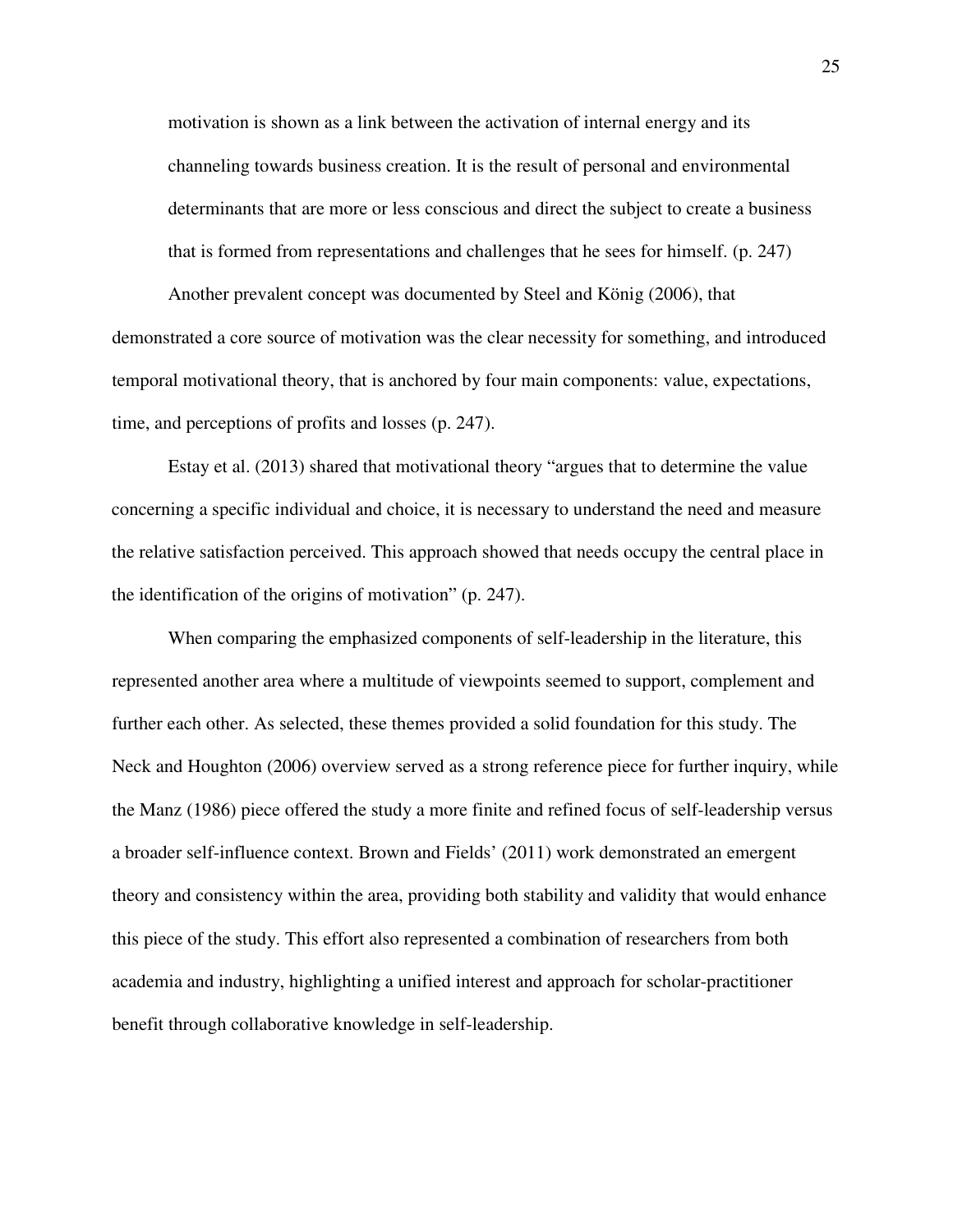> motivation is shown as a link between the activation of internal energy and its channeling towards business creation. It is the result of personal and environmental determinants that are more or less conscious and direct the subject to create a business that is formed from representations and challenges that he sees for himself. (p. 247)

Another prevalent concept was documented by Steel and König (2006), that demonstrated a core source of motivation was the clear necessity for something, and introduced temporal motivational theory, that is anchored by four main components: value, expectations, time, and perceptions of profits and losses (p. 247).

Estay et al. (2013) shared that motivational theory "argues that to determine the value concerning a specific individual and choice, it is necessary to understand the need and measure the relative satisfaction perceived. This approach showed that needs occupy the central place in the identification of the origins of motivation" (p. 247).

When comparing the emphasized components of self-leadership in the literature, this represented another area where a multitude of viewpoints seemed to support, complement and further each other. As selected, these themes provided a solid foundation for this study. The Neck and Houghton (2006) overview served as a strong reference piece for further inquiry, while the Manz (1986) piece offered the study a more finite and refined focus of self-leadership versus a broader self-influence context. Brown and Fields' (2011) work demonstrated an emergent theory and consistency within the area, providing both stability and validity that would enhance this piece of the study. This effort also represented a combination of researchers from both academia and industry, highlighting a unified interest and approach for scholar-practitioner benefit through collaborative knowledge in self-leadership.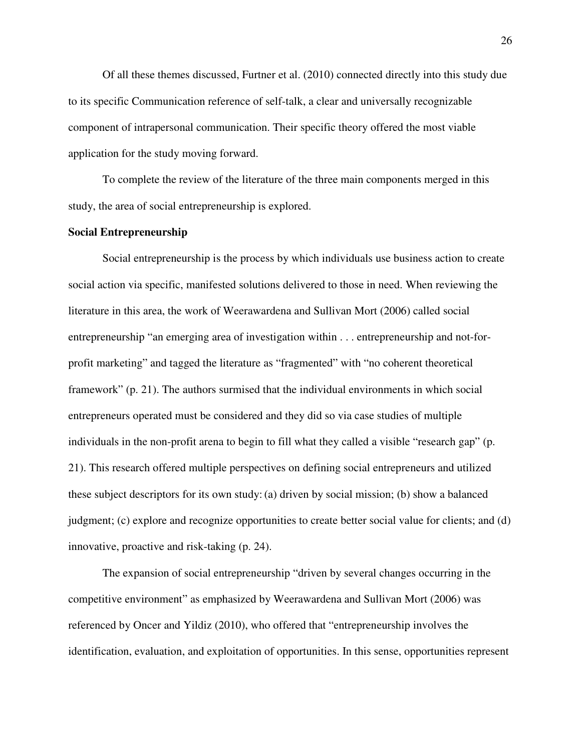Of all these themes discussed, Furtner et al. (2010) connected directly into this study due to its specific Communication reference of self-talk, a clear and universally recognizable component of intrapersonal communication. Their specific theory offered the most viable application for the study moving forward.

To complete the review of the literature of the three main components merged in this study, the area of social entrepreneurship is explored.

**Social Entrepreneurship**

Social entrepreneurship is the process by which individuals use business action to create social action via specific, manifested solutions delivered to those in need. When reviewing the literature in this area, the work of Weerawardena and Sullivan Mort (2006) called social entrepreneurship "an emerging area of investigation within . . . entrepreneurship and not-for-profit marketing" and tagged the literature as "fragmented" with "no coherent theoretical framework" (p. 21). The authors surmised that the individual environments in which social entrepreneurs operated must be considered and they did so via case studies of multiple individuals in the non-profit arena to begin to fill what they called a visible "research gap" (p. 21). This research offered multiple perspectives on defining social entrepreneurs and utilized these subject descriptors for its own study: (a) driven by social mission; (b) show a balanced judgment; (c) explore and recognize opportunities to create better social value for clients; and (d) innovative, proactive and risk-taking (p. 24).

The expansion of social entrepreneurship "driven by several changes occurring in the competitive environment" as emphasized by Weerawardena and Sullivan Mort (2006) was referenced by Oncer and Yildiz (2010), who offered that "entrepreneurship involves the identification, evaluation, and exploitation of opportunities. In this sense, opportunities represent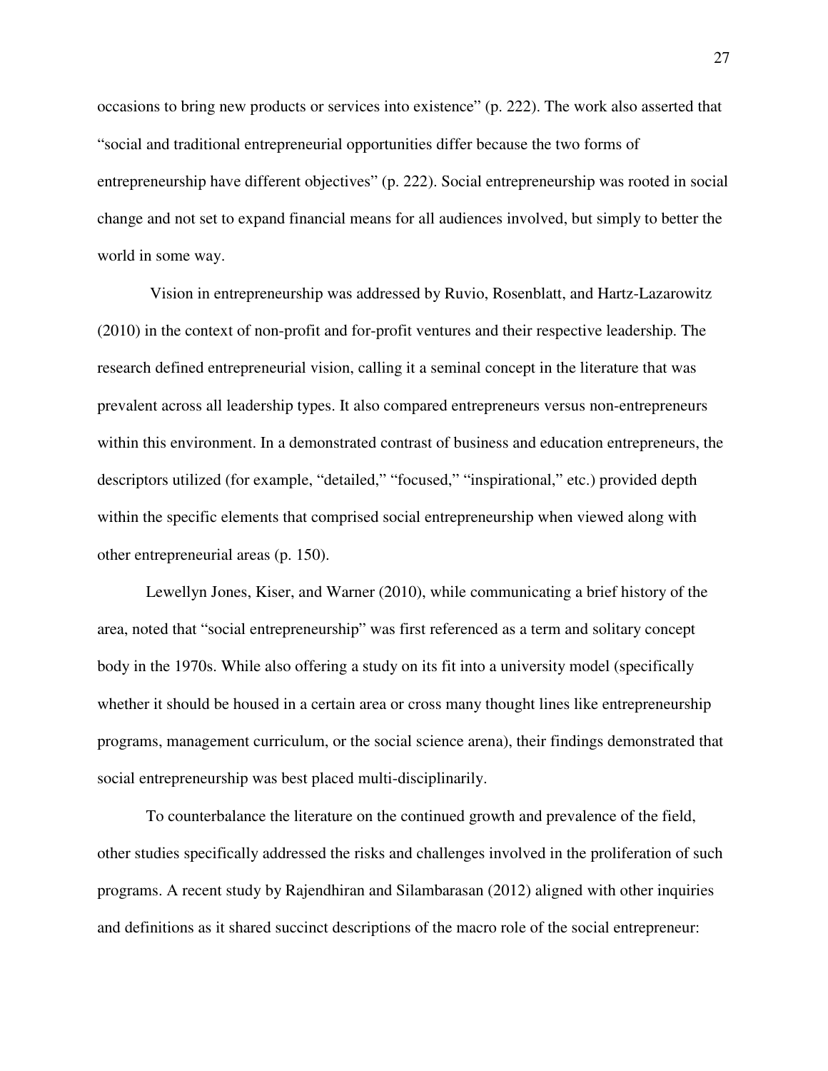occasions to bring new products or services into existence" (p. 222). The work also asserted that "social and traditional entrepreneurial opportunities differ because the two forms of entrepreneurship have different objectives" (p. 222). Social entrepreneurship was rooted in social change and not set to expand financial means for all audiences involved, but simply to better the world in some way.

Vision in entrepreneurship was addressed by Ruvio, Rosenblatt, and Hartz-Lazarowitz (2010) in the context of non-profit and for-profit ventures and their respective leadership. The research defined entrepreneurial vision, calling it a seminal concept in the literature that was prevalent across all leadership types. It also compared entrepreneurs versus non-entrepreneurs within this environment. In a demonstrated contrast of business and education entrepreneurs, the descriptors utilized (for example, "detailed," "focused," "inspirational," etc.) provided depth within the specific elements that comprised social entrepreneurship when viewed along with other entrepreneurial areas (p. 150).

Lewellyn Jones, Kiser, and Warner (2010), while communicating a brief history of the area, noted that "social entrepreneurship" was first referenced as a term and solitary concept body in the 1970s. While also offering a study on its fit into a university model (specifically whether it should be housed in a certain area or cross many thought lines like entrepreneurship programs, management curriculum, or the social science arena), their findings demonstrated that social entrepreneurship was best placed multi-disciplinarily.

To counterbalance the literature on the continued growth and prevalence of the field, other studies specifically addressed the risks and challenges involved in the proliferation of such programs. A recent study by Rajendhiran and Silambarasan (2012) aligned with other inquiries and definitions as it shared succinct descriptions of the macro role of the social entrepreneur: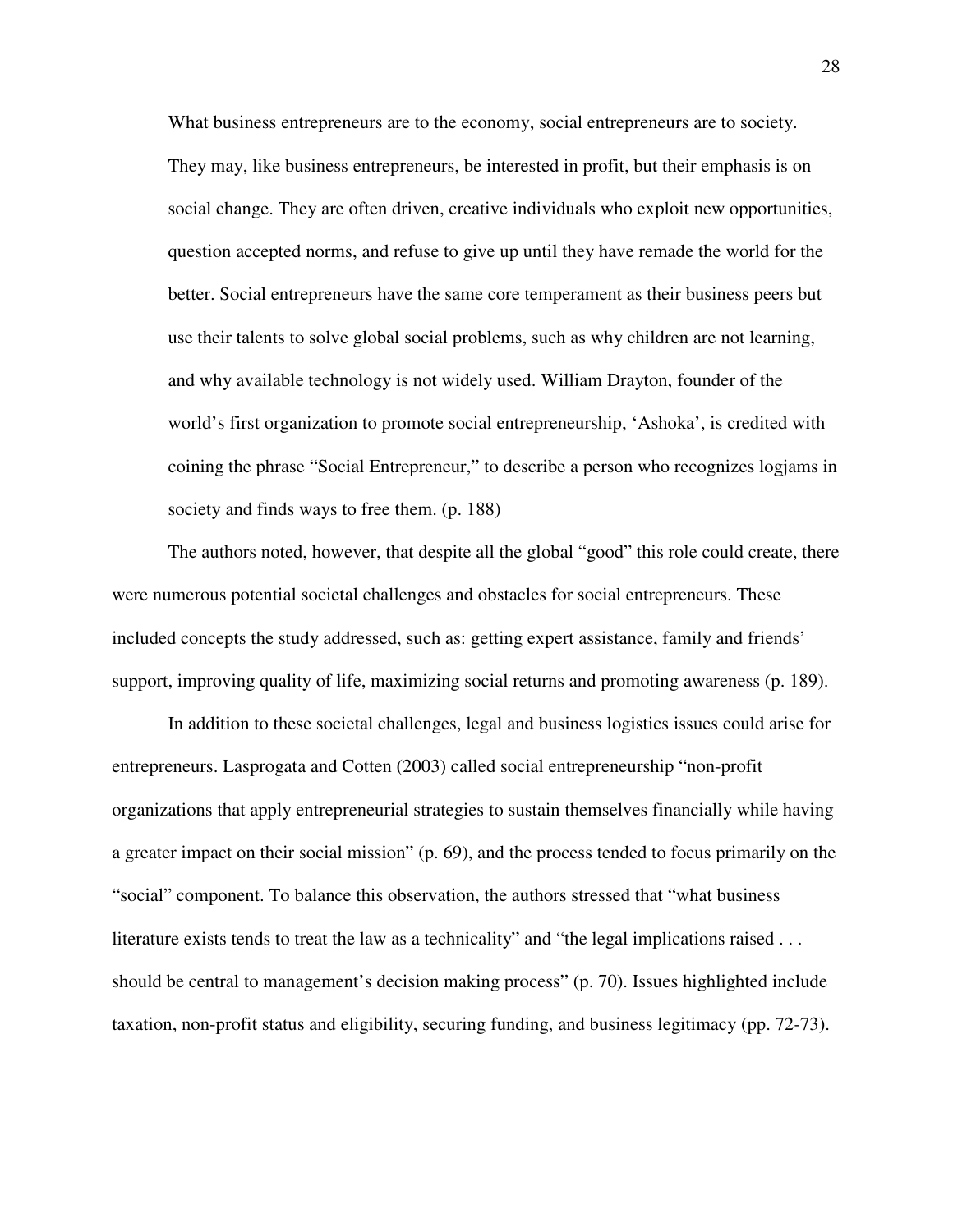> What business entrepreneurs are to the economy, social entrepreneurs are to society. They may, like business entrepreneurs, be interested in profit, but their emphasis is on social change. They are often driven, creative individuals who exploit new opportunities, question accepted norms, and refuse to give up until they have remade the world for the better. Social entrepreneurs have the same core temperament as their business peers but use their talents to solve global social problems, such as why children are not learning, and why available technology is not widely used. William Drayton, founder of the world's first organization to promote social entrepreneurship, 'Ashoka', is credited with coining the phrase "Social Entrepreneur," to describe a person who recognizes logjams in society and finds ways to free them. (p. 188)

The authors noted, however, that despite all the global "good" this role could create, there were numerous potential societal challenges and obstacles for social entrepreneurs. These included concepts the study addressed, such as: getting expert assistance, family and friends' support, improving quality of life, maximizing social returns and promoting awareness (p. 189).

In addition to these societal challenges, legal and business logistics issues could arise for entrepreneurs. Lasprogata and Cotten (2003) called social entrepreneurship "non-profit organizations that apply entrepreneurial strategies to sustain themselves financially while having a greater impact on their social mission" (p. 69), and the process tended to focus primarily on the "social" component. To balance this observation, the authors stressed that "what business literature exists tends to treat the law as a technicality" and "the legal implications raised . . . should be central to management's decision making process" (p. 70). Issues highlighted include taxation, non-profit status and eligibility, securing funding, and business legitimacy (pp. 72-73).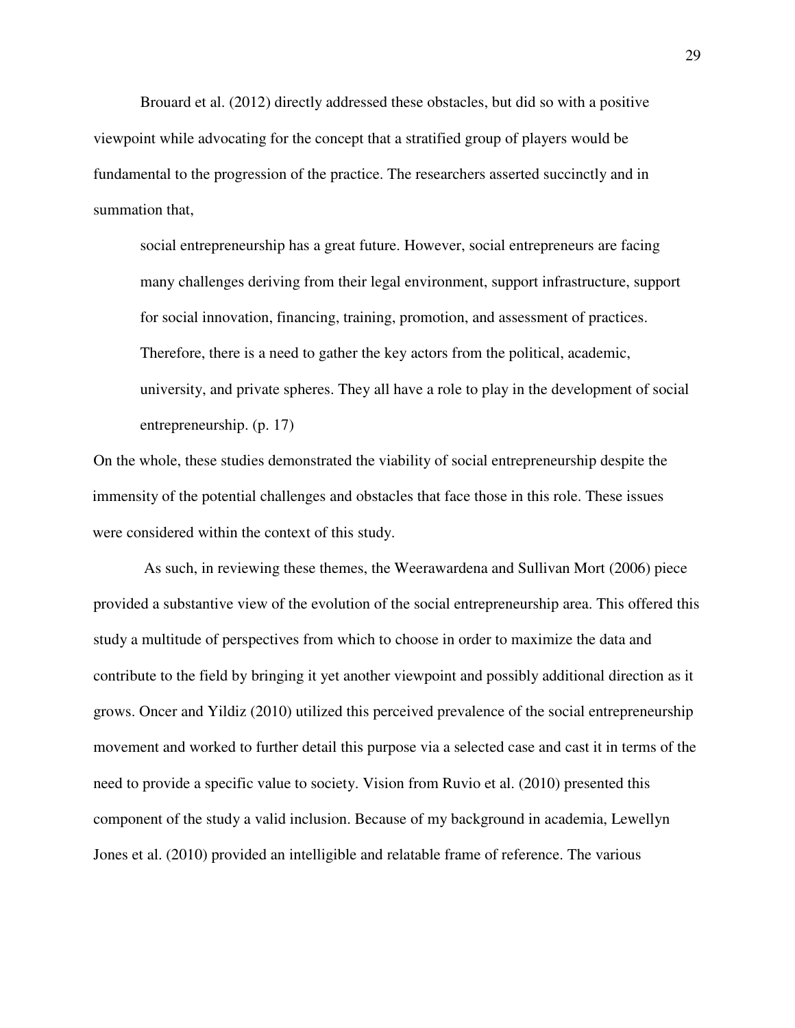Brouard et al. (2012) directly addressed these obstacles, but did so with a positive viewpoint while advocating for the concept that a stratified group of players would be fundamental to the progression of the practice. The researchers asserted succinctly and in summation that,

> social entrepreneurship has a great future. However, social entrepreneurs are facing many challenges deriving from their legal environment, support infrastructure, support for social innovation, financing, training, promotion, and assessment of practices. Therefore, there is a need to gather the key actors from the political, academic, university, and private spheres. They all have a role to play in the development of social entrepreneurship. (p. 17)

On the whole, these studies demonstrated the viability of social entrepreneurship despite the immensity of the potential challenges and obstacles that face those in this role. These issues were considered within the context of this study.

As such, in reviewing these themes, the Weerawardena and Sullivan Mort (2006) piece provided a substantive view of the evolution of the social entrepreneurship area. This offered this study a multitude of perspectives from which to choose in order to maximize the data and contribute to the field by bringing it yet another viewpoint and possibly additional direction as it grows. Oncer and Yildiz (2010) utilized this perceived prevalence of the social entrepreneurship movement and worked to further detail this purpose via a selected case and cast it in terms of the need to provide a specific value to society. Vision from Ruvio et al. (2010) presented this component of the study a valid inclusion. Because of my background in academia, Lewellyn Jones et al. (2010) provided an intelligible and relatable frame of reference. The various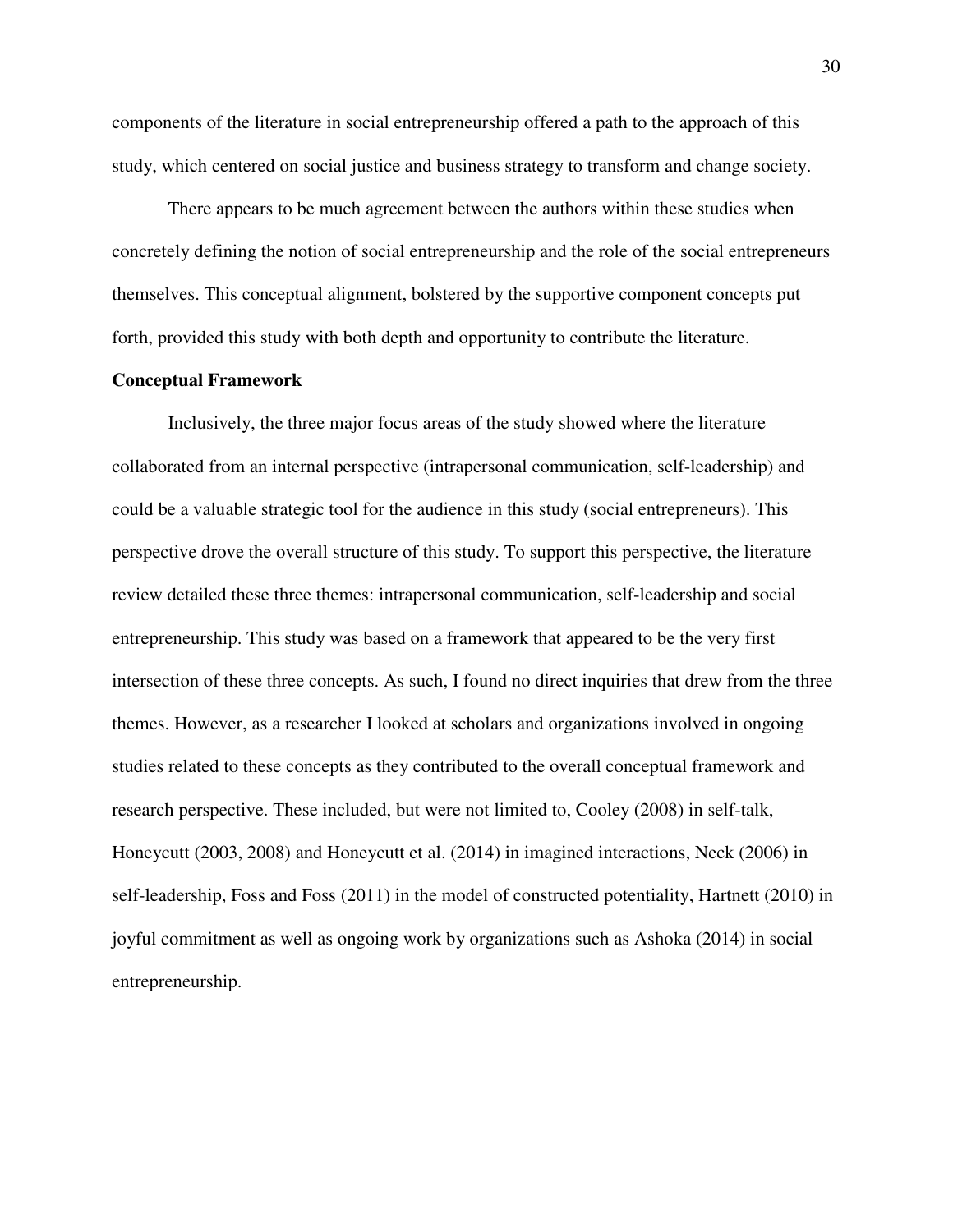components of the literature in social entrepreneurship offered a path to the approach of this study, which centered on social justice and business strategy to transform and change society.

There appears to be much agreement between the authors within these studies when concretely defining the notion of social entrepreneurship and the role of the social entrepreneurs themselves. This conceptual alignment, bolstered by the supportive component concepts put forth, provided this study with both depth and opportunity to contribute the literature.

**Conceptual Framework**

Inclusively, the three major focus areas of the study showed where the literature collaborated from an internal perspective (intrapersonal communication, self-leadership) and could be a valuable strategic tool for the audience in this study (social entrepreneurs). This perspective drove the overall structure of this study. To support this perspective, the literature review detailed these three themes: intrapersonal communication, self-leadership and social entrepreneurship. This study was based on a framework that appeared to be the very first intersection of these three concepts. As such, I found no direct inquiries that drew from the three themes. However, as a researcher I looked at scholars and organizations involved in ongoing studies related to these concepts as they contributed to the overall conceptual framework and research perspective. These included, but were not limited to, Cooley (2008) in self-talk, Honeycutt (2003, 2008) and Honeycutt et al. (2014) in imagined interactions, Neck (2006) in self-leadership, Foss and Foss (2011) in the model of constructed potentiality, Hartnett (2010) in joyful commitment as well as ongoing work by organizations such as Ashoka (2014) in social entrepreneurship.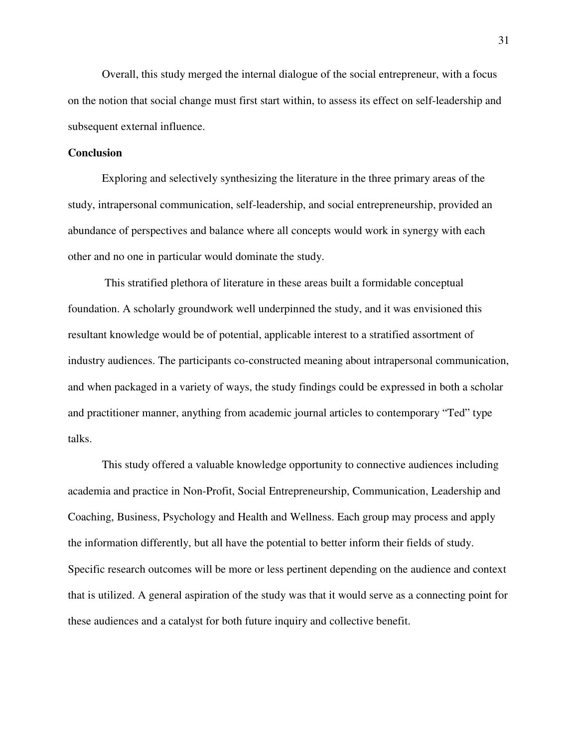Overall, this study merged the internal dialogue of the social entrepreneur, with a focus on the notion that social change must first start within, to assess its effect on self-leadership and subsequent external influence.

**Conclusion**

Exploring and selectively synthesizing the literature in the three primary areas of the study, intrapersonal communication, self-leadership, and social entrepreneurship, provided an abundance of perspectives and balance where all concepts would work in synergy with each other and no one in particular would dominate the study.

This stratified plethora of literature in these areas built a formidable conceptual foundation. A scholarly groundwork well underpinned the study, and it was envisioned this resultant knowledge would be of potential, applicable interest to a stratified assortment of industry audiences. The participants co-constructed meaning about intrapersonal communication, and when packaged in a variety of ways, the study findings could be expressed in both a scholar and practitioner manner, anything from academic journal articles to contemporary "Ted" type talks.

This study offered a valuable knowledge opportunity to connective audiences including academia and practice in Non-Profit, Social Entrepreneurship, Communication, Leadership and Coaching, Business, Psychology and Health and Wellness. Each group may process and apply the information differently, but all have the potential to better inform their fields of study. Specific research outcomes will be more or less pertinent depending on the audience and context that is utilized. A general aspiration of the study was that it would serve as a connecting point for these audiences and a catalyst for both future inquiry and collective benefit.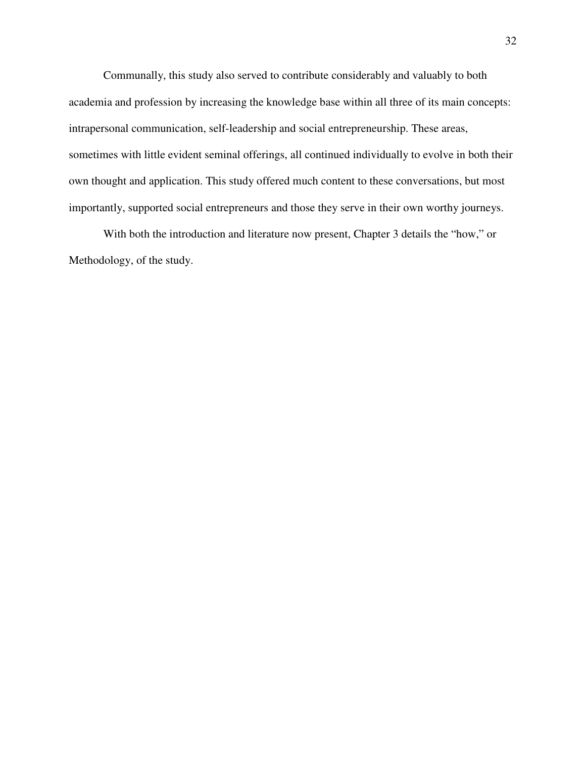Communally, this study also served to contribute considerably and valuably to both academia and profession by increasing the knowledge base within all three of its main concepts: intrapersonal communication, self-leadership and social entrepreneurship. These areas, sometimes with little evident seminal offerings, all continued individually to evolve in both their own thought and application. This study offered much content to these conversations, but most importantly, supported social entrepreneurs and those they serve in their own worthy journeys.

With both the introduction and literature now present, Chapter 3 details the "how," or Methodology, of the study.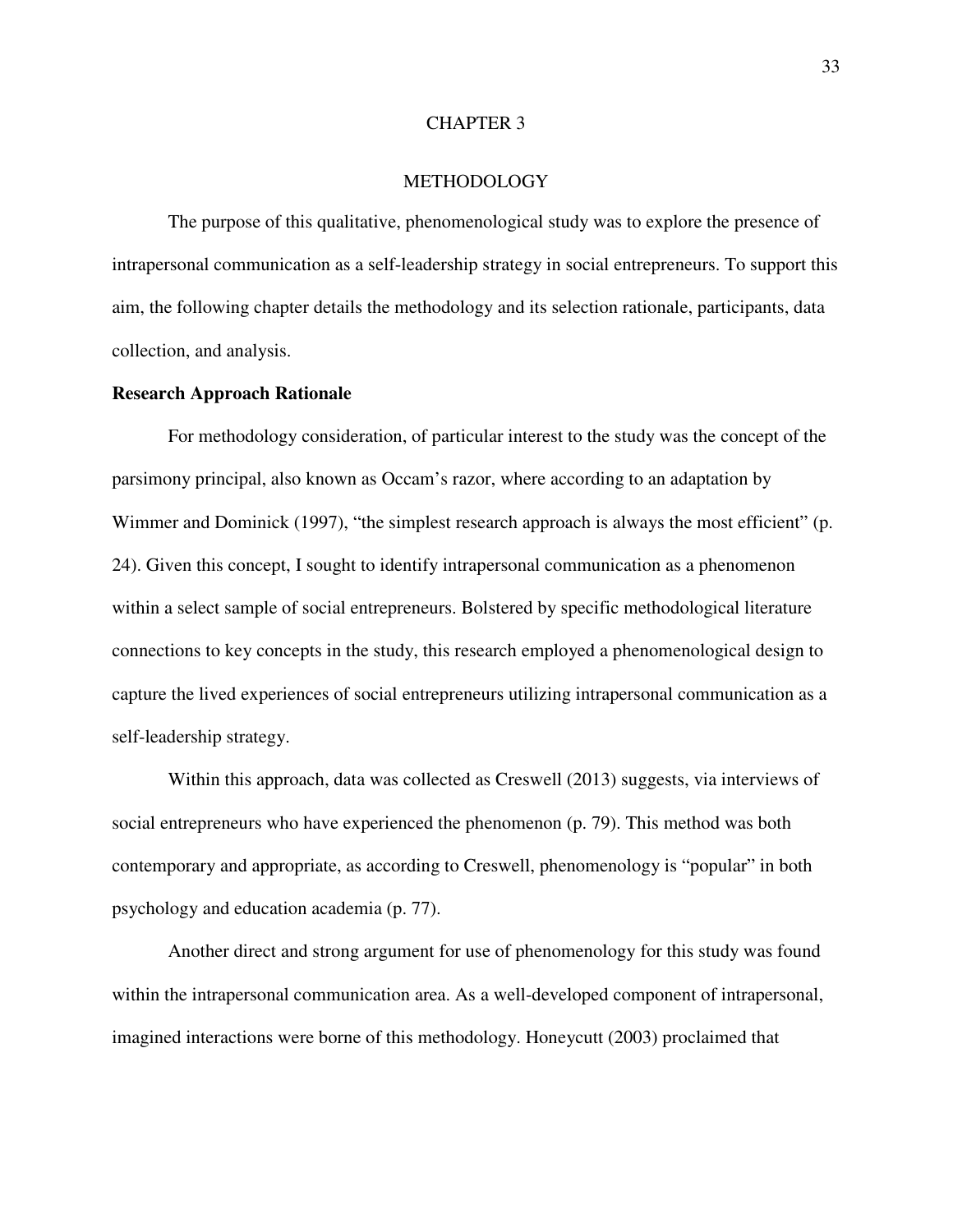# CHAPTER 3

## METHODOLOGY

The purpose of this qualitative, phenomenological study was to explore the presence of intrapersonal communication as a self-leadership strategy in social entrepreneurs. To support this aim, the following chapter details the methodology and its selection rationale, participants, data collection, and analysis.

### Research Approach Rationale

For methodology consideration, of particular interest to the study was the concept of the parsimony principal, also known as Occam's razor, where according to an adaptation by Wimmer and Dominick (1997), "the simplest research approach is always the most efficient" (p. 24). Given this concept, I sought to identify intrapersonal communication as a phenomenon within a select sample of social entrepreneurs. Bolstered by specific methodological literature connections to key concepts in the study, this research employed a phenomenological design to capture the lived experiences of social entrepreneurs utilizing intrapersonal communication as a self-leadership strategy.

Within this approach, data was collected as Creswell (2013) suggests, via interviews of social entrepreneurs who have experienced the phenomenon (p. 79). This method was both contemporary and appropriate, as according to Creswell, phenomenology is "popular" in both psychology and education academia (p. 77).

Another direct and strong argument for use of phenomenology for this study was found within the intrapersonal communication area. As a well-developed component of intrapersonal, imagined interactions were borne of this methodology. Honeycutt (2003) proclaimed that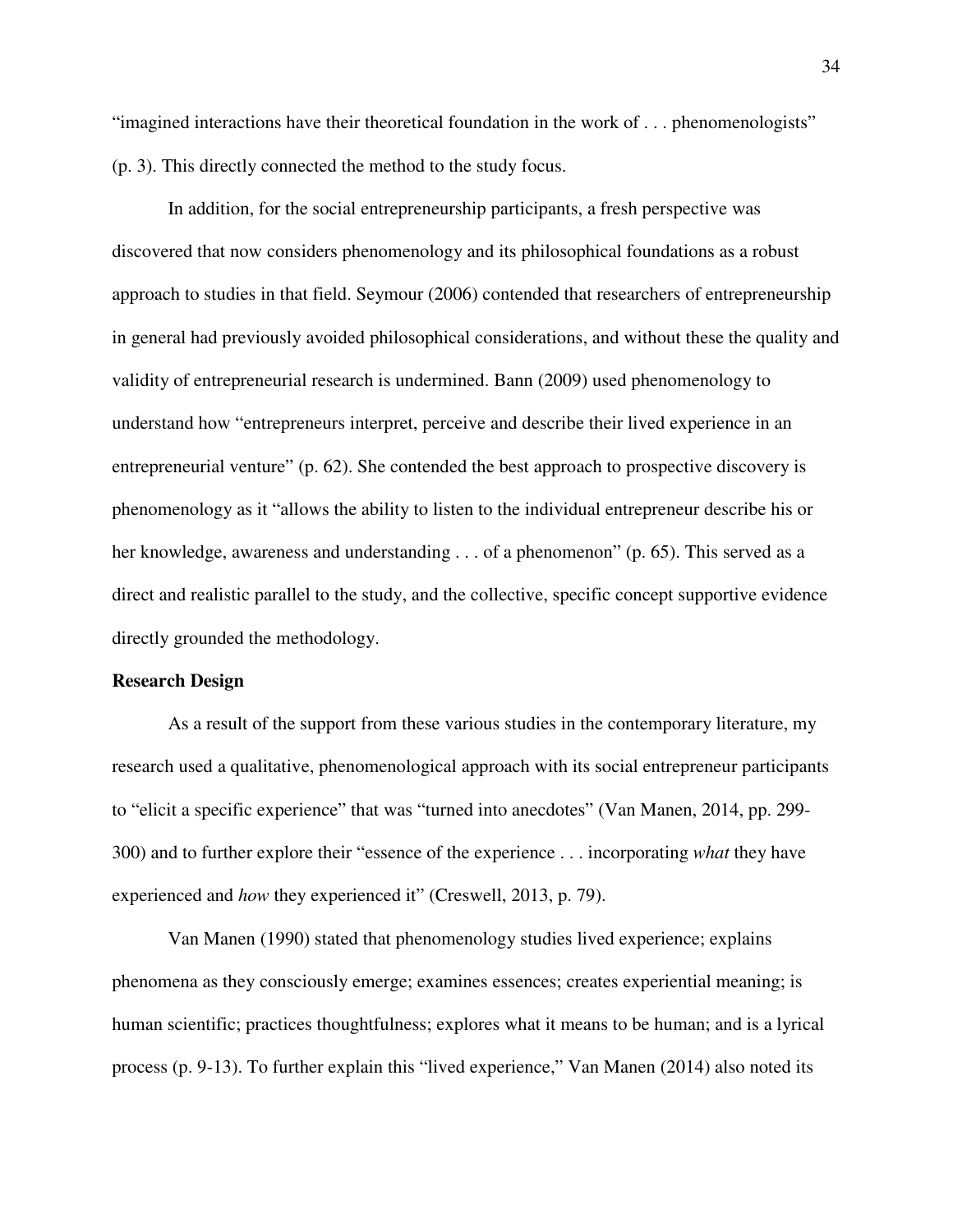“imagined interactions have their theoretical foundation in the work of . . . phenomenologists” (p. 3). This directly connected the method to the study focus.

In addition, for the social entrepreneurship participants, a fresh perspective was discovered that now considers phenomenology and its philosophical foundations as a robust approach to studies in that field. Seymour (2006) contended that researchers of entrepreneurship in general had previously avoided philosophical considerations, and without these the quality and validity of entrepreneurial research is undermined. Bann (2009) used phenomenology to understand how “entrepreneurs interpret, perceive and describe their lived experience in an entrepreneurial venture” (p. 62). She contended the best approach to prospective discovery is phenomenology as it “allows the ability to listen to the individual entrepreneur describe his or her knowledge, awareness and understanding . . . of a phenomenon” (p. 65). This served as a direct and realistic parallel to the study, and the collective, specific concept supportive evidence directly grounded the methodology.

**Research Design**

As a result of the support from these various studies in the contemporary literature, my research used a qualitative, phenomenological approach with its social entrepreneur participants to “elicit a specific experience” that was “turned into anecdotes” (Van Manen, 2014, pp. 299-300) and to further explore their “essence of the experience . . . incorporating *what* they have experienced and *how* they experienced it” (Creswell, 2013, p. 79).

Van Manen (1990) stated that phenomenology studies lived experience; explains phenomena as they consciously emerge; examines essences; creates experiential meaning; is human scientific; practices thoughtfulness; explores what it means to be human; and is a lyrical process (p. 9-13). To further explain this “lived experience,” Van Manen (2014) also noted its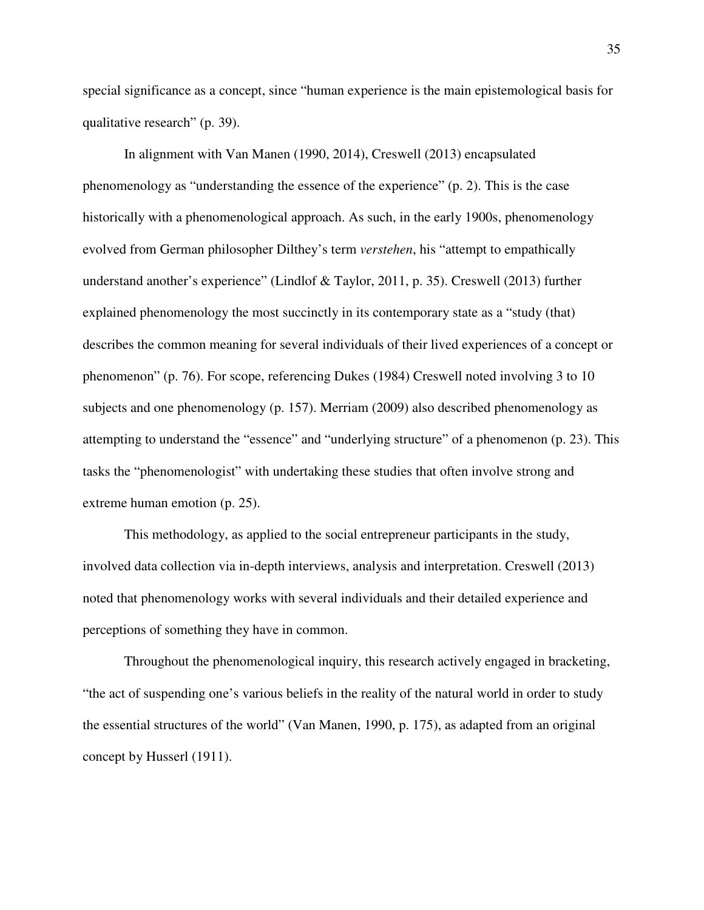special significance as a concept, since "human experience is the main epistemological basis for qualitative research" (p. 39).

In alignment with Van Manen (1990, 2014), Creswell (2013) encapsulated phenomenology as "understanding the essence of the experience" (p. 2). This is the case historically with a phenomenological approach. As such, in the early 1900s, phenomenology evolved from German philosopher Dilthey's term *verstehen*, his "attempt to empathically understand another's experience" (Lindlof & Taylor, 2011, p. 35). Creswell (2013) further explained phenomenology the most succinctly in its contemporary state as a "study (that) describes the common meaning for several individuals of their lived experiences of a concept or phenomenon" (p. 76). For scope, referencing Dukes (1984) Creswell noted involving 3 to 10 subjects and one phenomenology (p. 157). Merriam (2009) also described phenomenology as attempting to understand the "essence" and "underlying structure" of a phenomenon (p. 23). This tasks the "phenomenologist" with undertaking these studies that often involve strong and extreme human emotion (p. 25).

This methodology, as applied to the social entrepreneur participants in the study, involved data collection via in-depth interviews, analysis and interpretation. Creswell (2013) noted that phenomenology works with several individuals and their detailed experience and perceptions of something they have in common.

Throughout the phenomenological inquiry, this research actively engaged in bracketing, "the act of suspending one's various beliefs in the reality of the natural world in order to study the essential structures of the world" (Van Manen, 1990, p. 175), as adapted from an original concept by Husserl (1911).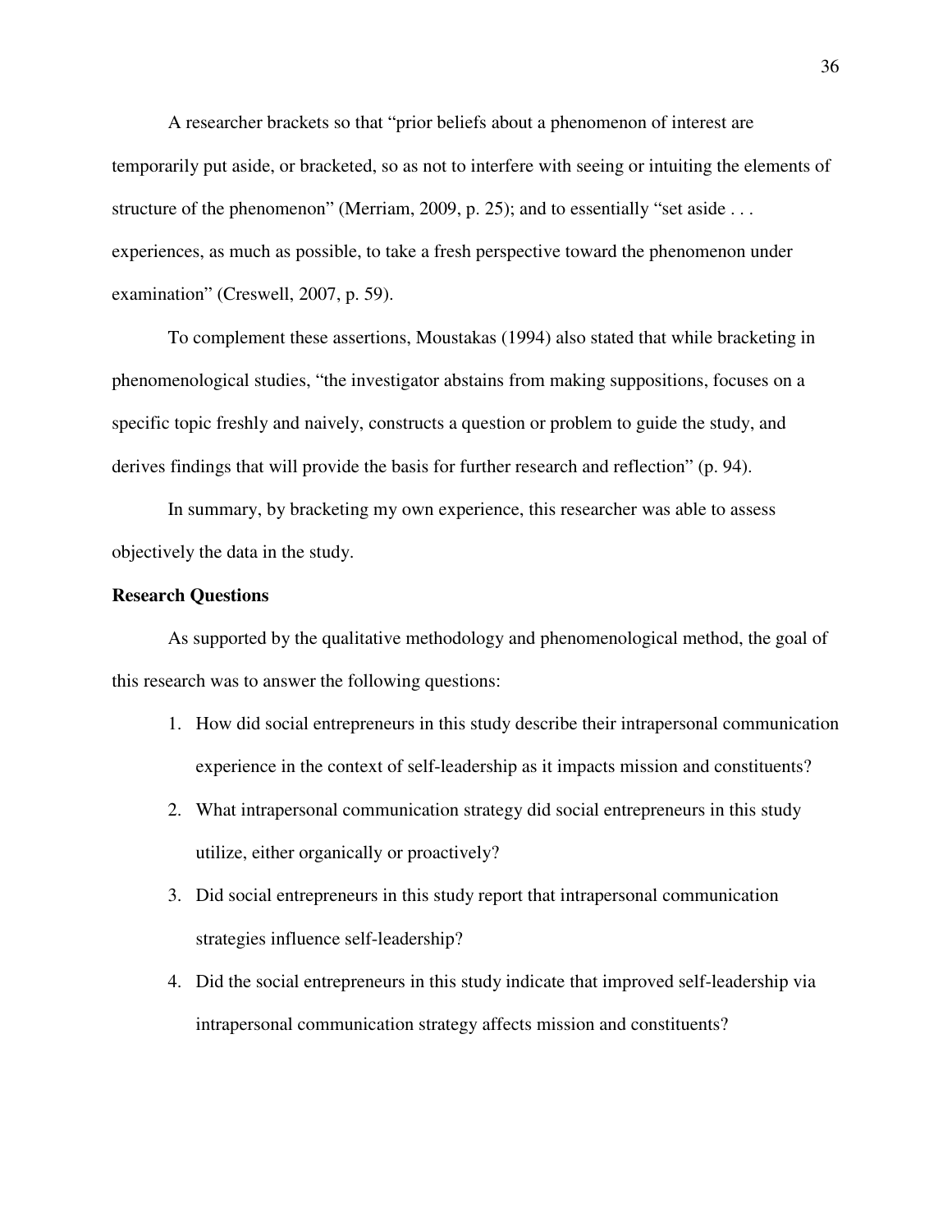A researcher brackets so that "prior beliefs about a phenomenon of interest are temporarily put aside, or bracketed, so as not to interfere with seeing or intuiting the elements of structure of the phenomenon" (Merriam, 2009, p. 25); and to essentially "set aside . . . experiences, as much as possible, to take a fresh perspective toward the phenomenon under examination" (Creswell, 2007, p. 59).

To complement these assertions, Moustakas (1994) also stated that while bracketing in phenomenological studies, "the investigator abstains from making suppositions, focuses on a specific topic freshly and naively, constructs a question or problem to guide the study, and derives findings that will provide the basis for further research and reflection" (p. 94).

In summary, by bracketing my own experience, this researcher was able to assess objectively the data in the study.

**Research Questions**

As supported by the qualitative methodology and phenomenological method, the goal of this research was to answer the following questions:

1. How did social entrepreneurs in this study describe their intrapersonal communication experience in the context of self-leadership as it impacts mission and constituents?
2. What intrapersonal communication strategy did social entrepreneurs in this study utilize, either organically or proactively?
3. Did social entrepreneurs in this study report that intrapersonal communication strategies influence self-leadership?
4. Did the social entrepreneurs in this study indicate that improved self-leadership via intrapersonal communication strategy affects mission and constituents?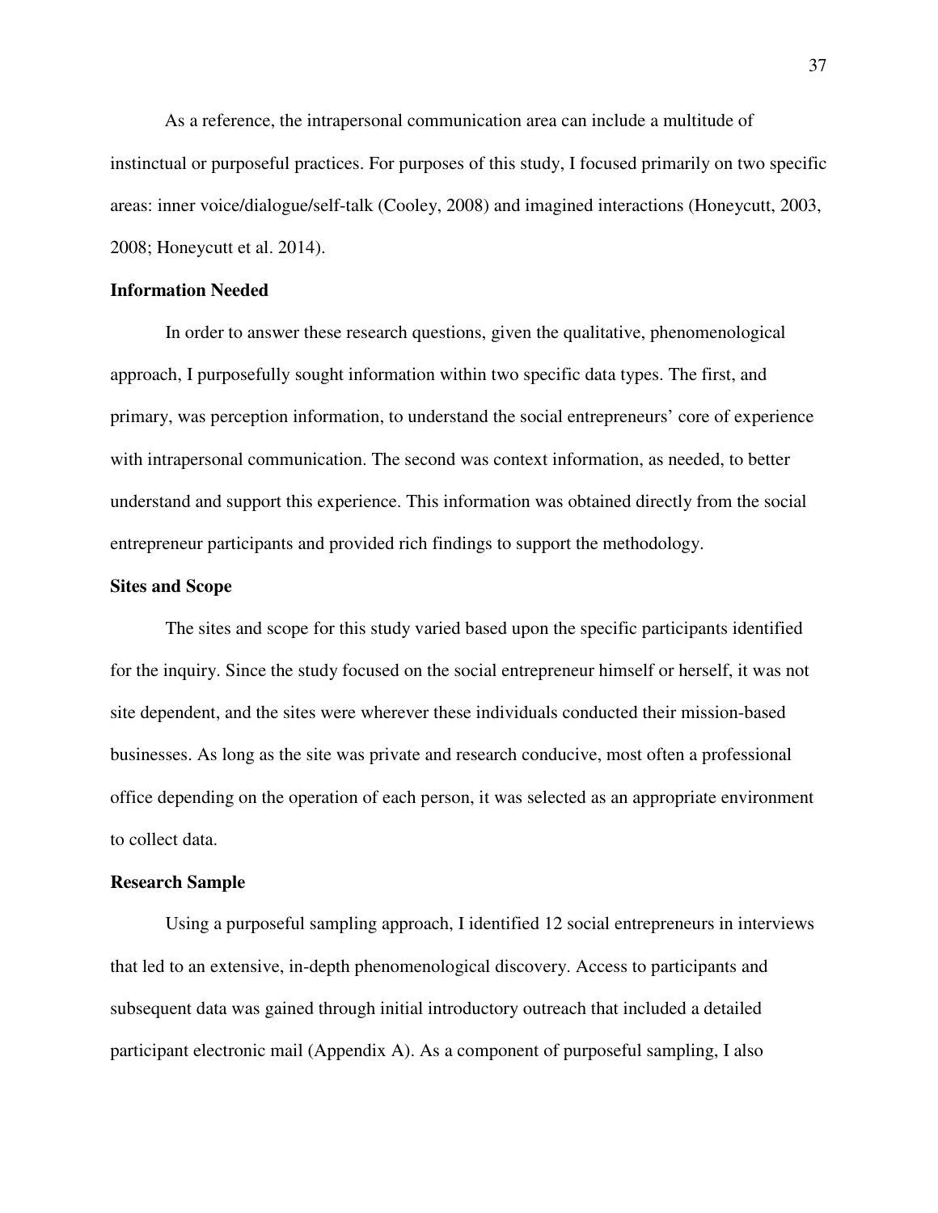As a reference, the intrapersonal communication area can include a multitude of instinctual or purposeful practices. For purposes of this study, I focused primarily on two specific areas: inner voice/dialogue/self-talk (Cooley, 2008) and imagined interactions (Honeycutt, 2003, 2008; Honeycutt et al. 2014).

## Information Needed

In order to answer these research questions, given the qualitative, phenomenological approach, I purposefully sought information within two specific data types. The first, and primary, was perception information, to understand the social entrepreneurs' core of experience with intrapersonal communication. The second was context information, as needed, to better understand and support this experience. This information was obtained directly from the social entrepreneur participants and provided rich findings to support the methodology.

## Sites and Scope

The sites and scope for this study varied based upon the specific participants identified for the inquiry. Since the study focused on the social entrepreneur himself or herself, it was not site dependent, and the sites were wherever these individuals conducted their mission-based businesses. As long as the site was private and research conducive, most often a professional office depending on the operation of each person, it was selected as an appropriate environment to collect data.

## Research Sample

Using a purposeful sampling approach, I identified 12 social entrepreneurs in interviews that led to an extensive, in-depth phenomenological discovery. Access to participants and subsequent data was gained through initial introductory outreach that included a detailed participant electronic mail (Appendix A). As a component of purposeful sampling, I also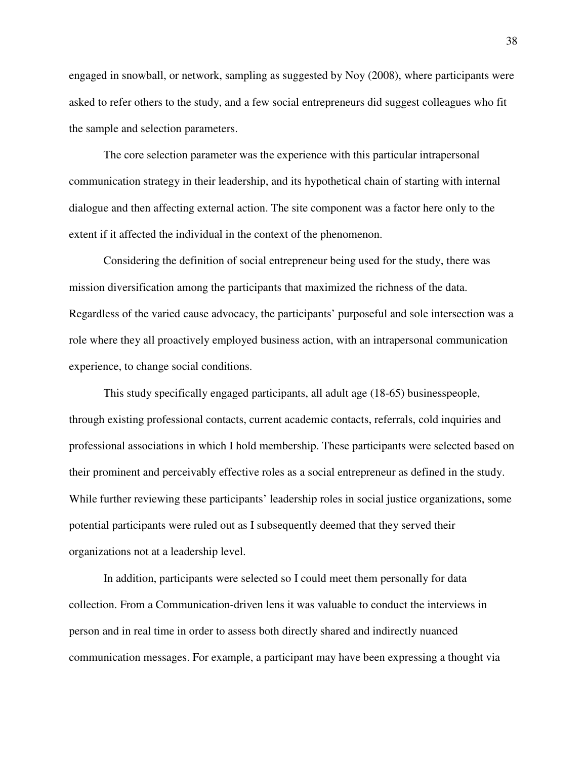engaged in snowball, or network, sampling as suggested by Noy (2008), where participants were asked to refer others to the study, and a few social entrepreneurs did suggest colleagues who fit the sample and selection parameters.

The core selection parameter was the experience with this particular intrapersonal communication strategy in their leadership, and its hypothetical chain of starting with internal dialogue and then affecting external action. The site component was a factor here only to the extent if it affected the individual in the context of the phenomenon.

Considering the definition of social entrepreneur being used for the study, there was mission diversification among the participants that maximized the richness of the data. Regardless of the varied cause advocacy, the participants' purposeful and sole intersection was a role where they all proactively employed business action, with an intrapersonal communication experience, to change social conditions.

This study specifically engaged participants, all adult age (18-65) businesspeople, through existing professional contacts, current academic contacts, referrals, cold inquiries and professional associations in which I hold membership. These participants were selected based on their prominent and perceivably effective roles as a social entrepreneur as defined in the study. While further reviewing these participants' leadership roles in social justice organizations, some potential participants were ruled out as I subsequently deemed that they served their organizations not at a leadership level.

In addition, participants were selected so I could meet them personally for data collection. From a Communication-driven lens it was valuable to conduct the interviews in person and in real time in order to assess both directly shared and indirectly nuanced communication messages. For example, a participant may have been expressing a thought via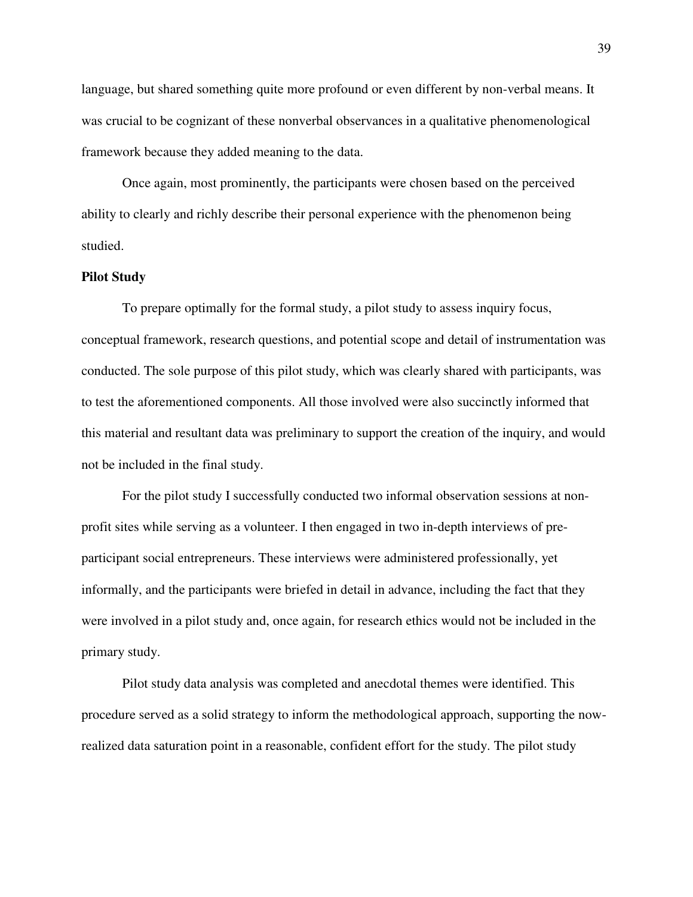language, but shared something quite more profound or even different by non-verbal means. It was crucial to be cognizant of these nonverbal observances in a qualitative phenomenological framework because they added meaning to the data.

Once again, most prominently, the participants were chosen based on the perceived ability to clearly and richly describe their personal experience with the phenomenon being studied.

**Pilot Study**

To prepare optimally for the formal study, a pilot study to assess inquiry focus, conceptual framework, research questions, and potential scope and detail of instrumentation was conducted. The sole purpose of this pilot study, which was clearly shared with participants, was to test the aforementioned components. All those involved were also succinctly informed that this material and resultant data was preliminary to support the creation of the inquiry, and would not be included in the final study.

For the pilot study I successfully conducted two informal observation sessions at non-profit sites while serving as a volunteer. I then engaged in two in-depth interviews of pre-participant social entrepreneurs. These interviews were administered professionally, yet informally, and the participants were briefed in detail in advance, including the fact that they were involved in a pilot study and, once again, for research ethics would not be included in the primary study.

Pilot study data analysis was completed and anecdotal themes were identified. This procedure served as a solid strategy to inform the methodological approach, supporting the now-realized data saturation point in a reasonable, confident effort for the study. The pilot study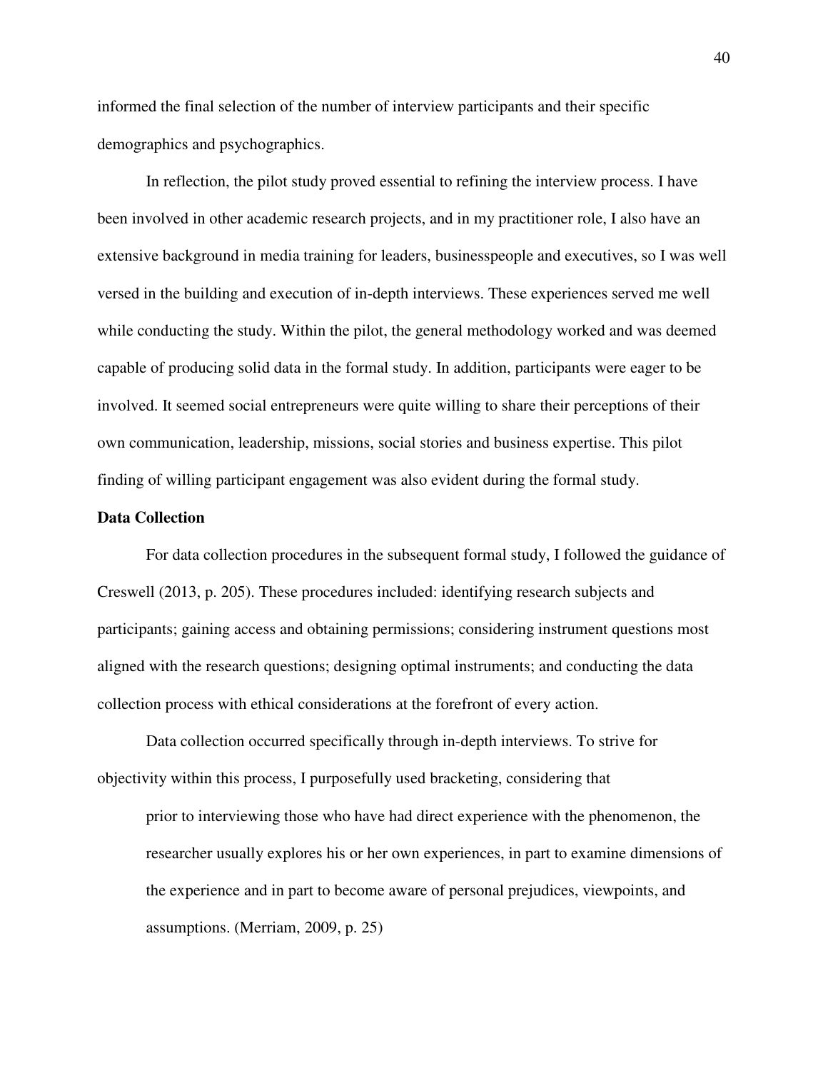informed the final selection of the number of interview participants and their specific demographics and psychographics.

In reflection, the pilot study proved essential to refining the interview process. I have been involved in other academic research projects, and in my practitioner role, I also have an extensive background in media training for leaders, businesspeople and executives, so I was well versed in the building and execution of in-depth interviews. These experiences served me well while conducting the study. Within the pilot, the general methodology worked and was deemed capable of producing solid data in the formal study. In addition, participants were eager to be involved. It seemed social entrepreneurs were quite willing to share their perceptions of their own communication, leadership, missions, social stories and business expertise. This pilot finding of willing participant engagement was also evident during the formal study.

**Data Collection**

For data collection procedures in the subsequent formal study, I followed the guidance of Creswell (2013, p. 205). These procedures included: identifying research subjects and participants; gaining access and obtaining permissions; considering instrument questions most aligned with the research questions; designing optimal instruments; and conducting the data collection process with ethical considerations at the forefront of every action.

Data collection occurred specifically through in-depth interviews. To strive for objectivity within this process, I purposefully used bracketing, considering that

> prior to interviewing those who have had direct experience with the phenomenon, the researcher usually explores his or her own experiences, in part to examine dimensions of the experience and in part to become aware of personal prejudices, viewpoints, and assumptions. (Merriam, 2009, p. 25)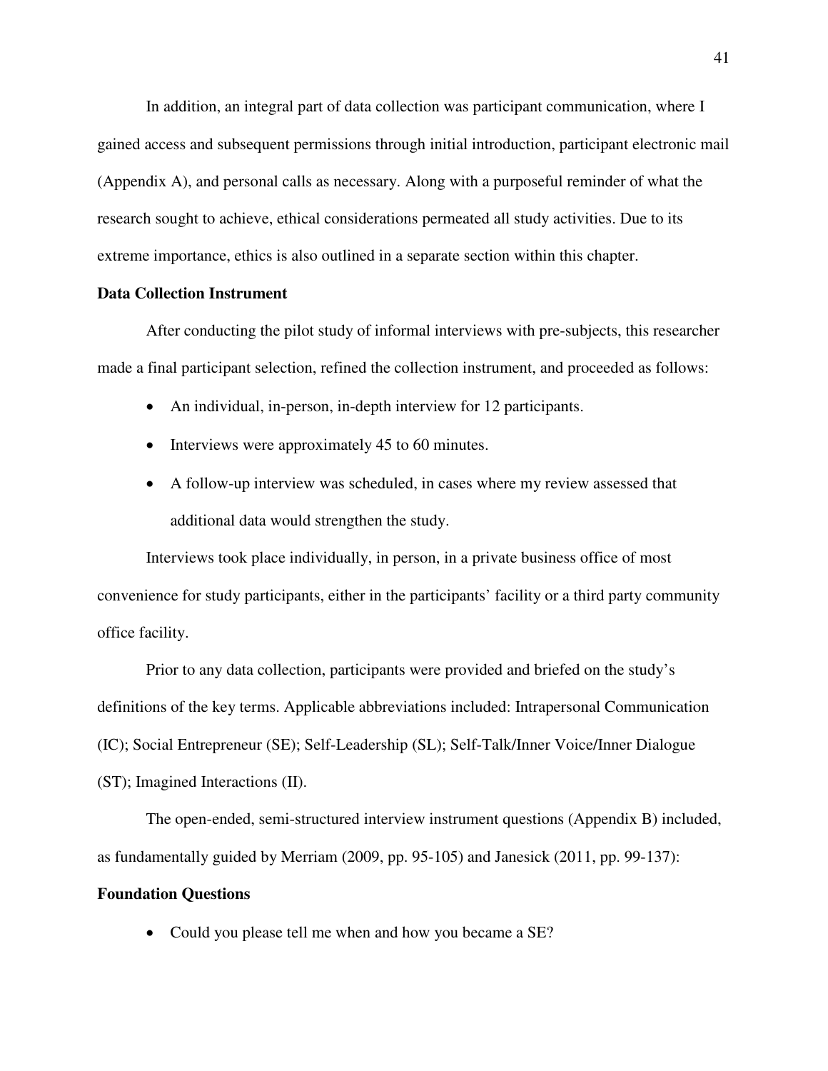In addition, an integral part of data collection was participant communication, where I gained access and subsequent permissions through initial introduction, participant electronic mail (Appendix A), and personal calls as necessary. Along with a purposeful reminder of what the research sought to achieve, ethical considerations permeated all study activities. Due to its extreme importance, ethics is also outlined in a separate section within this chapter.

**Data Collection Instrument**

After conducting the pilot study of informal interviews with pre-subjects, this researcher made a final participant selection, refined the collection instrument, and proceeded as follows:

- An individual, in-person, in-depth interview for 12 participants.
- Interviews were approximately 45 to 60 minutes.
- A follow-up interview was scheduled, in cases where my review assessed that additional data would strengthen the study.

Interviews took place individually, in person, in a private business office of most convenience for study participants, either in the participants' facility or a third party community office facility.

Prior to any data collection, participants were provided and briefed on the study's definitions of the key terms. Applicable abbreviations included: Intrapersonal Communication (IC); Social Entrepreneur (SE); Self-Leadership (SL); Self-Talk/Inner Voice/Inner Dialogue (ST); Imagined Interactions (II).

The open-ended, semi-structured interview instrument questions (Appendix B) included, as fundamentally guided by Merriam (2009, pp. 95-105) and Janesick (2011, pp. 99-137):

**Foundation Questions**

- Could you please tell me when and how you became a SE?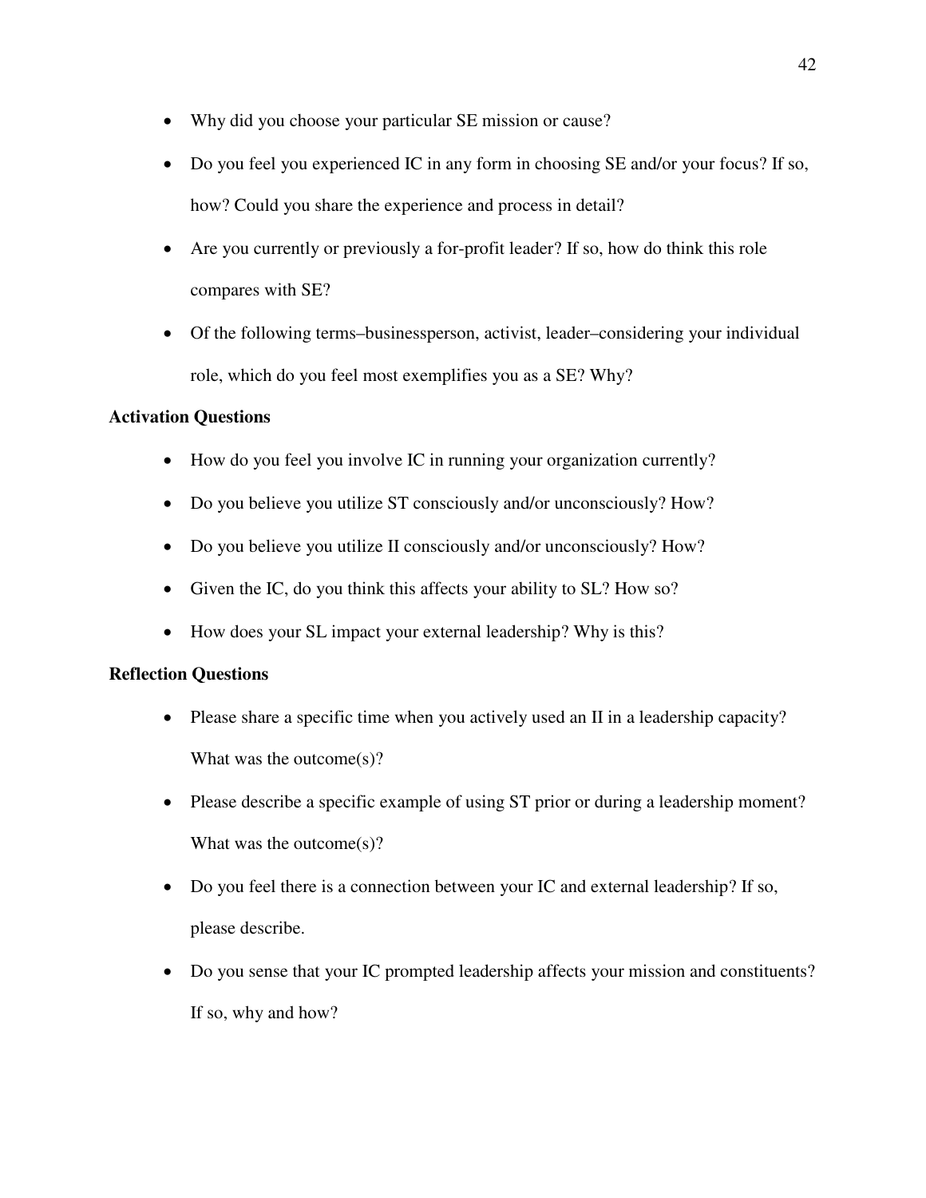- Why did you choose your particular SE mission or cause?
- Do you feel you experienced IC in any form in choosing SE and/or your focus? If so, how? Could you share the experience and process in detail?
- Are you currently or previously a for-profit leader? If so, how do think this role compares with SE?
- Of the following terms–businessperson, activist, leader–considering your individual role, which do you feel most exemplifies you as a SE? Why?

**Activation Questions**

- How do you feel you involve IC in running your organization currently?
- Do you believe you utilize ST consciously and/or unconsciously? How?
- Do you believe you utilize II consciously and/or unconsciously? How?
- Given the IC, do you think this affects your ability to SL? How so?
- How does your SL impact your external leadership? Why is this?

**Reflection Questions**

- Please share a specific time when you actively used an II in a leadership capacity? What was the outcome(s)?
- Please describe a specific example of using ST prior or during a leadership moment? What was the outcome(s)?
- Do you feel there is a connection between your IC and external leadership? If so, please describe.
- Do you sense that your IC prompted leadership affects your mission and constituents? If so, why and how?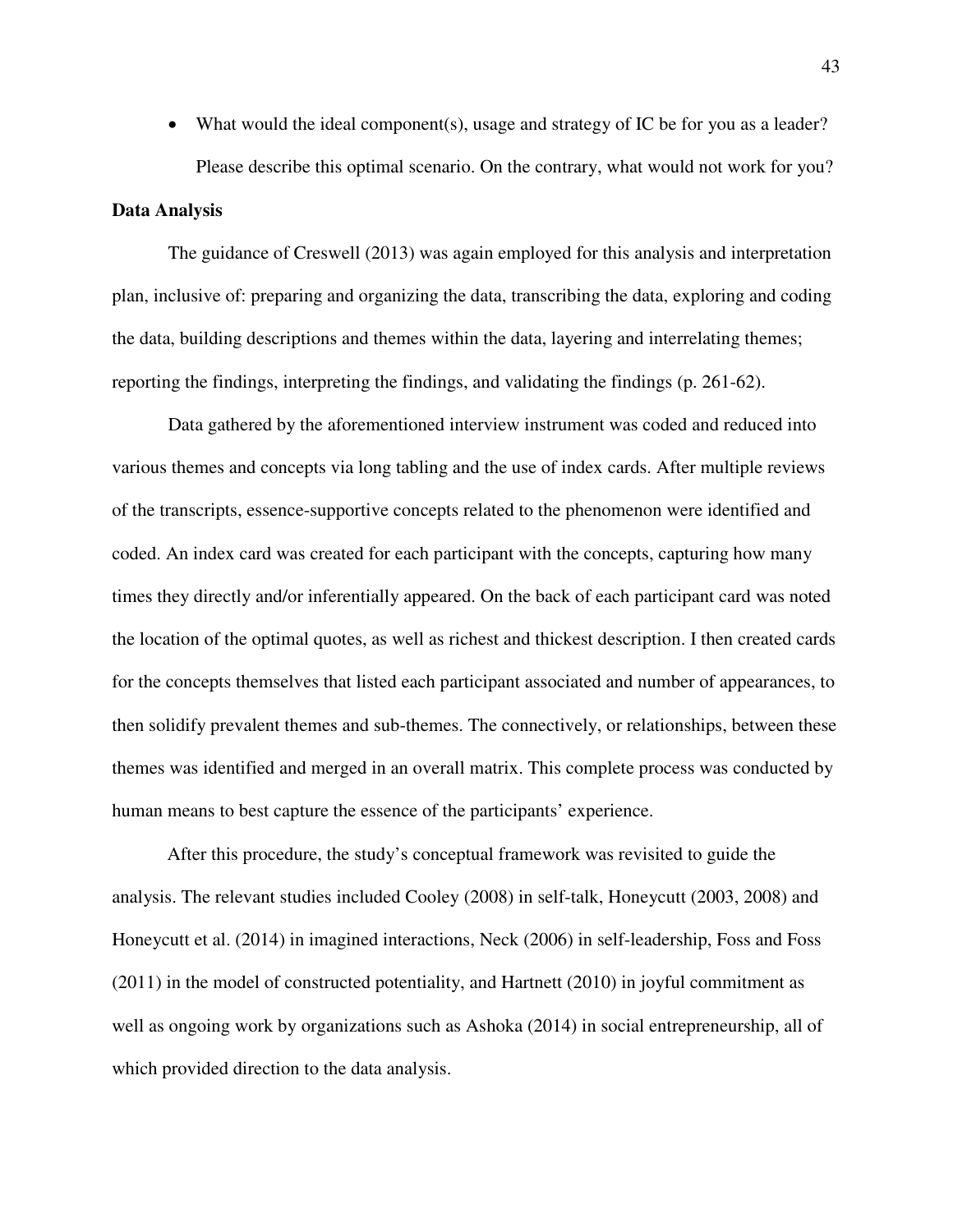- What would the ideal component(s), usage and strategy of IC be for you as a leader? Please describe this optimal scenario. On the contrary, what would not work for you?

**Data Analysis**

The guidance of Creswell (2013) was again employed for this analysis and interpretation plan, inclusive of: preparing and organizing the data, transcribing the data, exploring and coding the data, building descriptions and themes within the data, layering and interrelating themes; reporting the findings, interpreting the findings, and validating the findings (p. 261-62).

Data gathered by the aforementioned interview instrument was coded and reduced into various themes and concepts via long tabling and the use of index cards. After multiple reviews of the transcripts, essence-supportive concepts related to the phenomenon were identified and coded. An index card was created for each participant with the concepts, capturing how many times they directly and/or inferentially appeared. On the back of each participant card was noted the location of the optimal quotes, as well as richest and thickest description. I then created cards for the concepts themselves that listed each participant associated and number of appearances, to then solidify prevalent themes and sub-themes. The connectively, or relationships, between these themes was identified and merged in an overall matrix. This complete process was conducted by human means to best capture the essence of the participants' experience.

After this procedure, the study's conceptual framework was revisited to guide the analysis. The relevant studies included Cooley (2008) in self-talk, Honeycutt (2003, 2008) and Honeycutt et al. (2014) in imagined interactions, Neck (2006) in self-leadership, Foss and Foss (2011) in the model of constructed potentiality, and Hartnett (2010) in joyful commitment as well as ongoing work by organizations such as Ashoka (2014) in social entrepreneurship, all of which provided direction to the data analysis.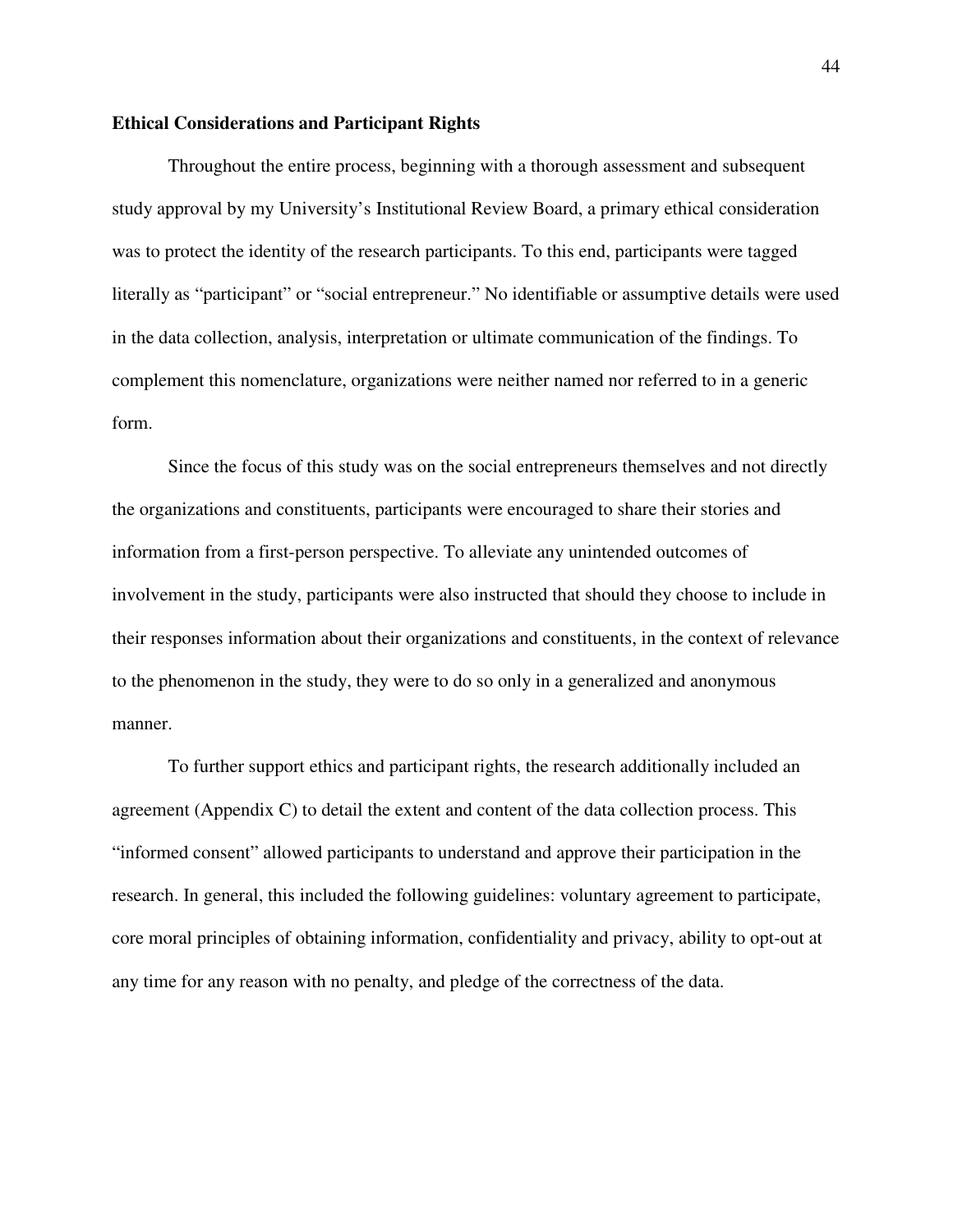**Ethical Considerations and Participant Rights**

Throughout the entire process, beginning with a thorough assessment and subsequent study approval by my University's Institutional Review Board, a primary ethical consideration was to protect the identity of the research participants. To this end, participants were tagged literally as "participant" or "social entrepreneur." No identifiable or assumptive details were used in the data collection, analysis, interpretation or ultimate communication of the findings. To complement this nomenclature, organizations were neither named nor referred to in a generic form.

Since the focus of this study was on the social entrepreneurs themselves and not directly the organizations and constituents, participants were encouraged to share their stories and information from a first-person perspective. To alleviate any unintended outcomes of involvement in the study, participants were also instructed that should they choose to include in their responses information about their organizations and constituents, in the context of relevance to the phenomenon in the study, they were to do so only in a generalized and anonymous manner.

To further support ethics and participant rights, the research additionally included an agreement (Appendix C) to detail the extent and content of the data collection process. This "informed consent" allowed participants to understand and approve their participation in the research. In general, this included the following guidelines: voluntary agreement to participate, core moral principles of obtaining information, confidentiality and privacy, ability to opt-out at any time for any reason with no penalty, and pledge of the correctness of the data.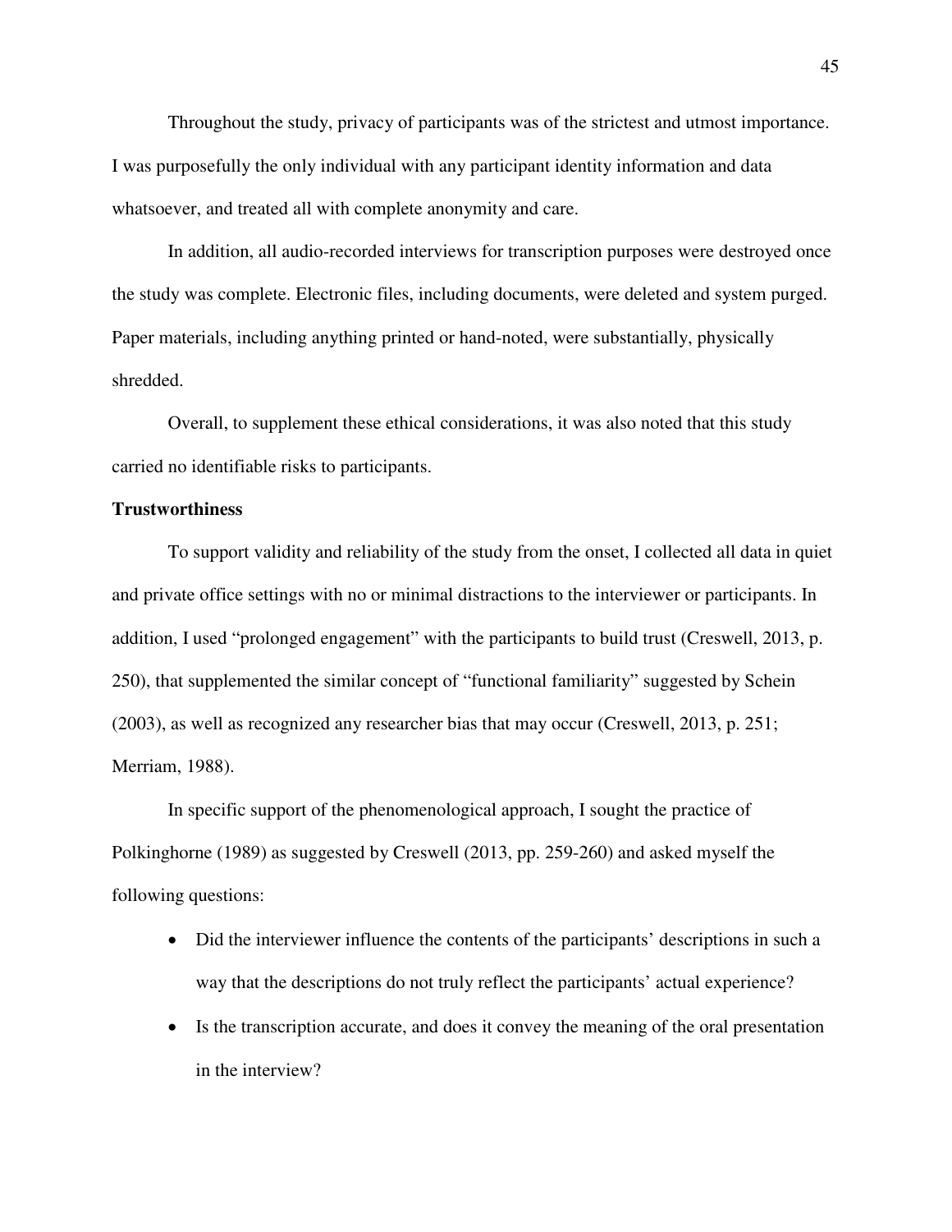Throughout the study, privacy of participants was of the strictest and utmost importance. I was purposefully the only individual with any participant identity information and data whatsoever, and treated all with complete anonymity and care.

In addition, all audio-recorded interviews for transcription purposes were destroyed once the study was complete. Electronic files, including documents, were deleted and system purged. Paper materials, including anything printed or hand-noted, were substantially, physically shredded.

Overall, to supplement these ethical considerations, it was also noted that this study carried no identifiable risks to participants.

**Trustworthiness**

To support validity and reliability of the study from the onset, I collected all data in quiet and private office settings with no or minimal distractions to the interviewer or participants. In addition, I used "prolonged engagement" with the participants to build trust (Creswell, 2013, p. 250), that supplemented the similar concept of "functional familiarity" suggested by Schein (2003), as well as recognized any researcher bias that may occur (Creswell, 2013, p. 251; Merriam, 1988).

In specific support of the phenomenological approach, I sought the practice of Polkinghorne (1989) as suggested by Creswell (2013, pp. 259-260) and asked myself the following questions:

- Did the interviewer influence the contents of the participants' descriptions in such a way that the descriptions do not truly reflect the participants' actual experience?
- Is the transcription accurate, and does it convey the meaning of the oral presentation in the interview?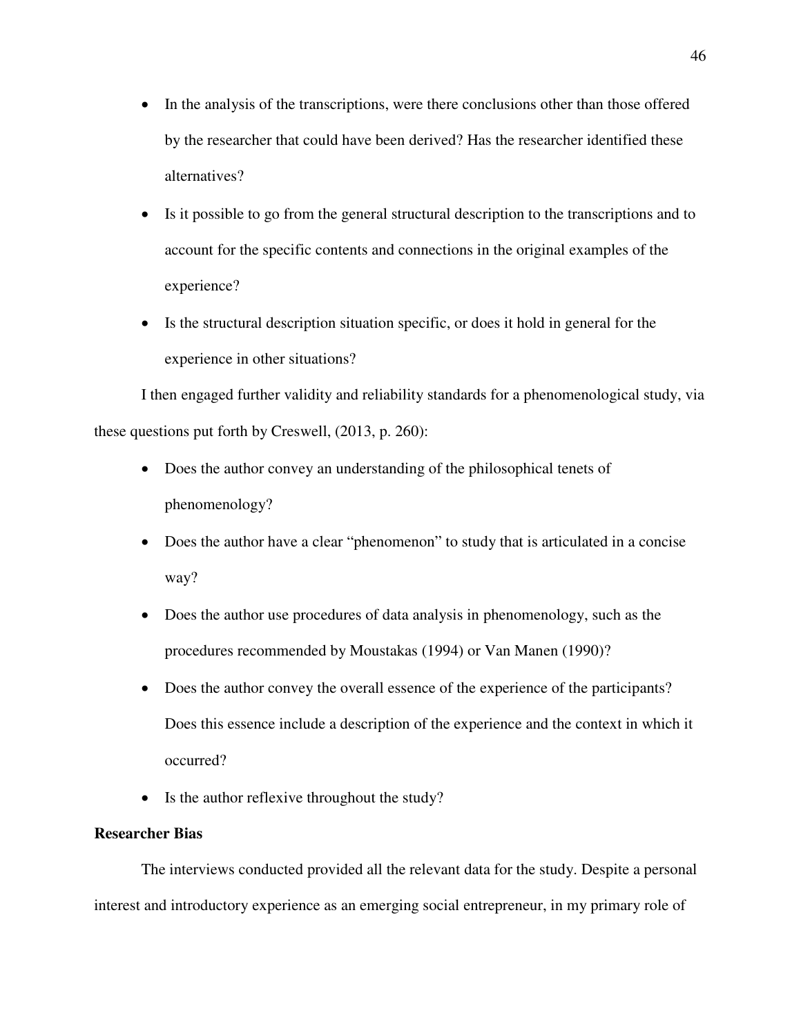- In the analysis of the transcriptions, were there conclusions other than those offered by the researcher that could have been derived? Has the researcher identified these alternatives?
- Is it possible to go from the general structural description to the transcriptions and to account for the specific contents and connections in the original examples of the experience?
- Is the structural description situation specific, or does it hold in general for the experience in other situations?

I then engaged further validity and reliability standards for a phenomenological study, via these questions put forth by Creswell, (2013, p. 260):

- Does the author convey an understanding of the philosophical tenets of phenomenology?
- Does the author have a clear "phenomenon" to study that is articulated in a concise way?
- Does the author use procedures of data analysis in phenomenology, such as the procedures recommended by Moustakas (1994) or Van Manen (1990)?
- Does the author convey the overall essence of the experience of the participants? Does this essence include a description of the experience and the context in which it occurred?
- Is the author reflexive throughout the study?

**Researcher Bias**

The interviews conducted provided all the relevant data for the study. Despite a personal interest and introductory experience as an emerging social entrepreneur, in my primary role of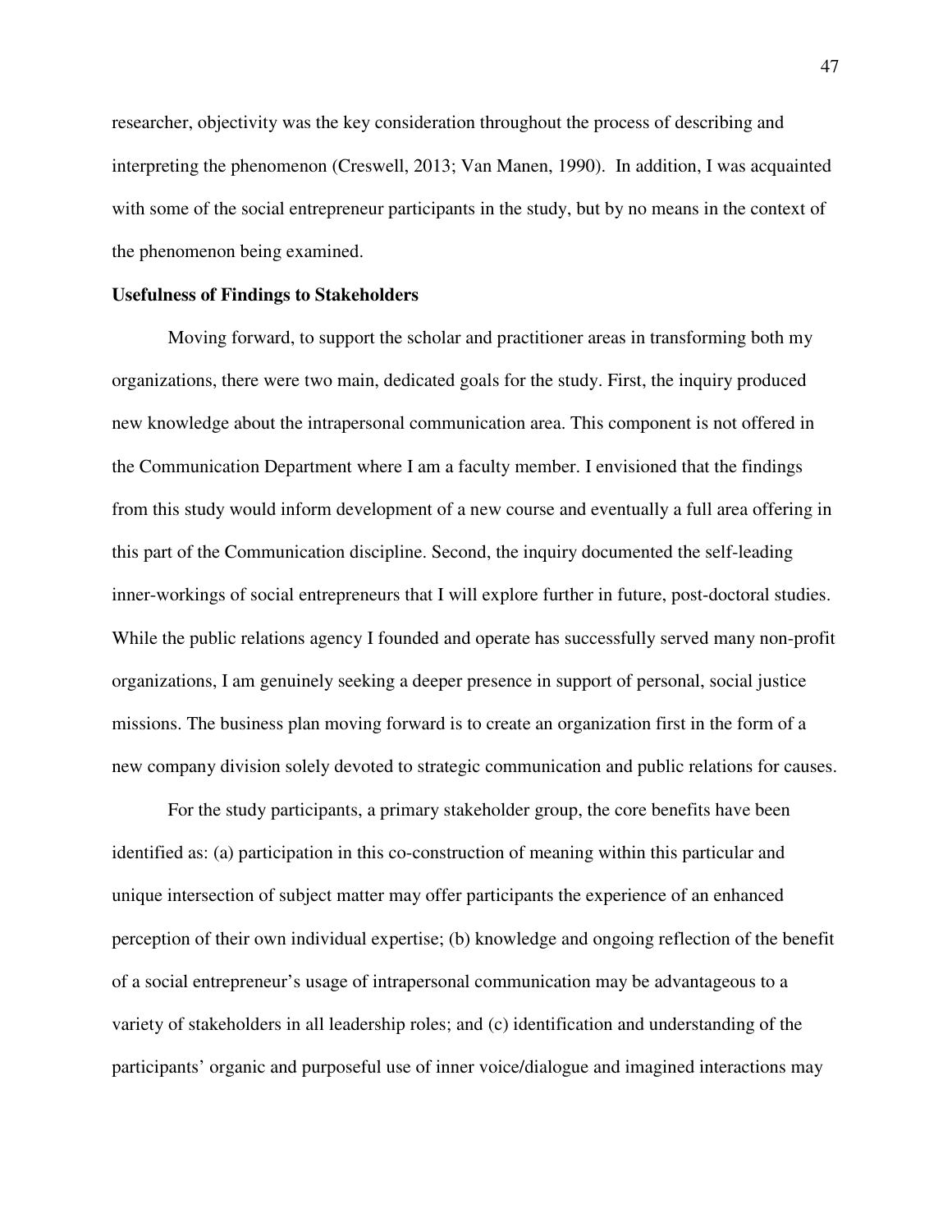researcher, objectivity was the key consideration throughout the process of describing and interpreting the phenomenon (Creswell, 2013; Van Manen, 1990). In addition, I was acquainted with some of the social entrepreneur participants in the study, but by no means in the context of the phenomenon being examined.

**Usefulness of Findings to Stakeholders**

Moving forward, to support the scholar and practitioner areas in transforming both my organizations, there were two main, dedicated goals for the study. First, the inquiry produced new knowledge about the intrapersonal communication area. This component is not offered in the Communication Department where I am a faculty member. I envisioned that the findings from this study would inform development of a new course and eventually a full area offering in this part of the Communication discipline. Second, the inquiry documented the self-leading inner-workings of social entrepreneurs that I will explore further in future, post-doctoral studies. While the public relations agency I founded and operate has successfully served many non-profit organizations, I am genuinely seeking a deeper presence in support of personal, social justice missions. The business plan moving forward is to create an organization first in the form of a new company division solely devoted to strategic communication and public relations for causes.

For the study participants, a primary stakeholder group, the core benefits have been identified as: (a) participation in this co-construction of meaning within this particular and unique intersection of subject matter may offer participants the experience of an enhanced perception of their own individual expertise; (b) knowledge and ongoing reflection of the benefit of a social entrepreneur's usage of intrapersonal communication may be advantageous to a variety of stakeholders in all leadership roles; and (c) identification and understanding of the participants' organic and purposeful use of inner voice/dialogue and imagined interactions may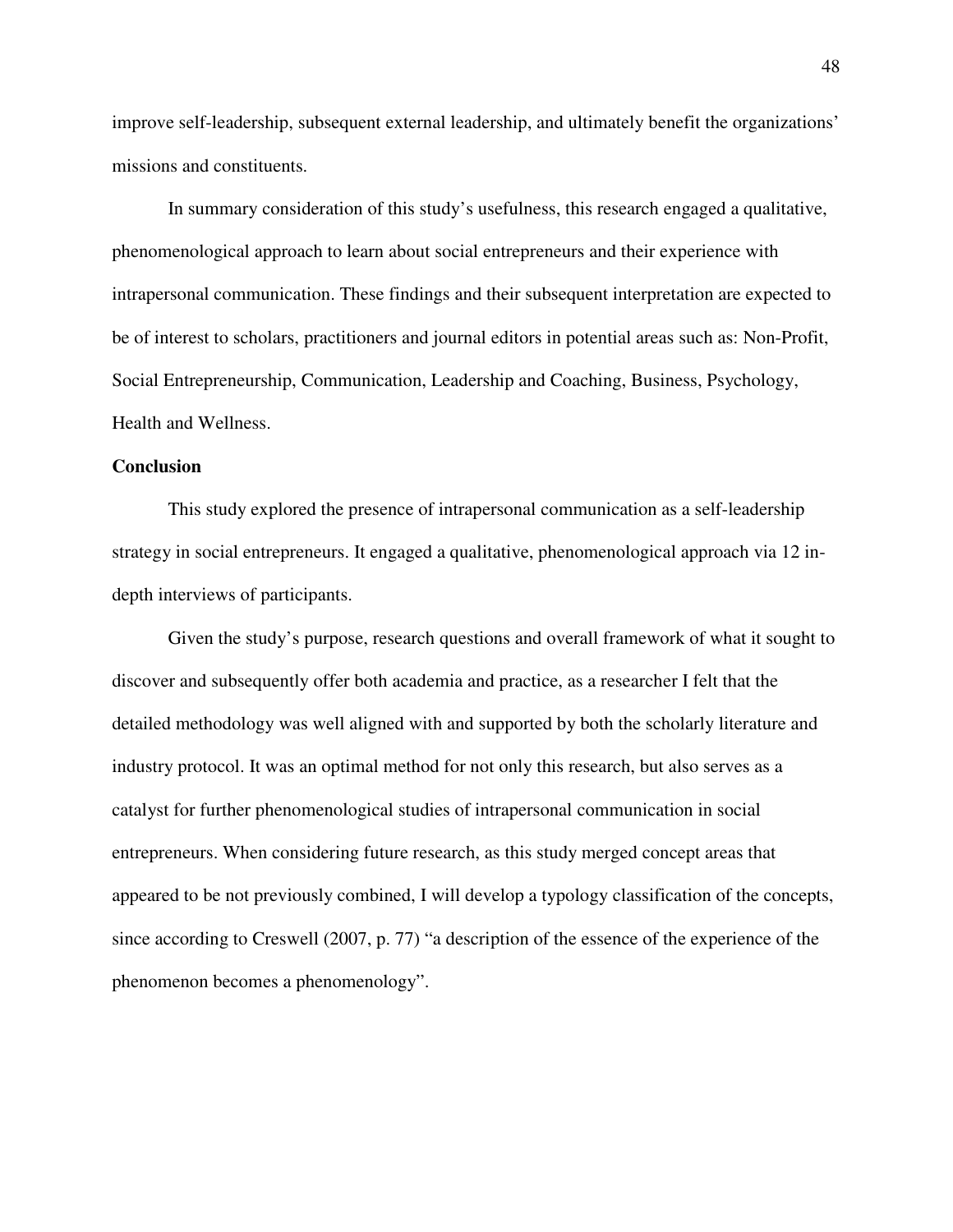improve self-leadership, subsequent external leadership, and ultimately benefit the organizations' missions and constituents.

In summary consideration of this study's usefulness, this research engaged a qualitative, phenomenological approach to learn about social entrepreneurs and their experience with intrapersonal communication. These findings and their subsequent interpretation are expected to be of interest to scholars, practitioners and journal editors in potential areas such as: Non-Profit, Social Entrepreneurship, Communication, Leadership and Coaching, Business, Psychology, Health and Wellness.

**Conclusion**

This study explored the presence of intrapersonal communication as a self-leadership strategy in social entrepreneurs. It engaged a qualitative, phenomenological approach via 12 in-depth interviews of participants.

Given the study's purpose, research questions and overall framework of what it sought to discover and subsequently offer both academia and practice, as a researcher I felt that the detailed methodology was well aligned with and supported by both the scholarly literature and industry protocol. It was an optimal method for not only this research, but also serves as a catalyst for further phenomenological studies of intrapersonal communication in social entrepreneurs. When considering future research, as this study merged concept areas that appeared to be not previously combined, I will develop a typology classification of the concepts, since according to Creswell (2007, p. 77) "a description of the essence of the experience of the phenomenon becomes a phenomenology".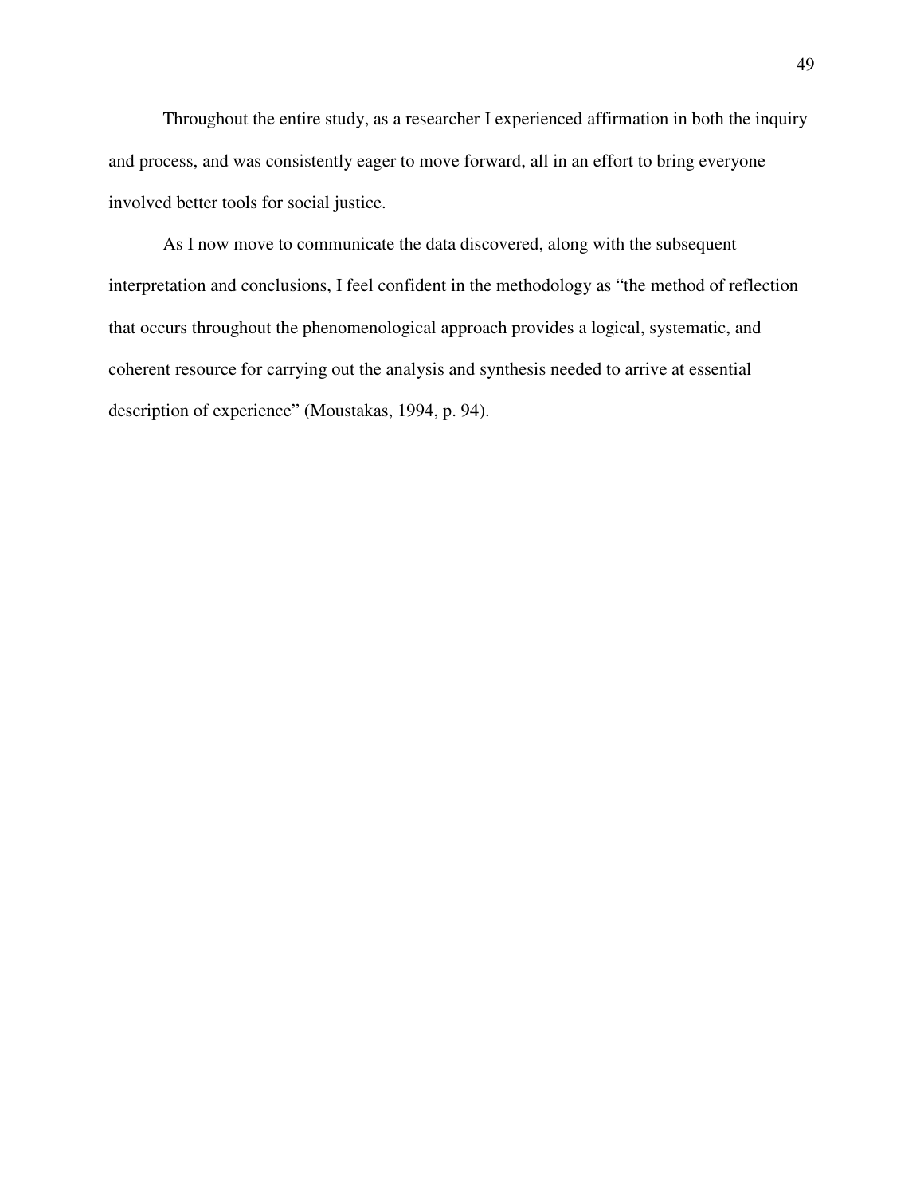Throughout the entire study, as a researcher I experienced affirmation in both the inquiry and process, and was consistently eager to move forward, all in an effort to bring everyone involved better tools for social justice.

As I now move to communicate the data discovered, along with the subsequent interpretation and conclusions, I feel confident in the methodology as "the method of reflection that occurs throughout the phenomenological approach provides a logical, systematic, and coherent resource for carrying out the analysis and synthesis needed to arrive at essential description of experience" (Moustakas, 1994, p. 94).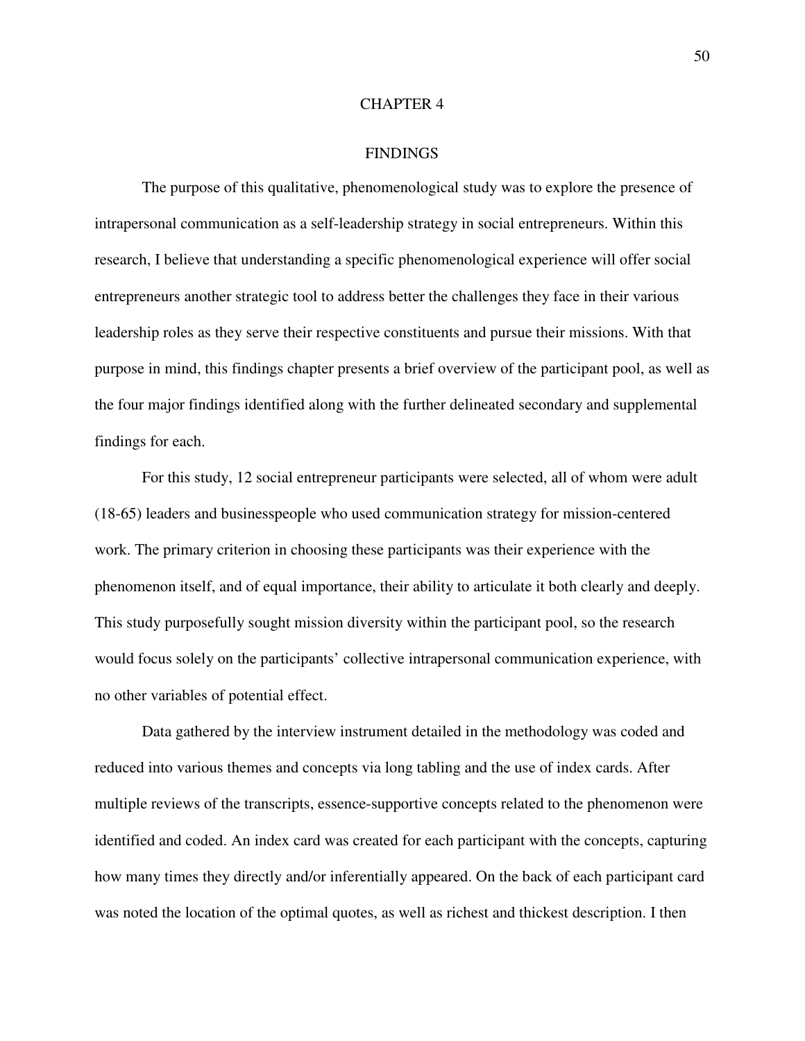# CHAPTER 4

## FINDINGS

The purpose of this qualitative, phenomenological study was to explore the presence of intrapersonal communication as a self-leadership strategy in social entrepreneurs. Within this research, I believe that understanding a specific phenomenological experience will offer social entrepreneurs another strategic tool to address better the challenges they face in their various leadership roles as they serve their respective constituents and pursue their missions. With that purpose in mind, this findings chapter presents a brief overview of the participant pool, as well as the four major findings identified along with the further delineated secondary and supplemental findings for each.

For this study, 12 social entrepreneur participants were selected, all of whom were adult (18-65) leaders and businesspeople who used communication strategy for mission-centered work. The primary criterion in choosing these participants was their experience with the phenomenon itself, and of equal importance, their ability to articulate it both clearly and deeply. This study purposefully sought mission diversity within the participant pool, so the research would focus solely on the participants' collective intrapersonal communication experience, with no other variables of potential effect.

Data gathered by the interview instrument detailed in the methodology was coded and reduced into various themes and concepts via long tabling and the use of index cards. After multiple reviews of the transcripts, essence-supportive concepts related to the phenomenon were identified and coded. An index card was created for each participant with the concepts, capturing how many times they directly and/or inferentially appeared. On the back of each participant card was noted the location of the optimal quotes, as well as richest and thickest description. I then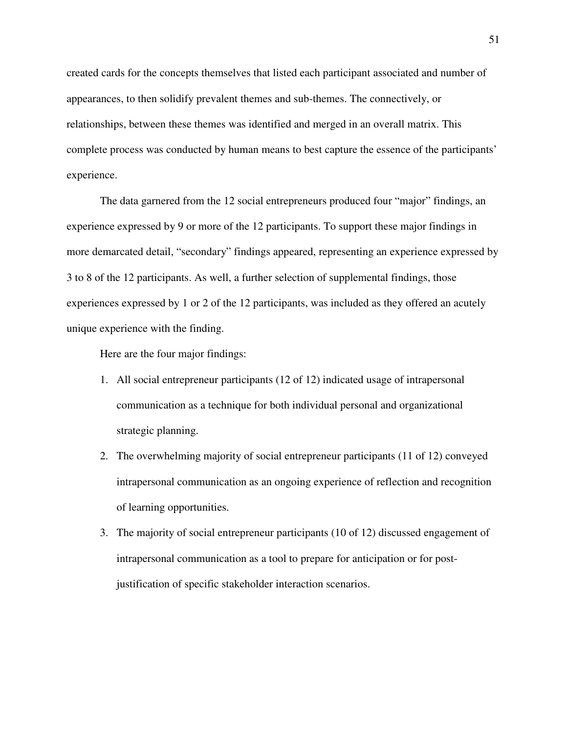created cards for the concepts themselves that listed each participant associated and number of appearances, to then solidify prevalent themes and sub-themes. The connectively, or relationships, between these themes was identified and merged in an overall matrix. This complete process was conducted by human means to best capture the essence of the participants' experience.

The data garnered from the 12 social entrepreneurs produced four "major" findings, an experience expressed by 9 or more of the 12 participants. To support these major findings in more demarcated detail, "secondary" findings appeared, representing an experience expressed by 3 to 8 of the 12 participants. As well, a further selection of supplemental findings, those experiences expressed by 1 or 2 of the 12 participants, was included as they offered an acutely unique experience with the finding.

Here are the four major findings:

1. All social entrepreneur participants (12 of 12) indicated usage of intrapersonal communication as a technique for both individual personal and organizational strategic planning.
2. The overwhelming majority of social entrepreneur participants (11 of 12) conveyed intrapersonal communication as an ongoing experience of reflection and recognition of learning opportunities.
3. The majority of social entrepreneur participants (10 of 12) discussed engagement of intrapersonal communication as a tool to prepare for anticipation or for post-justification of specific stakeholder interaction scenarios.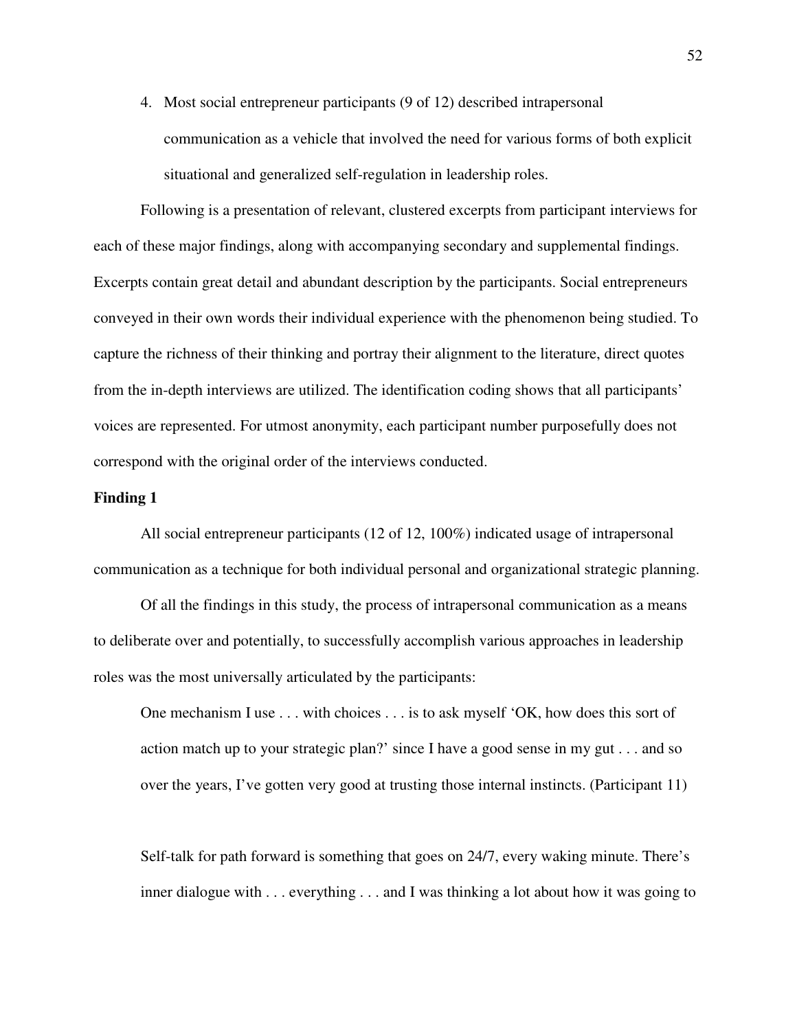4. Most social entrepreneur participants (9 of 12) described intrapersonal communication as a vehicle that involved the need for various forms of both explicit situational and generalized self-regulation in leadership roles.

Following is a presentation of relevant, clustered excerpts from participant interviews for each of these major findings, along with accompanying secondary and supplemental findings. Excerpts contain great detail and abundant description by the participants. Social entrepreneurs conveyed in their own words their individual experience with the phenomenon being studied. To capture the richness of their thinking and portray their alignment to the literature, direct quotes from the in-depth interviews are utilized. The identification coding shows that all participants' voices are represented. For utmost anonymity, each participant number purposefully does not correspond with the original order of the interviews conducted.

**Finding 1**

All social entrepreneur participants (12 of 12, 100%) indicated usage of intrapersonal communication as a technique for both individual personal and organizational strategic planning.

Of all the findings in this study, the process of intrapersonal communication as a means to deliberate over and potentially, to successfully accomplish various approaches in leadership roles was the most universally articulated by the participants:

> One mechanism I use . . . with choices . . . is to ask myself 'OK, how does this sort of action match up to your strategic plan?' since I have a good sense in my gut . . . and so over the years, I've gotten very good at trusting those internal instincts. (Participant 11)

> Self-talk for path forward is something that goes on 24/7, every waking minute. There's inner dialogue with . . . everything . . . and I was thinking a lot about how it was going to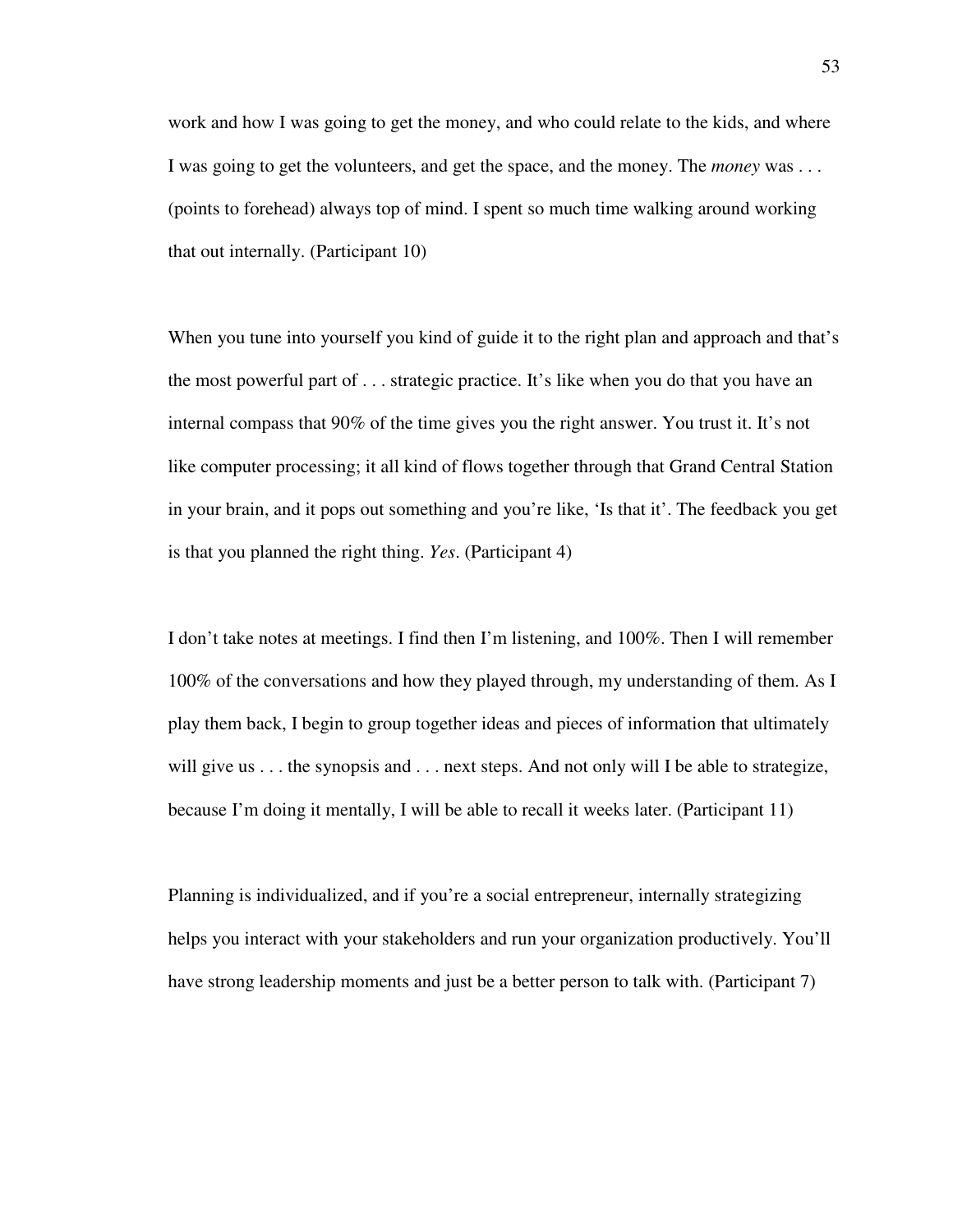work and how I was going to get the money, and who could relate to the kids, and where I was going to get the volunteers, and get the space, and the money. The *money* was . . . (points to forehead) always top of mind. I spent so much time walking around working that out internally. (Participant 10)

When you tune into yourself you kind of guide it to the right plan and approach and that's the most powerful part of . . . strategic practice. It's like when you do that you have an internal compass that 90% of the time gives you the right answer. You trust it. It's not like computer processing; it all kind of flows together through that Grand Central Station in your brain, and it pops out something and you're like, 'Is that it'. The feedback you get is that you planned the right thing. *Yes*. (Participant 4)

I don't take notes at meetings. I find then I'm listening, and 100%. Then I will remember 100% of the conversations and how they played through, my understanding of them. As I play them back, I begin to group together ideas and pieces of information that ultimately will give us . . . the synopsis and . . . next steps. And not only will I be able to strategize, because I'm doing it mentally, I will be able to recall it weeks later. (Participant 11)

Planning is individualized, and if you're a social entrepreneur, internally strategizing helps you interact with your stakeholders and run your organization productively. You'll have strong leadership moments and just be a better person to talk with. (Participant 7)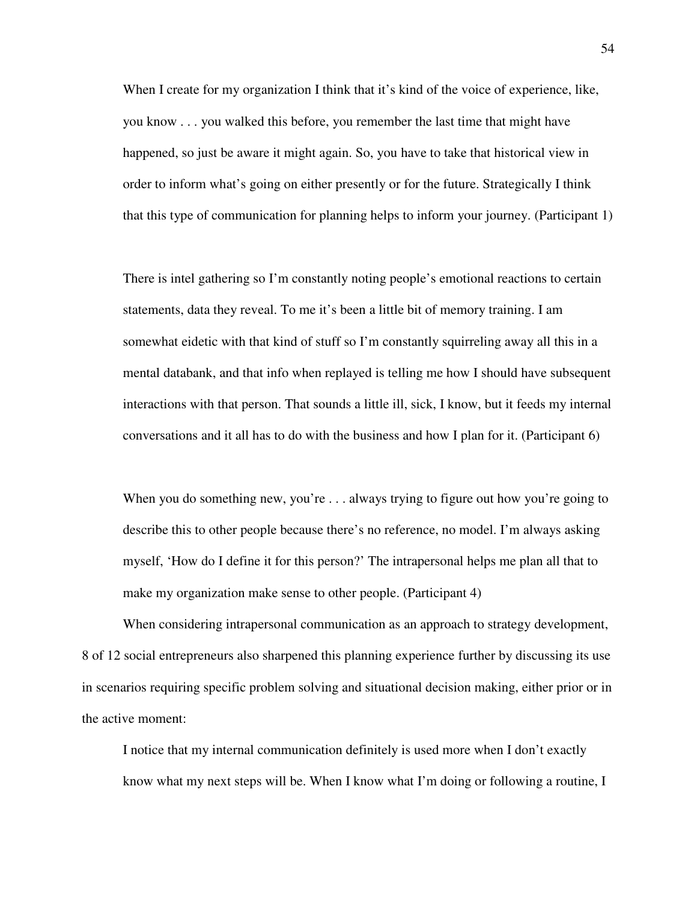> When I create for my organization I think that it's kind of the voice of experience, like, you know . . . you walked this before, you remember the last time that might have happened, so just be aware it might again. So, you have to take that historical view in order to inform what's going on either presently or for the future. Strategically I think that this type of communication for planning helps to inform your journey. (Participant 1)

> There is intel gathering so I'm constantly noting people's emotional reactions to certain statements, data they reveal. To me it's been a little bit of memory training. I am somewhat eidetic with that kind of stuff so I'm constantly squirreling away all this in a mental databank, and that info when replayed is telling me how I should have subsequent interactions with that person. That sounds a little ill, sick, I know, but it feeds my internal conversations and it all has to do with the business and how I plan for it. (Participant 6)

> When you do something new, you're . . . always trying to figure out how you're going to describe this to other people because there's no reference, no model. I'm always asking myself, 'How do I define it for this person?' The intrapersonal helps me plan all that to make my organization make sense to other people. (Participant 4)

When considering intrapersonal communication as an approach to strategy development, 8 of 12 social entrepreneurs also sharpened this planning experience further by discussing its use in scenarios requiring specific problem solving and situational decision making, either prior or in the active moment:

> I notice that my internal communication definitely is used more when I don't exactly know what my next steps will be. When I know what I'm doing or following a routine, I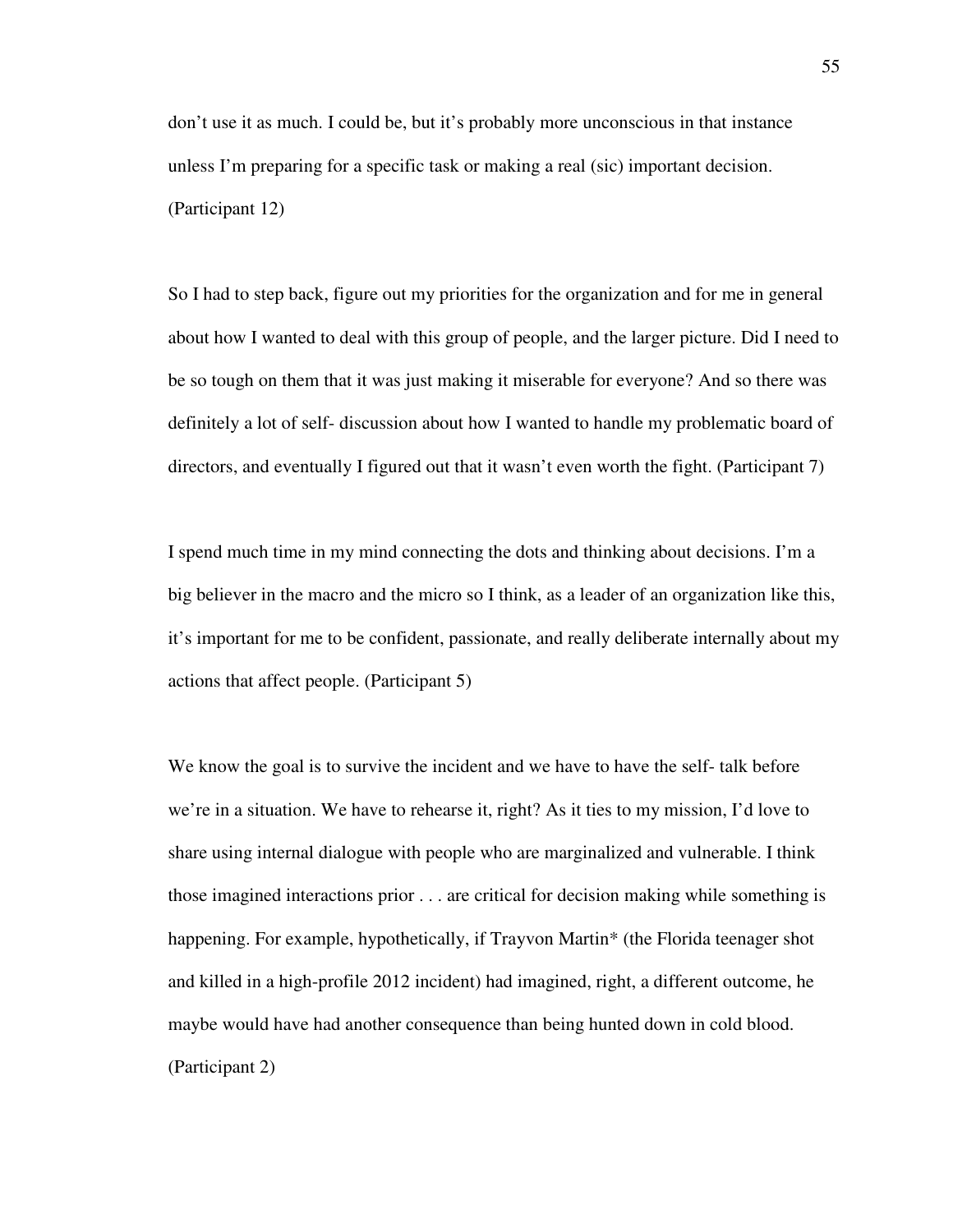don't use it as much. I could be, but it's probably more unconscious in that instance unless I'm preparing for a specific task or making a real (sic) important decision. (Participant 12)

So I had to step back, figure out my priorities for the organization and for me in general about how I wanted to deal with this group of people, and the larger picture. Did I need to be so tough on them that it was just making it miserable for everyone? And so there was definitely a lot of self- discussion about how I wanted to handle my problematic board of directors, and eventually I figured out that it wasn't even worth the fight. (Participant 7)

I spend much time in my mind connecting the dots and thinking about decisions. I'm a big believer in the macro and the micro so I think, as a leader of an organization like this, it's important for me to be confident, passionate, and really deliberate internally about my actions that affect people. (Participant 5)

We know the goal is to survive the incident and we have to have the self- talk before we're in a situation. We have to rehearse it, right? As it ties to my mission, I'd love to share using internal dialogue with people who are marginalized and vulnerable. I think those imagined interactions prior . . . are critical for decision making while something is happening. For example, hypothetically, if Trayvon Martin* (the Florida teenager shot and killed in a high-profile 2012 incident) had imagined, right, a different outcome, he maybe would have had another consequence than being hunted down in cold blood. (Participant 2)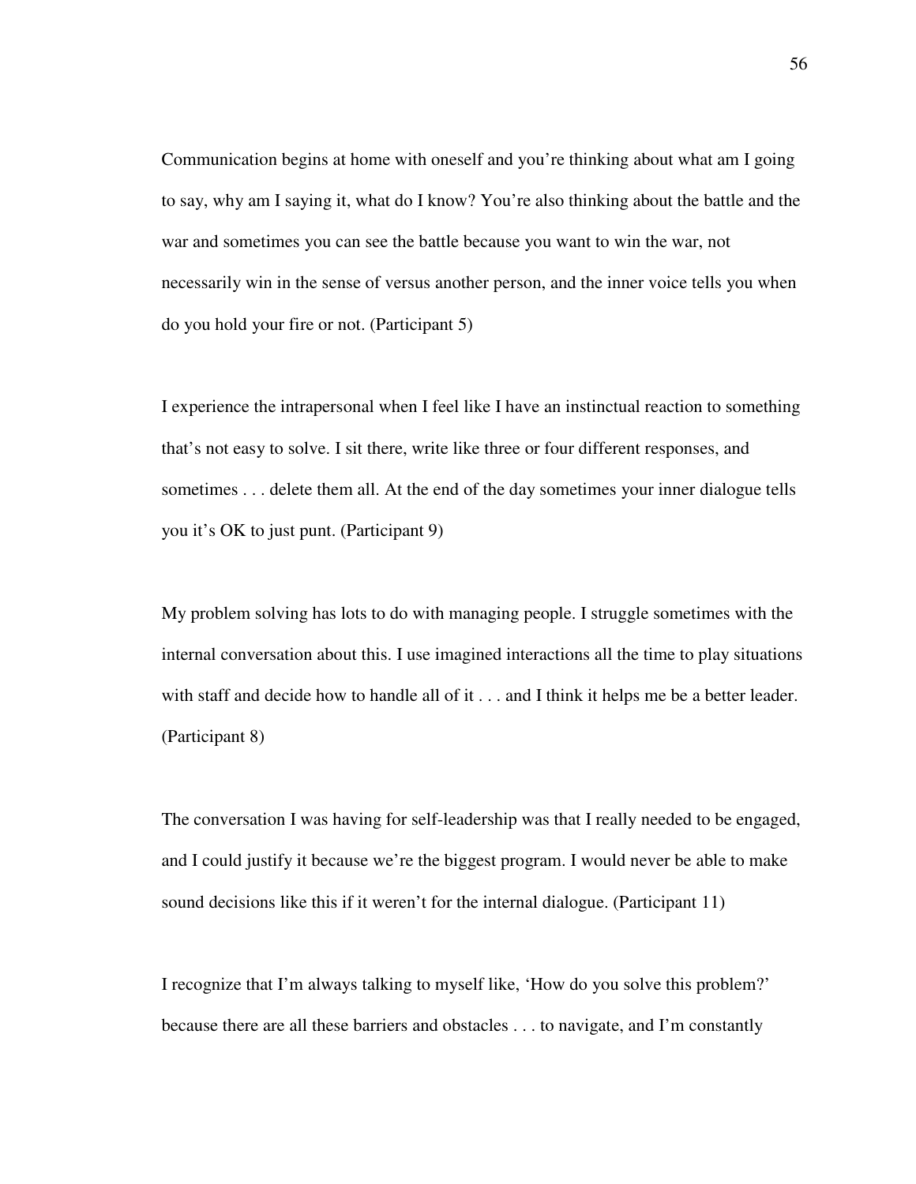Communication begins at home with oneself and you're thinking about what am I going to say, why am I saying it, what do I know? You're also thinking about the battle and the war and sometimes you can see the battle because you want to win the war, not necessarily win in the sense of versus another person, and the inner voice tells you when do you hold your fire or not. (Participant 5)

I experience the intrapersonal when I feel like I have an instinctual reaction to something that's not easy to solve. I sit there, write like three or four different responses, and sometimes . . . delete them all. At the end of the day sometimes your inner dialogue tells you it's OK to just punt. (Participant 9)

My problem solving has lots to do with managing people. I struggle sometimes with the internal conversation about this. I use imagined interactions all the time to play situations with staff and decide how to handle all of it . . . and I think it helps me be a better leader. (Participant 8)

The conversation I was having for self-leadership was that I really needed to be engaged, and I could justify it because we're the biggest program. I would never be able to make sound decisions like this if it weren't for the internal dialogue. (Participant 11)

I recognize that I'm always talking to myself like, 'How do you solve this problem?' because there are all these barriers and obstacles . . . to navigate, and I'm constantly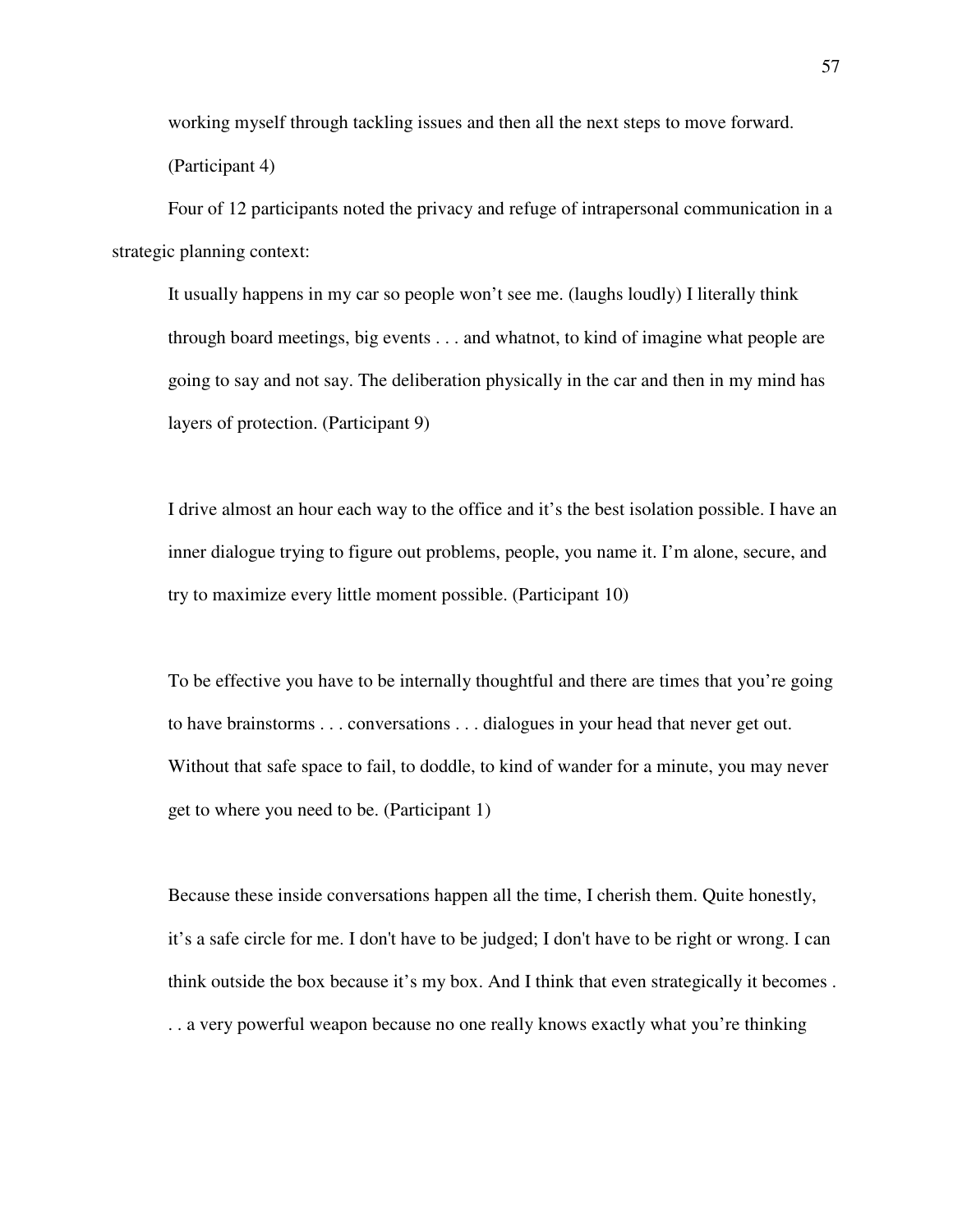> working myself through tackling issues and then all the next steps to move forward. (Participant 4)

Four of 12 participants noted the privacy and refuge of intrapersonal communication in a strategic planning context:

> It usually happens in my car so people won't see me. (laughs loudly) I literally think through board meetings, big events . . . and whatnot, to kind of imagine what people are going to say and not say. The deliberation physically in the car and then in my mind has layers of protection. (Participant 9)

> I drive almost an hour each way to the office and it's the best isolation possible. I have an inner dialogue trying to figure out problems, people, you name it. I'm alone, secure, and try to maximize every little moment possible. (Participant 10)

> To be effective you have to be internally thoughtful and there are times that you're going to have brainstorms . . . conversations . . . dialogues in your head that never get out. Without that safe space to fail, to doddle, to kind of wander for a minute, you may never get to where you need to be. (Participant 1)

> Because these inside conversations happen all the time, I cherish them. Quite honestly, it's a safe circle for me. I don't have to be judged; I don't have to be right or wrong. I can think outside the box because it's my box. And I think that even strategically it becomes . . . a very powerful weapon because no one really knows exactly what you're thinking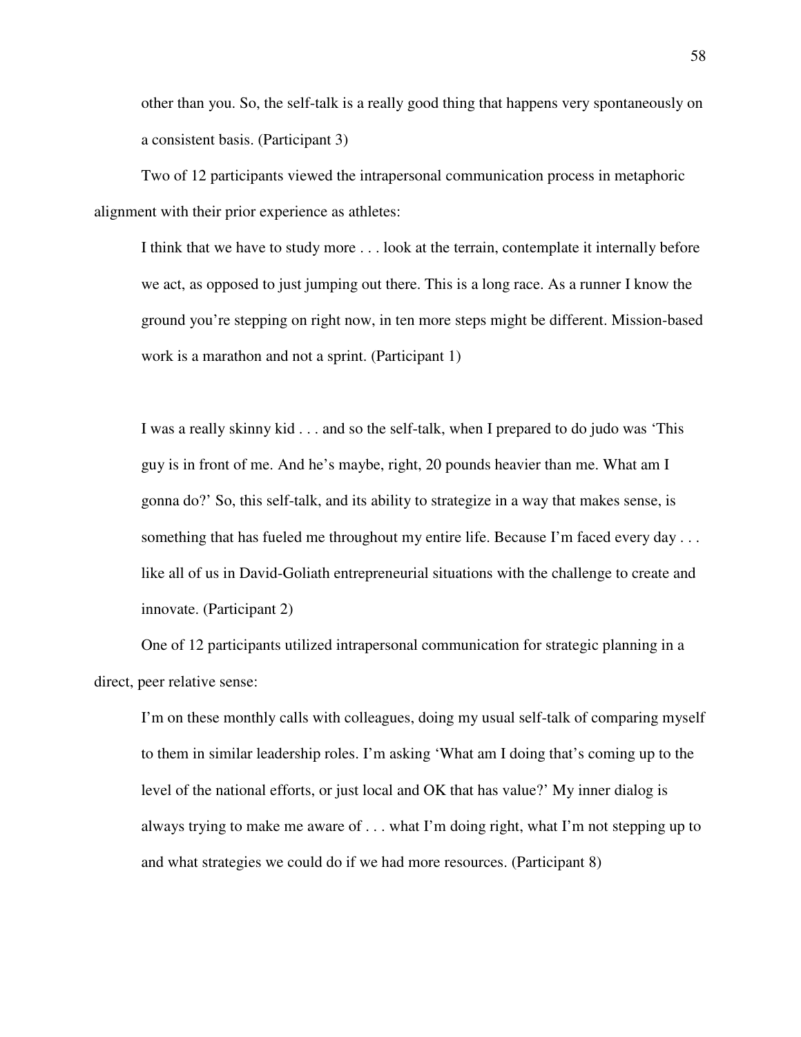other than you. So, the self-talk is a really good thing that happens very spontaneously on a consistent basis. (Participant 3)

Two of 12 participants viewed the intrapersonal communication process in metaphoric alignment with their prior experience as athletes:

> I think that we have to study more . . . look at the terrain, contemplate it internally before we act, as opposed to just jumping out there. This is a long race. As a runner I know the ground you're stepping on right now, in ten more steps might be different. Mission-based work is a marathon and not a sprint. (Participant 1)

> I was a really skinny kid . . . and so the self-talk, when I prepared to do judo was 'This guy is in front of me. And he's maybe, right, 20 pounds heavier than me. What am I gonna do?' So, this self-talk, and its ability to strategize in a way that makes sense, is something that has fueled me throughout my entire life. Because I'm faced every day . . . like all of us in David-Goliath entrepreneurial situations with the challenge to create and innovate. (Participant 2)

One of 12 participants utilized intrapersonal communication for strategic planning in a direct, peer relative sense:

> I'm on these monthly calls with colleagues, doing my usual self-talk of comparing myself to them in similar leadership roles. I'm asking 'What am I doing that's coming up to the level of the national efforts, or just local and OK that has value?' My inner dialog is always trying to make me aware of . . . what I'm doing right, what I'm not stepping up to and what strategies we could do if we had more resources. (Participant 8)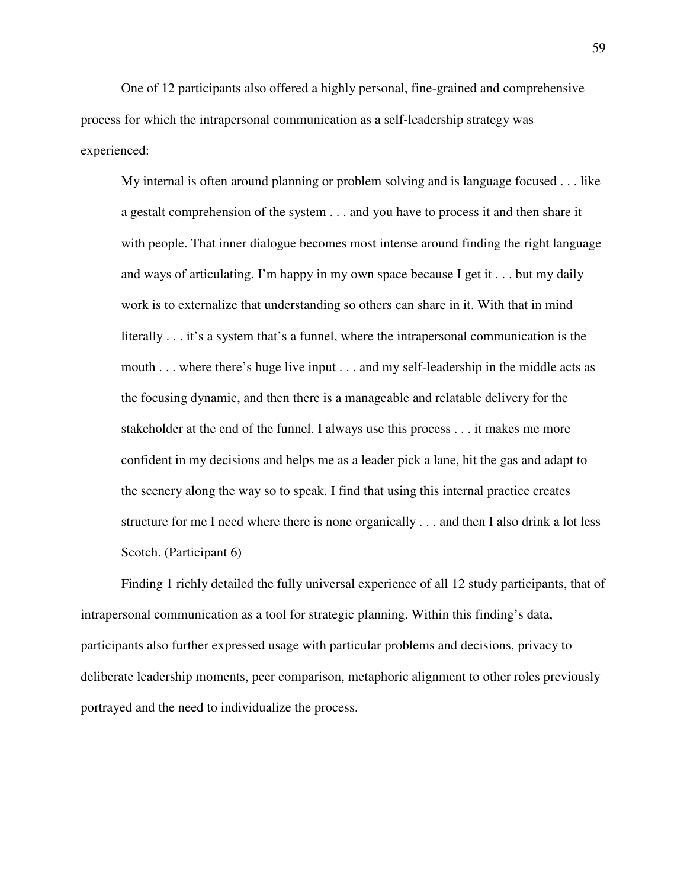One of 12 participants also offered a highly personal, fine-grained and comprehensive process for which the intrapersonal communication as a self-leadership strategy was experienced:

> My internal is often around planning or problem solving and is language focused . . . like a gestalt comprehension of the system . . . and you have to process it and then share it with people. That inner dialogue becomes most intense around finding the right language and ways of articulating. I'm happy in my own space because I get it . . . but my daily work is to externalize that understanding so others can share in it. With that in mind literally . . . it's a system that's a funnel, where the intrapersonal communication is the mouth . . . where there's huge live input . . . and my self-leadership in the middle acts as the focusing dynamic, and then there is a manageable and relatable delivery for the stakeholder at the end of the funnel. I always use this process . . . it makes me more confident in my decisions and helps me as a leader pick a lane, hit the gas and adapt to the scenery along the way so to speak. I find that using this internal practice creates structure for me I need where there is none organically . . . and then I also drink a lot less Scotch. (Participant 6)

Finding 1 richly detailed the fully universal experience of all 12 study participants, that of intrapersonal communication as a tool for strategic planning. Within this finding's data, participants also further expressed usage with particular problems and decisions, privacy to deliberate leadership moments, peer comparison, metaphoric alignment to other roles previously portrayed and the need to individualize the process.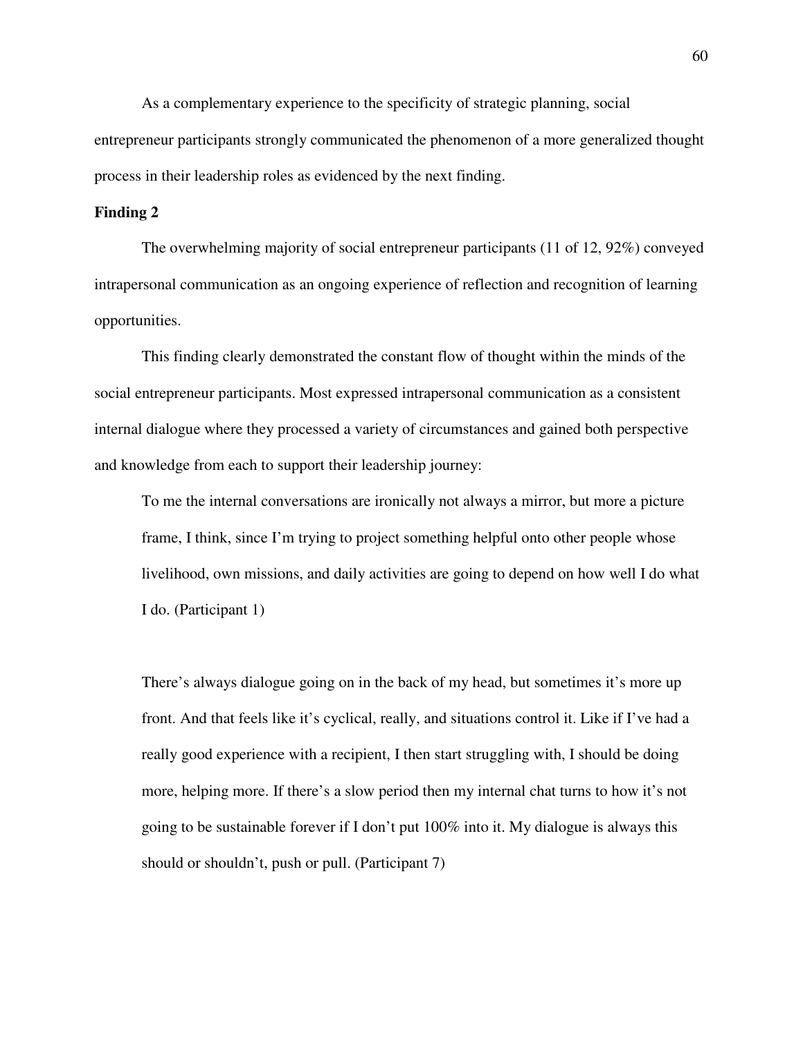As a complementary experience to the specificity of strategic planning, social entrepreneur participants strongly communicated the phenomenon of a more generalized thought process in their leadership roles as evidenced by the next finding.

**Finding 2**

The overwhelming majority of social entrepreneur participants (11 of 12, 92%) conveyed intrapersonal communication as an ongoing experience of reflection and recognition of learning opportunities.

This finding clearly demonstrated the constant flow of thought within the minds of the social entrepreneur participants. Most expressed intrapersonal communication as a consistent internal dialogue where they processed a variety of circumstances and gained both perspective and knowledge from each to support their leadership journey:

> To me the internal conversations are ironically not always a mirror, but more a picture frame, I think, since I'm trying to project something helpful onto other people whose livelihood, own missions, and daily activities are going to depend on how well I do what I do. (Participant 1)

> There's always dialogue going on in the back of my head, but sometimes it's more up front. And that feels like it's cyclical, really, and situations control it. Like if I've had a really good experience with a recipient, I then start struggling with, I should be doing more, helping more. If there's a slow period then my internal chat turns to how it's not going to be sustainable forever if I don't put 100% into it. My dialogue is always this should or shouldn't, push or pull. (Participant 7)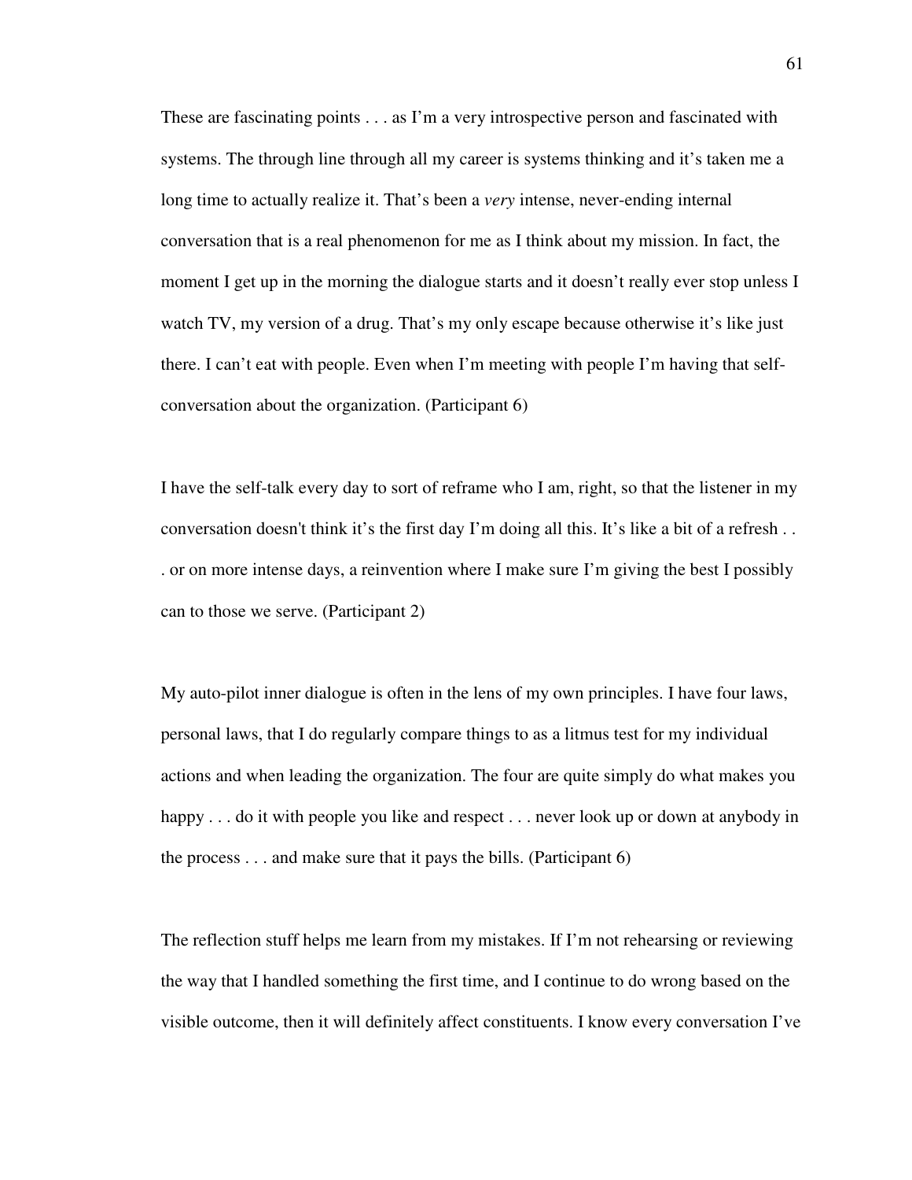These are fascinating points . . . as I'm a very introspective person and fascinated with systems. The through line through all my career is systems thinking and it's taken me a long time to actually realize it. That's been a *very* intense, never-ending internal conversation that is a real phenomenon for me as I think about my mission. In fact, the moment I get up in the morning the dialogue starts and it doesn't really ever stop unless I watch TV, my version of a drug. That's my only escape because otherwise it's like just there. I can't eat with people. Even when I'm meeting with people I'm having that self-conversation about the organization. (Participant 6)

I have the self-talk every day to sort of reframe who I am, right, so that the listener in my conversation doesn't think it's the first day I'm doing all this. It's like a bit of a refresh . . . or on more intense days, a reinvention where I make sure I'm giving the best I possibly can to those we serve. (Participant 2)

My auto-pilot inner dialogue is often in the lens of my own principles. I have four laws, personal laws, that I do regularly compare things to as a litmus test for my individual actions and when leading the organization. The four are quite simply do what makes you happy . . . do it with people you like and respect . . . never look up or down at anybody in the process . . . and make sure that it pays the bills. (Participant 6)

The reflection stuff helps me learn from my mistakes. If I'm not rehearsing or reviewing the way that I handled something the first time, and I continue to do wrong based on the visible outcome, then it will definitely affect constituents. I know every conversation I've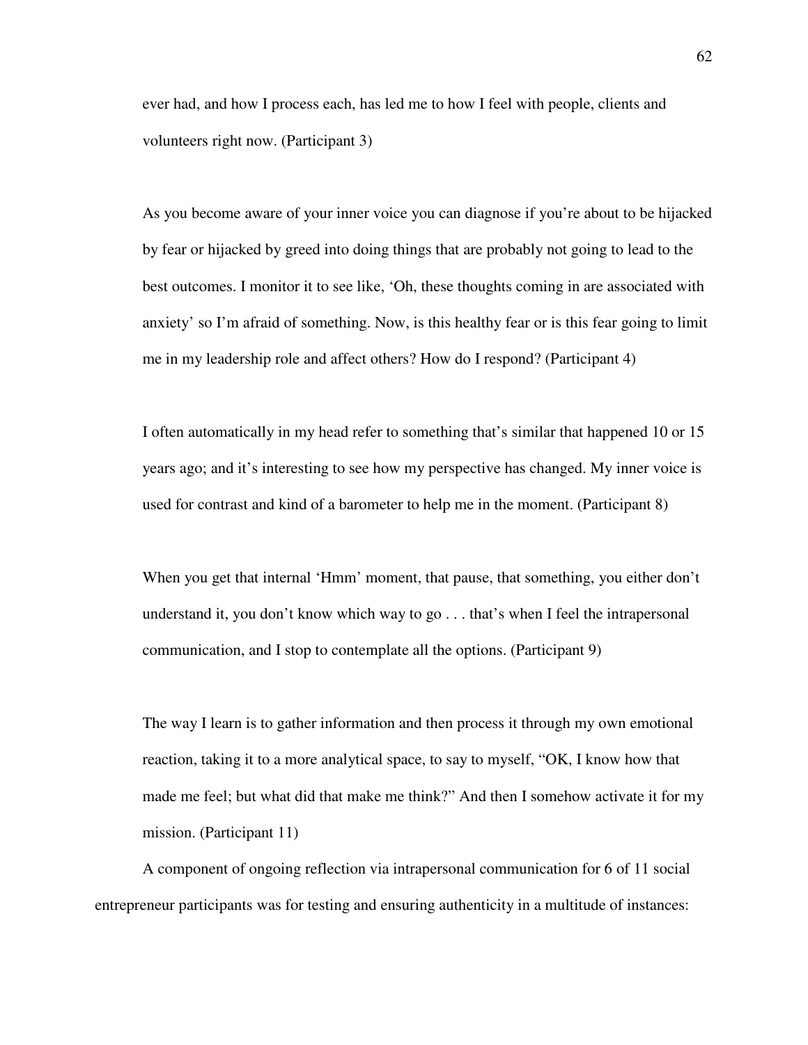> ever had, and how I process each, has led me to how I feel with people, clients and volunteers right now. (Participant 3)

> As you become aware of your inner voice you can diagnose if you're about to be hijacked by fear or hijacked by greed into doing things that are probably not going to lead to the best outcomes. I monitor it to see like, 'Oh, these thoughts coming in are associated with anxiety' so I'm afraid of something. Now, is this healthy fear or is this fear going to limit me in my leadership role and affect others? How do I respond? (Participant 4)

> I often automatically in my head refer to something that's similar that happened 10 or 15 years ago; and it's interesting to see how my perspective has changed. My inner voice is used for contrast and kind of a barometer to help me in the moment. (Participant 8)

> When you get that internal 'Hmm' moment, that pause, that something, you either don't understand it, you don't know which way to go . . . that's when I feel the intrapersonal communication, and I stop to contemplate all the options. (Participant 9)

> The way I learn is to gather information and then process it through my own emotional reaction, taking it to a more analytical space, to say to myself, "OK, I know how that made me feel; but what did that make me think?" And then I somehow activate it for my mission. (Participant 11)

A component of ongoing reflection via intrapersonal communication for 6 of 11 social entrepreneur participants was for testing and ensuring authenticity in a multitude of instances: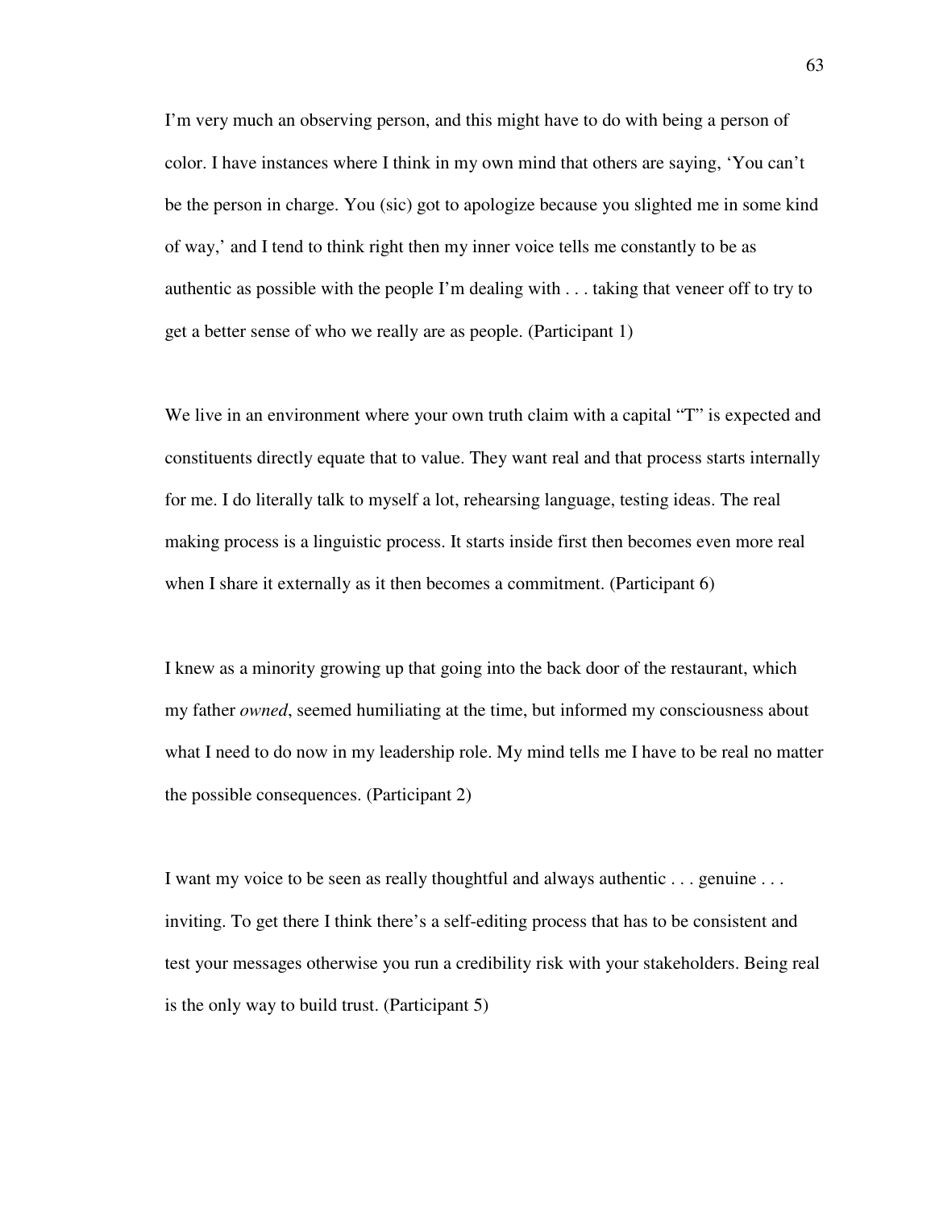I'm very much an observing person, and this might have to do with being a person of color. I have instances where I think in my own mind that others are saying, 'You can't be the person in charge. You (sic) got to apologize because you slighted me in some kind of way,' and I tend to think right then my inner voice tells me constantly to be as authentic as possible with the people I'm dealing with . . . taking that veneer off to try to get a better sense of who we really are as people. (Participant 1)

We live in an environment where your own truth claim with a capital "T" is expected and constituents directly equate that to value. They want real and that process starts internally for me. I do literally talk to myself a lot, rehearsing language, testing ideas. The real making process is a linguistic process. It starts inside first then becomes even more real when I share it externally as it then becomes a commitment. (Participant 6)

I knew as a minority growing up that going into the back door of the restaurant, which my father *owned*, seemed humiliating at the time, but informed my consciousness about what I need to do now in my leadership role. My mind tells me I have to be real no matter the possible consequences. (Participant 2)

I want my voice to be seen as really thoughtful and always authentic . . . genuine . . . inviting. To get there I think there's a self-editing process that has to be consistent and test your messages otherwise you run a credibility risk with your stakeholders. Being real is the only way to build trust. (Participant 5)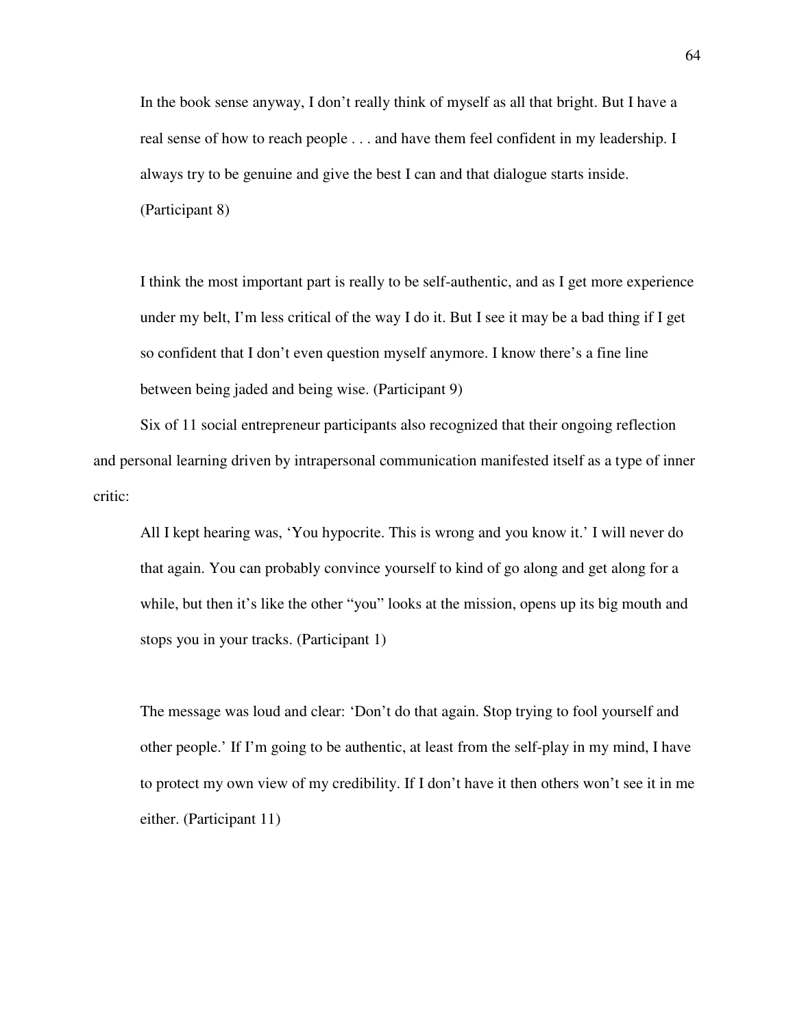> In the book sense anyway, I don't really think of myself as all that bright. But I have a real sense of how to reach people . . . and have them feel confident in my leadership. I always try to be genuine and give the best I can and that dialogue starts inside. (Participant 8)

> I think the most important part is really to be self-authentic, and as I get more experience under my belt, I'm less critical of the way I do it. But I see it may be a bad thing if I get so confident that I don't even question myself anymore. I know there's a fine line between being jaded and being wise. (Participant 9)

Six of 11 social entrepreneur participants also recognized that their ongoing reflection and personal learning driven by intrapersonal communication manifested itself as a type of inner critic:

> All I kept hearing was, 'You hypocrite. This is wrong and you know it.' I will never do that again. You can probably convince yourself to kind of go along and get along for a while, but then it's like the other "you" looks at the mission, opens up its big mouth and stops you in your tracks. (Participant 1)

> The message was loud and clear: 'Don't do that again. Stop trying to fool yourself and other people.' If I'm going to be authentic, at least from the self-play in my mind, I have to protect my own view of my credibility. If I don't have it then others won't see it in me either. (Participant 11)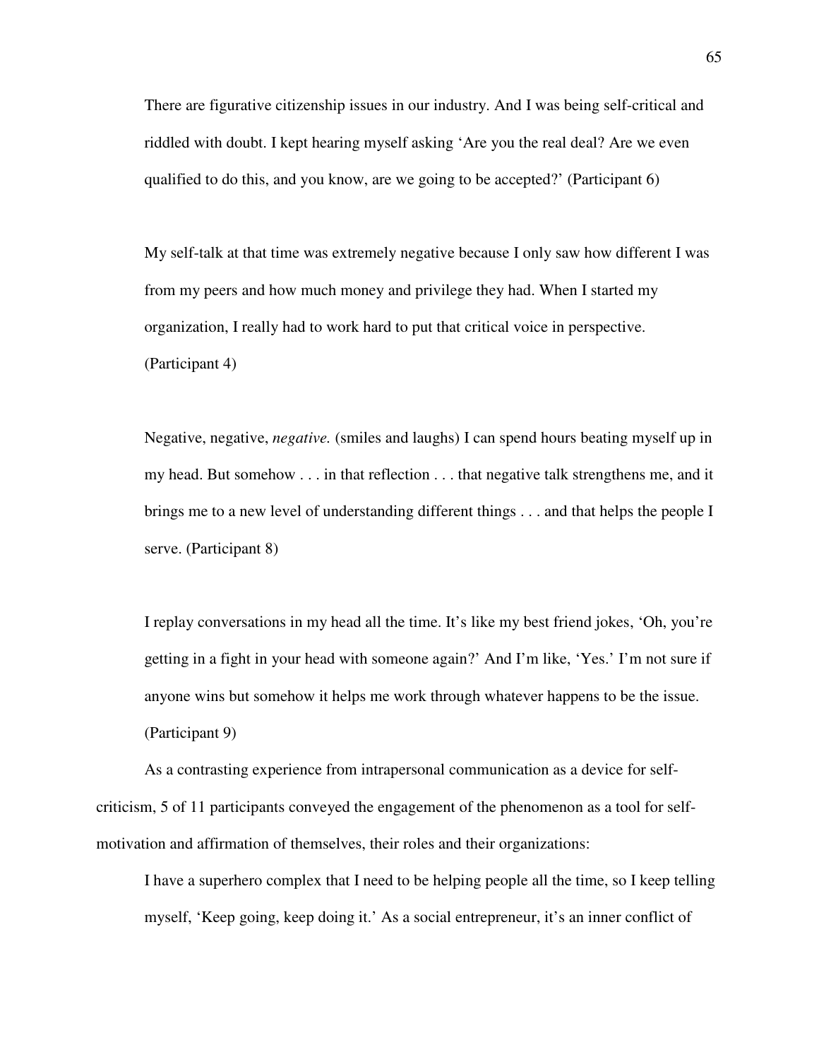> There are figurative citizenship issues in our industry. And I was being self-critical and riddled with doubt. I kept hearing myself asking 'Are you the real deal? Are we even qualified to do this, and you know, are we going to be accepted?' (Participant 6)

> My self-talk at that time was extremely negative because I only saw how different I was from my peers and how much money and privilege they had. When I started my organization, I really had to work hard to put that critical voice in perspective. (Participant 4)

> Negative, negative, *negative.* (smiles and laughs) I can spend hours beating myself up in my head. But somehow . . . in that reflection . . . that negative talk strengthens me, and it brings me to a new level of understanding different things . . . and that helps the people I serve. (Participant 8)

> I replay conversations in my head all the time. It's like my best friend jokes, 'Oh, you're getting in a fight in your head with someone again?' And I'm like, 'Yes.' I'm not sure if anyone wins but somehow it helps me work through whatever happens to be the issue. (Participant 9)

As a contrasting experience from intrapersonal communication as a device for self-criticism, 5 of 11 participants conveyed the engagement of the phenomenon as a tool for self-motivation and affirmation of themselves, their roles and their organizations:

> I have a superhero complex that I need to be helping people all the time, so I keep telling myself, 'Keep going, keep doing it.' As a social entrepreneur, it's an inner conflict of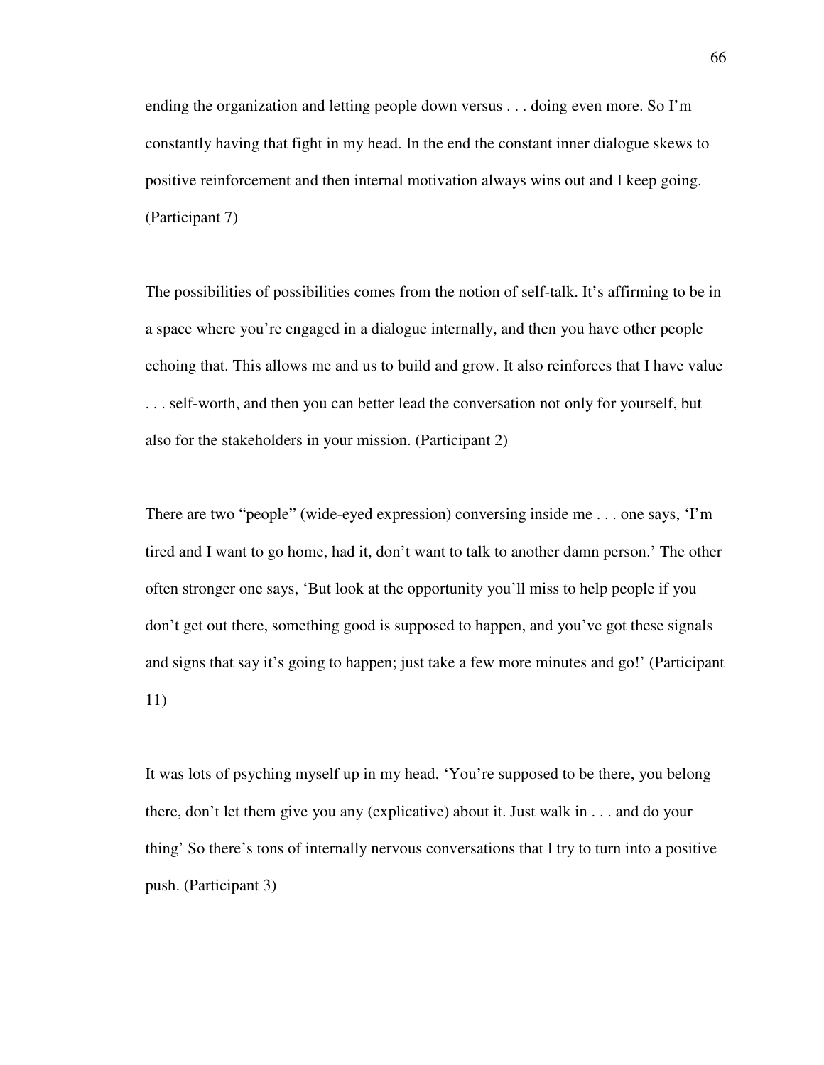ending the organization and letting people down versus . . . doing even more. So I'm constantly having that fight in my head. In the end the constant inner dialogue skews to positive reinforcement and then internal motivation always wins out and I keep going. (Participant 7)

The possibilities of possibilities comes from the notion of self-talk. It's affirming to be in a space where you're engaged in a dialogue internally, and then you have other people echoing that. This allows me and us to build and grow. It also reinforces that I have value . . . self-worth, and then you can better lead the conversation not only for yourself, but also for the stakeholders in your mission. (Participant 2)

There are two "people" (wide-eyed expression) conversing inside me . . . one says, 'I'm tired and I want to go home, had it, don't want to talk to another damn person.' The other often stronger one says, 'But look at the opportunity you'll miss to help people if you don't get out there, something good is supposed to happen, and you've got these signals and signs that say it's going to happen; just take a few more minutes and go!' (Participant 11)

It was lots of psyching myself up in my head. 'You're supposed to be there, you belong there, don't let them give you any (explicative) about it. Just walk in . . . and do your thing' So there's tons of internally nervous conversations that I try to turn into a positive push. (Participant 3)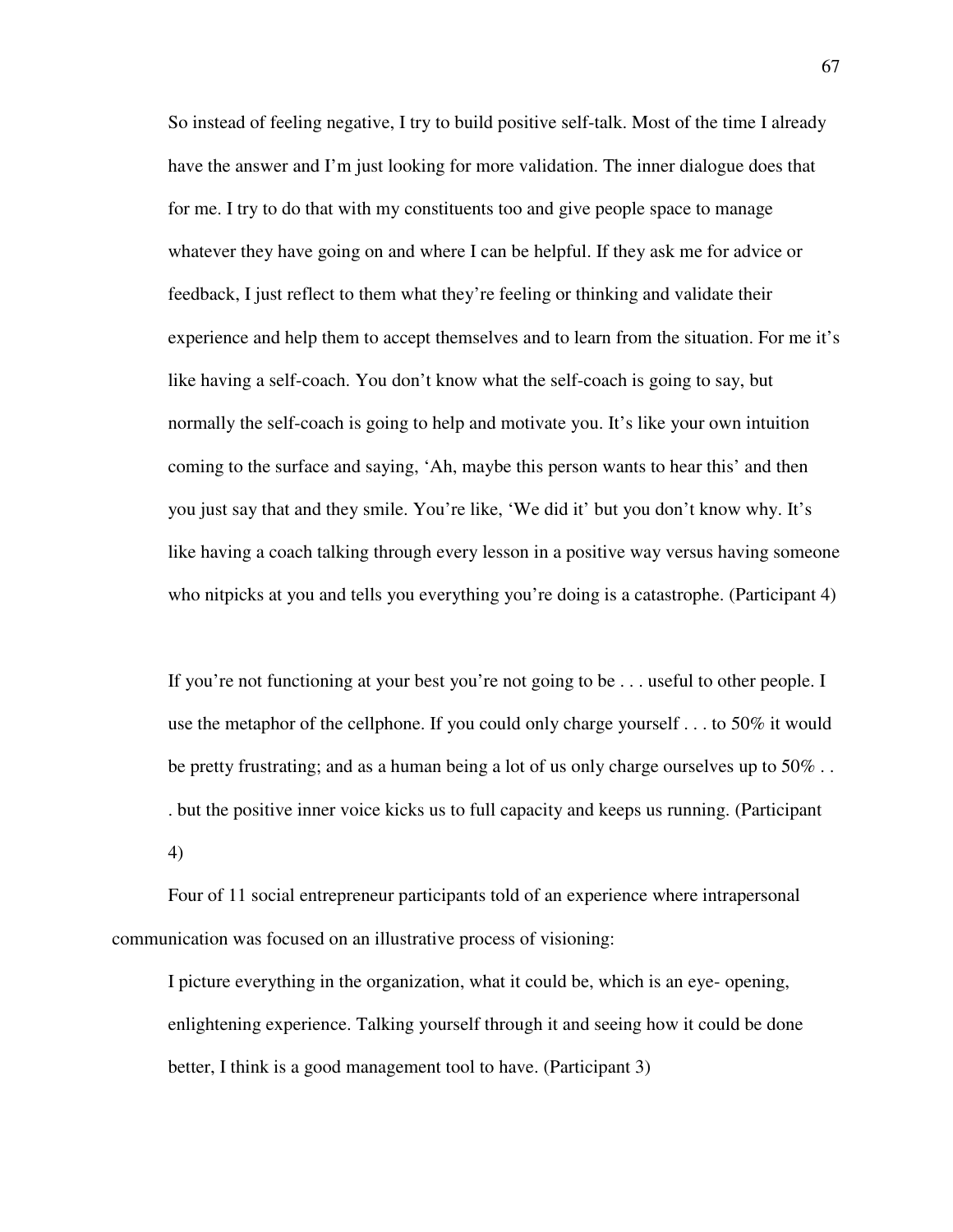> So instead of feeling negative, I try to build positive self-talk. Most of the time I already have the answer and I'm just looking for more validation. The inner dialogue does that for me. I try to do that with my constituents too and give people space to manage whatever they have going on and where I can be helpful. If they ask me for advice or feedback, I just reflect to them what they're feeling or thinking and validate their experience and help them to accept themselves and to learn from the situation. For me it's like having a self-coach. You don't know what the self-coach is going to say, but normally the self-coach is going to help and motivate you. It's like your own intuition coming to the surface and saying, 'Ah, maybe this person wants to hear this' and then you just say that and they smile. You're like, 'We did it' but you don't know why. It's like having a coach talking through every lesson in a positive way versus having someone who nitpicks at you and tells you everything you're doing is a catastrophe. (Participant 4)

> If you're not functioning at your best you're not going to be . . . useful to other people. I use the metaphor of the cellphone. If you could only charge yourself . . . to 50% it would be pretty frustrating; and as a human being a lot of us only charge ourselves up to 50% . . . but the positive inner voice kicks us to full capacity and keeps us running. (Participant 4)

Four of 11 social entrepreneur participants told of an experience where intrapersonal communication was focused on an illustrative process of visioning:

> I picture everything in the organization, what it could be, which is an eye- opening, enlightening experience. Talking yourself through it and seeing how it could be done better, I think is a good management tool to have. (Participant 3)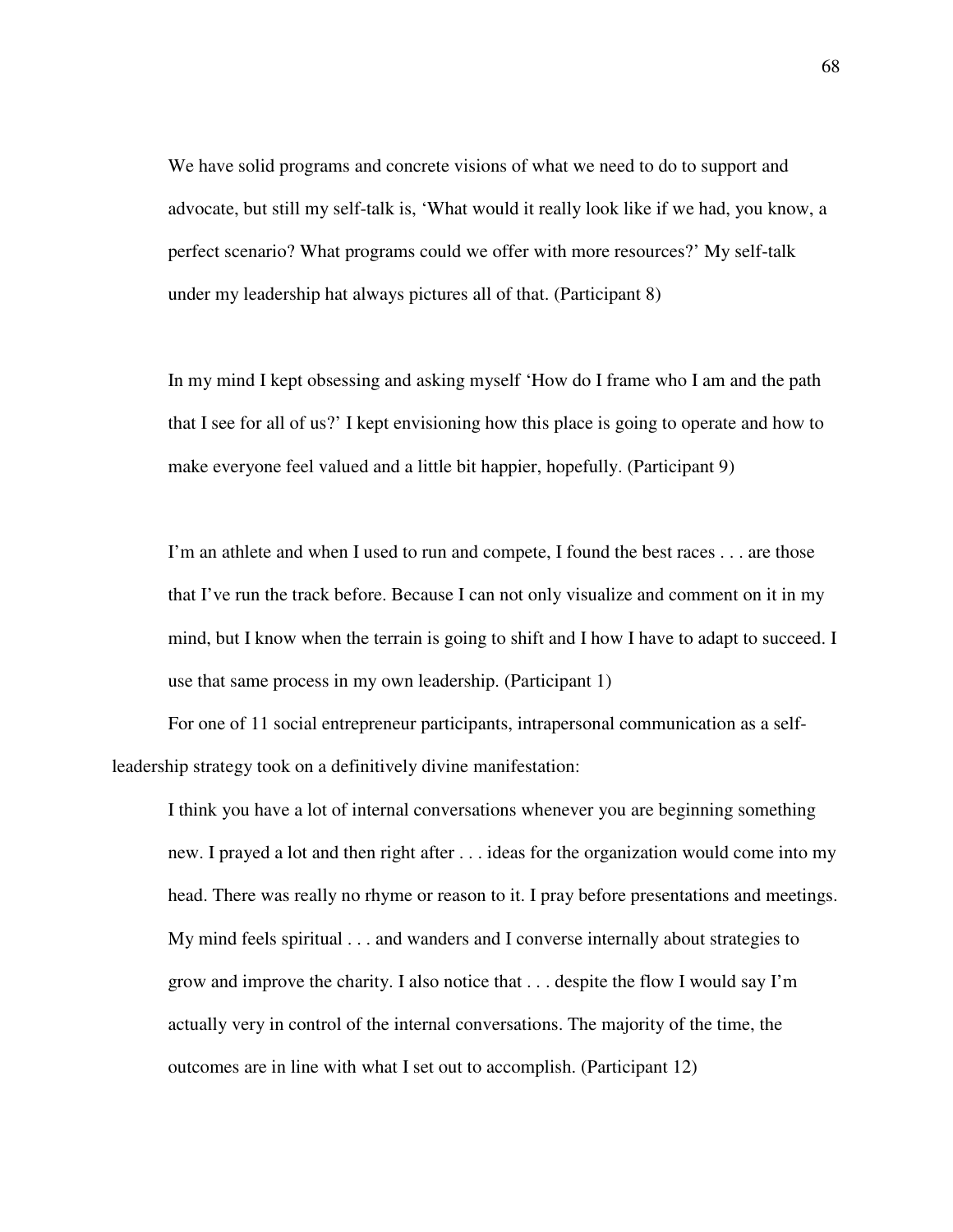> We have solid programs and concrete visions of what we need to do to support and advocate, but still my self-talk is, 'What would it really look like if we had, you know, a perfect scenario? What programs could we offer with more resources?' My self-talk under my leadership hat always pictures all of that. (Participant 8)

> In my mind I kept obsessing and asking myself 'How do I frame who I am and the path that I see for all of us?' I kept envisioning how this place is going to operate and how to make everyone feel valued and a little bit happier, hopefully. (Participant 9)

> I'm an athlete and when I used to run and compete, I found the best races . . . are those that I've run the track before. Because I can not only visualize and comment on it in my mind, but I know when the terrain is going to shift and I how I have to adapt to succeed. I use that same process in my own leadership. (Participant 1)

For one of 11 social entrepreneur participants, intrapersonal communication as a self-leadership strategy took on a definitively divine manifestation:

> I think you have a lot of internal conversations whenever you are beginning something new. I prayed a lot and then right after . . . ideas for the organization would come into my head. There was really no rhyme or reason to it. I pray before presentations and meetings. My mind feels spiritual . . . and wanders and I converse internally about strategies to grow and improve the charity. I also notice that . . . despite the flow I would say I'm actually very in control of the internal conversations. The majority of the time, the outcomes are in line with what I set out to accomplish. (Participant 12)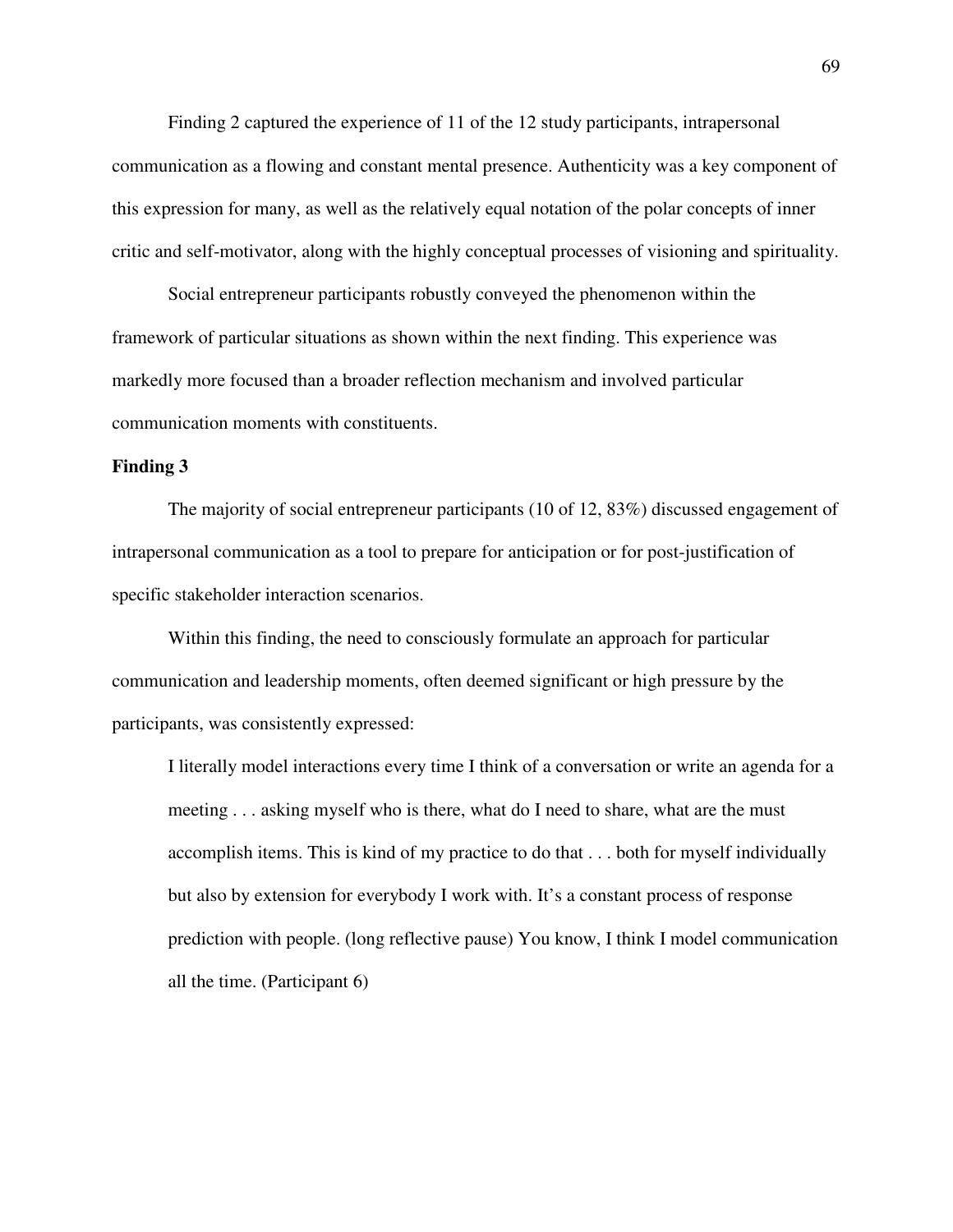Finding 2 captured the experience of 11 of the 12 study participants, intrapersonal communication as a flowing and constant mental presence. Authenticity was a key component of this expression for many, as well as the relatively equal notation of the polar concepts of inner critic and self-motivator, along with the highly conceptual processes of visioning and spirituality.

Social entrepreneur participants robustly conveyed the phenomenon within the framework of particular situations as shown within the next finding. This experience was markedly more focused than a broader reflection mechanism and involved particular communication moments with constituents.

**Finding 3**

The majority of social entrepreneur participants (10 of 12, 83%) discussed engagement of intrapersonal communication as a tool to prepare for anticipation or for post-justification of specific stakeholder interaction scenarios.

Within this finding, the need to consciously formulate an approach for particular communication and leadership moments, often deemed significant or high pressure by the participants, was consistently expressed:

> I literally model interactions every time I think of a conversation or write an agenda for a meeting . . . asking myself who is there, what do I need to share, what are the must accomplish items. This is kind of my practice to do that . . . both for myself individually but also by extension for everybody I work with. It's a constant process of response prediction with people. (long reflective pause) You know, I think I model communication all the time. (Participant 6)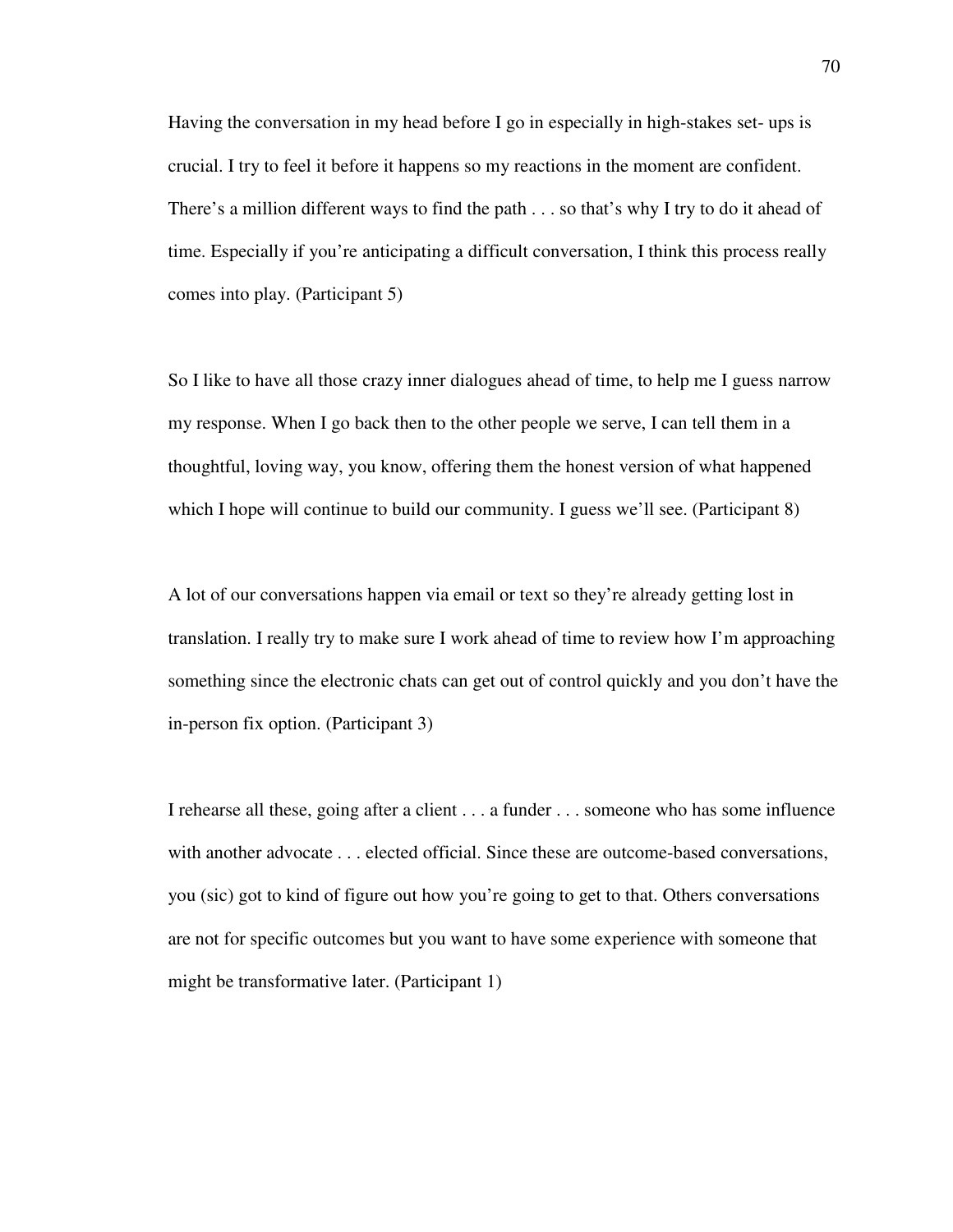Having the conversation in my head before I go in especially in high-stakes set- ups is crucial. I try to feel it before it happens so my reactions in the moment are confident. There's a million different ways to find the path . . . so that's why I try to do it ahead of time. Especially if you're anticipating a difficult conversation, I think this process really comes into play. (Participant 5)

So I like to have all those crazy inner dialogues ahead of time, to help me I guess narrow my response. When I go back then to the other people we serve, I can tell them in a thoughtful, loving way, you know, offering them the honest version of what happened which I hope will continue to build our community. I guess we'll see. (Participant 8)

A lot of our conversations happen via email or text so they're already getting lost in translation. I really try to make sure I work ahead of time to review how I'm approaching something since the electronic chats can get out of control quickly and you don't have the in-person fix option. (Participant 3)

I rehearse all these, going after a client . . . a funder . . . someone who has some influence with another advocate . . . elected official. Since these are outcome-based conversations, you (sic) got to kind of figure out how you're going to get to that. Others conversations are not for specific outcomes but you want to have some experience with someone that might be transformative later. (Participant 1)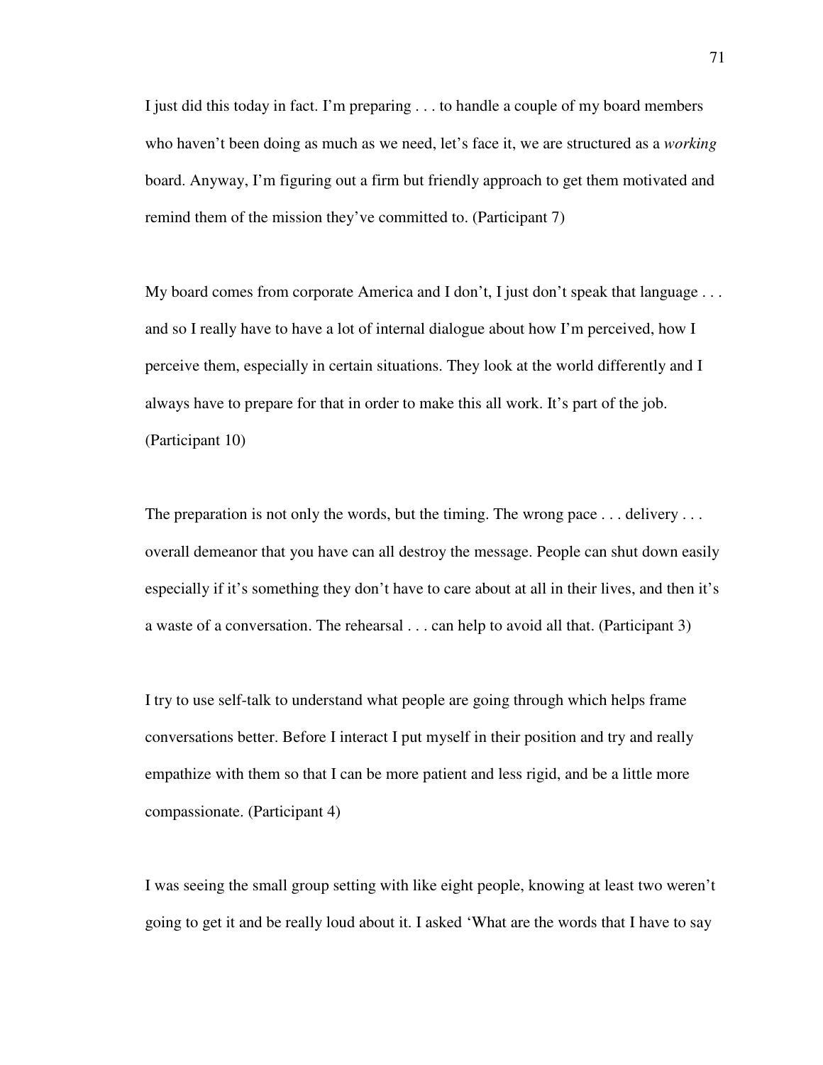I just did this today in fact. I'm preparing . . . to handle a couple of my board members who haven't been doing as much as we need, let's face it, we are structured as a *working* board. Anyway, I'm figuring out a firm but friendly approach to get them motivated and remind them of the mission they've committed to. (Participant 7)

My board comes from corporate America and I don't, I just don't speak that language . . . and so I really have to have a lot of internal dialogue about how I'm perceived, how I perceive them, especially in certain situations. They look at the world differently and I always have to prepare for that in order to make this all work. It's part of the job. (Participant 10)

The preparation is not only the words, but the timing. The wrong pace . . . delivery . . . overall demeanor that you have can all destroy the message. People can shut down easily especially if it's something they don't have to care about at all in their lives, and then it's a waste of a conversation. The rehearsal . . . can help to avoid all that. (Participant 3)

I try to use self-talk to understand what people are going through which helps frame conversations better. Before I interact I put myself in their position and try and really empathize with them so that I can be more patient and less rigid, and be a little more compassionate. (Participant 4)

I was seeing the small group setting with like eight people, knowing at least two weren't going to get it and be really loud about it. I asked 'What are the words that I have to say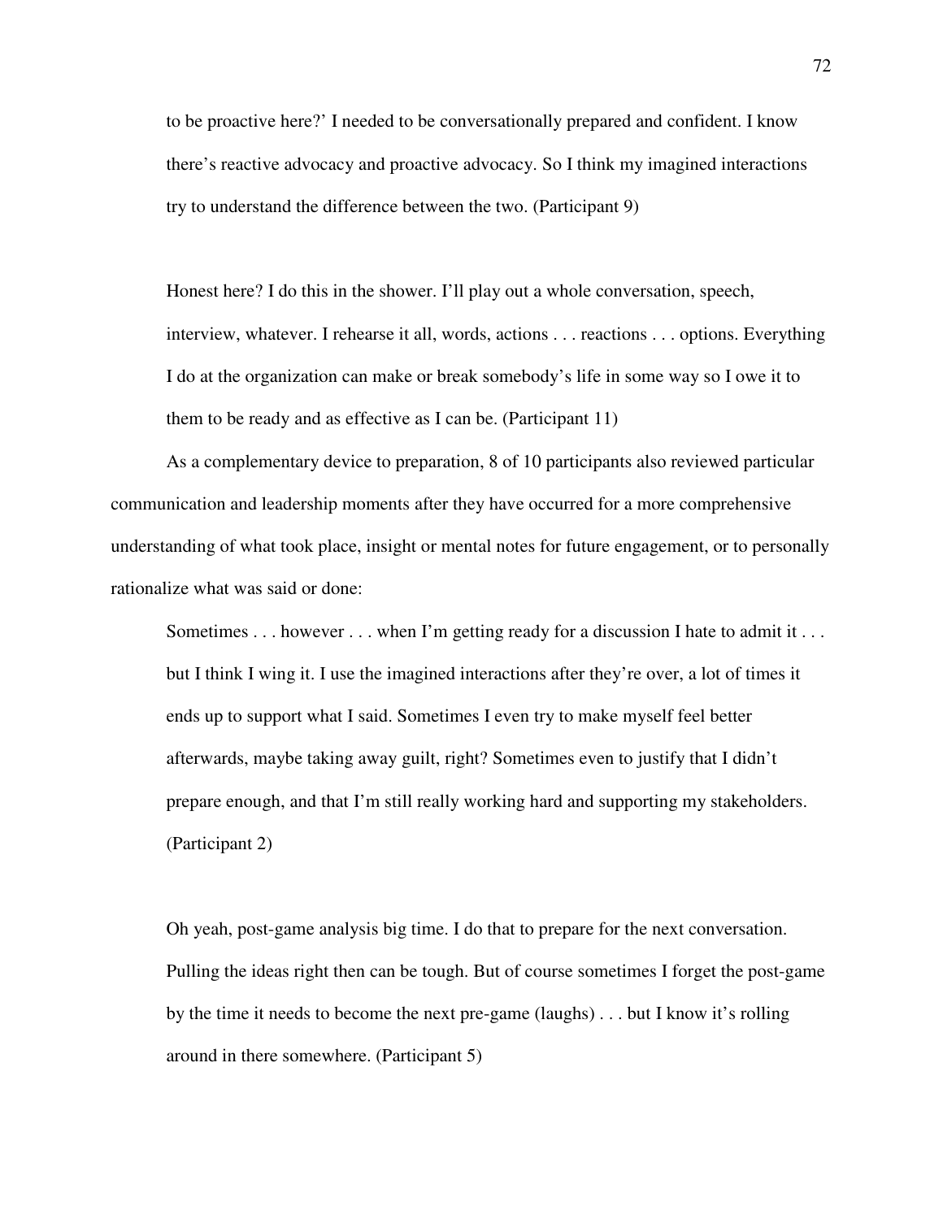> to be proactive here?' I needed to be conversationally prepared and confident. I know there's reactive advocacy and proactive advocacy. So I think my imagined interactions try to understand the difference between the two. (Participant 9)

> Honest here? I do this in the shower. I'll play out a whole conversation, speech, interview, whatever. I rehearse it all, words, actions . . . reactions . . . options. Everything I do at the organization can make or break somebody's life in some way so I owe it to them to be ready and as effective as I can be. (Participant 11)

As a complementary device to preparation, 8 of 10 participants also reviewed particular communication and leadership moments after they have occurred for a more comprehensive understanding of what took place, insight or mental notes for future engagement, or to personally rationalize what was said or done:

> Sometimes . . . however . . . when I'm getting ready for a discussion I hate to admit it . . . but I think I wing it. I use the imagined interactions after they're over, a lot of times it ends up to support what I said. Sometimes I even try to make myself feel better afterwards, maybe taking away guilt, right? Sometimes even to justify that I didn't prepare enough, and that I'm still really working hard and supporting my stakeholders. (Participant 2)

> Oh yeah, post-game analysis big time. I do that to prepare for the next conversation. Pulling the ideas right then can be tough. But of course sometimes I forget the post-game by the time it needs to become the next pre-game (laughs) . . . but I know it's rolling around in there somewhere. (Participant 5)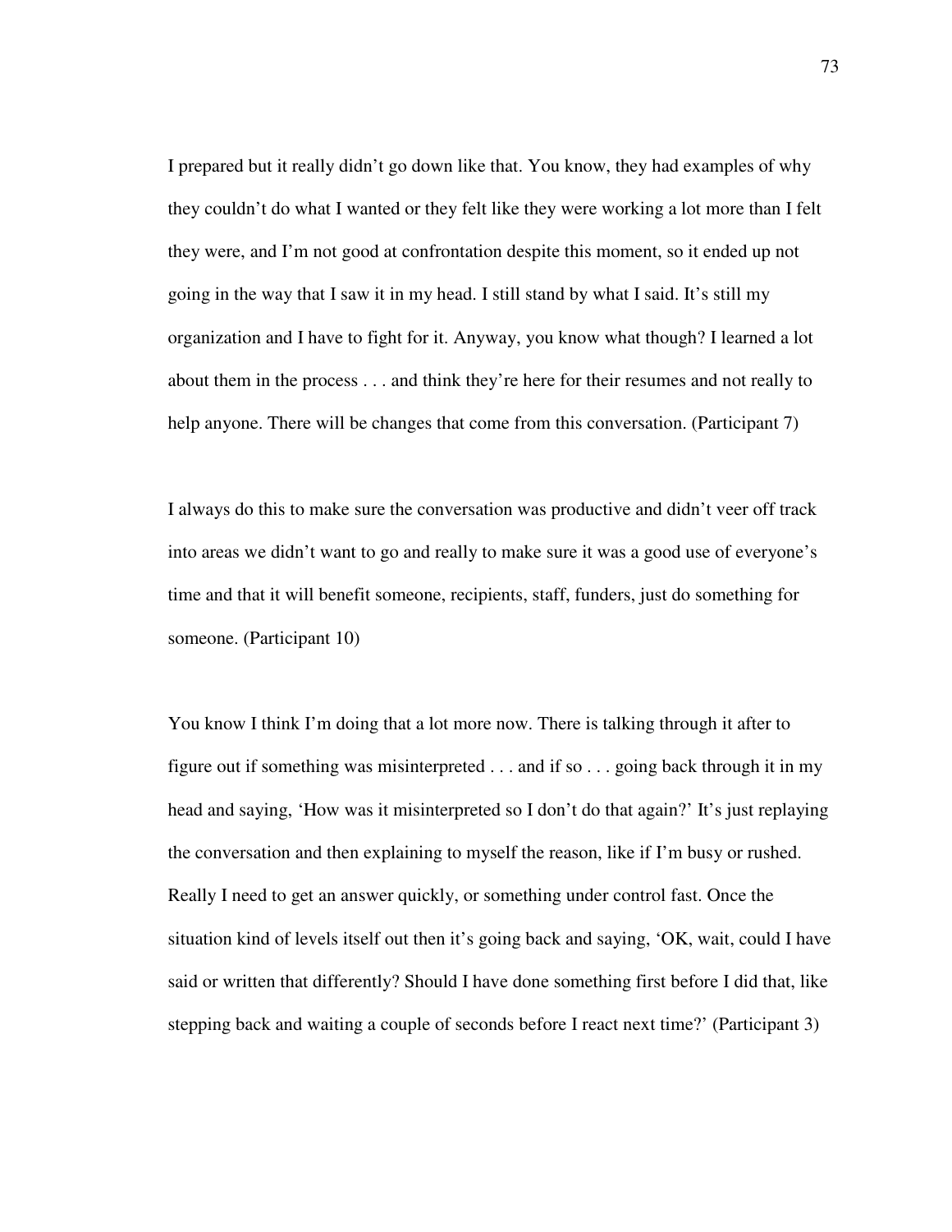I prepared but it really didn't go down like that. You know, they had examples of why they couldn't do what I wanted or they felt like they were working a lot more than I felt they were, and I'm not good at confrontation despite this moment, so it ended up not going in the way that I saw it in my head. I still stand by what I said. It's still my organization and I have to fight for it. Anyway, you know what though? I learned a lot about them in the process . . . and think they're here for their resumes and not really to help anyone. There will be changes that come from this conversation. (Participant 7)

I always do this to make sure the conversation was productive and didn't veer off track into areas we didn't want to go and really to make sure it was a good use of everyone's time and that it will benefit someone, recipients, staff, funders, just do something for someone. (Participant 10)

You know I think I'm doing that a lot more now. There is talking through it after to figure out if something was misinterpreted . . . and if so . . . going back through it in my head and saying, 'How was it misinterpreted so I don't do that again?' It's just replaying the conversation and then explaining to myself the reason, like if I'm busy or rushed. Really I need to get an answer quickly, or something under control fast. Once the situation kind of levels itself out then it's going back and saying, 'OK, wait, could I have said or written that differently? Should I have done something first before I did that, like stepping back and waiting a couple of seconds before I react next time?' (Participant 3)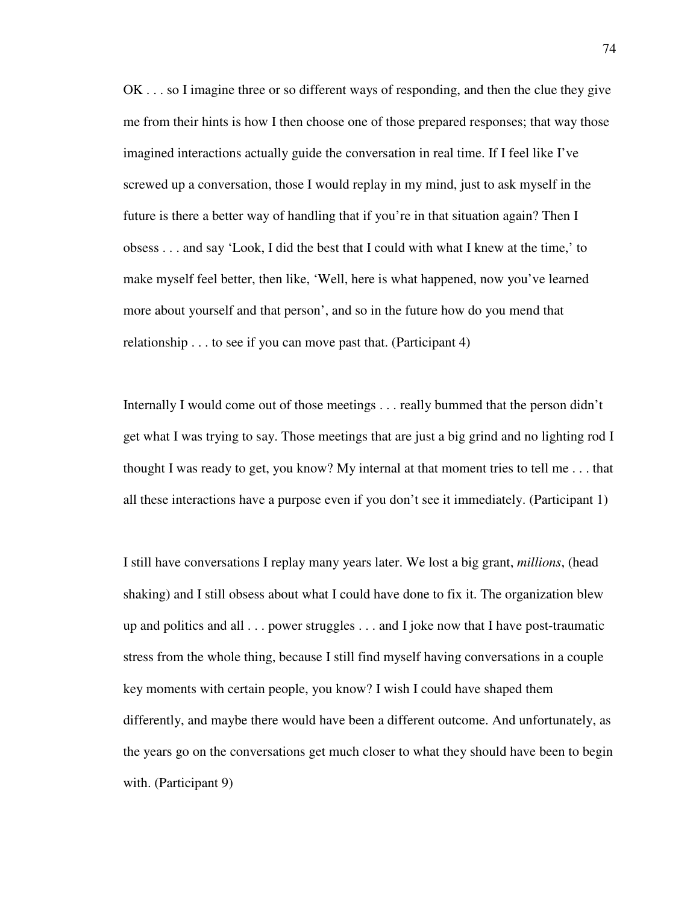OK . . . so I imagine three or so different ways of responding, and then the clue they give me from their hints is how I then choose one of those prepared responses; that way those imagined interactions actually guide the conversation in real time. If I feel like I've screwed up a conversation, those I would replay in my mind, just to ask myself in the future is there a better way of handling that if you're in that situation again? Then I obsess . . . and say 'Look, I did the best that I could with what I knew at the time,' to make myself feel better, then like, 'Well, here is what happened, now you've learned more about yourself and that person', and so in the future how do you mend that relationship . . . to see if you can move past that. (Participant 4)

Internally I would come out of those meetings . . . really bummed that the person didn't get what I was trying to say. Those meetings that are just a big grind and no lighting rod I thought I was ready to get, you know? My internal at that moment tries to tell me . . . that all these interactions have a purpose even if you don't see it immediately. (Participant 1)

I still have conversations I replay many years later. We lost a big grant, *millions*, (head shaking) and I still obsess about what I could have done to fix it. The organization blew up and politics and all . . . power struggles . . . and I joke now that I have post-traumatic stress from the whole thing, because I still find myself having conversations in a couple key moments with certain people, you know? I wish I could have shaped them differently, and maybe there would have been a different outcome. And unfortunately, as the years go on the conversations get much closer to what they should have been to begin with. (Participant 9)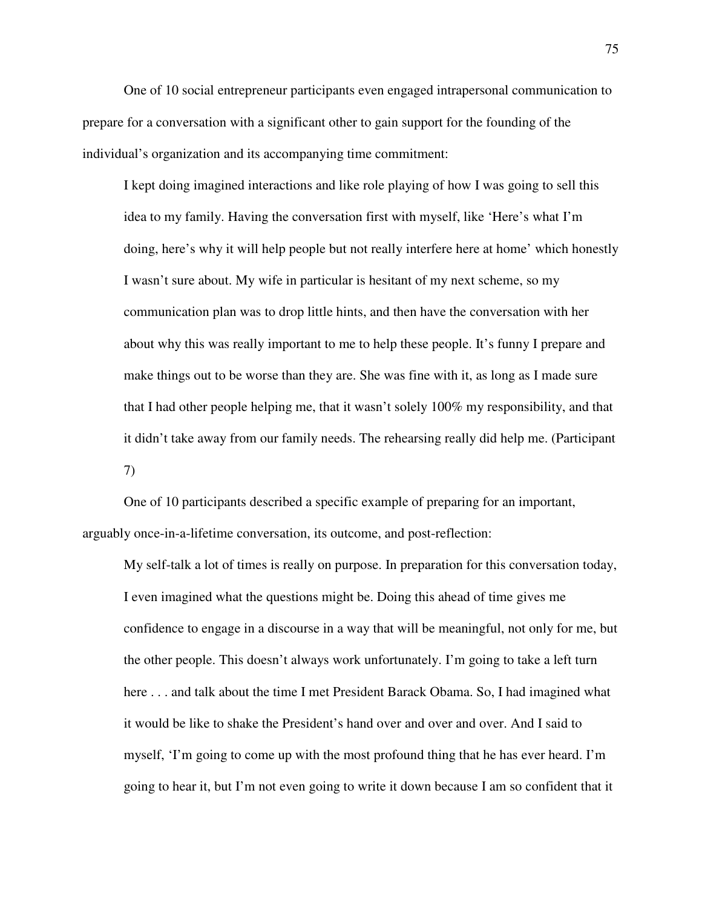One of 10 social entrepreneur participants even engaged intrapersonal communication to prepare for a conversation with a significant other to gain support for the founding of the individual's organization and its accompanying time commitment:

> I kept doing imagined interactions and like role playing of how I was going to sell this idea to my family. Having the conversation first with myself, like 'Here's what I'm doing, here's why it will help people but not really interfere here at home' which honestly I wasn't sure about. My wife in particular is hesitant of my next scheme, so my communication plan was to drop little hints, and then have the conversation with her about why this was really important to me to help these people. It's funny I prepare and make things out to be worse than they are. She was fine with it, as long as I made sure that I had other people helping me, that it wasn't solely 100% my responsibility, and that it didn't take away from our family needs. The rehearsing really did help me. (Participant 7)

One of 10 participants described a specific example of preparing for an important, arguably once-in-a-lifetime conversation, its outcome, and post-reflection:

> My self-talk a lot of times is really on purpose. In preparation for this conversation today, I even imagined what the questions might be. Doing this ahead of time gives me confidence to engage in a discourse in a way that will be meaningful, not only for me, but the other people. This doesn't always work unfortunately. I'm going to take a left turn here . . . and talk about the time I met President Barack Obama. So, I had imagined what it would be like to shake the President's hand over and over and over. And I said to myself, 'I'm going to come up with the most profound thing that he has ever heard. I'm going to hear it, but I'm not even going to write it down because I am so confident that it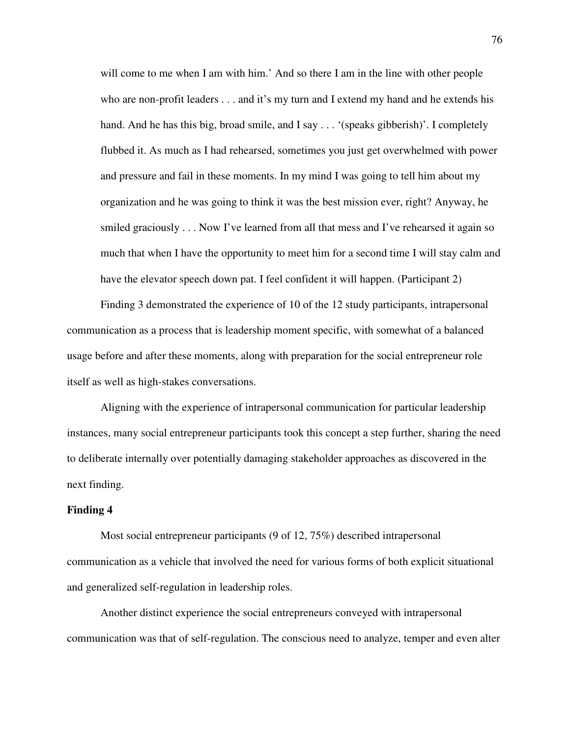> will come to me when I am with him.' And so there I am in the line with other people who are non-profit leaders . . . and it's my turn and I extend my hand and he extends his hand. And he has this big, broad smile, and I say . . . '(speaks gibberish)'. I completely flubbed it. As much as I had rehearsed, sometimes you just get overwhelmed with power and pressure and fail in these moments. In my mind I was going to tell him about my organization and he was going to think it was the best mission ever, right? Anyway, he smiled graciously . . . Now I've learned from all that mess and I've rehearsed it again so much that when I have the opportunity to meet him for a second time I will stay calm and have the elevator speech down pat. I feel confident it will happen. (Participant 2)

Finding 3 demonstrated the experience of 10 of the 12 study participants, intrapersonal communication as a process that is leadership moment specific, with somewhat of a balanced usage before and after these moments, along with preparation for the social entrepreneur role itself as well as high-stakes conversations.

Aligning with the experience of intrapersonal communication for particular leadership instances, many social entrepreneur participants took this concept a step further, sharing the need to deliberate internally over potentially damaging stakeholder approaches as discovered in the next finding.

**Finding 4**

Most social entrepreneur participants (9 of 12, 75%) described intrapersonal communication as a vehicle that involved the need for various forms of both explicit situational and generalized self-regulation in leadership roles.

Another distinct experience the social entrepreneurs conveyed with intrapersonal communication was that of self-regulation. The conscious need to analyze, temper and even alter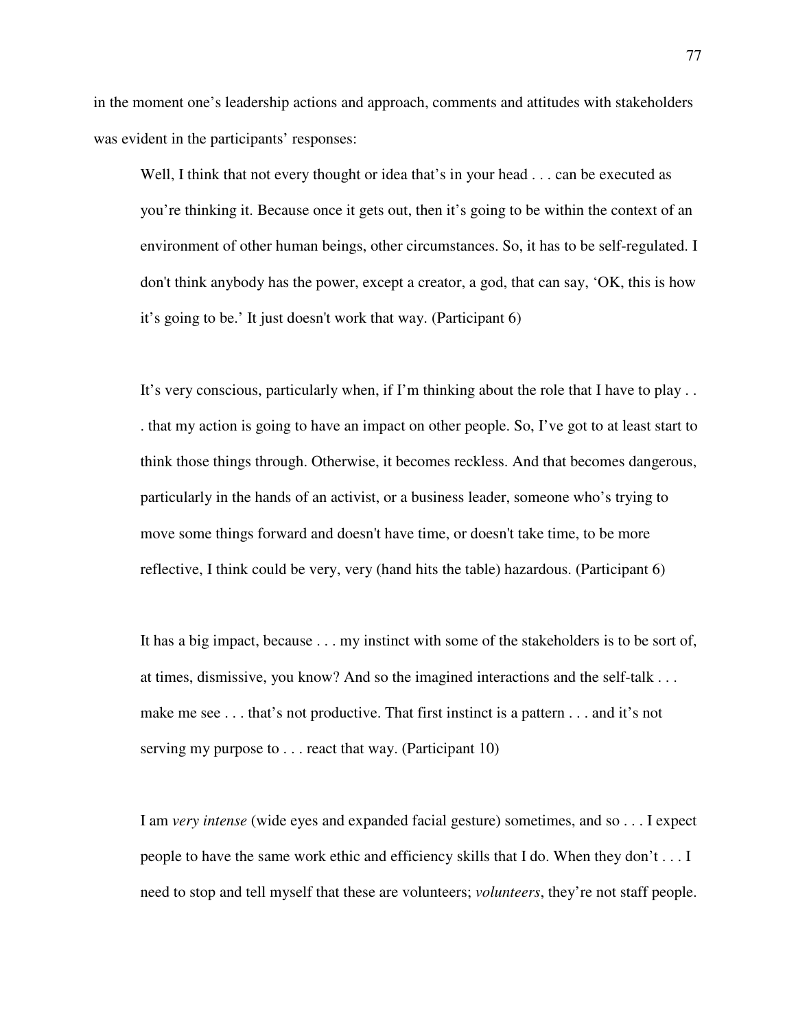in the moment one's leadership actions and approach, comments and attitudes with stakeholders was evident in the participants' responses:

> Well, I think that not every thought or idea that's in your head . . . can be executed as you're thinking it. Because once it gets out, then it's going to be within the context of an environment of other human beings, other circumstances. So, it has to be self-regulated. I don't think anybody has the power, except a creator, a god, that can say, 'OK, this is how it's going to be.' It just doesn't work that way. (Participant 6)

> It's very conscious, particularly when, if I'm thinking about the role that I have to play . . . that my action is going to have an impact on other people. So, I've got to at least start to think those things through. Otherwise, it becomes reckless. And that becomes dangerous, particularly in the hands of an activist, or a business leader, someone who's trying to move some things forward and doesn't have time, or doesn't take time, to be more reflective, I think could be very, very (hand hits the table) hazardous. (Participant 6)

> It has a big impact, because . . . my instinct with some of the stakeholders is to be sort of, at times, dismissive, you know? And so the imagined interactions and the self-talk . . . make me see . . . that's not productive. That first instinct is a pattern . . . and it's not serving my purpose to . . . react that way. (Participant 10)

> I am *very intense* (wide eyes and expanded facial gesture) sometimes, and so . . . I expect people to have the same work ethic and efficiency skills that I do. When they don't . . . I need to stop and tell myself that these are volunteers; *volunteers*, they're not staff people.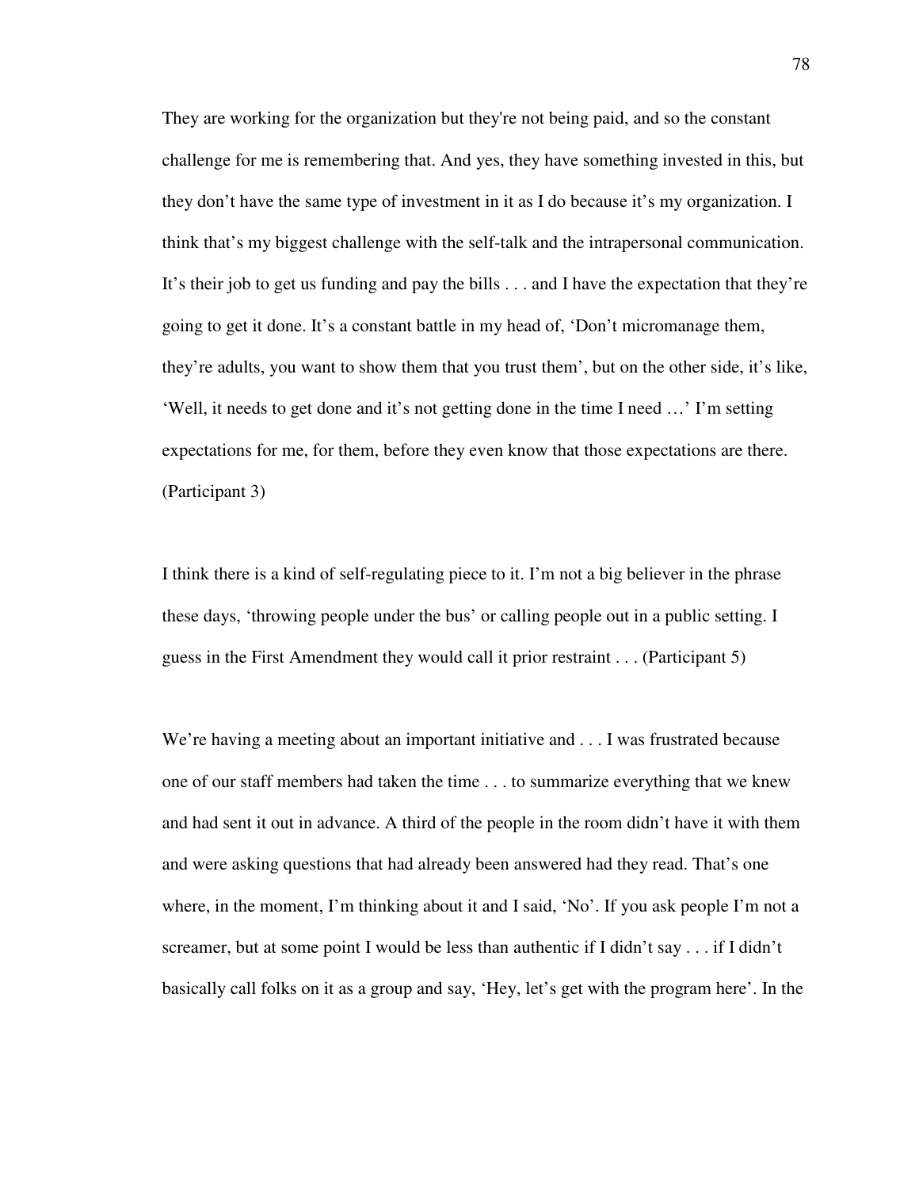They are working for the organization but they're not being paid, and so the constant challenge for me is remembering that. And yes, they have something invested in this, but they don't have the same type of investment in it as I do because it's my organization. I think that's my biggest challenge with the self-talk and the intrapersonal communication. It's their job to get us funding and pay the bills . . . and I have the expectation that they're going to get it done. It's a constant battle in my head of, 'Don't micromanage them, they're adults, you want to show them that you trust them', but on the other side, it's like, 'Well, it needs to get done and it's not getting done in the time I need …' I'm setting expectations for me, for them, before they even know that those expectations are there. (Participant 3)

I think there is a kind of self-regulating piece to it. I'm not a big believer in the phrase these days, 'throwing people under the bus' or calling people out in a public setting. I guess in the First Amendment they would call it prior restraint . . . (Participant 5)

We're having a meeting about an important initiative and . . . I was frustrated because one of our staff members had taken the time . . . to summarize everything that we knew and had sent it out in advance. A third of the people in the room didn't have it with them and were asking questions that had already been answered had they read. That's one where, in the moment, I'm thinking about it and I said, 'No'. If you ask people I'm not a screamer, but at some point I would be less than authentic if I didn't say . . . if I didn't basically call folks on it as a group and say, 'Hey, let's get with the program here'. In the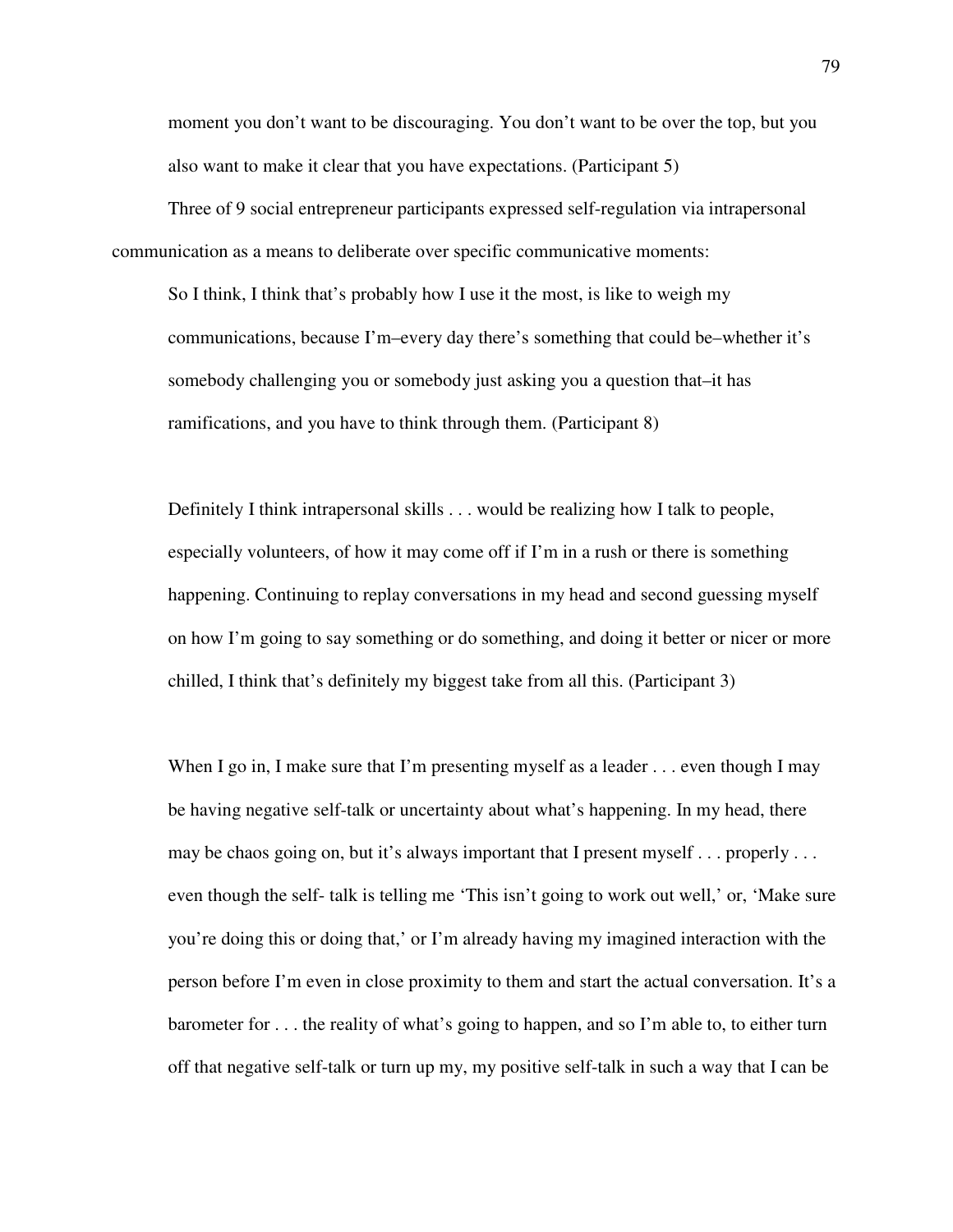moment you don't want to be discouraging. You don't want to be over the top, but you also want to make it clear that you have expectations. (Participant 5)

Three of 9 social entrepreneur participants expressed self-regulation via intrapersonal communication as a means to deliberate over specific communicative moments:

> So I think, I think that's probably how I use it the most, is like to weigh my communications, because I'm–every day there's something that could be–whether it's somebody challenging you or somebody just asking you a question that–it has ramifications, and you have to think through them. (Participant 8)

> Definitely I think intrapersonal skills . . . would be realizing how I talk to people, especially volunteers, of how it may come off if I'm in a rush or there is something happening. Continuing to replay conversations in my head and second guessing myself on how I'm going to say something or do something, and doing it better or nicer or more chilled, I think that's definitely my biggest take from all this. (Participant 3)

> When I go in, I make sure that I'm presenting myself as a leader . . . even though I may be having negative self-talk or uncertainty about what's happening. In my head, there may be chaos going on, but it's always important that I present myself . . . properly . . . even though the self- talk is telling me 'This isn't going to work out well,' or, 'Make sure you're doing this or doing that,' or I'm already having my imagined interaction with the person before I'm even in close proximity to them and start the actual conversation. It's a barometer for . . . the reality of what's going to happen, and so I'm able to, to either turn off that negative self-talk or turn up my, my positive self-talk in such a way that I can be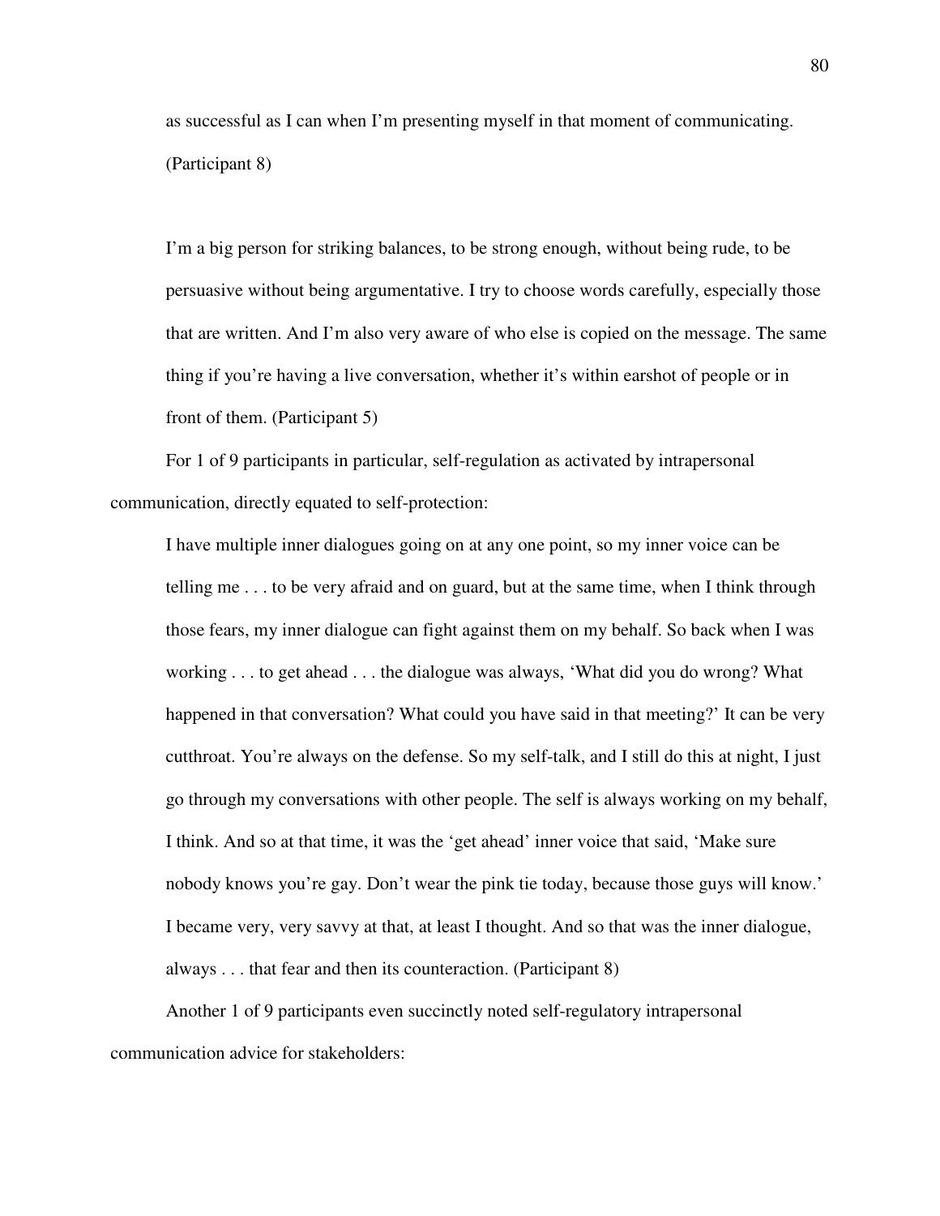as successful as I can when I'm presenting myself in that moment of communicating. (Participant 8)

> I'm a big person for striking balances, to be strong enough, without being rude, to be persuasive without being argumentative. I try to choose words carefully, especially those that are written. And I'm also very aware of who else is copied on the message. The same thing if you're having a live conversation, whether it's within earshot of people or in front of them. (Participant 5)

For 1 of 9 participants in particular, self-regulation as activated by intrapersonal communication, directly equated to self-protection:

> I have multiple inner dialogues going on at any one point, so my inner voice can be telling me . . . to be very afraid and on guard, but at the same time, when I think through those fears, my inner dialogue can fight against them on my behalf. So back when I was working . . . to get ahead . . . the dialogue was always, 'What did you do wrong? What happened in that conversation? What could you have said in that meeting?' It can be very cutthroat. You're always on the defense. So my self-talk, and I still do this at night, I just go through my conversations with other people. The self is always working on my behalf, I think. And so at that time, it was the 'get ahead' inner voice that said, 'Make sure nobody knows you're gay. Don't wear the pink tie today, because those guys will know.' I became very, very savvy at that, at least I thought. And so that was the inner dialogue, always . . . that fear and then its counteraction. (Participant 8)

Another 1 of 9 participants even succinctly noted self-regulatory intrapersonal communication advice for stakeholders: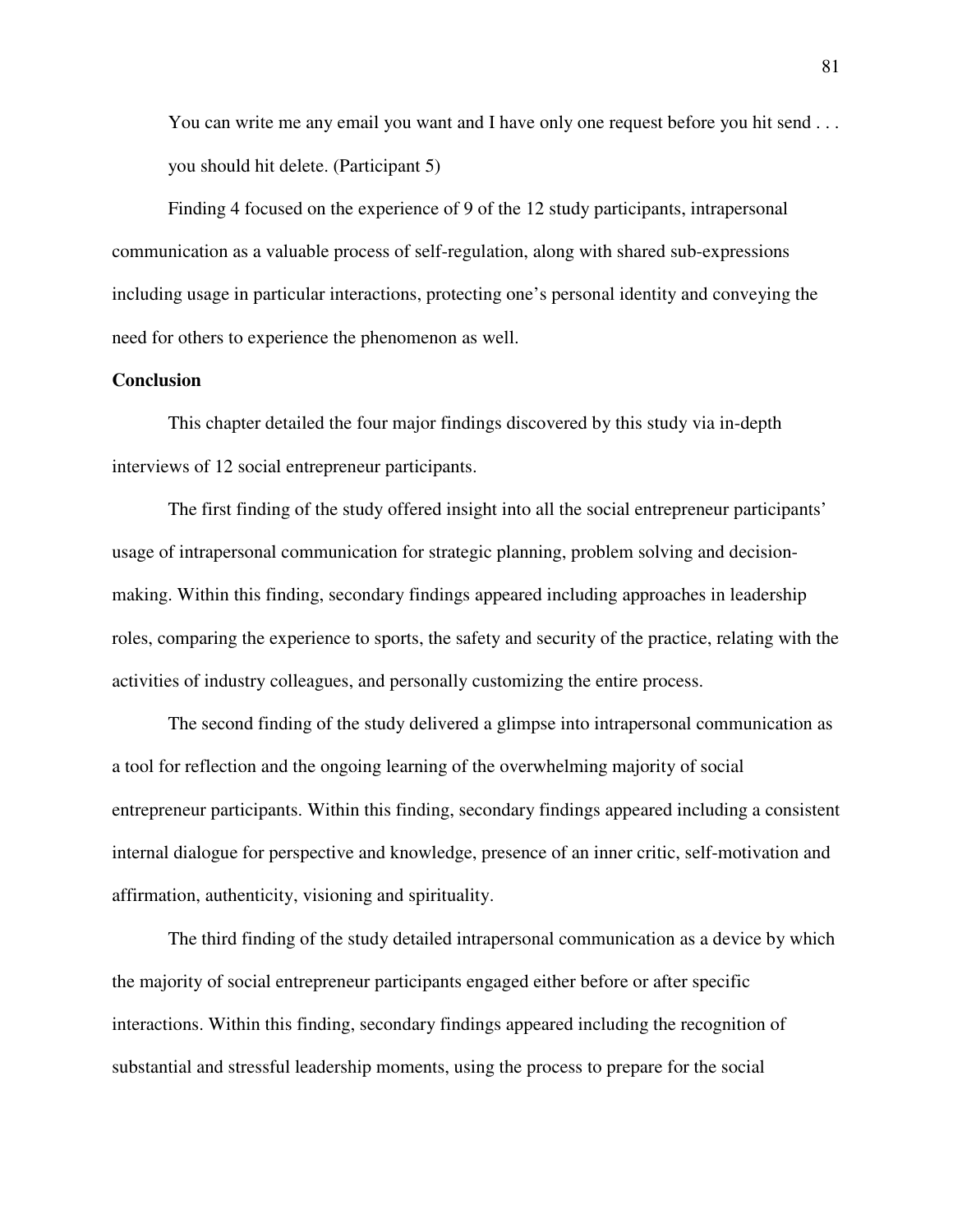> You can write me any email you want and I have only one request before you hit send . . . you should hit delete. (Participant 5)

Finding 4 focused on the experience of 9 of the 12 study participants, intrapersonal communication as a valuable process of self-regulation, along with shared sub-expressions including usage in particular interactions, protecting one's personal identity and conveying the need for others to experience the phenomenon as well.

**Conclusion**

This chapter detailed the four major findings discovered by this study via in-depth interviews of 12 social entrepreneur participants.

The first finding of the study offered insight into all the social entrepreneur participants' usage of intrapersonal communication for strategic planning, problem solving and decision-making. Within this finding, secondary findings appeared including approaches in leadership roles, comparing the experience to sports, the safety and security of the practice, relating with the activities of industry colleagues, and personally customizing the entire process.

The second finding of the study delivered a glimpse into intrapersonal communication as a tool for reflection and the ongoing learning of the overwhelming majority of social entrepreneur participants. Within this finding, secondary findings appeared including a consistent internal dialogue for perspective and knowledge, presence of an inner critic, self-motivation and affirmation, authenticity, visioning and spirituality.

The third finding of the study detailed intrapersonal communication as a device by which the majority of social entrepreneur participants engaged either before or after specific interactions. Within this finding, secondary findings appeared including the recognition of substantial and stressful leadership moments, using the process to prepare for the social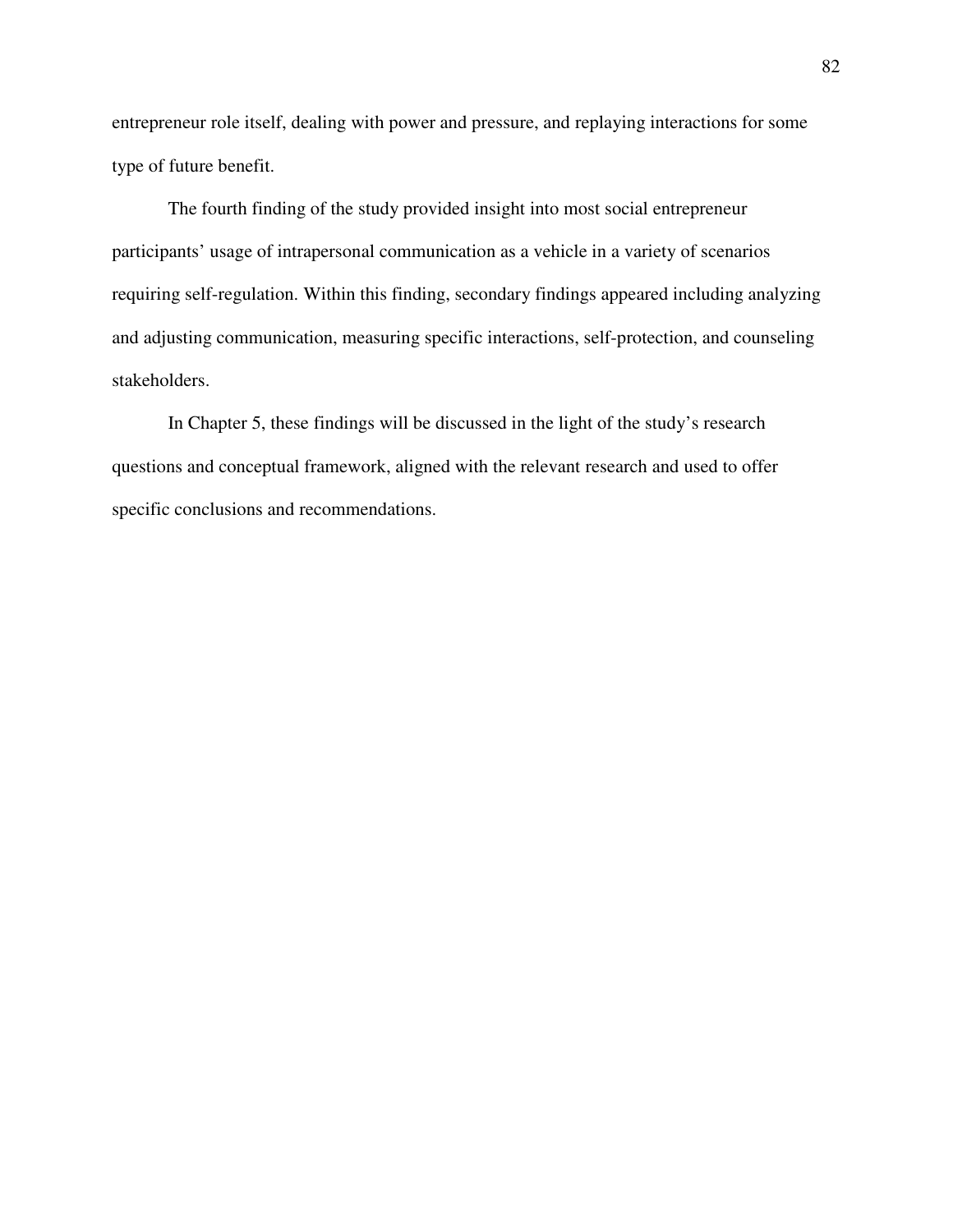entrepreneur role itself, dealing with power and pressure, and replaying interactions for some type of future benefit.

The fourth finding of the study provided insight into most social entrepreneur participants' usage of intrapersonal communication as a vehicle in a variety of scenarios requiring self-regulation. Within this finding, secondary findings appeared including analyzing and adjusting communication, measuring specific interactions, self-protection, and counseling stakeholders.

In Chapter 5, these findings will be discussed in the light of the study's research questions and conceptual framework, aligned with the relevant research and used to offer specific conclusions and recommendations.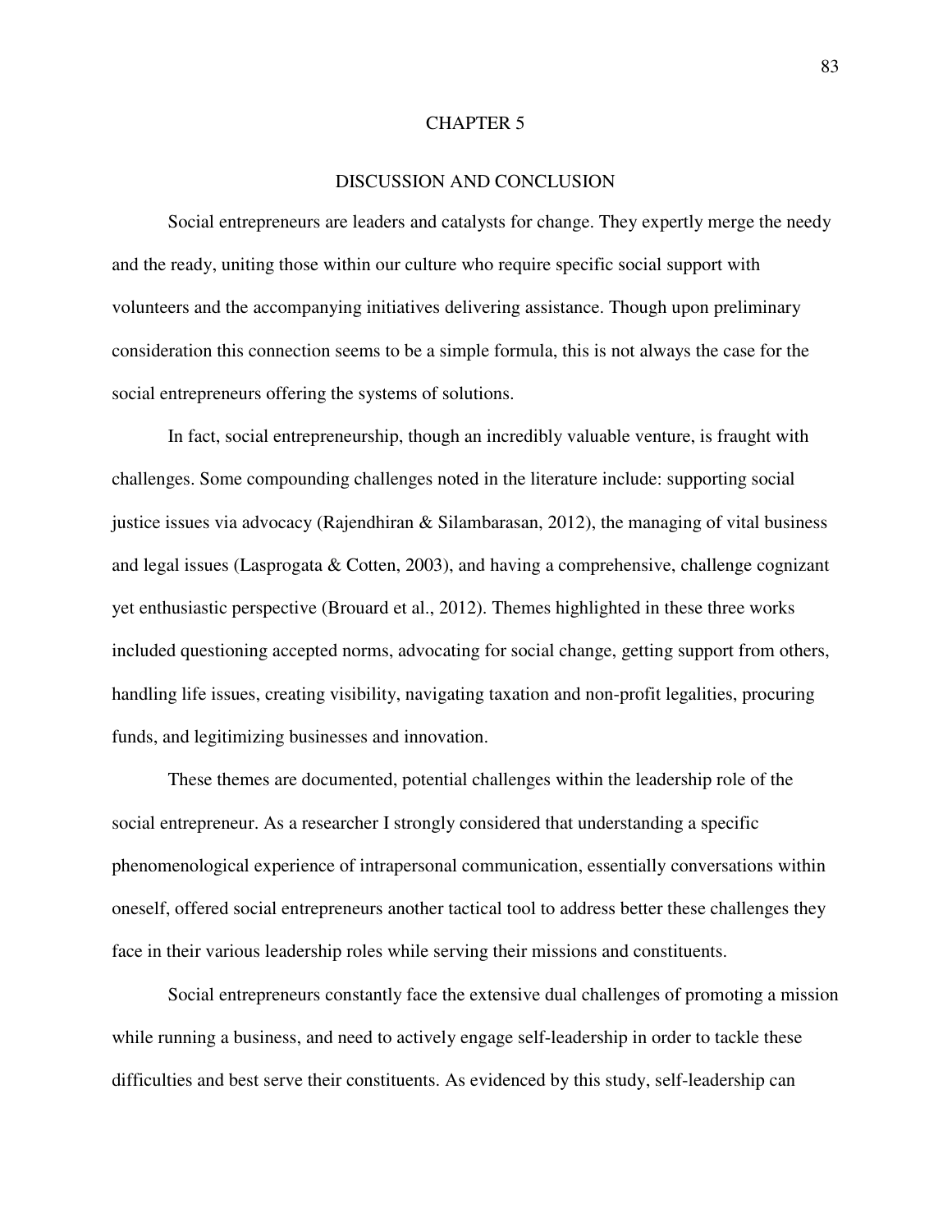# CHAPTER 5

## DISCUSSION AND CONCLUSION

Social entrepreneurs are leaders and catalysts for change. They expertly merge the needy and the ready, uniting those within our culture who require specific social support with volunteers and the accompanying initiatives delivering assistance. Though upon preliminary consideration this connection seems to be a simple formula, this is not always the case for the social entrepreneurs offering the systems of solutions.

In fact, social entrepreneurship, though an incredibly valuable venture, is fraught with challenges. Some compounding challenges noted in the literature include: supporting social justice issues via advocacy (Rajendhiran & Silambarasan, 2012), the managing of vital business and legal issues (Lasprogata & Cotten, 2003), and having a comprehensive, challenge cognizant yet enthusiastic perspective (Brouard et al., 2012). Themes highlighted in these three works included questioning accepted norms, advocating for social change, getting support from others, handling life issues, creating visibility, navigating taxation and non-profit legalities, procuring funds, and legitimizing businesses and innovation.

These themes are documented, potential challenges within the leadership role of the social entrepreneur. As a researcher I strongly considered that understanding a specific phenomenological experience of intrapersonal communication, essentially conversations within oneself, offered social entrepreneurs another tactical tool to address better these challenges they face in their various leadership roles while serving their missions and constituents.

Social entrepreneurs constantly face the extensive dual challenges of promoting a mission while running a business, and need to actively engage self-leadership in order to tackle these difficulties and best serve their constituents. As evidenced by this study, self-leadership can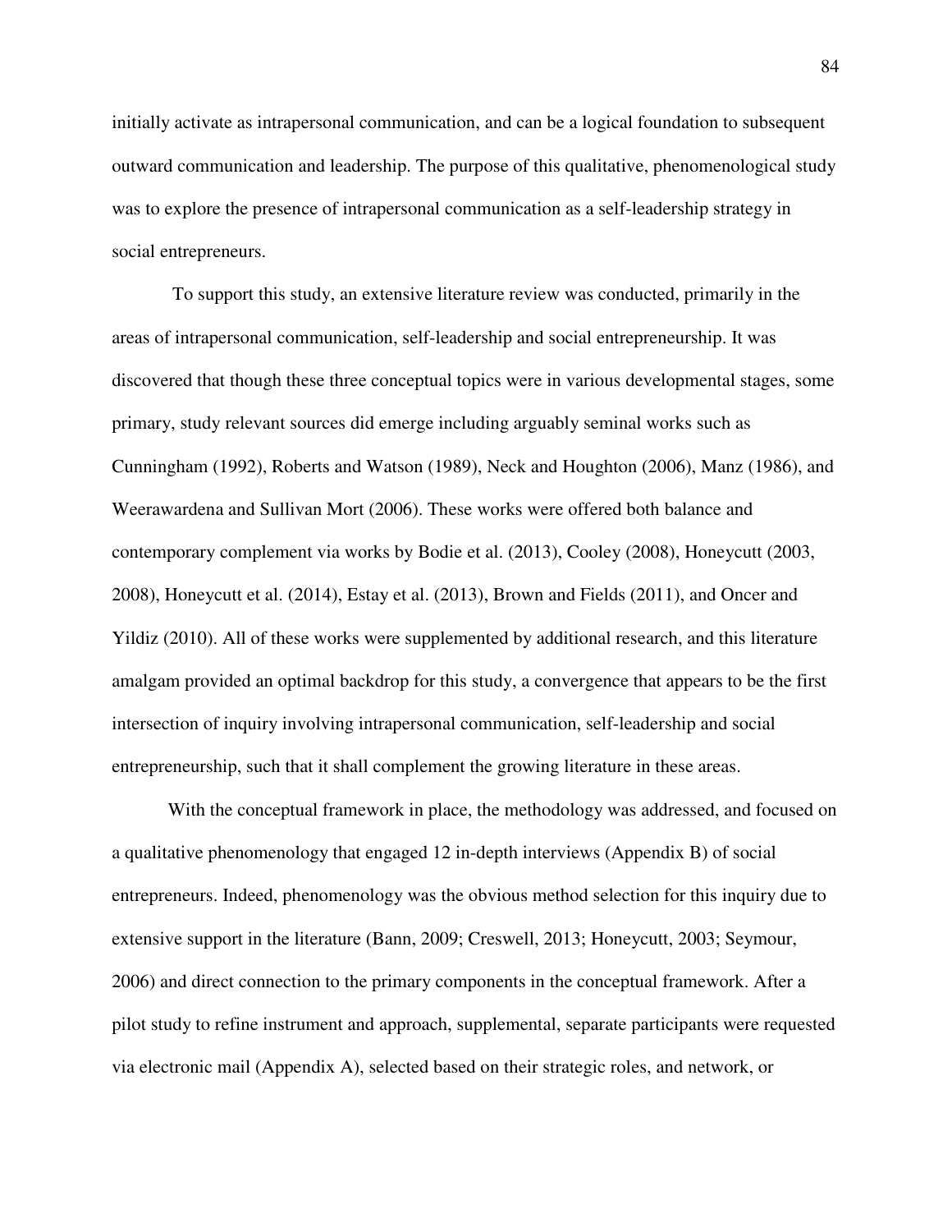initially activate as intrapersonal communication, and can be a logical foundation to subsequent outward communication and leadership. The purpose of this qualitative, phenomenological study was to explore the presence of intrapersonal communication as a self-leadership strategy in social entrepreneurs.

To support this study, an extensive literature review was conducted, primarily in the areas of intrapersonal communication, self-leadership and social entrepreneurship. It was discovered that though these three conceptual topics were in various developmental stages, some primary, study relevant sources did emerge including arguably seminal works such as Cunningham (1992), Roberts and Watson (1989), Neck and Houghton (2006), Manz (1986), and Weerawardena and Sullivan Mort (2006). These works were offered both balance and contemporary complement via works by Bodie et al. (2013), Cooley (2008), Honeycutt (2003, 2008), Honeycutt et al. (2014), Estay et al. (2013), Brown and Fields (2011), and Oncer and Yildiz (2010). All of these works were supplemented by additional research, and this literature amalgam provided an optimal backdrop for this study, a convergence that appears to be the first intersection of inquiry involving intrapersonal communication, self-leadership and social entrepreneurship, such that it shall complement the growing literature in these areas.

With the conceptual framework in place, the methodology was addressed, and focused on a qualitative phenomenology that engaged 12 in-depth interviews (Appendix B) of social entrepreneurs. Indeed, phenomenology was the obvious method selection for this inquiry due to extensive support in the literature (Bann, 2009; Creswell, 2013; Honeycutt, 2003; Seymour, 2006) and direct connection to the primary components in the conceptual framework. After a pilot study to refine instrument and approach, supplemental, separate participants were requested via electronic mail (Appendix A), selected based on their strategic roles, and network, or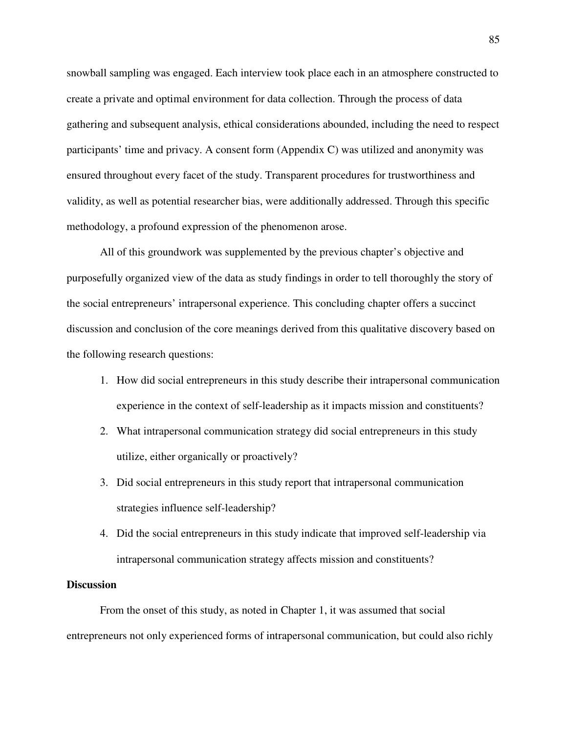snowball sampling was engaged. Each interview took place each in an atmosphere constructed to create a private and optimal environment for data collection. Through the process of data gathering and subsequent analysis, ethical considerations abounded, including the need to respect participants' time and privacy. A consent form (Appendix C) was utilized and anonymity was ensured throughout every facet of the study. Transparent procedures for trustworthiness and validity, as well as potential researcher bias, were additionally addressed. Through this specific methodology, a profound expression of the phenomenon arose.

All of this groundwork was supplemented by the previous chapter's objective and purposefully organized view of the data as study findings in order to tell thoroughly the story of the social entrepreneurs' intrapersonal experience. This concluding chapter offers a succinct discussion and conclusion of the core meanings derived from this qualitative discovery based on the following research questions:

1. How did social entrepreneurs in this study describe their intrapersonal communication experience in the context of self-leadership as it impacts mission and constituents?
2. What intrapersonal communication strategy did social entrepreneurs in this study utilize, either organically or proactively?
3. Did social entrepreneurs in this study report that intrapersonal communication strategies influence self-leadership?
4. Did the social entrepreneurs in this study indicate that improved self-leadership via intrapersonal communication strategy affects mission and constituents?

**Discussion**

From the onset of this study, as noted in Chapter 1, it was assumed that social entrepreneurs not only experienced forms of intrapersonal communication, but could also richly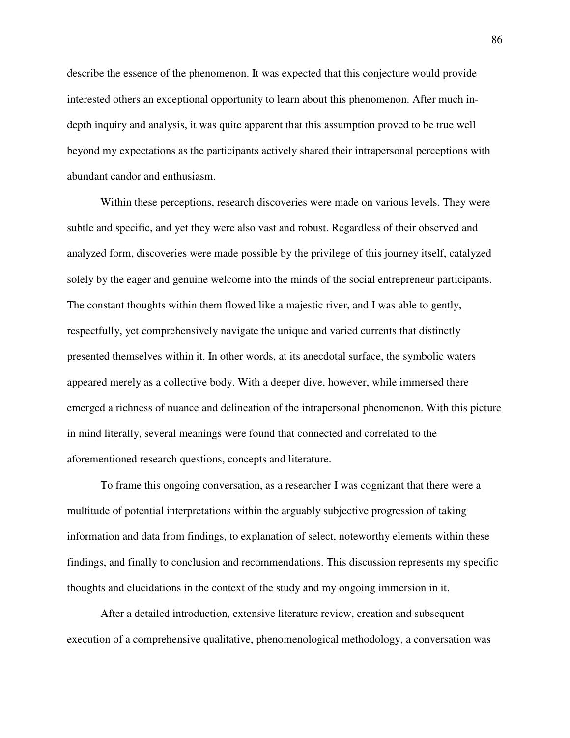describe the essence of the phenomenon. It was expected that this conjecture would provide interested others an exceptional opportunity to learn about this phenomenon. After much in-depth inquiry and analysis, it was quite apparent that this assumption proved to be true well beyond my expectations as the participants actively shared their intrapersonal perceptions with abundant candor and enthusiasm.

Within these perceptions, research discoveries were made on various levels. They were subtle and specific, and yet they were also vast and robust. Regardless of their observed and analyzed form, discoveries were made possible by the privilege of this journey itself, catalyzed solely by the eager and genuine welcome into the minds of the social entrepreneur participants. The constant thoughts within them flowed like a majestic river, and I was able to gently, respectfully, yet comprehensively navigate the unique and varied currents that distinctly presented themselves within it. In other words, at its anecdotal surface, the symbolic waters appeared merely as a collective body. With a deeper dive, however, while immersed there emerged a richness of nuance and delineation of the intrapersonal phenomenon. With this picture in mind literally, several meanings were found that connected and correlated to the aforementioned research questions, concepts and literature.

To frame this ongoing conversation, as a researcher I was cognizant that there were a multitude of potential interpretations within the arguably subjective progression of taking information and data from findings, to explanation of select, noteworthy elements within these findings, and finally to conclusion and recommendations. This discussion represents my specific thoughts and elucidations in the context of the study and my ongoing immersion in it.

After a detailed introduction, extensive literature review, creation and subsequent execution of a comprehensive qualitative, phenomenological methodology, a conversation was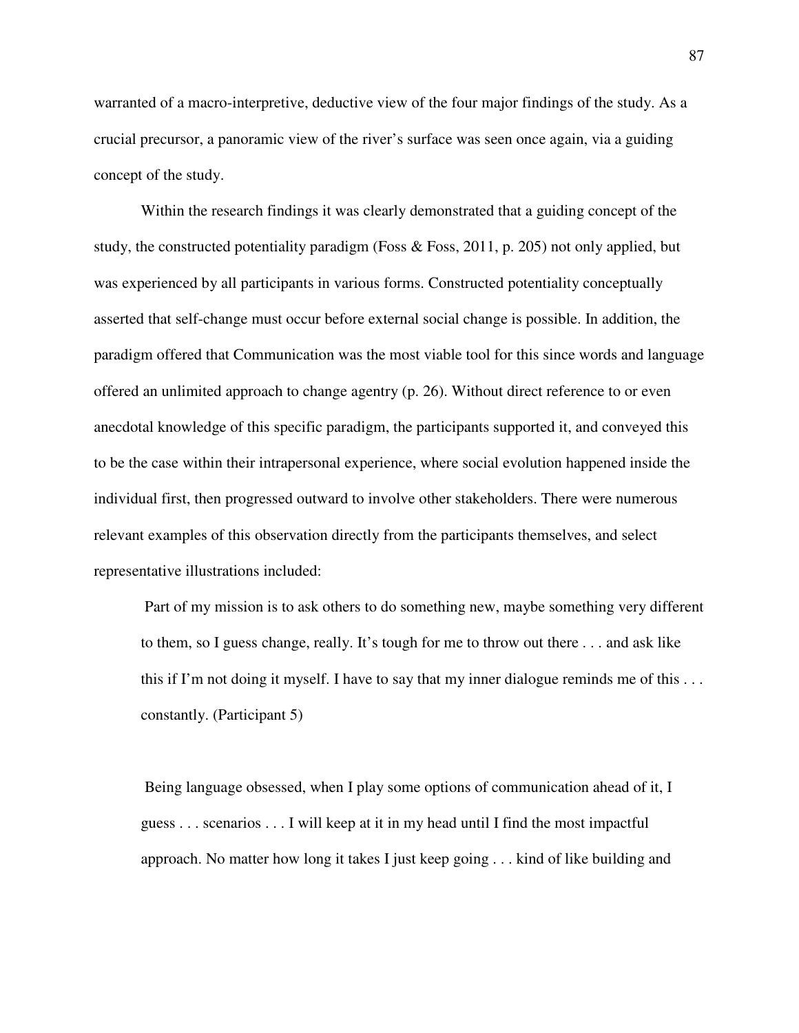warranted of a macro-interpretive, deductive view of the four major findings of the study. As a crucial precursor, a panoramic view of the river's surface was seen once again, via a guiding concept of the study.

Within the research findings it was clearly demonstrated that a guiding concept of the study, the constructed potentiality paradigm (Foss & Foss, 2011, p. 205) not only applied, but was experienced by all participants in various forms. Constructed potentiality conceptually asserted that self-change must occur before external social change is possible. In addition, the paradigm offered that Communication was the most viable tool for this since words and language offered an unlimited approach to change agentry (p. 26). Without direct reference to or even anecdotal knowledge of this specific paradigm, the participants supported it, and conveyed this to be the case within their intrapersonal experience, where social evolution happened inside the individual first, then progressed outward to involve other stakeholders. There were numerous relevant examples of this observation directly from the participants themselves, and select representative illustrations included:

> Part of my mission is to ask others to do something new, maybe something very different to them, so I guess change, really. It's tough for me to throw out there . . . and ask like this if I'm not doing it myself. I have to say that my inner dialogue reminds me of this . . . constantly. (Participant 5)

> Being language obsessed, when I play some options of communication ahead of it, I guess . . . scenarios . . . I will keep at it in my head until I find the most impactful approach. No matter how long it takes I just keep going . . . kind of like building and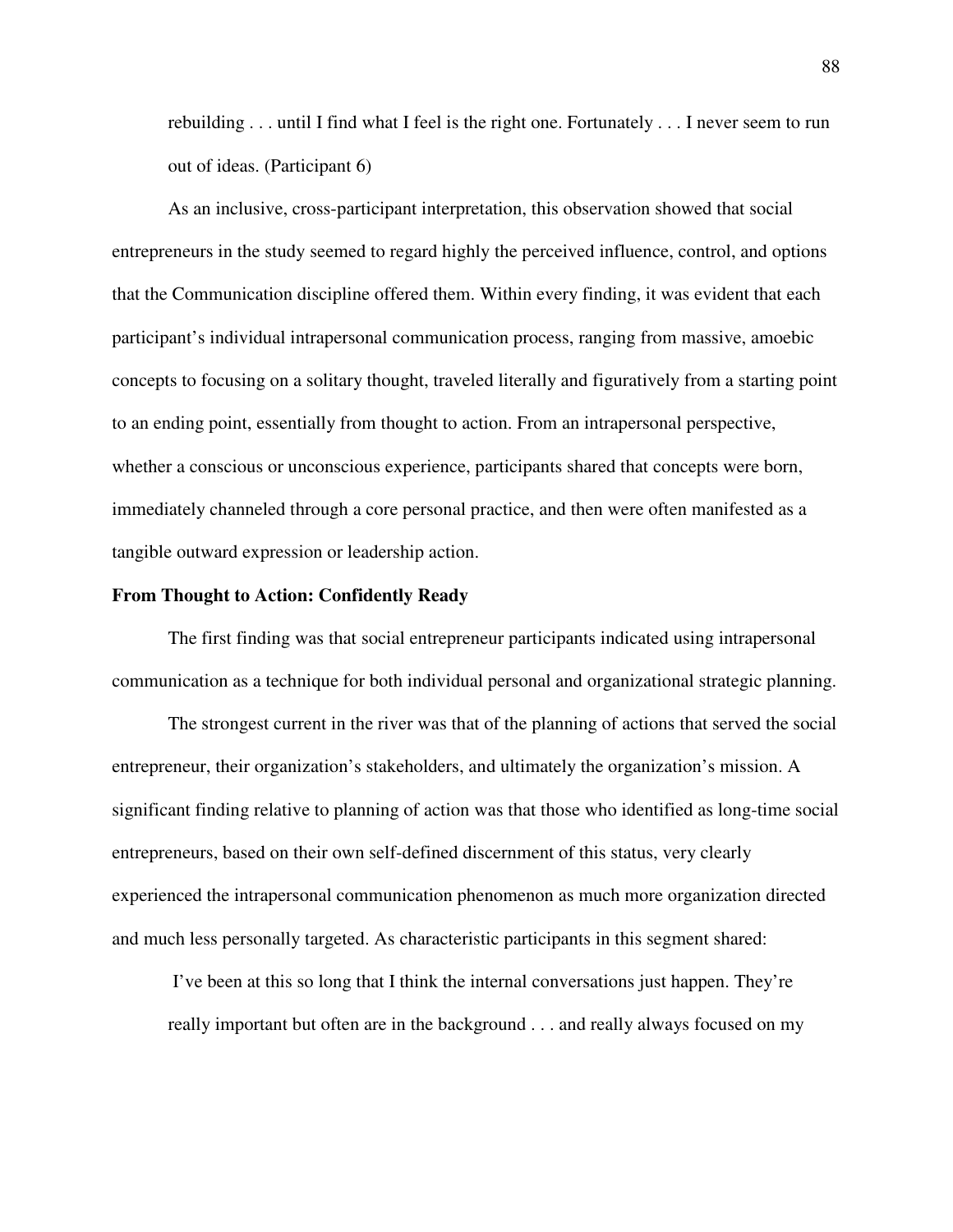> rebuilding . . . until I find what I feel is the right one. Fortunately . . . I never seem to run out of ideas. (Participant 6)

As an inclusive, cross-participant interpretation, this observation showed that social entrepreneurs in the study seemed to regard highly the perceived influence, control, and options that the Communication discipline offered them. Within every finding, it was evident that each participant's individual intrapersonal communication process, ranging from massive, amoebic concepts to focusing on a solitary thought, traveled literally and figuratively from a starting point to an ending point, essentially from thought to action. From an intrapersonal perspective, whether a conscious or unconscious experience, participants shared that concepts were born, immediately channeled through a core personal practice, and then were often manifested as a tangible outward expression or leadership action.

**From Thought to Action: Confidently Ready**

The first finding was that social entrepreneur participants indicated using intrapersonal communication as a technique for both individual personal and organizational strategic planning.

The strongest current in the river was that of the planning of actions that served the social entrepreneur, their organization's stakeholders, and ultimately the organization's mission. A significant finding relative to planning of action was that those who identified as long-time social entrepreneurs, based on their own self-defined discernment of this status, very clearly experienced the intrapersonal communication phenomenon as much more organization directed and much less personally targeted. As characteristic participants in this segment shared:

> I've been at this so long that I think the internal conversations just happen. They're really important but often are in the background . . . and really always focused on my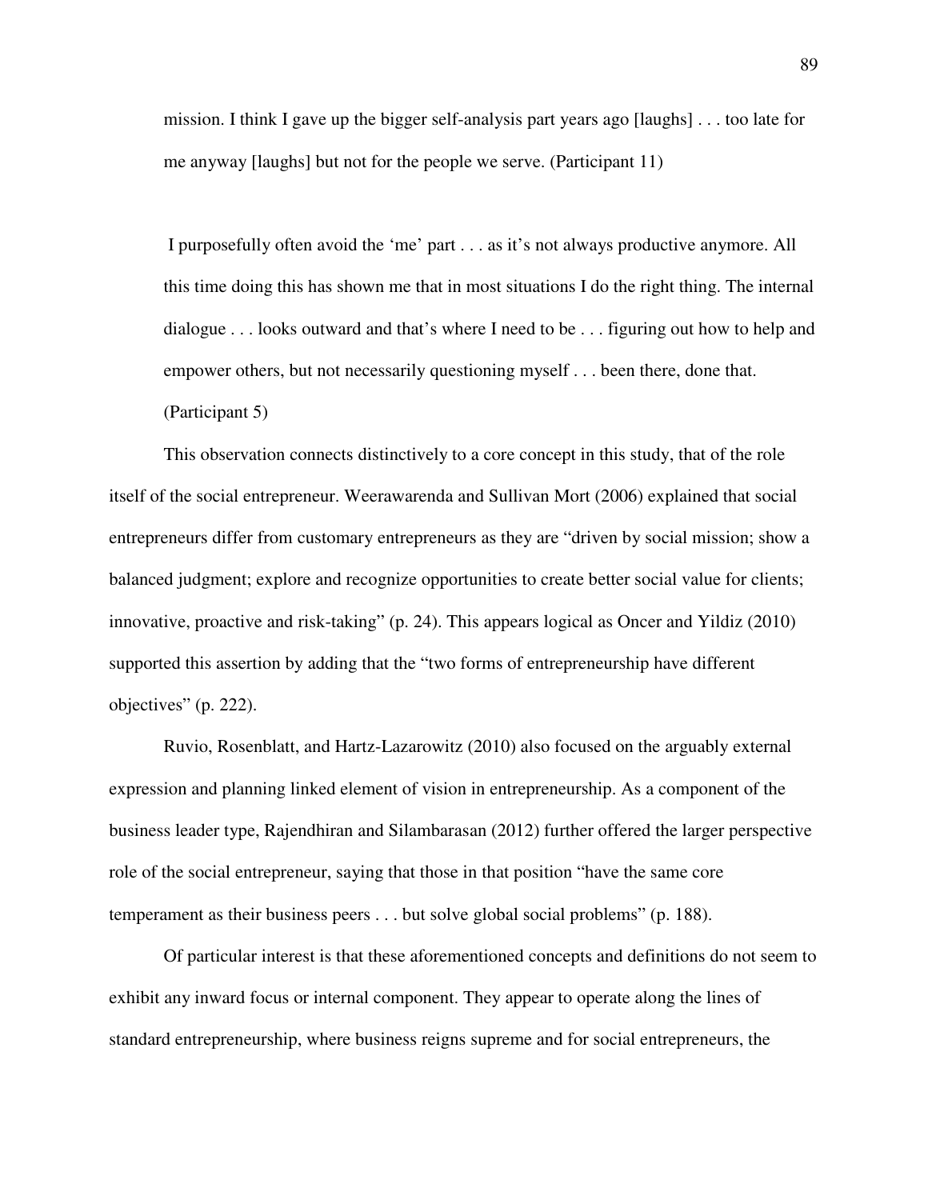> mission. I think I gave up the bigger self-analysis part years ago [laughs] . . . too late for me anyway [laughs] but not for the people we serve. (Participant 11)

> I purposefully often avoid the 'me' part . . . as it's not always productive anymore. All this time doing this has shown me that in most situations I do the right thing. The internal dialogue . . . looks outward and that's where I need to be . . . figuring out how to help and empower others, but not necessarily questioning myself . . . been there, done that. (Participant 5)

This observation connects distinctively to a core concept in this study, that of the role itself of the social entrepreneur. Weerawarenda and Sullivan Mort (2006) explained that social entrepreneurs differ from customary entrepreneurs as they are "driven by social mission; show a balanced judgment; explore and recognize opportunities to create better social value for clients; innovative, proactive and risk-taking" (p. 24). This appears logical as Oncer and Yildiz (2010) supported this assertion by adding that the "two forms of entrepreneurship have different objectives" (p. 222).

Ruvio, Rosenblatt, and Hartz-Lazarowitz (2010) also focused on the arguably external expression and planning linked element of vision in entrepreneurship. As a component of the business leader type, Rajendhiran and Silambarasan (2012) further offered the larger perspective role of the social entrepreneur, saying that those in that position "have the same core temperament as their business peers . . . but solve global social problems" (p. 188).

Of particular interest is that these aforementioned concepts and definitions do not seem to exhibit any inward focus or internal component. They appear to operate along the lines of standard entrepreneurship, where business reigns supreme and for social entrepreneurs, the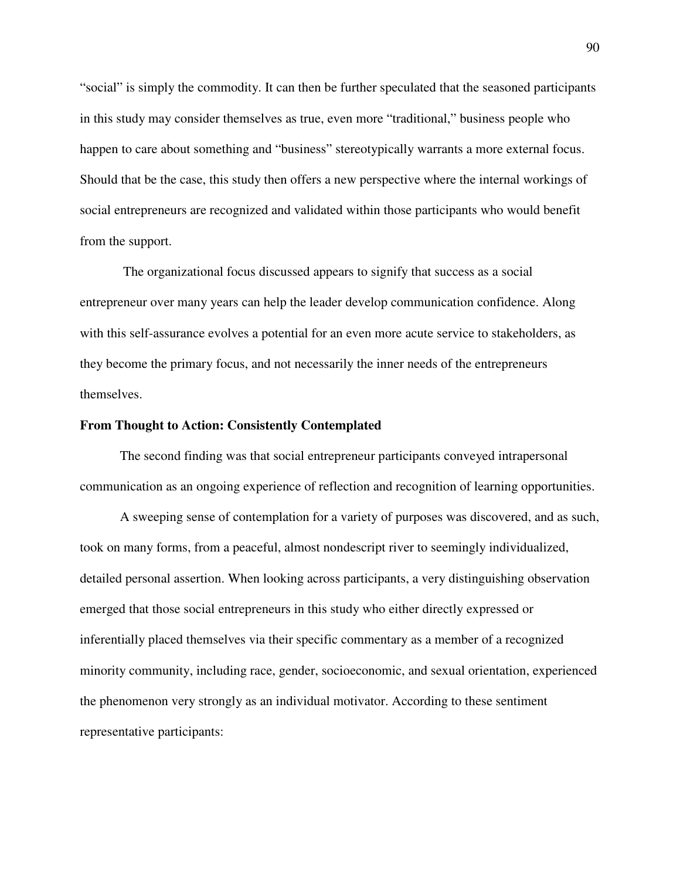"social" is simply the commodity. It can then be further speculated that the seasoned participants in this study may consider themselves as true, even more "traditional," business people who happen to care about something and "business" stereotypically warrants a more external focus. Should that be the case, this study then offers a new perspective where the internal workings of social entrepreneurs are recognized and validated within those participants who would benefit from the support.

The organizational focus discussed appears to signify that success as a social entrepreneur over many years can help the leader develop communication confidence. Along with this self-assurance evolves a potential for an even more acute service to stakeholders, as they become the primary focus, and not necessarily the inner needs of the entrepreneurs themselves.

**From Thought to Action: Consistently Contemplated**

The second finding was that social entrepreneur participants conveyed intrapersonal communication as an ongoing experience of reflection and recognition of learning opportunities.

A sweeping sense of contemplation for a variety of purposes was discovered, and as such, took on many forms, from a peaceful, almost nondescript river to seemingly individualized, detailed personal assertion. When looking across participants, a very distinguishing observation emerged that those social entrepreneurs in this study who either directly expressed or inferentially placed themselves via their specific commentary as a member of a recognized minority community, including race, gender, socioeconomic, and sexual orientation, experienced the phenomenon very strongly as an individual motivator. According to these sentiment representative participants: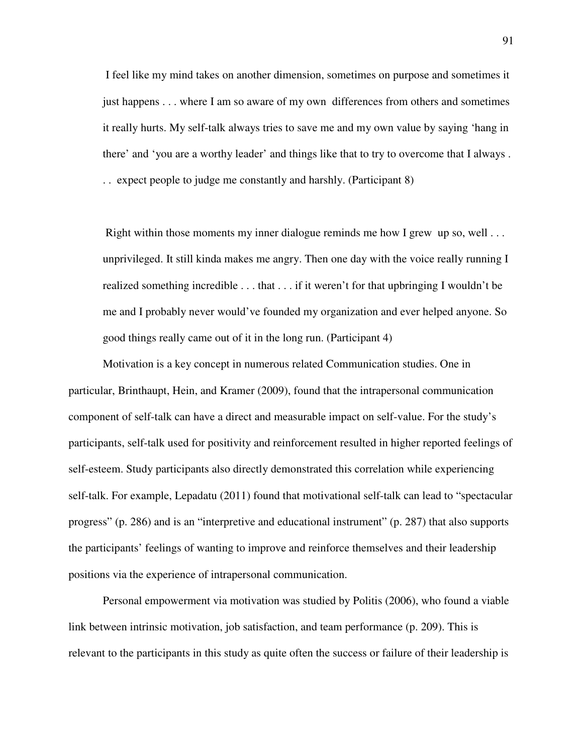> I feel like my mind takes on another dimension, sometimes on purpose and sometimes it just happens . . . where I am so aware of my own differences from others and sometimes it really hurts. My self-talk always tries to save me and my own value by saying 'hang in there' and 'you are a worthy leader' and things like that to try to overcome that I always . . . expect people to judge me constantly and harshly. (Participant 8)

> Right within those moments my inner dialogue reminds me how I grew up so, well . . . unprivileged. It still kinda makes me angry. Then one day with the voice really running I realized something incredible . . . that . . . if it weren't for that upbringing I wouldn't be me and I probably never would've founded my organization and ever helped anyone. So good things really came out of it in the long run. (Participant 4)

Motivation is a key concept in numerous related Communication studies. One in particular, Brinthaupt, Hein, and Kramer (2009), found that the intrapersonal communication component of self-talk can have a direct and measurable impact on self-value. For the study's participants, self-talk used for positivity and reinforcement resulted in higher reported feelings of self-esteem. Study participants also directly demonstrated this correlation while experiencing self-talk. For example, Lepadatu (2011) found that motivational self-talk can lead to "spectacular progress" (p. 286) and is an "interpretive and educational instrument" (p. 287) that also supports the participants' feelings of wanting to improve and reinforce themselves and their leadership positions via the experience of intrapersonal communication.

Personal empowerment via motivation was studied by Politis (2006), who found a viable link between intrinsic motivation, job satisfaction, and team performance (p. 209). This is relevant to the participants in this study as quite often the success or failure of their leadership is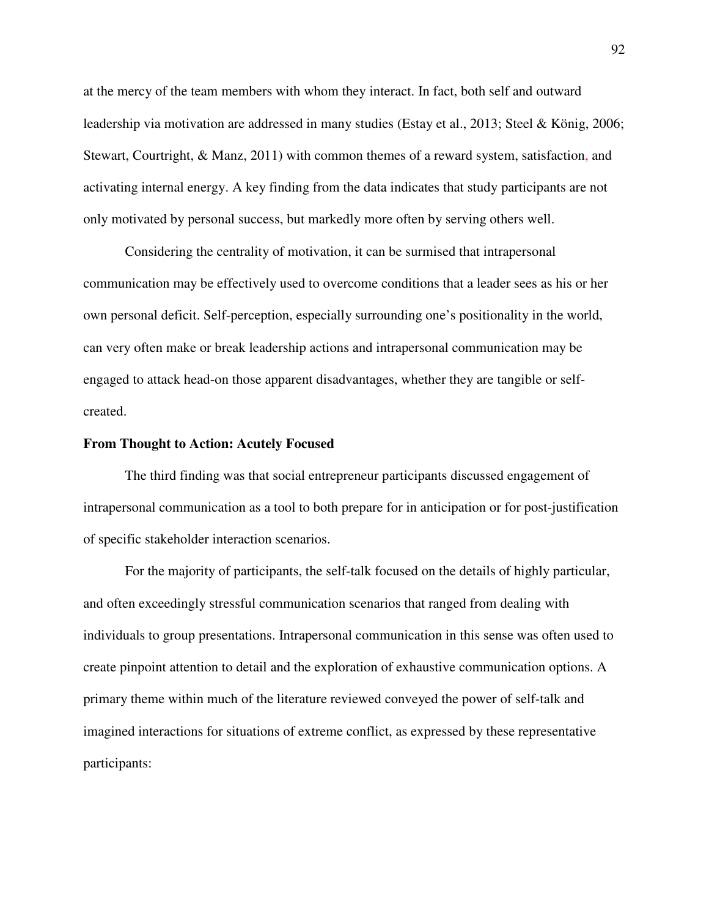at the mercy of the team members with whom they interact. In fact, both self and outward leadership via motivation are addressed in many studies (Estay et al., 2013; Steel & König, 2006; Stewart, Courtright, & Manz, 2011) with common themes of a reward system, satisfaction, and activating internal energy. A key finding from the data indicates that study participants are not only motivated by personal success, but markedly more often by serving others well.

Considering the centrality of motivation, it can be surmised that intrapersonal communication may be effectively used to overcome conditions that a leader sees as his or her own personal deficit. Self-perception, especially surrounding one's positionality in the world, can very often make or break leadership actions and intrapersonal communication may be engaged to attack head-on those apparent disadvantages, whether they are tangible or self-created.

**From Thought to Action: Acutely Focused**

The third finding was that social entrepreneur participants discussed engagement of intrapersonal communication as a tool to both prepare for in anticipation or for post-justification of specific stakeholder interaction scenarios.

For the majority of participants, the self-talk focused on the details of highly particular, and often exceedingly stressful communication scenarios that ranged from dealing with individuals to group presentations. Intrapersonal communication in this sense was often used to create pinpoint attention to detail and the exploration of exhaustive communication options. A primary theme within much of the literature reviewed conveyed the power of self-talk and imagined interactions for situations of extreme conflict, as expressed by these representative participants: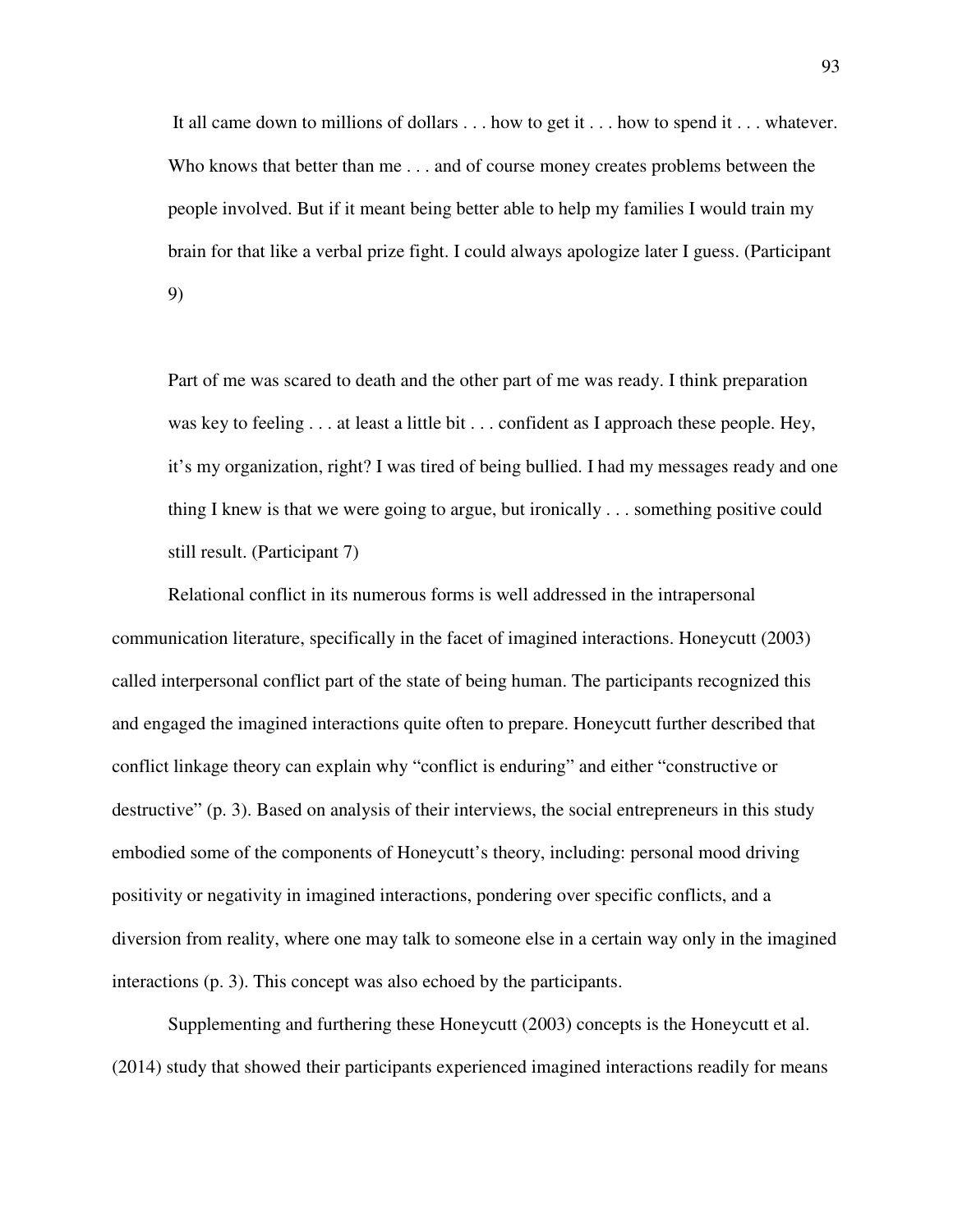> It all came down to millions of dollars . . . how to get it . . . how to spend it . . . whatever. Who knows that better than me . . . and of course money creates problems between the people involved. But if it meant being better able to help my families I would train my brain for that like a verbal prize fight. I could always apologize later I guess. (Participant 9)

> Part of me was scared to death and the other part of me was ready. I think preparation was key to feeling . . . at least a little bit . . . confident as I approach these people. Hey, it's my organization, right? I was tired of being bullied. I had my messages ready and one thing I knew is that we were going to argue, but ironically . . . something positive could still result. (Participant 7)

Relational conflict in its numerous forms is well addressed in the intrapersonal communication literature, specifically in the facet of imagined interactions. Honeycutt (2003) called interpersonal conflict part of the state of being human. The participants recognized this and engaged the imagined interactions quite often to prepare. Honeycutt further described that conflict linkage theory can explain why "conflict is enduring" and either "constructive or destructive" (p. 3). Based on analysis of their interviews, the social entrepreneurs in this study embodied some of the components of Honeycutt's theory, including: personal mood driving positivity or negativity in imagined interactions, pondering over specific conflicts, and a diversion from reality, where one may talk to someone else in a certain way only in the imagined interactions (p. 3). This concept was also echoed by the participants.

Supplementing and furthering these Honeycutt (2003) concepts is the Honeycutt et al. (2014) study that showed their participants experienced imagined interactions readily for means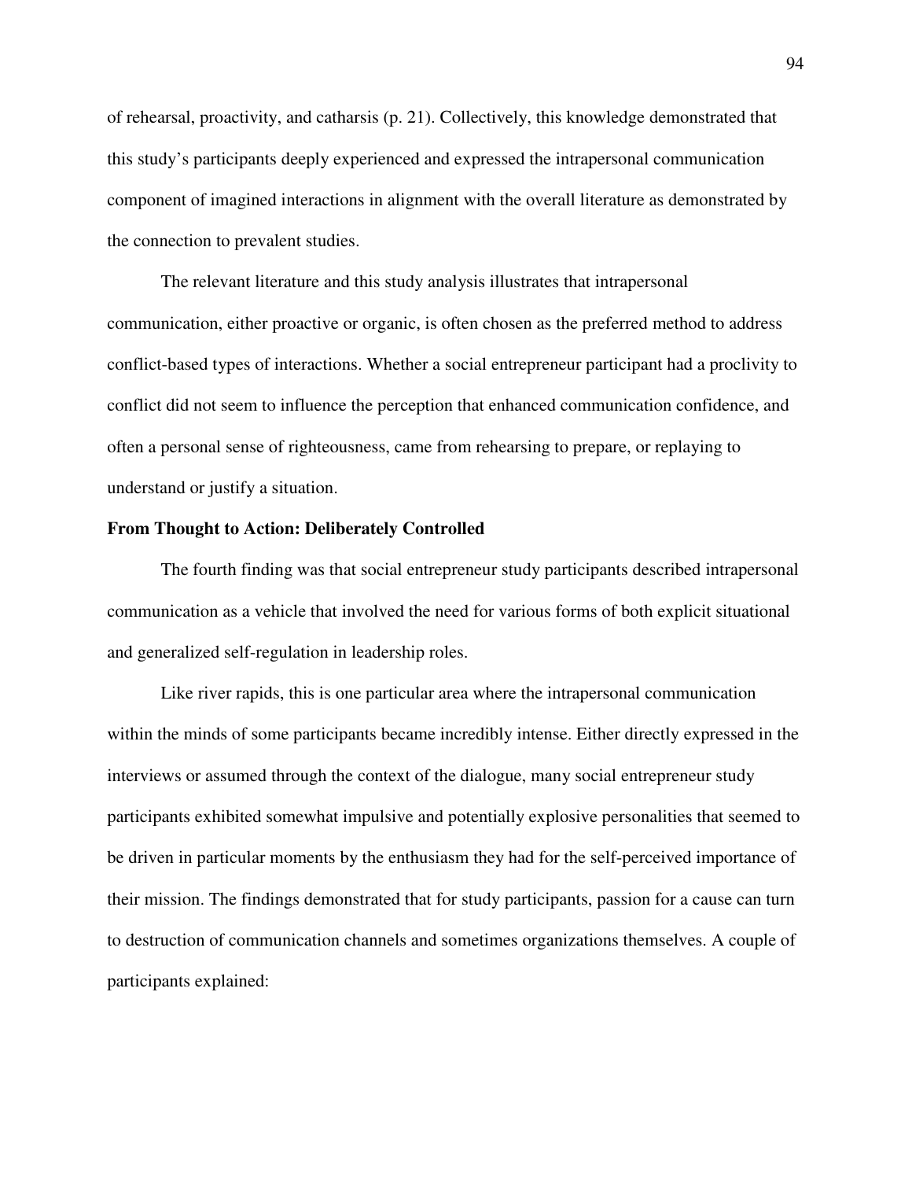of rehearsal, proactivity, and catharsis (p. 21). Collectively, this knowledge demonstrated that this study's participants deeply experienced and expressed the intrapersonal communication component of imagined interactions in alignment with the overall literature as demonstrated by the connection to prevalent studies.

The relevant literature and this study analysis illustrates that intrapersonal communication, either proactive or organic, is often chosen as the preferred method to address conflict-based types of interactions. Whether a social entrepreneur participant had a proclivity to conflict did not seem to influence the perception that enhanced communication confidence, and often a personal sense of righteousness, came from rehearsing to prepare, or replaying to understand or justify a situation.

**From Thought to Action: Deliberately Controlled**

The fourth finding was that social entrepreneur study participants described intrapersonal communication as a vehicle that involved the need for various forms of both explicit situational and generalized self-regulation in leadership roles.

Like river rapids, this is one particular area where the intrapersonal communication within the minds of some participants became incredibly intense. Either directly expressed in the interviews or assumed through the context of the dialogue, many social entrepreneur study participants exhibited somewhat impulsive and potentially explosive personalities that seemed to be driven in particular moments by the enthusiasm they had for the self-perceived importance of their mission. The findings demonstrated that for study participants, passion for a cause can turn to destruction of communication channels and sometimes organizations themselves. A couple of participants explained: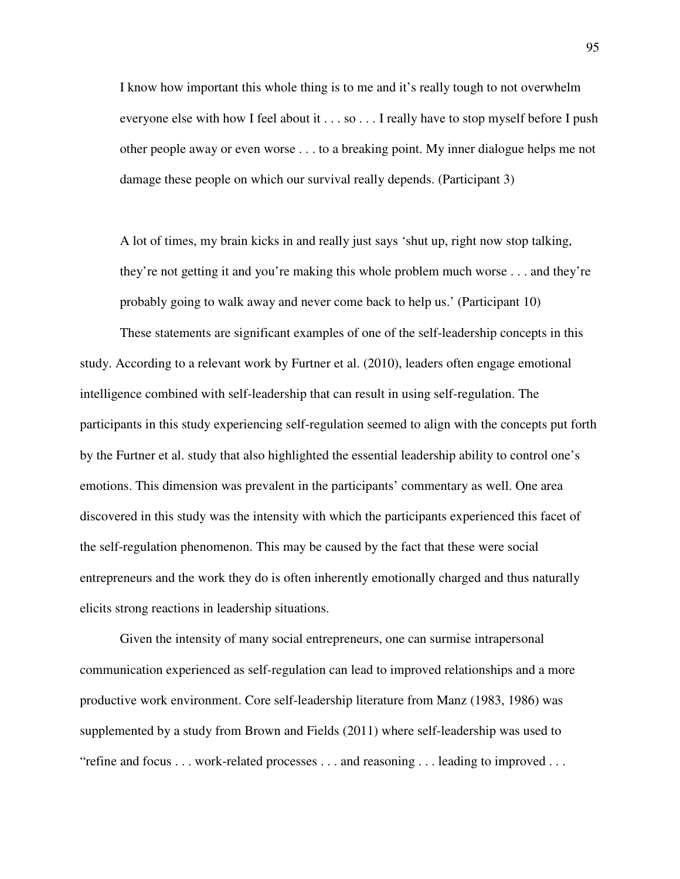> I know how important this whole thing is to me and it's really tough to not overwhelm everyone else with how I feel about it . . . so . . . I really have to stop myself before I push other people away or even worse . . . to a breaking point. My inner dialogue helps me not damage these people on which our survival really depends. (Participant 3)

> A lot of times, my brain kicks in and really just says 'shut up, right now stop talking, they're not getting it and you're making this whole problem much worse . . . and they're probably going to walk away and never come back to help us.' (Participant 10)

These statements are significant examples of one of the self-leadership concepts in this study. According to a relevant work by Furtner et al. (2010), leaders often engage emotional intelligence combined with self-leadership that can result in using self-regulation. The participants in this study experiencing self-regulation seemed to align with the concepts put forth by the Furtner et al. study that also highlighted the essential leadership ability to control one's emotions. This dimension was prevalent in the participants' commentary as well. One area discovered in this study was the intensity with which the participants experienced this facet of the self-regulation phenomenon. This may be caused by the fact that these were social entrepreneurs and the work they do is often inherently emotionally charged and thus naturally elicits strong reactions in leadership situations.

Given the intensity of many social entrepreneurs, one can surmise intrapersonal communication experienced as self-regulation can lead to improved relationships and a more productive work environment. Core self-leadership literature from Manz (1983, 1986) was supplemented by a study from Brown and Fields (2011) where self-leadership was used to "refine and focus . . . work-related processes . . . and reasoning . . . leading to improved . . .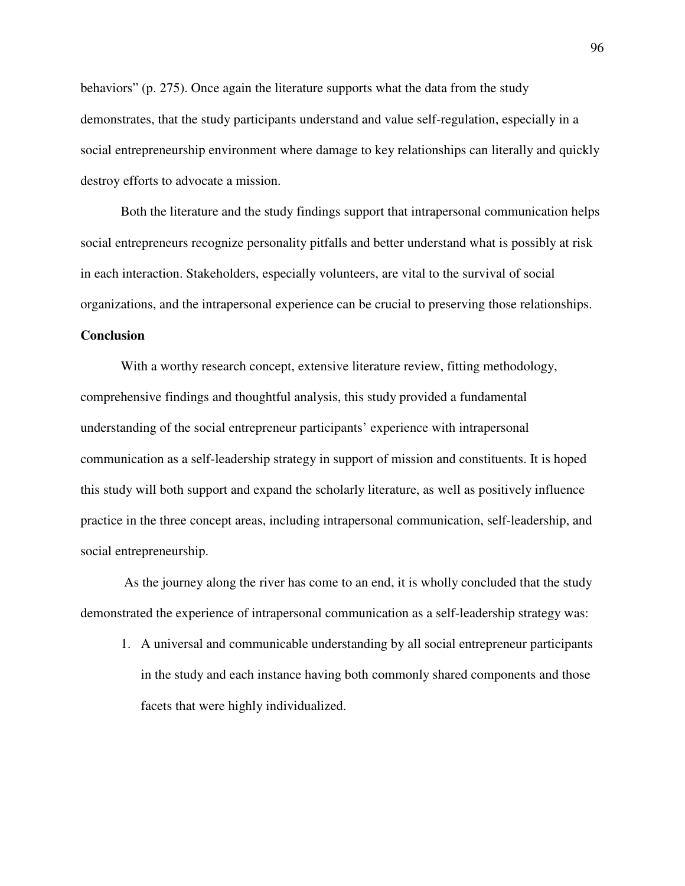behaviors" (p. 275). Once again the literature supports what the data from the study demonstrates, that the study participants understand and value self-regulation, especially in a social entrepreneurship environment where damage to key relationships can literally and quickly destroy efforts to advocate a mission.

Both the literature and the study findings support that intrapersonal communication helps social entrepreneurs recognize personality pitfalls and better understand what is possibly at risk in each interaction. Stakeholders, especially volunteers, are vital to the survival of social organizations, and the intrapersonal experience can be crucial to preserving those relationships.

**Conclusion**

With a worthy research concept, extensive literature review, fitting methodology, comprehensive findings and thoughtful analysis, this study provided a fundamental understanding of the social entrepreneur participants' experience with intrapersonal communication as a self-leadership strategy in support of mission and constituents. It is hoped this study will both support and expand the scholarly literature, as well as positively influence practice in the three concept areas, including intrapersonal communication, self-leadership, and social entrepreneurship.

As the journey along the river has come to an end, it is wholly concluded that the study demonstrated the experience of intrapersonal communication as a self-leadership strategy was:

1. A universal and communicable understanding by all social entrepreneur participants in the study and each instance having both commonly shared components and those facets that were highly individualized.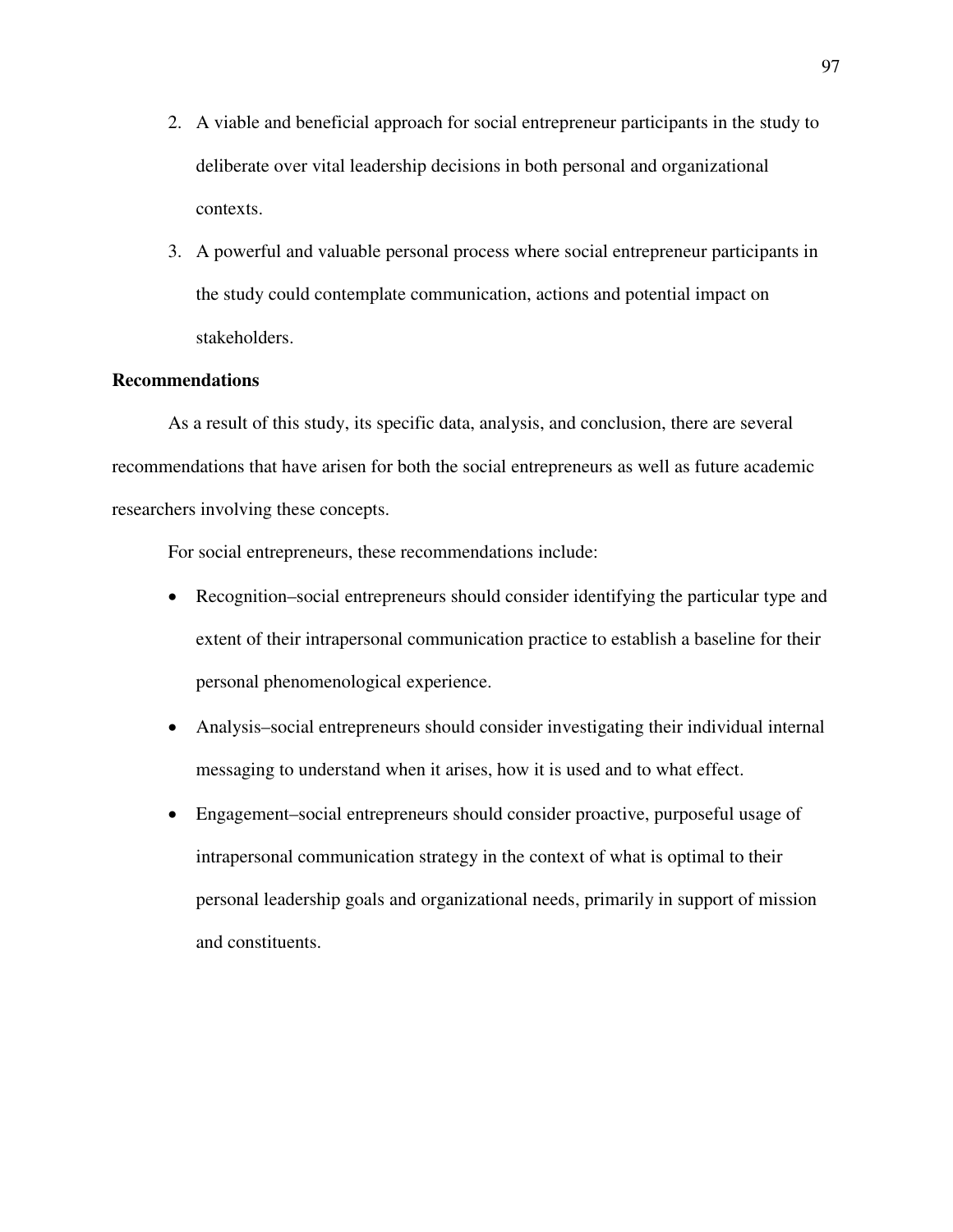2. A viable and beneficial approach for social entrepreneur participants in the study to deliberate over vital leadership decisions in both personal and organizational contexts.
3. A powerful and valuable personal process where social entrepreneur participants in the study could contemplate communication, actions and potential impact on stakeholders.

**Recommendations**

As a result of this study, its specific data, analysis, and conclusion, there are several recommendations that have arisen for both the social entrepreneurs as well as future academic researchers involving these concepts.

For social entrepreneurs, these recommendations include:

- Recognition–social entrepreneurs should consider identifying the particular type and extent of their intrapersonal communication practice to establish a baseline for their personal phenomenological experience.
- Analysis–social entrepreneurs should consider investigating their individual internal messaging to understand when it arises, how it is used and to what effect.
- Engagement–social entrepreneurs should consider proactive, purposeful usage of intrapersonal communication strategy in the context of what is optimal to their personal leadership goals and organizational needs, primarily in support of mission and constituents.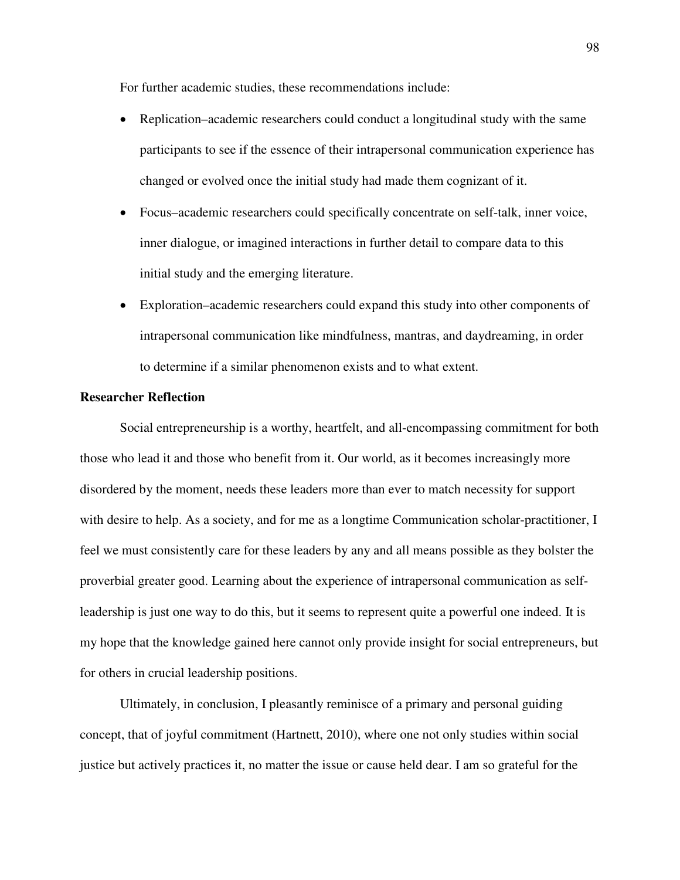For further academic studies, these recommendations include:

- Replication–academic researchers could conduct a longitudinal study with the same participants to see if the essence of their intrapersonal communication experience has changed or evolved once the initial study had made them cognizant of it.
- Focus–academic researchers could specifically concentrate on self-talk, inner voice, inner dialogue, or imagined interactions in further detail to compare data to this initial study and the emerging literature.
- Exploration–academic researchers could expand this study into other components of intrapersonal communication like mindfulness, mantras, and daydreaming, in order to determine if a similar phenomenon exists and to what extent.

**Researcher Reflection**

Social entrepreneurship is a worthy, heartfelt, and all-encompassing commitment for both those who lead it and those who benefit from it. Our world, as it becomes increasingly more disordered by the moment, needs these leaders more than ever to match necessity for support with desire to help. As a society, and for me as a longtime Communication scholar-practitioner, I feel we must consistently care for these leaders by any and all means possible as they bolster the proverbial greater good. Learning about the experience of intrapersonal communication as self-leadership is just one way to do this, but it seems to represent quite a powerful one indeed. It is my hope that the knowledge gained here cannot only provide insight for social entrepreneurs, but for others in crucial leadership positions.

Ultimately, in conclusion, I pleasantly reminisce of a primary and personal guiding concept, that of joyful commitment (Hartnett, 2010), where one not only studies within social justice but actively practices it, no matter the issue or cause held dear. I am so grateful for the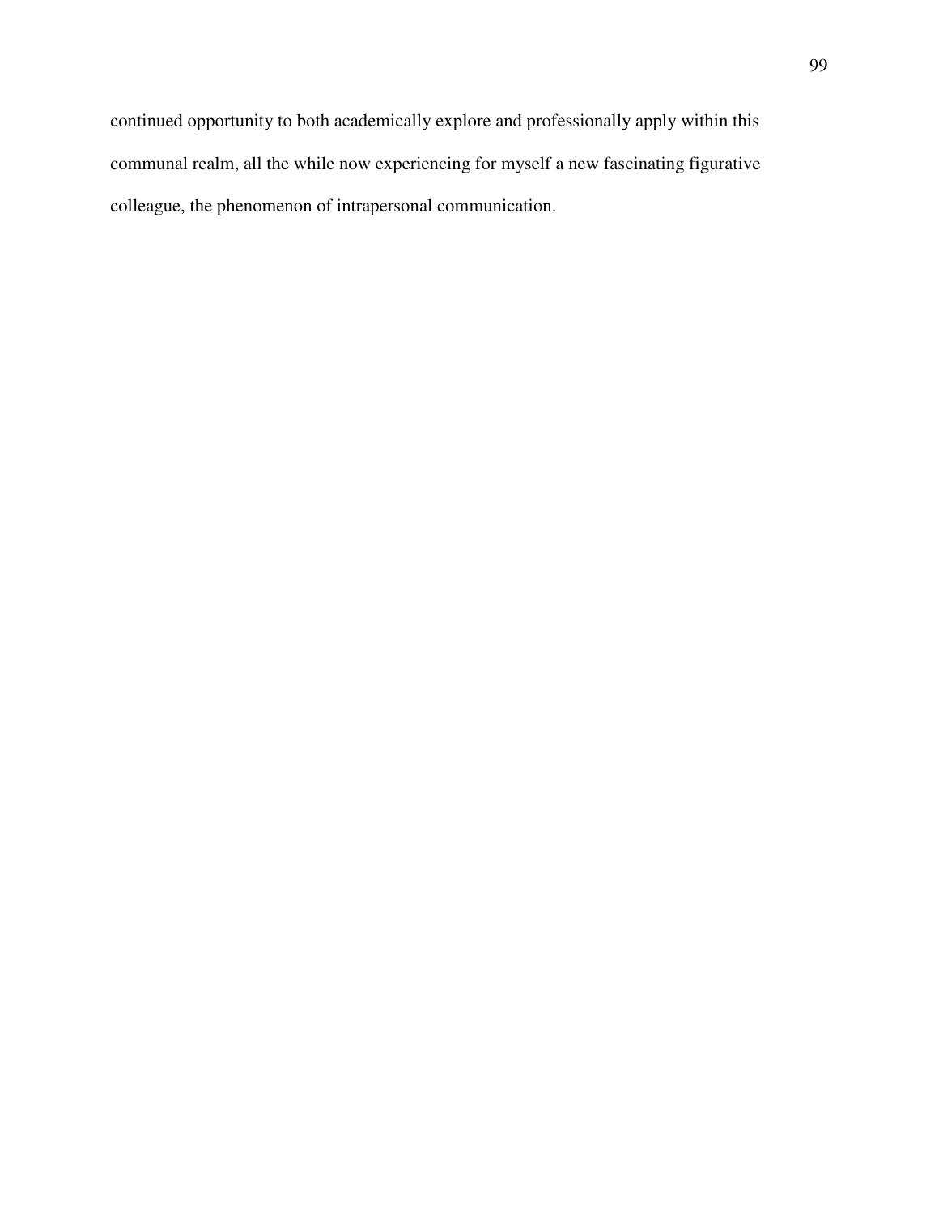continued opportunity to both academically explore and professionally apply within this communal realm, all the while now experiencing for myself a new fascinating figurative colleague, the phenomenon of intrapersonal communication.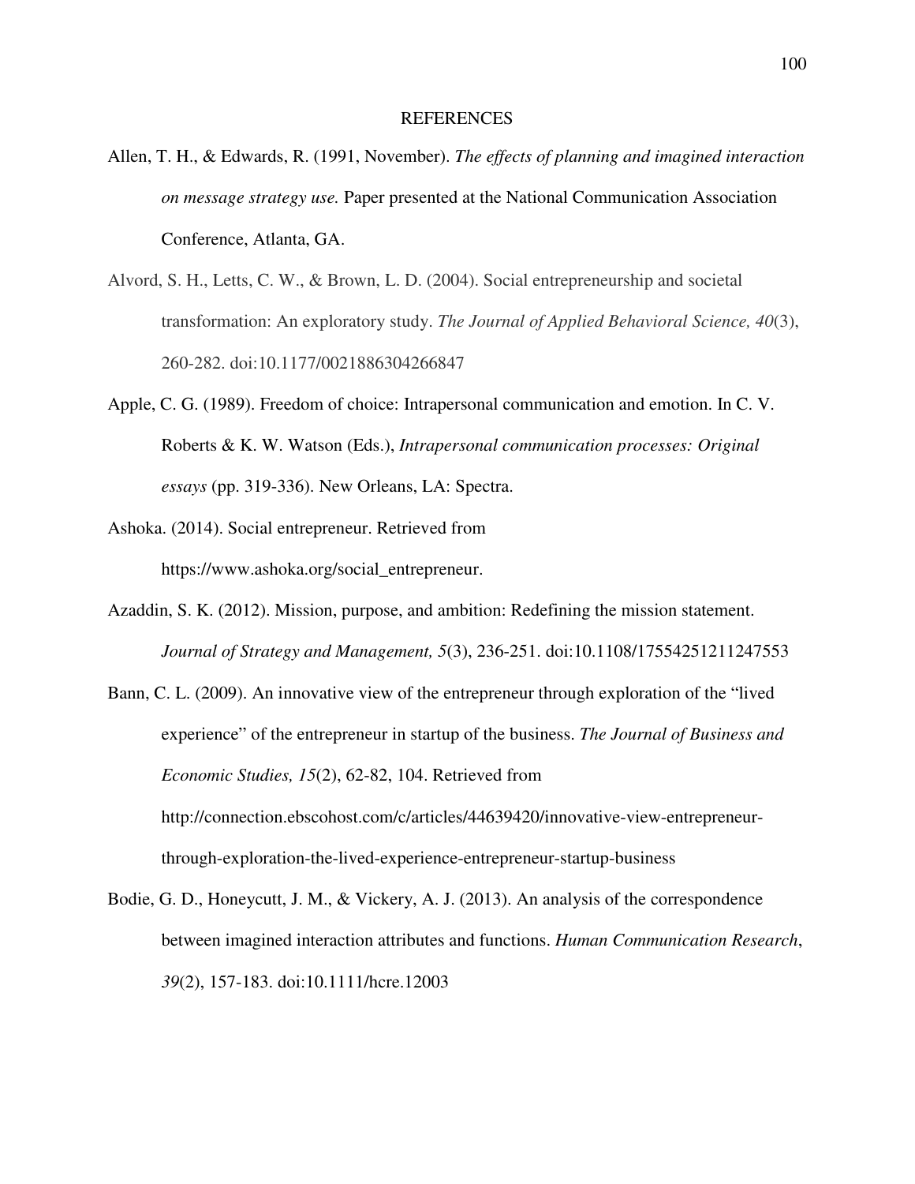# REFERENCES

Allen, T. H., & Edwards, R. (1991, November). *The effects of planning and imagined interaction on message strategy use.* Paper presented at the National Communication Association Conference, Atlanta, GA.

Alvord, S. H., Letts, C. W., & Brown, L. D. (2004). Social entrepreneurship and societal transformation: An exploratory study. *The Journal of Applied Behavioral Science, 40*(3), 260-282. doi:10.1177/0021886304266847

Apple, C. G. (1989). Freedom of choice: Intrapersonal communication and emotion. In C. V. Roberts & K. W. Watson (Eds.), *Intrapersonal communication processes: Original essays* (pp. 319-336). New Orleans, LA: Spectra.

Ashoka. (2014). Social entrepreneur. Retrieved from https://www.ashoka.org/social_entrepreneur.

Azaddin, S. K. (2012). Mission, purpose, and ambition: Redefining the mission statement. *Journal of Strategy and Management, 5*(3), 236-251. doi:10.1108/17554251211247553

Bann, C. L. (2009). An innovative view of the entrepreneur through exploration of the "lived experience" of the entrepreneur in startup of the business. *The Journal of Business and Economic Studies, 15*(2), 62-82, 104. Retrieved from http://connection.ebscohost.com/c/articles/44639420/innovative-view-entrepreneur-through-exploration-the-lived-experience-entrepreneur-startup-business

Bodie, G. D., Honeycutt, J. M., & Vickery, A. J. (2013). An analysis of the correspondence between imagined interaction attributes and functions. *Human Communication Research*, *39*(2), 157-183. doi:10.1111/hcre.12003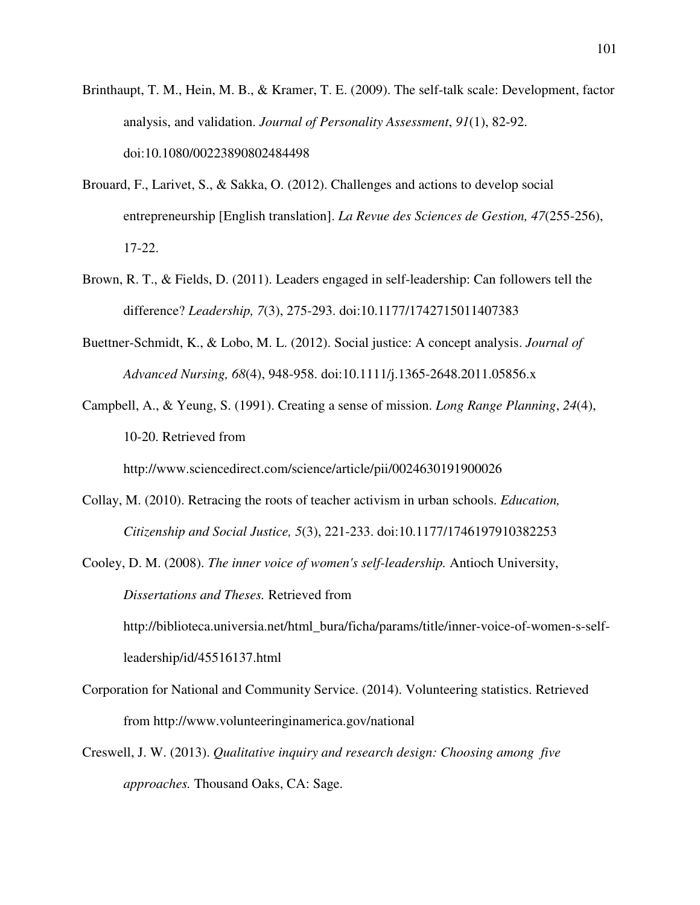Brinthaupt, T. M., Hein, M. B., & Kramer, T. E. (2009). The self-talk scale: Development, factor analysis, and validation. *Journal of Personality Assessment*, *91*(1), 82-92. doi:10.1080/00223890802484498

Brouard, F., Larivet, S., & Sakka, O. (2012). Challenges and actions to develop social entrepreneurship [English translation]. *La Revue des Sciences de Gestion, 47*(255-256), 17-22.

Brown, R. T., & Fields, D. (2011). Leaders engaged in self-leadership: Can followers tell the difference? *Leadership, 7*(3), 275-293. doi:10.1177/1742715011407383

Buettner-Schmidt, K., & Lobo, M. L. (2012). Social justice: A concept analysis. *Journal of Advanced Nursing, 68*(4), 948-958. doi:10.1111/j.1365-2648.2011.05856.x

Campbell, A., & Yeung, S. (1991). Creating a sense of mission. *Long Range Planning*, *24*(4), 10-20. Retrieved from http://www.sciencedirect.com/science/article/pii/0024630191900026

Collay, M. (2010). Retracing the roots of teacher activism in urban schools. *Education, Citizenship and Social Justice, 5*(3), 221-233. doi:10.1177/1746197910382253

Cooley, D. M. (2008). *The inner voice of women's self-leadership.* Antioch University, *Dissertations and Theses.* Retrieved from http://biblioteca.universia.net/html_bura/ficha/params/title/inner-voice-of-women-s-self-leadership/id/45516137.html

Corporation for National and Community Service. (2014). Volunteering statistics. Retrieved from http://www.volunteeringinamerica.gov/national

Creswell, J. W. (2013). *Qualitative inquiry and research design: Choosing among five approaches.* Thousand Oaks, CA: Sage.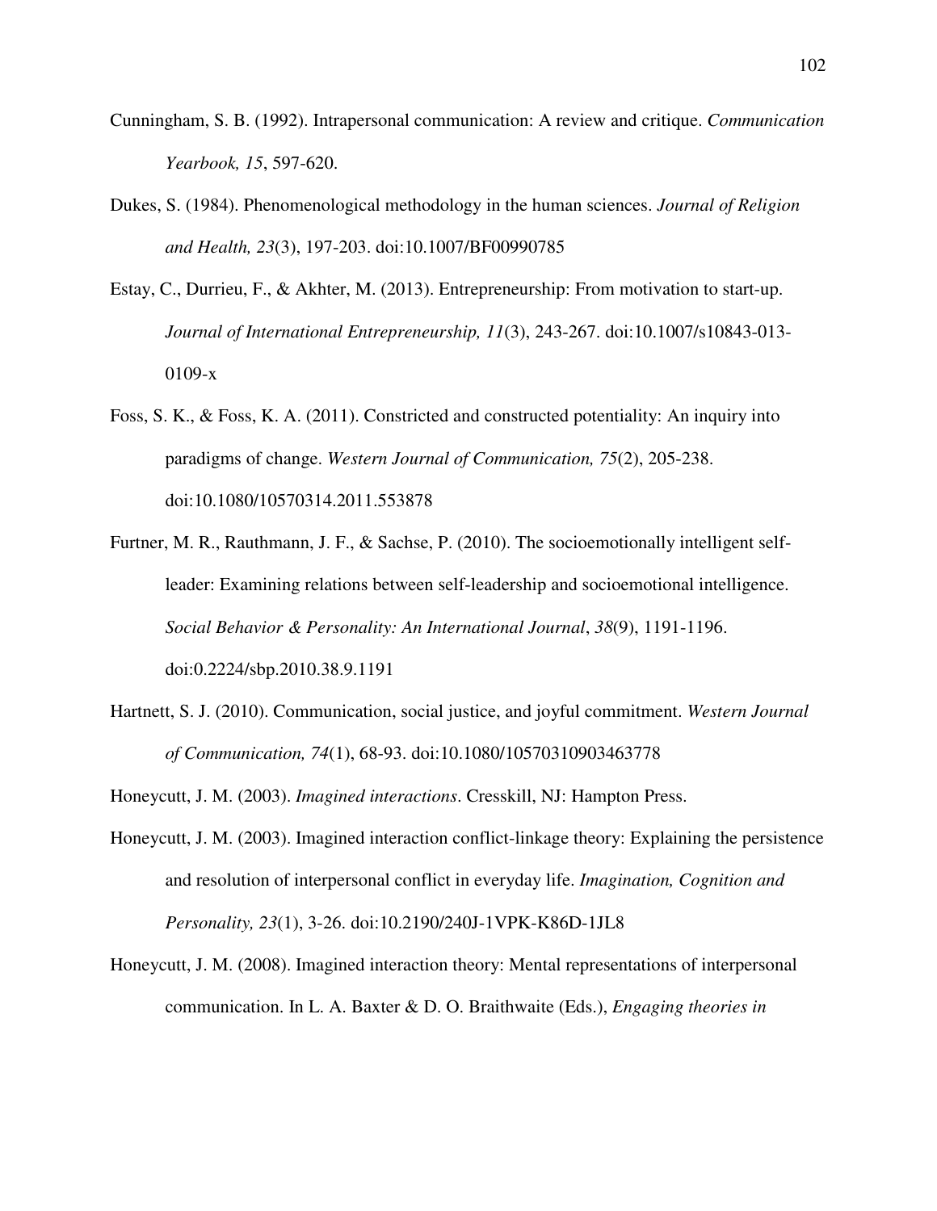Cunningham, S. B. (1992). Intrapersonal communication: A review and critique. *Communication Yearbook, 15*, 597-620.

Dukes, S. (1984). Phenomenological methodology in the human sciences. *Journal of Religion and Health, 23*(3), 197-203. doi:10.1007/BF00990785

Estay, C., Durrieu, F., & Akhter, M. (2013). Entrepreneurship: From motivation to start-up. *Journal of International Entrepreneurship, 11*(3), 243-267. doi:10.1007/s10843-013-0109-x

Foss, S. K., & Foss, K. A. (2011). Constricted and constructed potentiality: An inquiry into paradigms of change. *Western Journal of Communication, 75*(2), 205-238. doi:10.1080/10570314.2011.553878

Furtner, M. R., Rauthmann, J. F., & Sachse, P. (2010). The socioemotionally intelligent self-leader: Examining relations between self-leadership and socioemotional intelligence. *Social Behavior & Personality: An International Journal*, *38*(9), 1191-1196. doi:0.2224/sbp.2010.38.9.1191

Hartnett, S. J. (2010). Communication, social justice, and joyful commitment. *Western Journal of Communication, 74*(1), 68-93. doi:10.1080/10570310903463778

Honeycutt, J. M. (2003). *Imagined interactions*. Cresskill, NJ: Hampton Press.

Honeycutt, J. M. (2003). Imagined interaction conflict-linkage theory: Explaining the persistence and resolution of interpersonal conflict in everyday life. *Imagination, Cognition and Personality, 23*(1), 3-26. doi:10.2190/240J-1VPK-K86D-1JL8

Honeycutt, J. M. (2008). Imagined interaction theory: Mental representations of interpersonal communication. In L. A. Baxter & D. O. Braithwaite (Eds.), *Engaging theories in*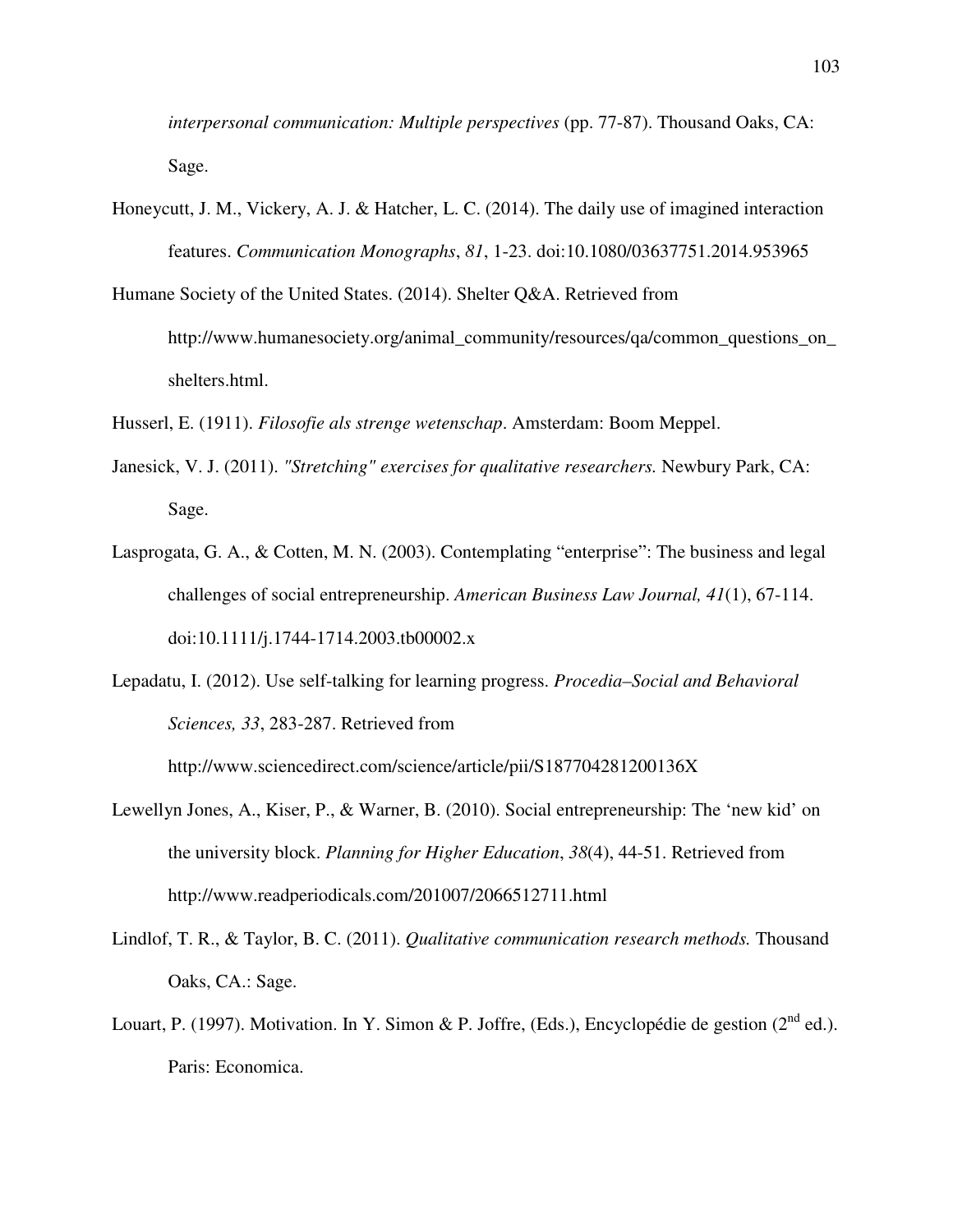*interpersonal communication: Multiple perspectives* (pp. 77-87). Thousand Oaks, CA: Sage.

Honeycutt, J. M., Vickery, A. J. & Hatcher, L. C. (2014). The daily use of imagined interaction features. *Communication Monographs*, *81*, 1-23. doi:10.1080/03637751.2014.953965

Humane Society of the United States. (2014). Shelter Q&A. Retrieved from http://www.humanesociety.org/animal_community/resources/qa/common_questions_on_shelters.html.

Husserl, E. (1911). *Filosofie als strenge wetenschap*. Amsterdam: Boom Meppel.

Janesick, V. J. (2011). *"Stretching" exercises for qualitative researchers.* Newbury Park, CA: Sage.

Lasprogata, G. A., & Cotten, M. N. (2003). Contemplating "enterprise": The business and legal challenges of social entrepreneurship. *American Business Law Journal, 41*(1), 67-114. doi:10.1111/j.1744-1714.2003.tb00002.x

Lepadatu, I. (2012). Use self-talking for learning progress. *Procedia–Social and Behavioral Sciences, 33*, 283-287. Retrieved from http://www.sciencedirect.com/science/article/pii/S187704281200136X

Lewellyn Jones, A., Kiser, P., & Warner, B. (2010). Social entrepreneurship: The 'new kid' on the university block. *Planning for Higher Education*, *38*(4), 44-51. Retrieved from http://www.readperiodicals.com/201007/2066512711.html

Lindlof, T. R., & Taylor, B. C. (2011). *Qualitative communication research methods.* Thousand Oaks, CA.: Sage.

Louart, P. (1997). Motivation. In Y. Simon & P. Joffre, (Eds.), Encyclopédie de gestion (2nd ed.). Paris: Economica.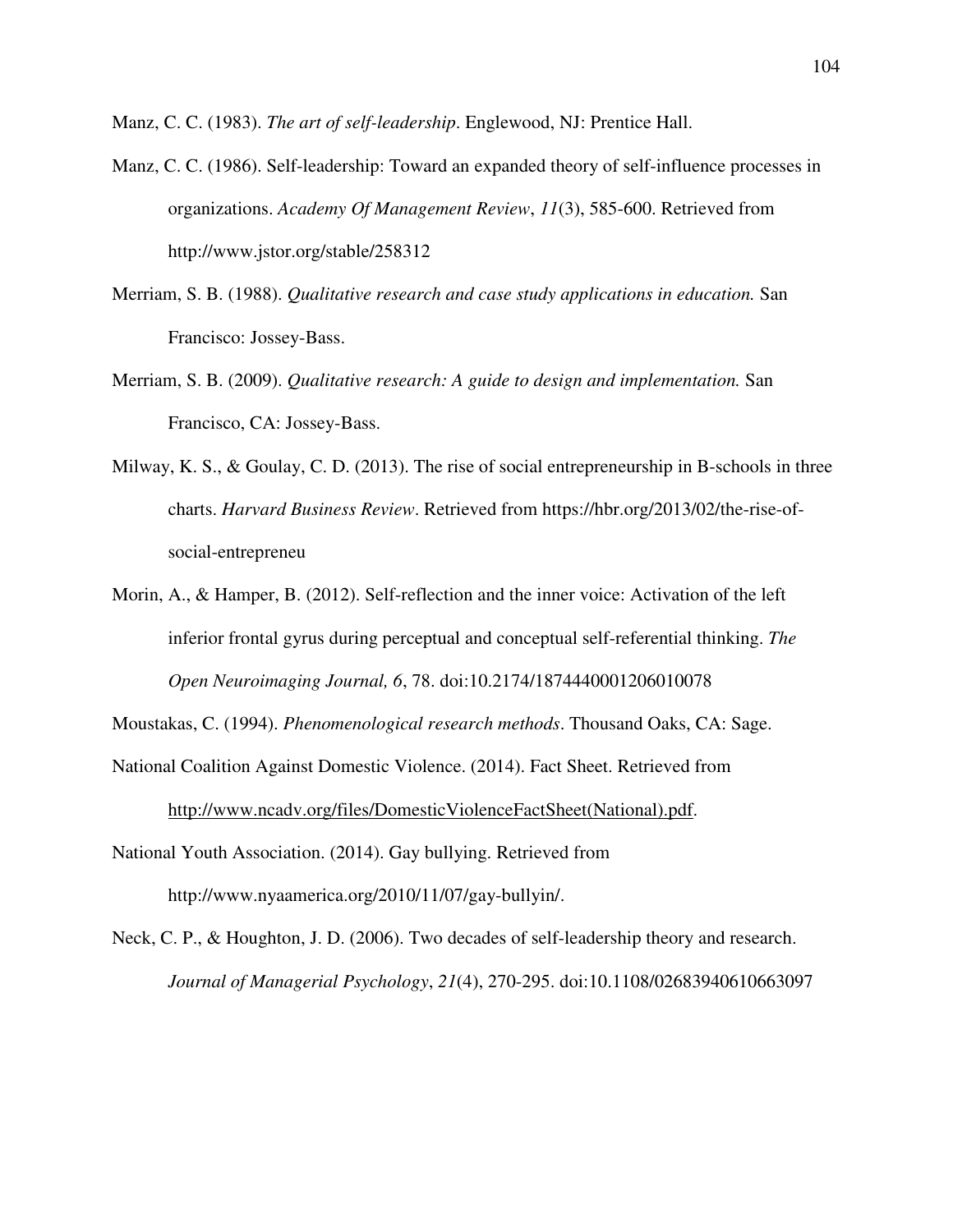Manz, C. C. (1983). *The art of self-leadership*. Englewood, NJ: Prentice Hall.

Manz, C. C. (1986). Self-leadership: Toward an expanded theory of self-influence processes in organizations. *Academy Of Management Review*, *11*(3), 585-600. Retrieved from http://www.jstor.org/stable/258312

Merriam, S. B. (1988). *Qualitative research and case study applications in education.* San Francisco: Jossey-Bass.

Merriam, S. B. (2009). *Qualitative research: A guide to design and implementation.* San Francisco, CA: Jossey-Bass.

Milway, K. S., & Goulay, C. D. (2013). The rise of social entrepreneurship in B-schools in three charts. *Harvard Business Review*. Retrieved from https://hbr.org/2013/02/the-rise-of-social-entrepreneu

Morin, A., & Hamper, B. (2012). Self-reflection and the inner voice: Activation of the left inferior frontal gyrus during perceptual and conceptual self-referential thinking. *The Open Neuroimaging Journal, 6*, 78. doi:10.2174/1874440001206010078

Moustakas, C. (1994). *Phenomenological research methods*. Thousand Oaks, CA: Sage.

National Coalition Against Domestic Violence. (2014). Fact Sheet. Retrieved from http://www.ncadv.org/files/DomesticViolenceFactSheet(National).pdf.

National Youth Association. (2014). Gay bullying. Retrieved from http://www.nyaamerica.org/2010/11/07/gay-bullyin/.

Neck, C. P., & Houghton, J. D. (2006). Two decades of self-leadership theory and research. *Journal of Managerial Psychology*, *21*(4), 270-295. doi:10.1108/02683940610663097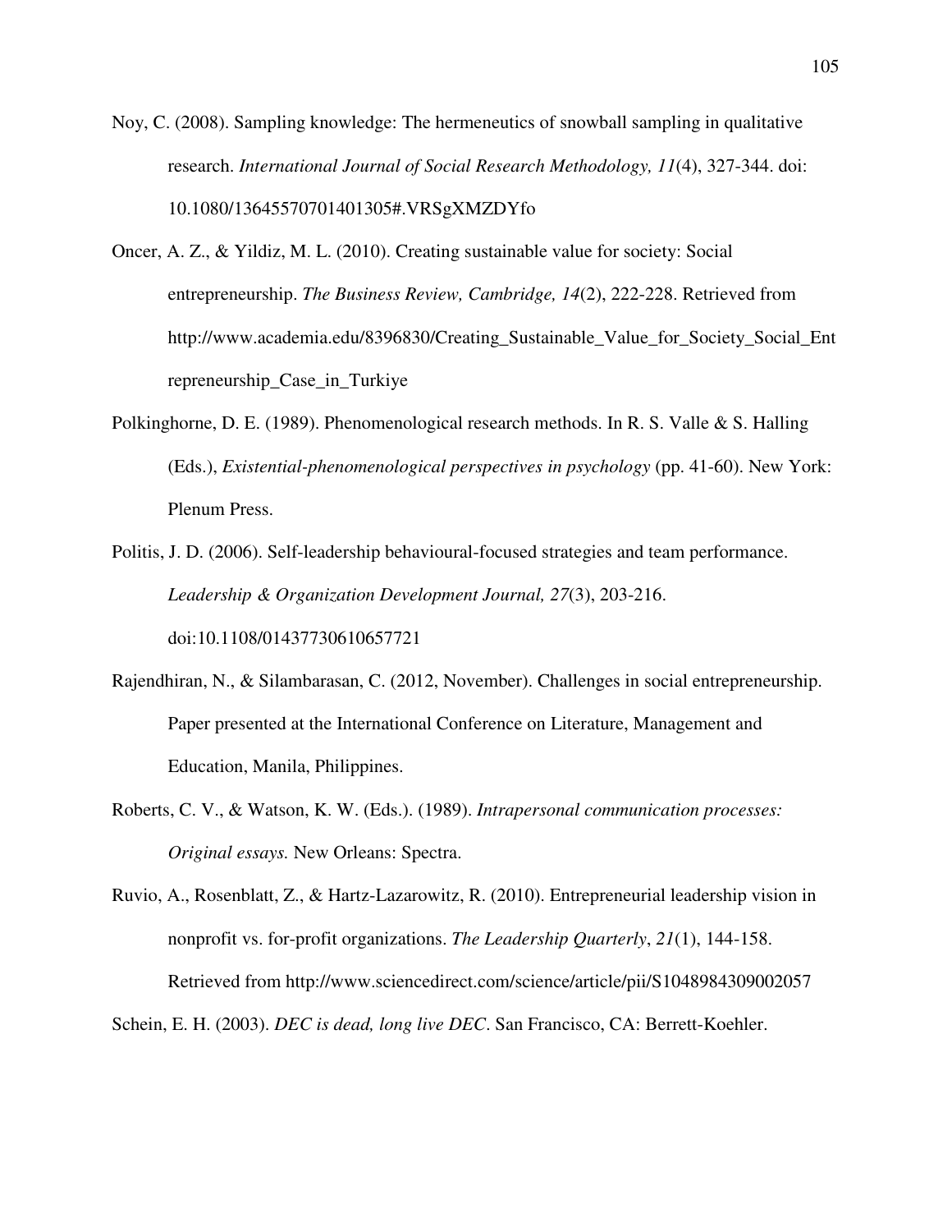Noy, C. (2008). Sampling knowledge: The hermeneutics of snowball sampling in qualitative research. *International Journal of Social Research Methodology, 11*(4), 327-344. doi: 10.1080/13645570701401305#.VRSgXMZDYfo

Oncer, A. Z., & Yildiz, M. L. (2010). Creating sustainable value for society: Social entrepreneurship. *The Business Review, Cambridge, 14*(2), 222-228. Retrieved from http://www.academia.edu/8396830/Creating_Sustainable_Value_for_Society_Social_Entrepreneurship_Case_in_Turkiye

Polkinghorne, D. E. (1989). Phenomenological research methods. In R. S. Valle & S. Halling (Eds.), *Existential-phenomenological perspectives in psychology* (pp. 41-60). New York: Plenum Press.

Politis, J. D. (2006). Self-leadership behavioural-focused strategies and team performance. *Leadership & Organization Development Journal, 27*(3), 203-216. doi:10.1108/01437730610657721

Rajendhiran, N., & Silambarasan, C. (2012, November). Challenges in social entrepreneurship. Paper presented at the International Conference on Literature, Management and Education, Manila, Philippines.

Roberts, C. V., & Watson, K. W. (Eds.). (1989). *Intrapersonal communication processes: Original essays.* New Orleans: Spectra.

Ruvio, A., Rosenblatt, Z., & Hartz-Lazarowitz, R. (2010). Entrepreneurial leadership vision in nonprofit vs. for-profit organizations. *The Leadership Quarterly*, *21*(1), 144-158. Retrieved from http://www.sciencedirect.com/science/article/pii/S1048984309002057

Schein, E. H. (2003). *DEC is dead, long live DEC*. San Francisco, CA: Berrett-Koehler.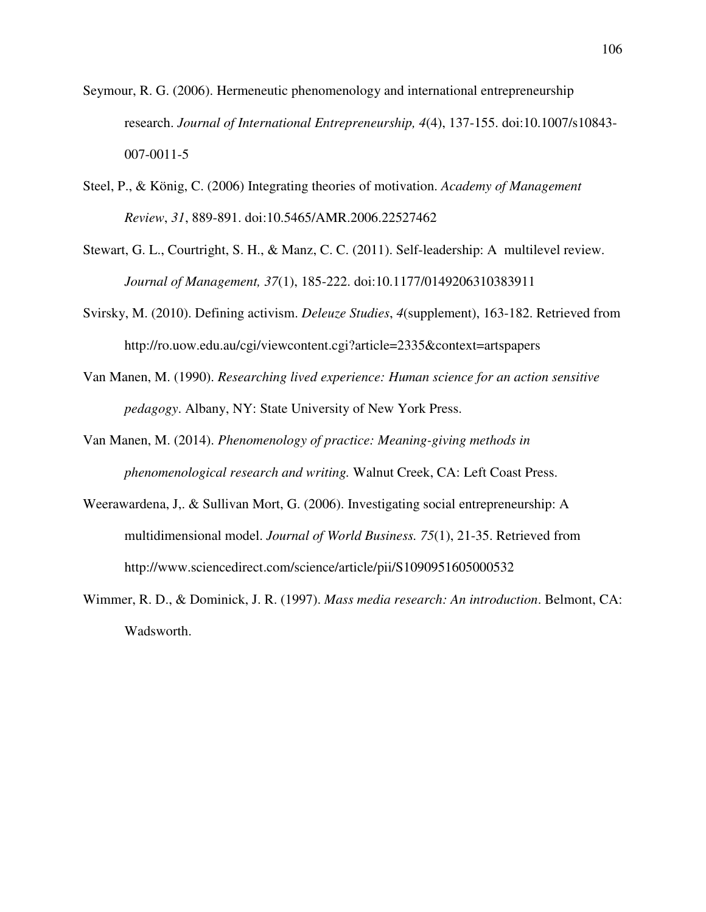Seymour, R. G. (2006). Hermeneutic phenomenology and international entrepreneurship research. *Journal of International Entrepreneurship, 4*(4), 137-155. doi:10.1007/s10843-007-0011-5

Steel, P., & König, C. (2006) Integrating theories of motivation. *Academy of Management Review*, *31*, 889-891. doi:10.5465/AMR.2006.22527462

Stewart, G. L., Courtright, S. H., & Manz, C. C. (2011). Self-leadership: A  multilevel review. *Journal of Management, 37*(1), 185-222. doi:10.1177/0149206310383911

Svirsky, M. (2010). Defining activism. *Deleuze Studies*, *4*(supplement), 163-182. Retrieved from http://ro.uow.edu.au/cgi/viewcontent.cgi?article=2335&context=artspapers

Van Manen, M. (1990). *Researching lived experience: Human science for an action sensitive pedagogy*. Albany, NY: State University of New York Press.

Van Manen, M. (2014). *Phenomenology of practice: Meaning-giving methods in phenomenological research and writing.* Walnut Creek, CA: Left Coast Press.

Weerawardena, J,. & Sullivan Mort, G. (2006). Investigating social entrepreneurship: A multidimensional model. *Journal of World Business. 75*(1), 21-35. Retrieved from http://www.sciencedirect.com/science/article/pii/S1090951605000532

Wimmer, R. D., & Dominick, J. R. (1997). *Mass media research: An introduction*. Belmont, CA: Wadsworth.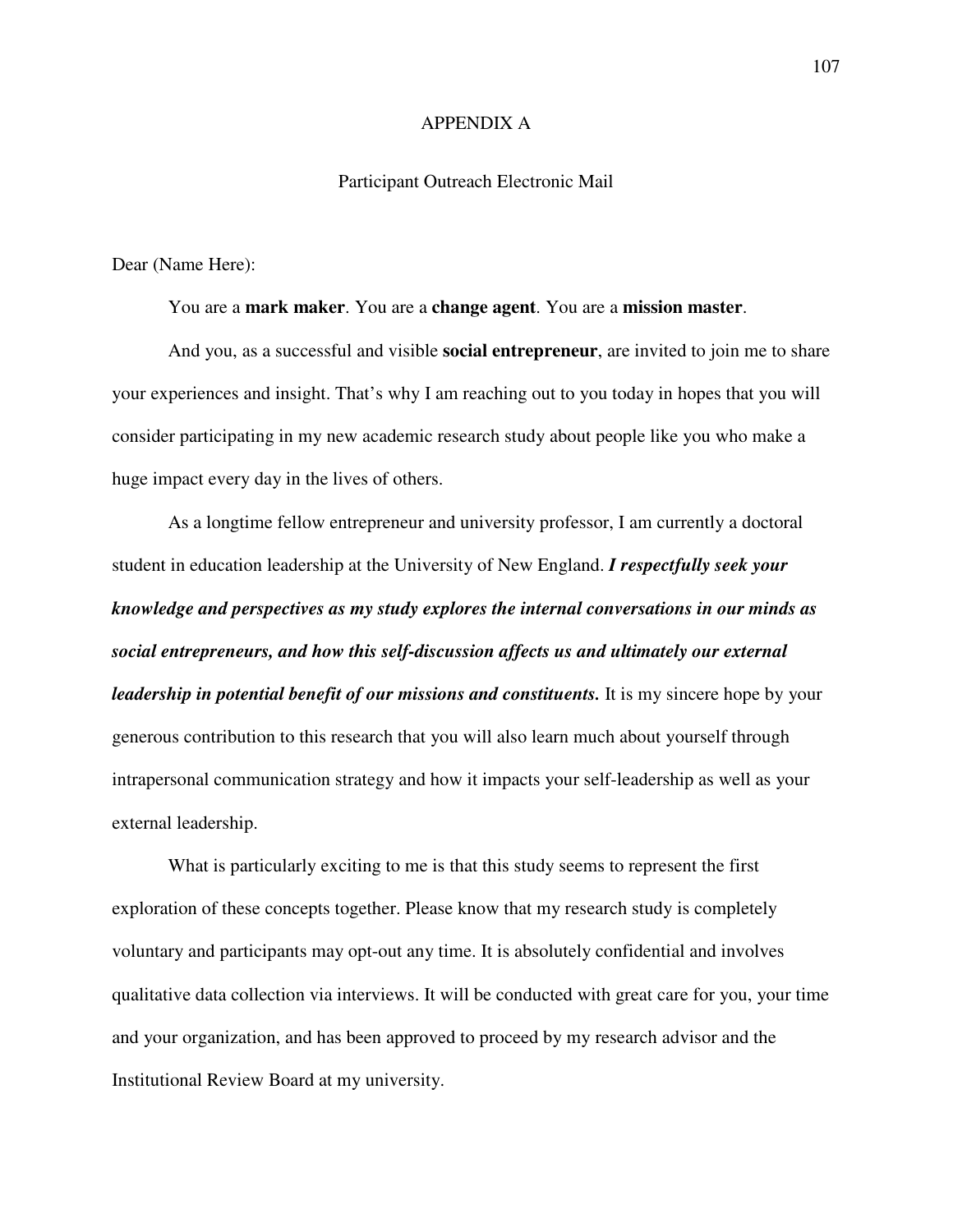# APPENDIX A

## Participant Outreach Electronic Mail

Dear (Name Here):

You are a **mark maker**. You are a **change agent**. You are a **mission master**.

And you, as a successful and visible **social entrepreneur**, are invited to join me to share your experiences and insight. That's why I am reaching out to you today in hopes that you will consider participating in my new academic research study about people like you who make a huge impact every day in the lives of others.

As a longtime fellow entrepreneur and university professor, I am currently a doctoral student in education leadership at the University of New England. ***I respectfully seek your knowledge and perspectives as my study explores the internal conversations in our minds as social entrepreneurs, and how this self-discussion affects us and ultimately our external leadership in potential benefit of our missions and constituents.*** It is my sincere hope by your generous contribution to this research that you will also learn much about yourself through intrapersonal communication strategy and how it impacts your self-leadership as well as your external leadership.

What is particularly exciting to me is that this study seems to represent the first exploration of these concepts together. Please know that my research study is completely voluntary and participants may opt-out any time. It is absolutely confidential and involves qualitative data collection via interviews. It will be conducted with great care for you, your time and your organization, and has been approved to proceed by my research advisor and the Institutional Review Board at my university.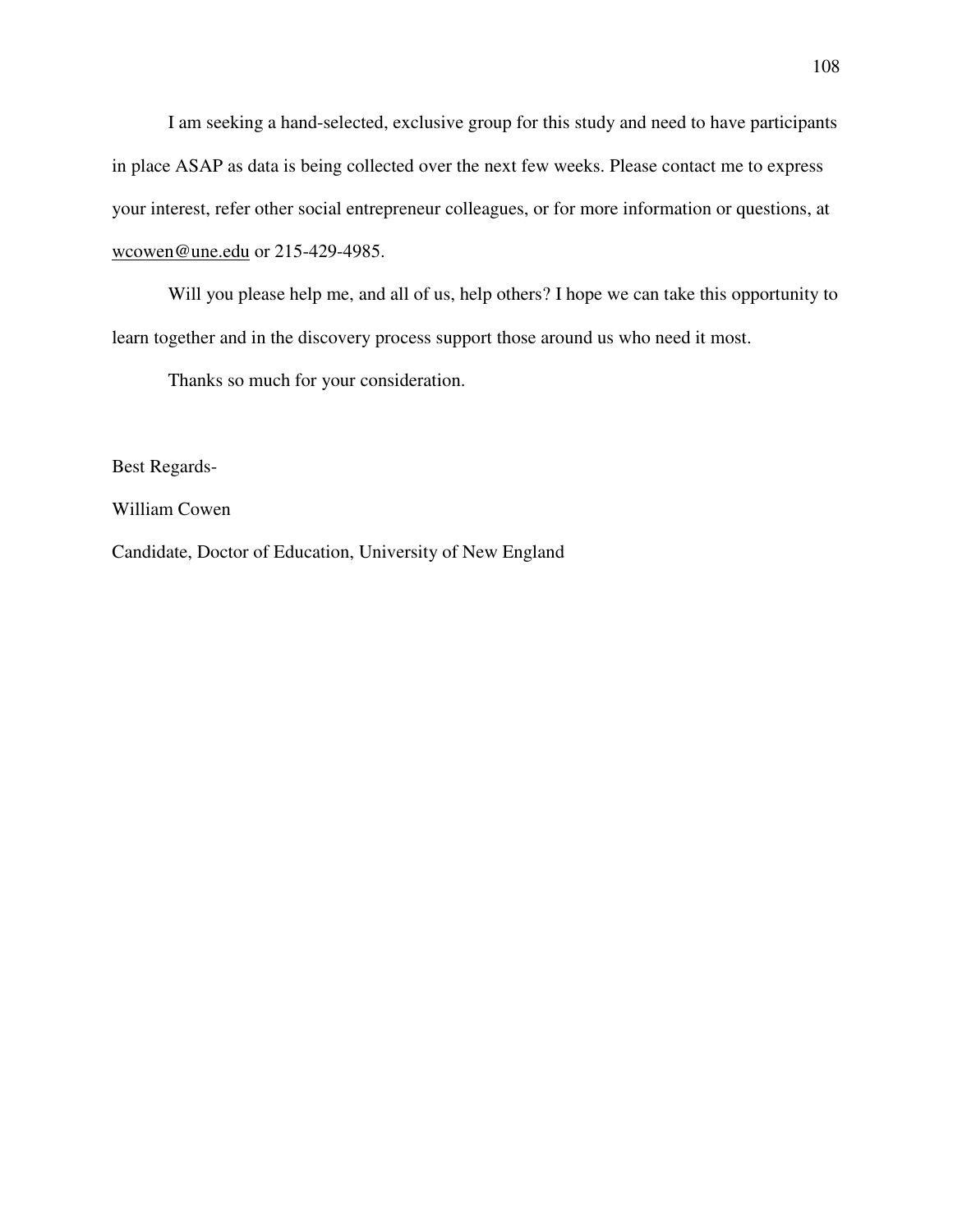I am seeking a hand-selected, exclusive group for this study and need to have participants in place ASAP as data is being collected over the next few weeks. Please contact me to express your interest, refer other social entrepreneur colleagues, or for more information or questions, at wcowen@une.edu or 215-429-4985.

Will you please help me, and all of us, help others? I hope we can take this opportunity to learn together and in the discovery process support those around us who need it most.

Thanks so much for your consideration.

Best Regards-

William Cowen

Candidate, Doctor of Education, University of New England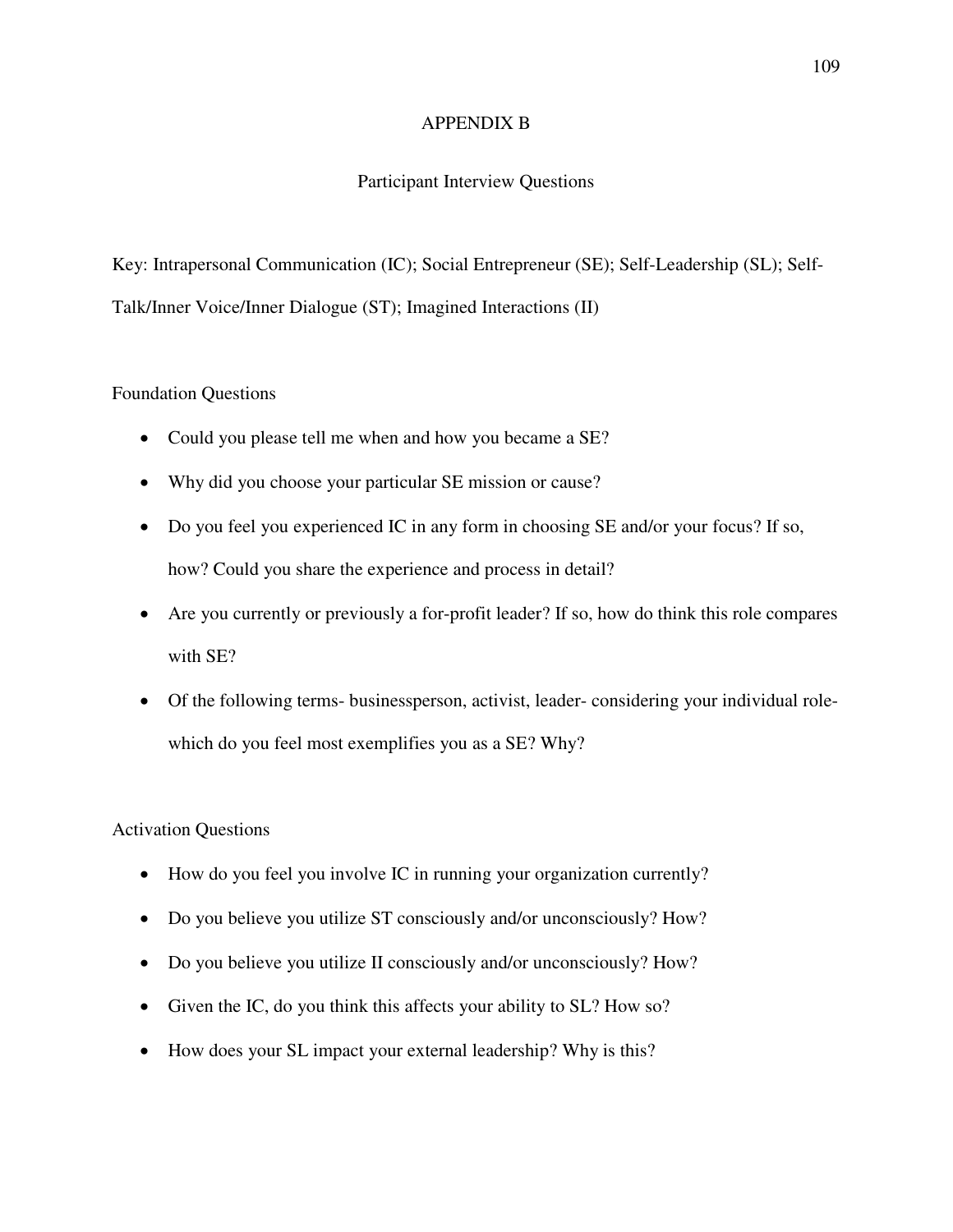# APPENDIX B

## Participant Interview Questions

Key: Intrapersonal Communication (IC); Social Entrepreneur (SE); Self-Leadership (SL); Self-Talk/Inner Voice/Inner Dialogue (ST); Imagined Interactions (II)

### Foundation Questions

- Could you please tell me when and how you became a SE?
- Why did you choose your particular SE mission or cause?
- Do you feel you experienced IC in any form in choosing SE and/or your focus? If so, how? Could you share the experience and process in detail?
- Are you currently or previously a for-profit leader? If so, how do think this role compares with SE?
- Of the following terms- businessperson, activist, leader- considering your individual role-which do you feel most exemplifies you as a SE? Why?

### Activation Questions

- How do you feel you involve IC in running your organization currently?
- Do you believe you utilize ST consciously and/or unconsciously? How?
- Do you believe you utilize II consciously and/or unconsciously? How?
- Given the IC, do you think this affects your ability to SL? How so?
- How does your SL impact your external leadership? Why is this?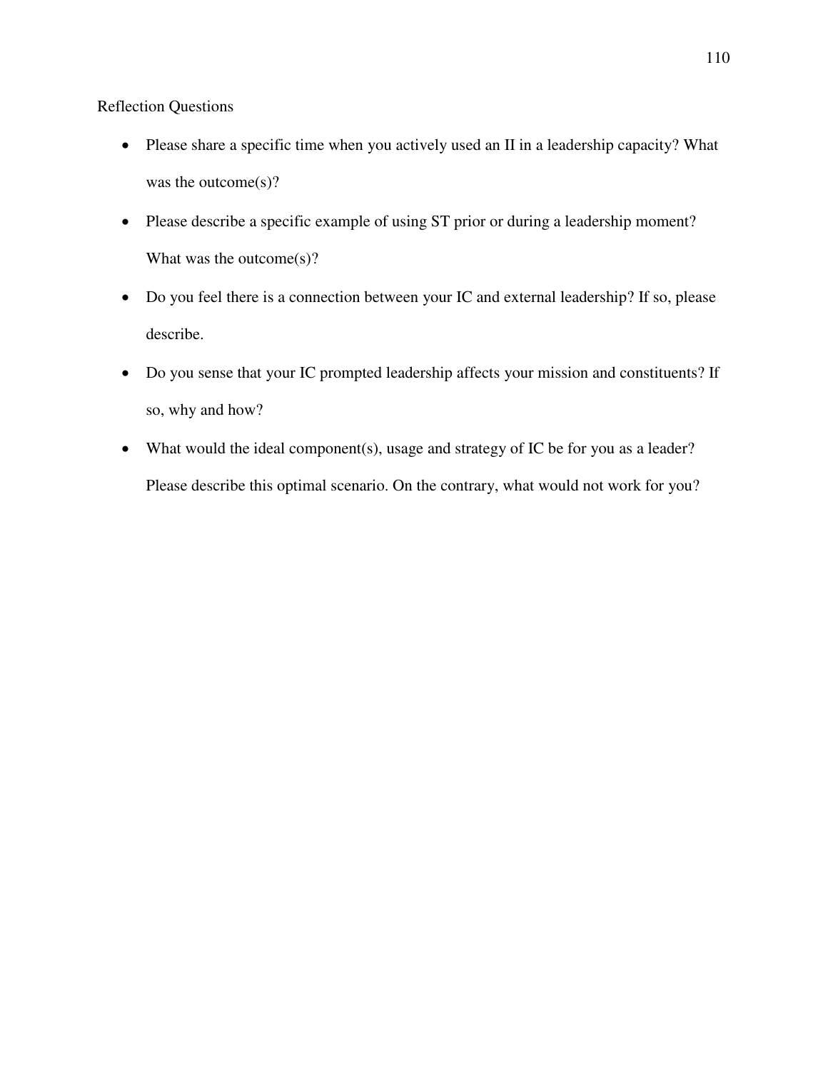Reflection Questions

- Please share a specific time when you actively used an II in a leadership capacity? What was the outcome(s)?
- Please describe a specific example of using ST prior or during a leadership moment? What was the outcome(s)?
- Do you feel there is a connection between your IC and external leadership? If so, please describe.
- Do you sense that your IC prompted leadership affects your mission and constituents? If so, why and how?
- What would the ideal component(s), usage and strategy of IC be for you as a leader? Please describe this optimal scenario. On the contrary, what would not work for you?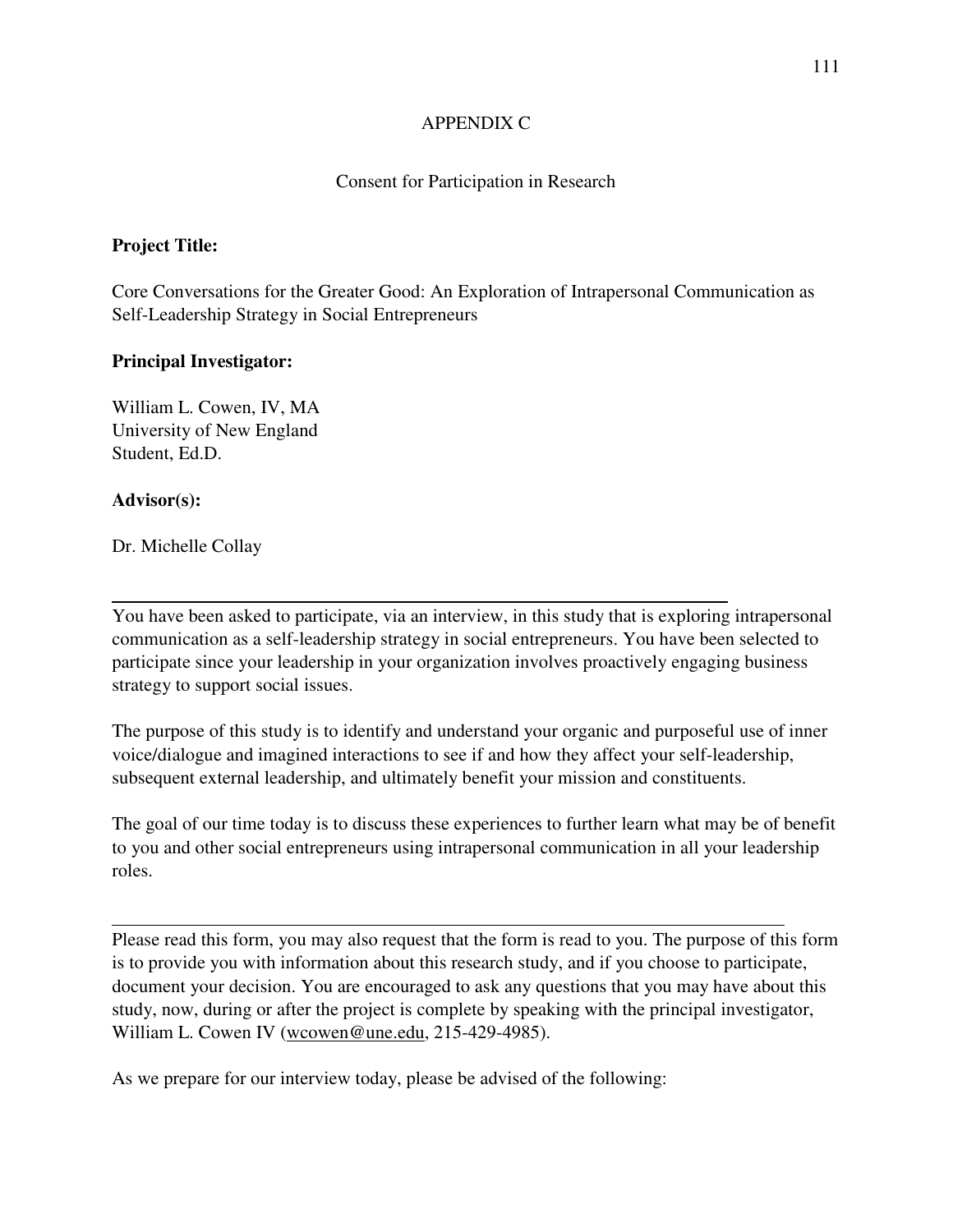APPENDIX C

Consent for Participation in Research

**Project Title:**

Core Conversations for the Greater Good: An Exploration of Intrapersonal Communication as Self-Leadership Strategy in Social Entrepreneurs

**Principal Investigator:**

William L. Cowen, IV, MA
University of New England
Student, Ed.D.

**Advisor(s):**

Dr. Michelle Collay

---

You have been asked to participate, via an interview, in this study that is exploring intrapersonal communication as a self-leadership strategy in social entrepreneurs. You have been selected to participate since your leadership in your organization involves proactively engaging business strategy to support social issues.

The purpose of this study is to identify and understand your organic and purposeful use of inner voice/dialogue and imagined interactions to see if and how they affect your self-leadership, subsequent external leadership, and ultimately benefit your mission and constituents.

The goal of our time today is to discuss these experiences to further learn what may be of benefit to you and other social entrepreneurs using intrapersonal communication in all your leadership roles.

---

Please read this form, you may also request that the form is read to you. The purpose of this form is to provide you with information about this research study, and if you choose to participate, document your decision. You are encouraged to ask any questions that you may have about this study, now, during or after the project is complete by speaking with the principal investigator, William L. Cowen IV (wcowen@une.edu, 215-429-4985).

As we prepare for our interview today, please be advised of the following: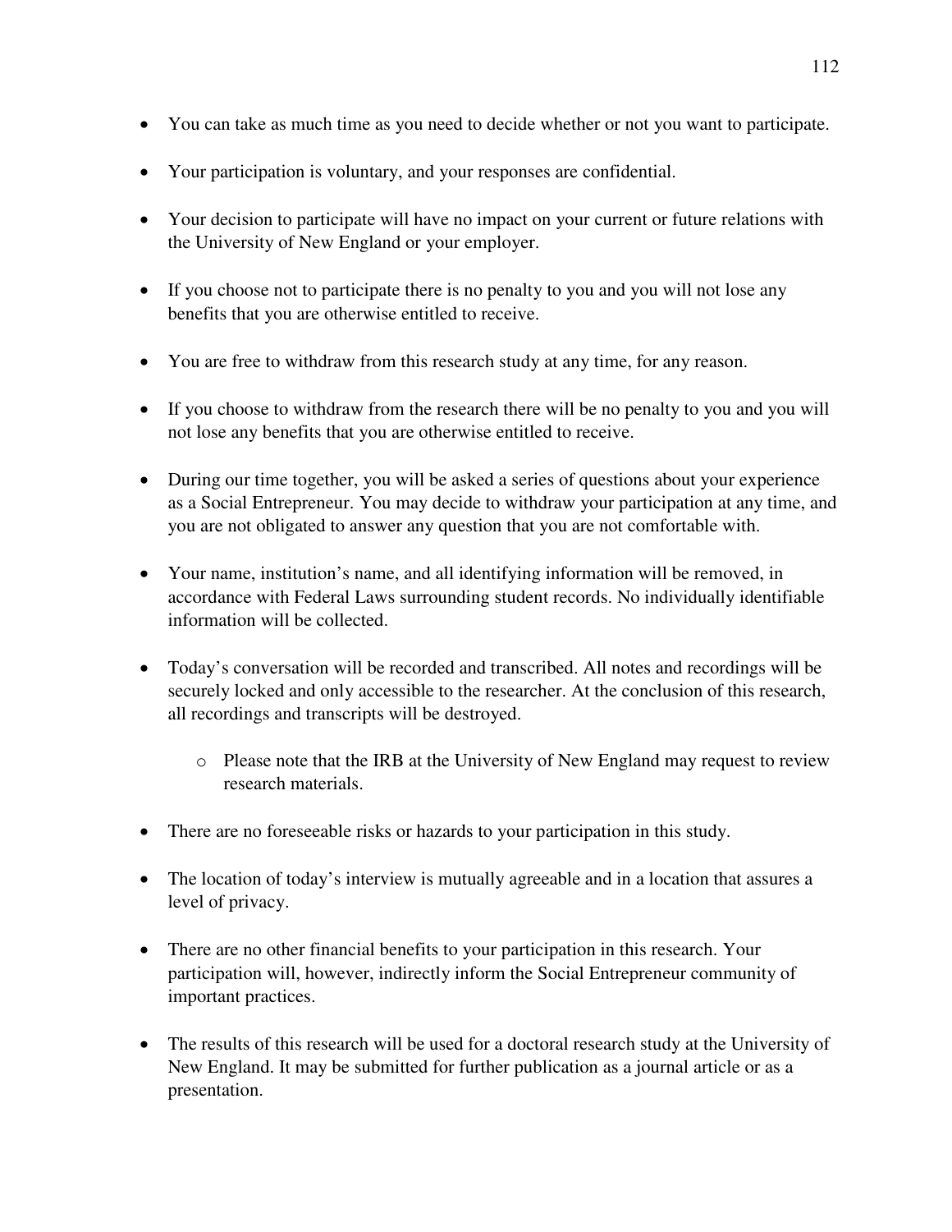- You can take as much time as you need to decide whether or not you want to participate.
- Your participation is voluntary, and your responses are confidential.
- Your decision to participate will have no impact on your current or future relations with the University of New England or your employer.
- If you choose not to participate there is no penalty to you and you will not lose any benefits that you are otherwise entitled to receive.
- You are free to withdraw from this research study at any time, for any reason.
- If you choose to withdraw from the research there will be no penalty to you and you will not lose any benefits that you are otherwise entitled to receive.
- During our time together, you will be asked a series of questions about your experience as a Social Entrepreneur. You may decide to withdraw your participation at any time, and you are not obligated to answer any question that you are not comfortable with.
- Your name, institution's name, and all identifying information will be removed, in accordance with Federal Laws surrounding student records. No individually identifiable information will be collected.
- Today's conversation will be recorded and transcribed. All notes and recordings will be securely locked and only accessible to the researcher. At the conclusion of this research, all recordings and transcripts will be destroyed.
    - Please note that the IRB at the University of New England may request to review research materials.
- There are no foreseeable risks or hazards to your participation in this study.
- The location of today's interview is mutually agreeable and in a location that assures a level of privacy.
- There are no other financial benefits to your participation in this research. Your participation will, however, indirectly inform the Social Entrepreneur community of important practices.
- The results of this research will be used for a doctoral research study at the University of New England. It may be submitted for further publication as a journal article or as a presentation.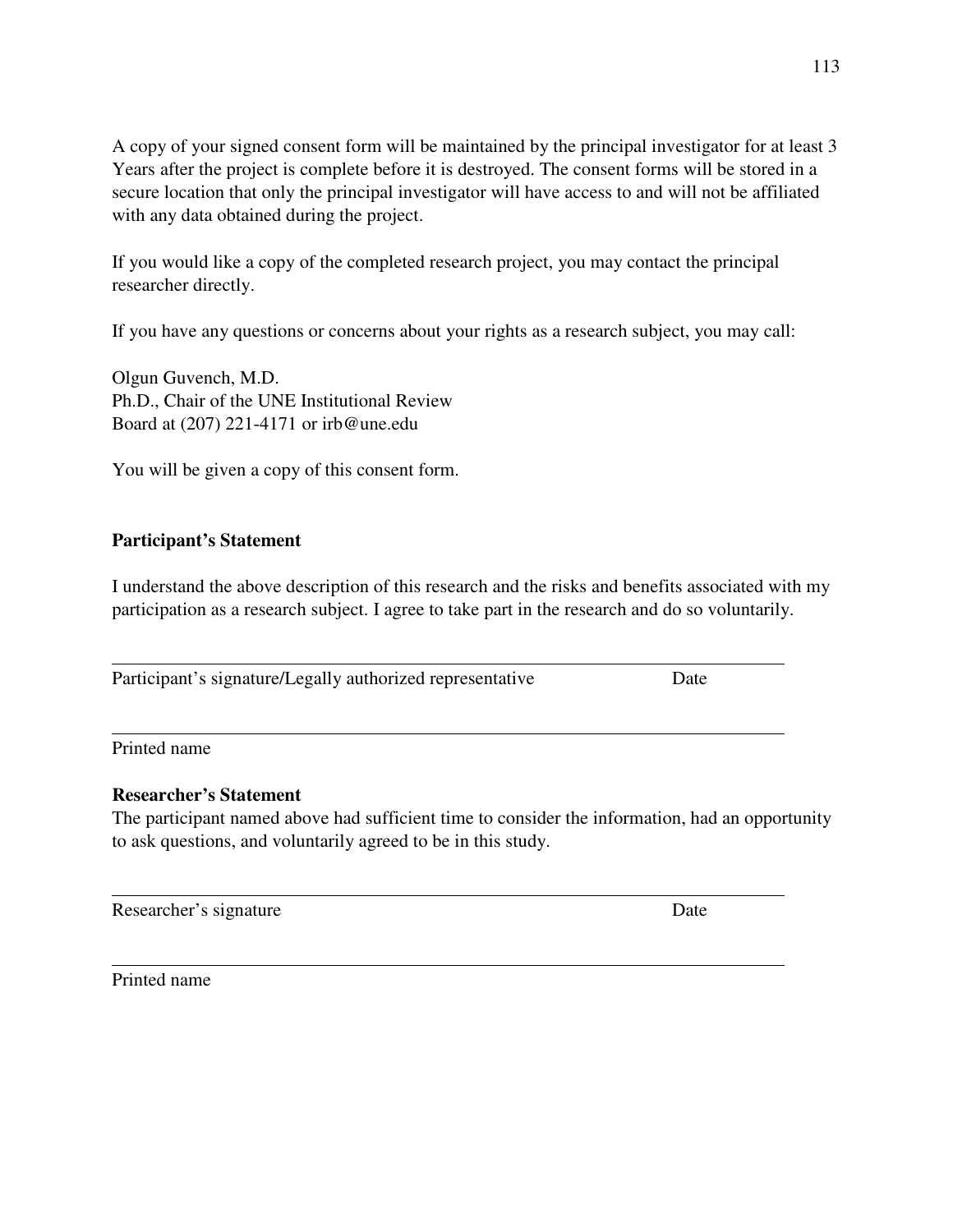A copy of your signed consent form will be maintained by the principal investigator for at least 3 Years after the project is complete before it is destroyed. The consent forms will be stored in a secure location that only the principal investigator will have access to and will not be affiliated with any data obtained during the project.

If you would like a copy of the completed research project, you may contact the principal researcher directly.

If you have any questions or concerns about your rights as a research subject, you may call:

Olgun Guvench, M.D.
Ph.D., Chair of the UNE Institutional Review
Board at (207) 221-4171 or irb@une.edu

You will be given a copy of this consent form.

**Participant's Statement**

I understand the above description of this research and the risks and benefits associated with my participation as a research subject. I agree to take part in the research and do so voluntarily.

\_\_\_\_\_\_\_\_\_\_\_\_\_\_\_\_\_\_\_\_\_\_\_\_\_\_\_\_\_\_\_\_\_\_\_\_\_\_\_\_\_\_\_\_\_\_\_\_\_\_\_\_\_\_\_\_\_\_\_\_

Participant's signature/Legally authorized representative Date

\_\_\_\_\_\_\_\_\_\_\_\_\_\_\_\_\_\_\_\_\_\_\_\_\_\_\_\_\_\_\_\_\_\_\_\_\_\_\_\_\_\_\_\_\_\_\_\_\_\_\_\_\_\_\_\_\_\_\_\_

Printed name

**Researcher's Statement**

The participant named above had sufficient time to consider the information, had an opportunity to ask questions, and voluntarily agreed to be in this study.

\_\_\_\_\_\_\_\_\_\_\_\_\_\_\_\_\_\_\_\_\_\_\_\_\_\_\_\_\_\_\_\_\_\_\_\_\_\_\_\_\_\_\_\_\_\_\_\_\_\_\_\_\_\_\_\_\_\_\_\_

Researcher's signature Date

\_\_\_\_\_\_\_\_\_\_\_\_\_\_\_\_\_\_\_\_\_\_\_\_\_\_\_\_\_\_\_\_\_\_\_\_\_\_\_\_\_\_\_\_\_\_\_\_\_\_\_\_\_\_\_\_\_\_\_\_

Printed name